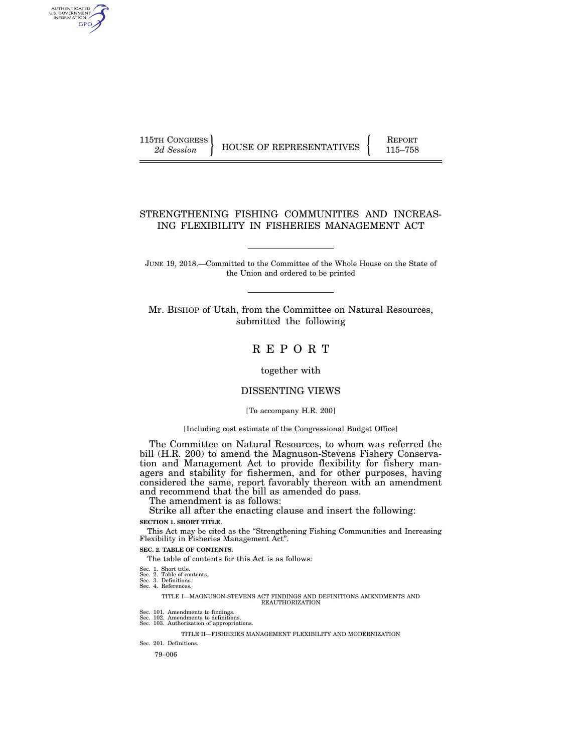115TH CONGRESS
2d Session

HOUSE OF REPRESENTATIVES

REPORT
115–758

# STRENGTHENING FISHING COMMUNITIES AND INCREASING FLEXIBILITY IN FISHERIES MANAGEMENT ACT

JUNE 19, 2018.—Committed to the Committee of the Whole House on the State of the Union and ordered to be printed

Mr. BISHOP of Utah, from the Committee on Natural Resources, submitted the following

# R E P O R T

together with

## DISSENTING VIEWS

[To accompany H.R. 200]

[Including cost estimate of the Congressional Budget Office]

The Committee on Natural Resources, to whom was referred the bill (H.R. 200) to amend the Magnuson-Stevens Fishery Conservation and Management Act to provide flexibility for fishery managers and stability for fishermen, and for other purposes, having considered the same, report favorably thereon with an amendment and recommend that the bill as amended do pass.

The amendment is as follows:

Strike all after the enacting clause and insert the following:

**SECTION 1. SHORT TITLE.**

This Act may be cited as the "Strengthening Fishing Communities and Increasing Flexibility in Fisheries Management Act".

**SEC. 2. TABLE OF CONTENTS.**

The table of contents for this Act is as follows:

Sec. 1. Short title.
Sec. 2. Table of contents.
Sec. 3. Definitions.
Sec. 4. References.

TITLE I—MAGNUSON-STEVENS ACT FINDINGS AND DEFINITIONS AMENDMENTS AND REAUTHORIZATION

Sec. 101. Amendments to findings.
Sec. 102. Amendments to definitions.
Sec. 103. Authorization of appropriations.

TITLE II—FISHERIES MANAGEMENT FLEXIBILITY AND MODERNIZATION

Sec. 201. Definitions.

79–006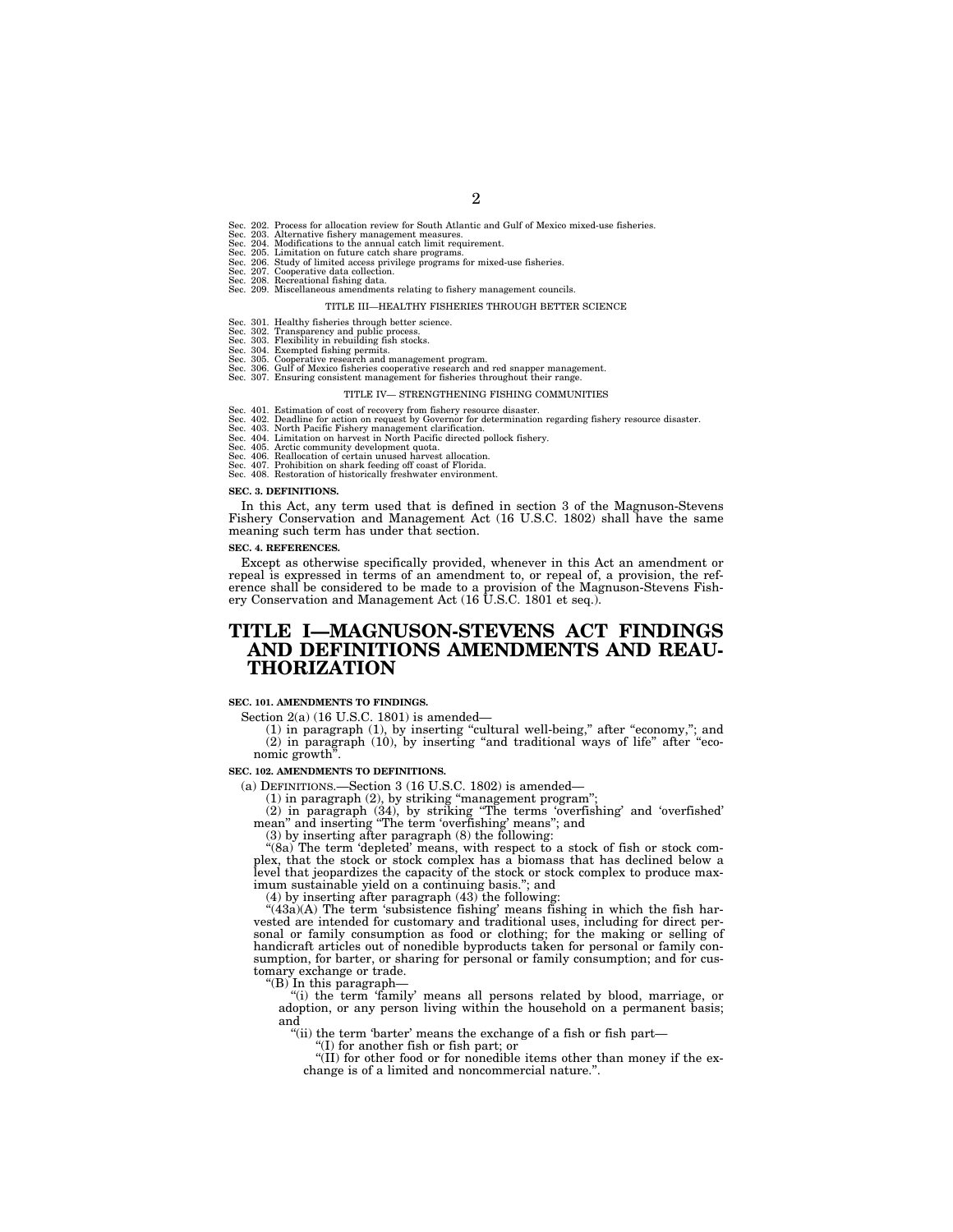Sec. 202. Process for allocation review for South Atlantic and Gulf of Mexico mixed-use fisheries.
Sec. 203. Alternative fishery management measures.
Sec. 204. Modifications to the annual catch limit requirement.
Sec. 205. Limitation on future catch share programs.
Sec. 206. Study of limited access privilege programs for mixed-use fisheries.
Sec. 207. Cooperative data collection.
Sec. 208. Recreational fishing data.
Sec. 209. Miscellaneous amendments relating to fishery management councils.

TITLE III—HEALTHY FISHERIES THROUGH BETTER SCIENCE

Sec. 301. Healthy fisheries through better science.
Sec. 302. Transparency and public process.
Sec. 303. Flexibility in rebuilding fish stocks.
Sec. 304. Exempted fishing permits.
Sec. 305. Cooperative research and management program.
Sec. 306. Gulf of Mexico fisheries cooperative research and red snapper management.
Sec. 307. Ensuring consistent management for fisheries throughout their range.

TITLE IV— STRENGTHENING FISHING COMMUNITIES

Sec. 401. Estimation of cost of recovery from fishery resource disaster.
Sec. 402. Deadline for action on request by Governor for determination regarding fishery resource disaster.
Sec. 403. North Pacific Fishery management clarification.
Sec. 404. Limitation on harvest in North Pacific directed pollock fishery.
Sec. 405. Arctic community development quota.
Sec. 406. Reallocation of certain unused harvest allocation.
Sec. 407. Prohibition on shark feeding off coast of Florida.
Sec. 408. Restoration of historically freshwater environment.

**SEC. 3. DEFINITIONS.**

In this Act, any term used that is defined in section 3 of the Magnuson-Stevens Fishery Conservation and Management Act (16 U.S.C. 1802) shall have the same meaning such term has under that section.

**SEC. 4. REFERENCES.**

Except as otherwise specifically provided, whenever in this Act an amendment or repeal is expressed in terms of an amendment to, or repeal of, a provision, the reference shall be considered to be made to a provision of the Magnuson-Stevens Fishery Conservation and Management Act (16 U.S.C. 1801 et seq.).

# TITLE I—MAGNUSON-STEVENS ACT FINDINGS AND DEFINITIONS AMENDMENTS AND REAUTHORIZATION

**SEC. 101. AMENDMENTS TO FINDINGS.**

Section 2(a) (16 U.S.C. 1801) is amended—

(1) in paragraph (1), by inserting "cultural well-being," after "economy,"; and

(2) in paragraph (10), by inserting "and traditional ways of life" after "economic growth".

**SEC. 102. AMENDMENTS TO DEFINITIONS.**

(a) DEFINITIONS.—Section 3 (16 U.S.C. 1802) is amended—

(1) in paragraph (2), by striking "management program";

(2) in paragraph (34), by striking "The terms 'overfishing' and 'overfished' mean" and inserting "The term 'overfishing' means"; and

(3) by inserting after paragraph (8) the following:

"(8a) The term 'depleted' means, with respect to a stock of fish or stock complex, that the stock or stock complex has a biomass that has declined below a level that jeopardizes the capacity of the stock or stock complex to produce maximum sustainable yield on a continuing basis."; and

(4) by inserting after paragraph (43) the following:

"(43a)(A) The term 'subsistence fishing' means fishing in which the fish harvested are intended for customary and traditional uses, including for direct personal or family consumption as food or clothing; for the making or selling of handicraft articles out of nonedible byproducts taken for personal or family consumption, for barter, or sharing for personal or family consumption; and for customary exchange or trade.

"(B) In this paragraph—

"(i) the term 'family' means all persons related by blood, marriage, or adoption, or any person living within the household on a permanent basis; and

"(ii) the term 'barter' means the exchange of a fish or fish part—

"(I) for another fish or fish part; or

"(II) for other food or for nonedible items other than money if the exchange is of a limited and noncommercial nature.".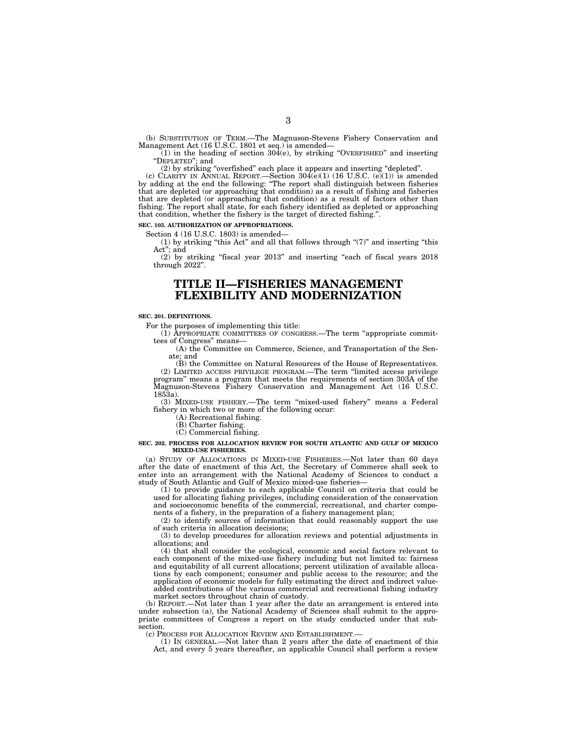(b) SUBSTITUTION OF TERM.—The Magnuson-Stevens Fishery Conservation and Management Act (16 U.S.C. 1801 et seq.) is amended—

(1) in the heading of section 304(e), by striking "OVERFISHED" and inserting "DEPLETED"; and

(2) by striking "overfished" each place it appears and inserting "depleted".

(c) CLARITY IN ANNUAL REPORT.—Section 304(e)(1) (16 U.S.C. (e)(1)) is amended by adding at the end the following: "The report shall distinguish between fisheries that are depleted (or approaching that condition) as a result of fishing and fisheries that are depleted (or approaching that condition) as a result of factors other than fishing. The report shall state, for each fishery identified as depleted or approaching that condition, whether the fishery is the target of directed fishing.".

**SEC. 103. AUTHORIZATION OF APPROPRIATIONS.**

Section 4 (16 U.S.C. 1803) is amended—

(1) by striking "this Act" and all that follows through "(7)" and inserting "this Act"; and

(2) by striking "fiscal year 2013" and inserting "each of fiscal years 2018 through 2022".

# TITLE II—FISHERIES MANAGEMENT FLEXIBILITY AND MODERNIZATION

**SEC. 201. DEFINITIONS.**

For the purposes of implementing this title:

(1) APPROPRIATE COMMITTEES OF CONGRESS.—The term "appropriate committees of Congress" means—

(A) the Committee on Commerce, Science, and Transportation of the Senate; and

(B) the Committee on Natural Resources of the House of Representatives.

(2) LIMITED ACCESS PRIVILEGE PROGRAM.—The term "limited access privilege program" means a program that meets the requirements of section 303A of the Magnuson-Stevens Fishery Conservation and Management Act (16 U.S.C. 1853a).

(3) MIXED-USE FISHERY.—The term "mixed-used fishery" means a Federal fishery in which two or more of the following occur:

(A) Recreational fishing.

(B) Charter fishing.

(C) Commercial fishing.

**SEC. 202. PROCESS FOR ALLOCATION REVIEW FOR SOUTH ATLANTIC AND GULF OF MEXICO MIXED-USE FISHERIES.**

(a) STUDY OF ALLOCATIONS IN MIXED-USE FISHERIES.—Not later than 60 days after the date of enactment of this Act, the Secretary of Commerce shall seek to enter into an arrangement with the National Academy of Sciences to conduct a study of South Atlantic and Gulf of Mexico mixed-use fisheries—

(1) to provide guidance to each applicable Council on criteria that could be used for allocating fishing privileges, including consideration of the conservation and socioeconomic benefits of the commercial, recreational, and charter components of a fishery, in the preparation of a fishery management plan;

(2) to identify sources of information that could reasonably support the use of such criteria in allocation decisions;

(3) to develop procedures for allocation reviews and potential adjustments in allocations; and

(4) that shall consider the ecological, economic and social factors relevant to each component of the mixed-use fishery including but not limited to: fairness and equitability of all current allocations; percent utilization of available allocations by each component; consumer and public access to the resource; and the application of economic models for fully estimating the direct and indirect value-added contributions of the various commercial and recreational fishing industry market sectors throughout chain of custody.

(b) REPORT.—Not later than 1 year after the date an arrangement is entered into under subsection (a), the National Academy of Sciences shall submit to the appropriate committees of Congress a report on the study conducted under that subsection.

(c) PROCESS FOR ALLOCATION REVIEW AND ESTABLISHMENT.—

(1) IN GENERAL.—Not later than 2 years after the date of enactment of this Act, and every 5 years thereafter, an applicable Council shall perform a review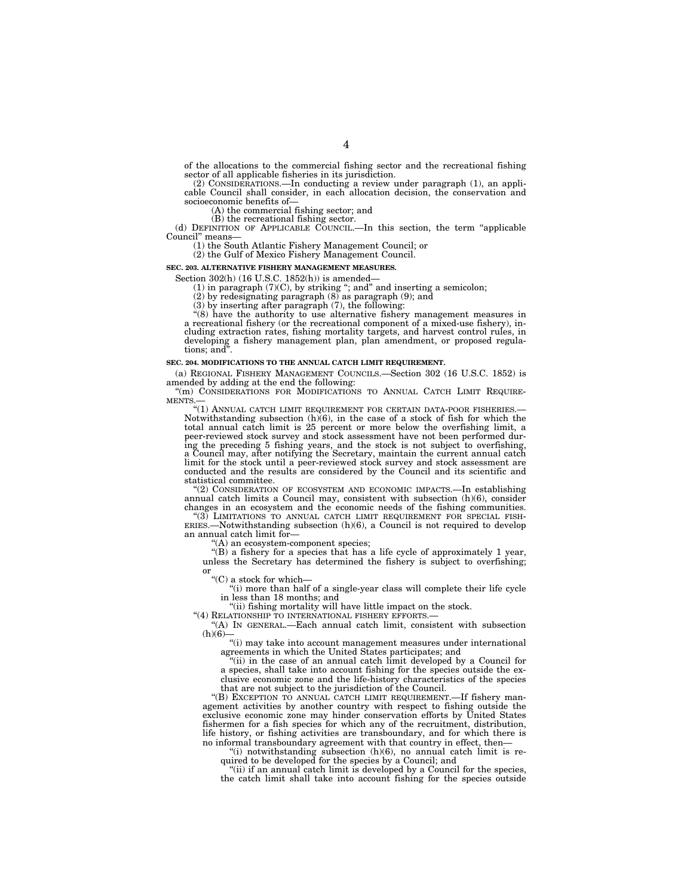of the allocations to the commercial fishing sector and the recreational fishing sector of all applicable fisheries in its jurisdiction.

(2) CONSIDERATIONS.—In conducting a review under paragraph (1), an applicable Council shall consider, in each allocation decision, the conservation and socioeconomic benefits of—

(A) the commercial fishing sector; and

(B) the recreational fishing sector.

(d) DEFINITION OF APPLICABLE COUNCIL.—In this section, the term "applicable Council" means—

(1) the South Atlantic Fishery Management Council; or

(2) the Gulf of Mexico Fishery Management Council.

**SEC. 203. ALTERNATIVE FISHERY MANAGEMENT MEASURES.**

Section 302(h) (16 U.S.C. 1852(h)) is amended—

(1) in paragraph (7)(C), by striking "; and" and inserting a semicolon;

(2) by redesignating paragraph (8) as paragraph (9); and

(3) by inserting after paragraph (7), the following:

"(8) have the authority to use alternative fishery management measures in a recreational fishery (or the recreational component of a mixed-use fishery), including extraction rates, fishing mortality targets, and harvest control rules, in developing a fishery management plan, plan amendment, or proposed regulations; and".

**SEC. 204. MODIFICATIONS TO THE ANNUAL CATCH LIMIT REQUIREMENT.**

(a) REGIONAL FISHERY MANAGEMENT COUNCILS.—Section 302 (16 U.S.C. 1852) is amended by adding at the end the following:

"(m) CONSIDERATIONS FOR MODIFICATIONS TO ANNUAL CATCH LIMIT REQUIREMENTS.—

"(1) ANNUAL CATCH LIMIT REQUIREMENT FOR CERTAIN DATA-POOR FISHERIES.—Notwithstanding subsection (h)(6), in the case of a stock of fish for which the total annual catch limit is 25 percent or more below the overfishing limit, a peer-reviewed stock survey and stock assessment have not been performed during the preceding 5 fishing years, and the stock is not subject to overfishing, a Council may, after notifying the Secretary, maintain the current annual catch limit for the stock until a peer-reviewed stock survey and stock assessment are conducted and the results are considered by the Council and its scientific and statistical committee.

"(2) CONSIDERATION OF ECOSYSTEM AND ECONOMIC IMPACTS.—In establishing annual catch limits a Council may, consistent with subsection (h)(6), consider changes in an ecosystem and the economic needs of the fishing communities.

"(3) LIMITATIONS TO ANNUAL CATCH LIMIT REQUIREMENT FOR SPECIAL FISHERIES.—Notwithstanding subsection (h)(6), a Council is not required to develop an annual catch limit for—

"(A) an ecosystem-component species;

"(B) a fishery for a species that has a life cycle of approximately 1 year, unless the Secretary has determined the fishery is subject to overfishing; or

"(C) a stock for which—

"(i) more than half of a single-year class will complete their life cycle in less than 18 months; and

"(ii) fishing mortality will have little impact on the stock.

"(4) RELATIONSHIP TO INTERNATIONAL FISHERY EFFORTS.—

"(A) IN GENERAL.—Each annual catch limit, consistent with subsection (h)(6)—

"(i) may take into account management measures under international agreements in which the United States participates; and

"(ii) in the case of an annual catch limit developed by a Council for a species, shall take into account fishing for the species outside the exclusive economic zone and the life-history characteristics of the species that are not subject to the jurisdiction of the Council.

"(B) EXCEPTION TO ANNUAL CATCH LIMIT REQUIREMENT.—If fishery management activities by another country with respect to fishing outside the exclusive economic zone may hinder conservation efforts by United States fishermen for a fish species for which any of the recruitment, distribution, life history, or fishing activities are transboundary, and for which there is no informal transboundary agreement with that country in effect, then—

"(i) notwithstanding subsection (h)(6), no annual catch limit is required to be developed for the species by a Council; and

"(ii) if an annual catch limit is developed by a Council for the species, the catch limit shall take into account fishing for the species outside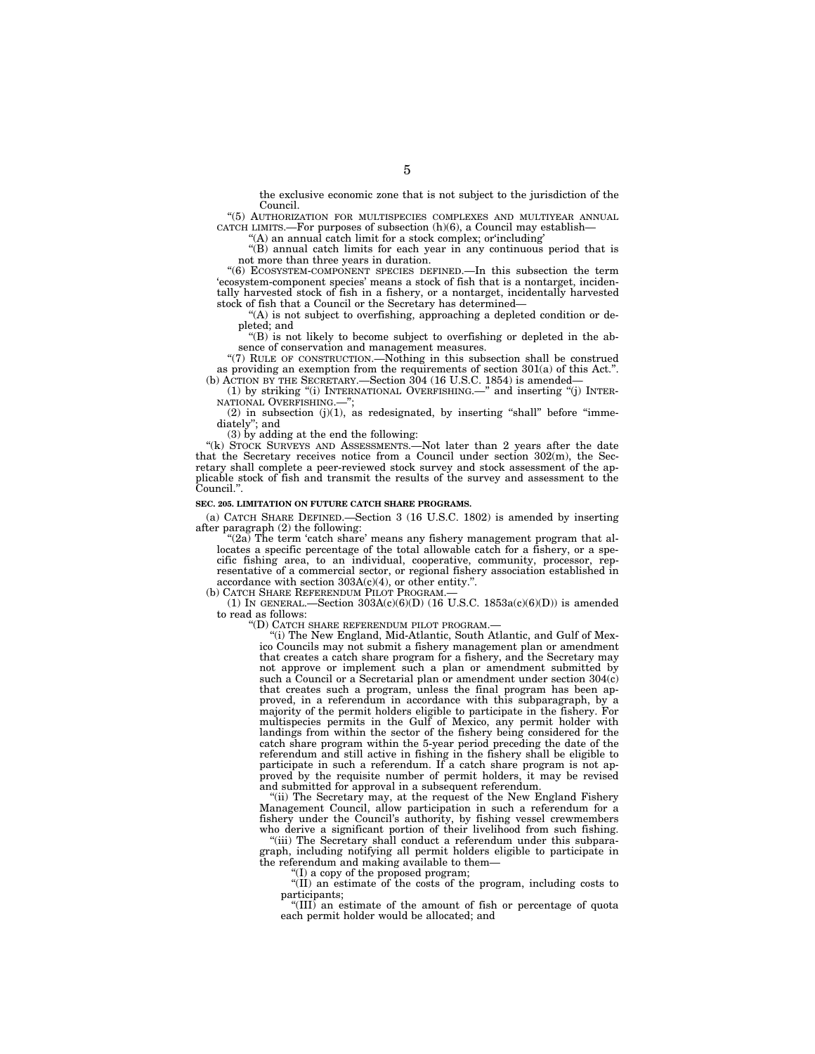the exclusive economic zone that is not subject to the jurisdiction of the Council.

"(5) AUTHORIZATION FOR MULTISPECIES COMPLEXES AND MULTIYEAR ANNUAL CATCH LIMITS.—For purposes of subsection (h)(6), a Council may establish—

"(A) an annual catch limit for a stock complex; or'including'

"(B) annual catch limits for each year in any continuous period that is not more than three years in duration.

"(6) ECOSYSTEM-COMPONENT SPECIES DEFINED.—In this subsection the term 'ecosystem-component species' means a stock of fish that is a nontarget, incidentally harvested stock of fish in a fishery, or a nontarget, incidentally harvested stock of fish that a Council or the Secretary has determined—

"(A) is not subject to overfishing, approaching a depleted condition or depleted; and

"(B) is not likely to become subject to overfishing or depleted in the absence of conservation and management measures.

"(7) RULE OF CONSTRUCTION.—Nothing in this subsection shall be construed as providing an exemption from the requirements of section 301(a) of this Act.".

(b) ACTION BY THE SECRETARY.—Section 304 (16 U.S.C. 1854) is amended—

(1) by striking "(i) INTERNATIONAL OVERFISHING.—" and inserting "(j) INTERNATIONAL OVERFISHING.—";

(2) in subsection (j)(1), as redesignated, by inserting "shall" before "immediately"; and

(3) by adding at the end the following:

"(k) STOCK SURVEYS AND ASSESSMENTS.—Not later than 2 years after the date that the Secretary receives notice from a Council under section 302(m), the Secretary shall complete a peer-reviewed stock survey and stock assessment of the applicable stock of fish and transmit the results of the survey and assessment to the Council.".

**SEC. 205. LIMITATION ON FUTURE CATCH SHARE PROGRAMS.**

(a) CATCH SHARE DEFINED.—Section 3 (16 U.S.C. 1802) is amended by inserting after paragraph (2) the following:

"(2a) The term 'catch share' means any fishery management program that allocates a specific percentage of the total allowable catch for a fishery, or a specific fishing area, to an individual, cooperative, community, processor, representative of a commercial sector, or regional fishery association established in accordance with section 303A(c)(4), or other entity.".

(b) CATCH SHARE REFERENDUM PILOT PROGRAM.—

(1) IN GENERAL.—Section 303A(c)(6)(D) (16 U.S.C. 1853a(c)(6)(D)) is amended to read as follows:

"(D) CATCH SHARE REFERENDUM PILOT PROGRAM.—

"(i) The New England, Mid-Atlantic, South Atlantic, and Gulf of Mexico Councils may not submit a fishery management plan or amendment that creates a catch share program for a fishery, and the Secretary may not approve or implement such a plan or amendment submitted by such a Council or a Secretarial plan or amendment under section 304(c) that creates such a program, unless the final program has been approved, in a referendum in accordance with this subparagraph, by a majority of the permit holders eligible to participate in the fishery. For multispecies permits in the Gulf of Mexico, any permit holder with landings from within the sector of the fishery being considered for the catch share program within the 5-year period preceding the date of the referendum and still active in fishing in the fishery shall be eligible to participate in such a referendum. If a catch share program is not approved by the requisite number of permit holders, it may be revised and submitted for approval in a subsequent referendum.

"(ii) The Secretary may, at the request of the New England Fishery Management Council, allow participation in such a referendum for a fishery under the Council's authority, by fishing vessel crewmembers who derive a significant portion of their livelihood from such fishing.

"(iii) The Secretary shall conduct a referendum under this subparagraph, including notifying all permit holders eligible to participate in the referendum and making available to them—

"(I) a copy of the proposed program;

"(II) an estimate of the costs of the program, including costs to participants;

"(III) an estimate of the amount of fish or percentage of quota each permit holder would be allocated; and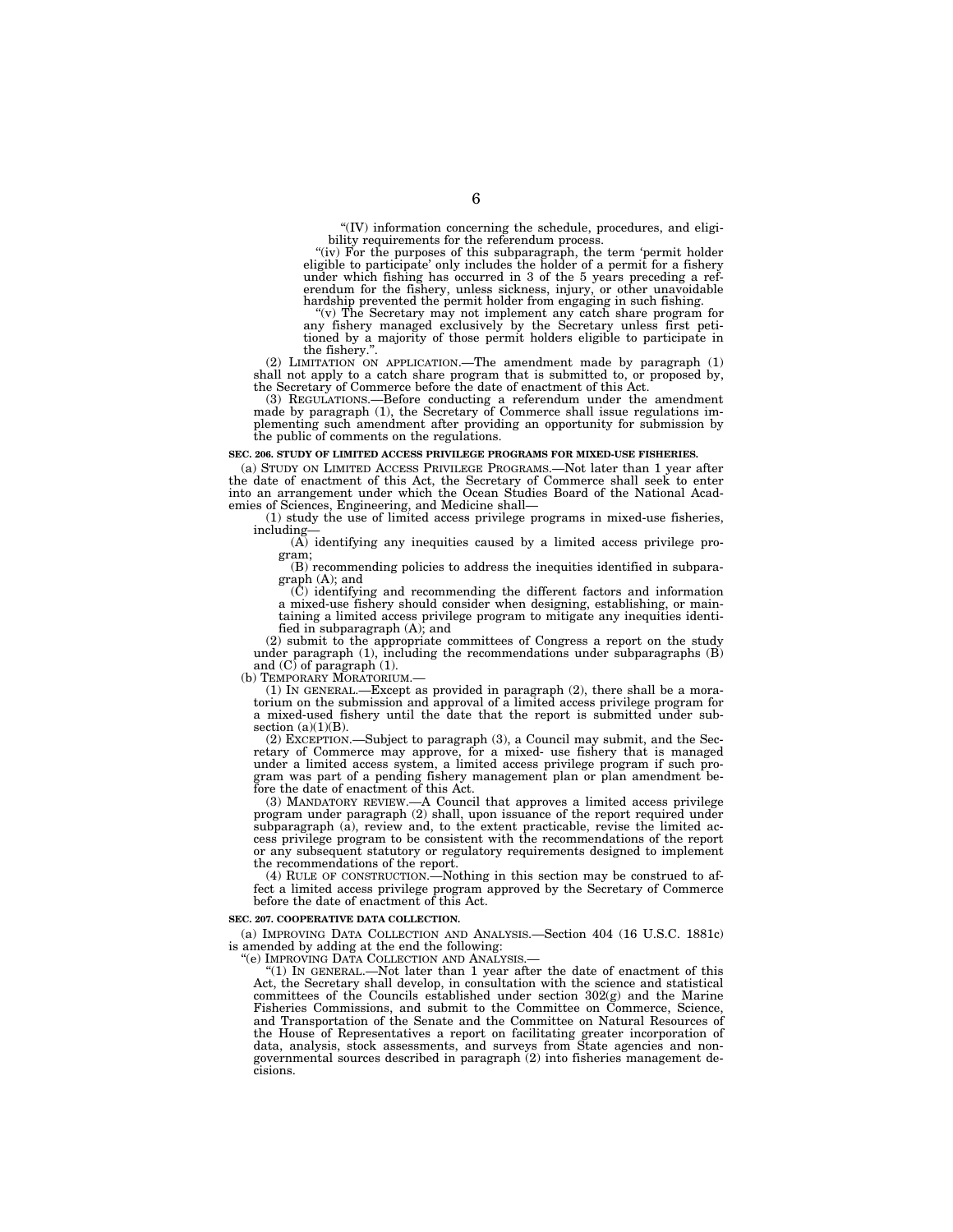"(IV) information concerning the schedule, procedures, and eligibility requirements for the referendum process.

"(iv) For the purposes of this subparagraph, the term 'permit holder eligible to participate' only includes the holder of a permit for a fishery under which fishing has occurred in 3 of the 5 years preceding a referendum for the fishery, unless sickness, injury, or other unavoidable hardship prevented the permit holder from engaging in such fishing.

"(v) The Secretary may not implement any catch share program for any fishery managed exclusively by the Secretary unless first petitioned by a majority of those permit holders eligible to participate in the fishery.".

(2) LIMITATION ON APPLICATION.—The amendment made by paragraph (1) shall not apply to a catch share program that is submitted to, or proposed by, the Secretary of Commerce before the date of enactment of this Act.

(3) REGULATIONS.—Before conducting a referendum under the amendment made by paragraph (1), the Secretary of Commerce shall issue regulations implementing such amendment after providing an opportunity for submission by the public of comments on the regulations.

**SEC. 206. STUDY OF LIMITED ACCESS PRIVILEGE PROGRAMS FOR MIXED-USE FISHERIES.**

(a) STUDY ON LIMITED ACCESS PRIVILEGE PROGRAMS.—Not later than 1 year after the date of enactment of this Act, the Secretary of Commerce shall seek to enter into an arrangement under which the Ocean Studies Board of the National Academies of Sciences, Engineering, and Medicine shall—

(1) study the use of limited access privilege programs in mixed-use fisheries, including—

(A) identifying any inequities caused by a limited access privilege program;

(B) recommending policies to address the inequities identified in subparagraph (A); and

(C) identifying and recommending the different factors and information a mixed-use fishery should consider when designing, establishing, or maintaining a limited access privilege program to mitigate any inequities identified in subparagraph (A); and

(2) submit to the appropriate committees of Congress a report on the study under paragraph (1), including the recommendations under subparagraphs (B) and (C) of paragraph (1).

(b) TEMPORARY MORATORIUM.—

(1) IN GENERAL.—Except as provided in paragraph (2), there shall be a moratorium on the submission and approval of a limited access privilege program for a mixed-used fishery until the date that the report is submitted under subsection (a)(1)(B).

(2) EXCEPTION.—Subject to paragraph (3), a Council may submit, and the Secretary of Commerce may approve, for a mixed- use fishery that is managed under a limited access system, a limited access privilege program if such program was part of a pending fishery management plan or plan amendment before the date of enactment of this Act.

(3) MANDATORY REVIEW.—A Council that approves a limited access privilege program under paragraph (2) shall, upon issuance of the report required under subparagraph (a), review and, to the extent practicable, revise the limited access privilege program to be consistent with the recommendations of the report or any subsequent statutory or regulatory requirements designed to implement the recommendations of the report.

(4) RULE OF CONSTRUCTION.—Nothing in this section may be construed to affect a limited access privilege program approved by the Secretary of Commerce before the date of enactment of this Act.

**SEC. 207. COOPERATIVE DATA COLLECTION.**

(a) IMPROVING DATA COLLECTION AND ANALYSIS.—Section 404 (16 U.S.C. 1881c) is amended by adding at the end the following:

"(e) IMPROVING DATA COLLECTION AND ANALYSIS.—

"(1) IN GENERAL.—Not later than 1 year after the date of enactment of this Act, the Secretary shall develop, in consultation with the science and statistical committees of the Councils established under section 302(g) and the Marine Fisheries Commissions, and submit to the Committee on Commerce, Science, and Transportation of the Senate and the Committee on Natural Resources of the House of Representatives a report on facilitating greater incorporation of data, analysis, stock assessments, and surveys from State agencies and nongovernmental sources described in paragraph (2) into fisheries management decisions.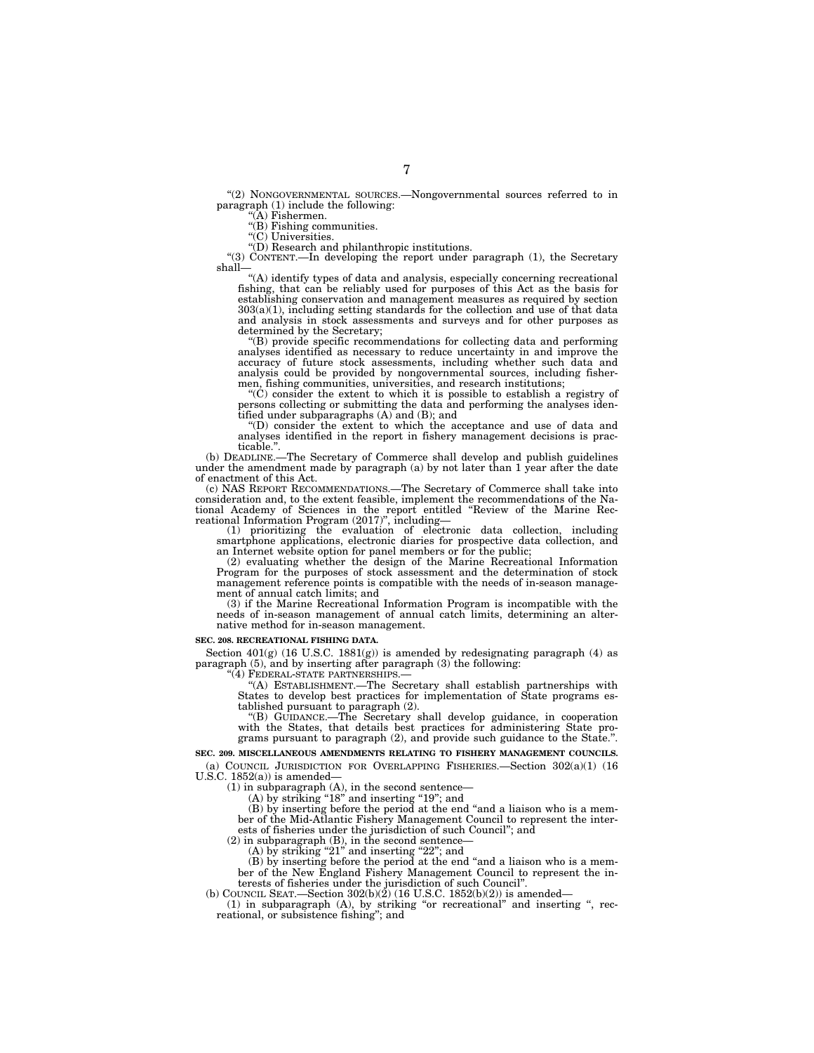"(2) NONGOVERNMENTAL SOURCES.—Nongovernmental sources referred to in paragraph (1) include the following:

"(A) Fishermen.

"(B) Fishing communities.

"(C) Universities.

"(D) Research and philanthropic institutions.

"(3) CONTENT.—In developing the report under paragraph (1), the Secretary shall—

"(A) identify types of data and analysis, especially concerning recreational fishing, that can be reliably used for purposes of this Act as the basis for establishing conservation and management measures as required by section 303(a)(1), including setting standards for the collection and use of that data and analysis in stock assessments and surveys and for other purposes as determined by the Secretary;

"(B) provide specific recommendations for collecting data and performing analyses identified as necessary to reduce uncertainty in and improve the accuracy of future stock assessments, including whether such data and analysis could be provided by nongovernmental sources, including fishermen, fishing communities, universities, and research institutions;

"(C) consider the extent to which it is possible to establish a registry of persons collecting or submitting the data and performing the analyses identified under subparagraphs (A) and (B); and

"(D) consider the extent to which the acceptance and use of data and analyses identified in the report in fishery management decisions is practicable.".

(b) DEADLINE.—The Secretary of Commerce shall develop and publish guidelines under the amendment made by paragraph (a) by not later than 1 year after the date of enactment of this Act.

(c) NAS REPORT RECOMMENDATIONS.—The Secretary of Commerce shall take into consideration and, to the extent feasible, implement the recommendations of the National Academy of Sciences in the report entitled "Review of the Marine Recreational Information Program (2017)", including—

(1) prioritizing the evaluation of electronic data collection, including smartphone applications, electronic diaries for prospective data collection, and an Internet website option for panel members or for the public;

(2) evaluating whether the design of the Marine Recreational Information Program for the purposes of stock assessment and the determination of stock management reference points is compatible with the needs of in-season management of annual catch limits; and

(3) if the Marine Recreational Information Program is incompatible with the needs of in-season management of annual catch limits, determining an alternative method for in-season management.

**SEC. 208. RECREATIONAL FISHING DATA.**

Section 401(g) (16 U.S.C. 1881(g)) is amended by redesignating paragraph (4) as paragraph (5), and by inserting after paragraph (3) the following:

"(4) FEDERAL-STATE PARTNERSHIPS.—

"(A) ESTABLISHMENT.—The Secretary shall establish partnerships with States to develop best practices for implementation of State programs established pursuant to paragraph (2).

"(B) GUIDANCE.—The Secretary shall develop guidance, in cooperation with the States, that details best practices for administering State programs pursuant to paragraph (2), and provide such guidance to the State.".

**SEC. 209. MISCELLANEOUS AMENDMENTS RELATING TO FISHERY MANAGEMENT COUNCILS.**

(a) COUNCIL JURISDICTION FOR OVERLAPPING FISHERIES.—Section 302(a)(1) (16 U.S.C. 1852(a)) is amended—

(1) in subparagraph (A), in the second sentence—

(A) by striking "18" and inserting "19"; and

(B) by inserting before the period at the end "and a liaison who is a member of the Mid-Atlantic Fishery Management Council to represent the interests of fisheries under the jurisdiction of such Council"; and

(2) in subparagraph (B), in the second sentence—

(A) by striking "21" and inserting "22"; and

(B) by inserting before the period at the end "and a liaison who is a member of the New England Fishery Management Council to represent the interests of fisheries under the jurisdiction of such Council".

(b) COUNCIL SEAT.—Section 302(b)(2) (16 U.S.C. 1852(b)(2)) is amended—

(1) in subparagraph (A), by striking "or recreational" and inserting ", recreational, or subsistence fishing"; and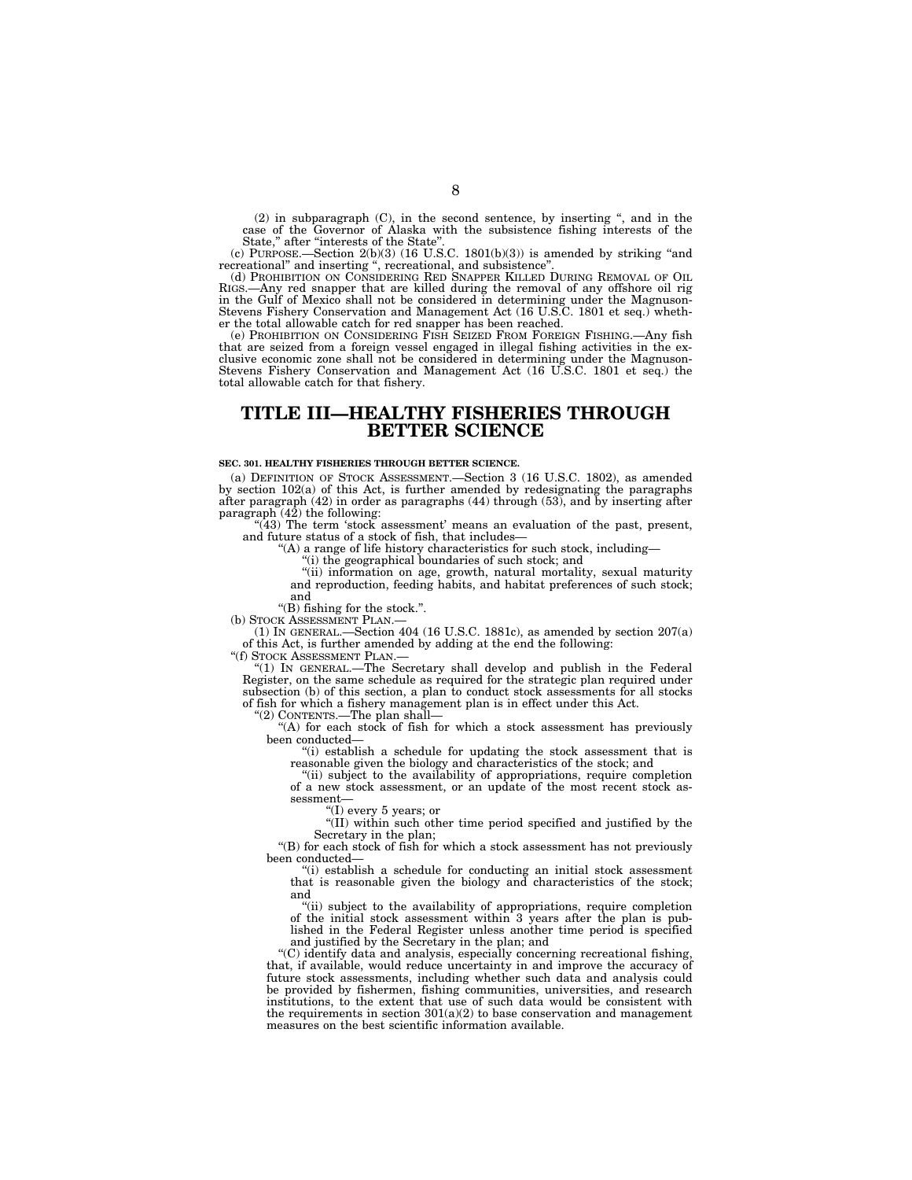(2) in subparagraph (C), in the second sentence, by inserting ", and in the case of the Governor of Alaska with the subsistence fishing interests of the State," after "interests of the State".

(c) PURPOSE.—Section 2(b)(3) (16 U.S.C. 1801(b)(3)) is amended by striking "and recreational" and inserting ", recreational, and subsistence".

(d) PROHIBITION ON CONSIDERING RED SNAPPER KILLED DURING REMOVAL OF OIL RIGS.—Any red snapper that are killed during the removal of any offshore oil rig in the Gulf of Mexico shall not be considered in determining under the Magnuson-Stevens Fishery Conservation and Management Act (16 U.S.C. 1801 et seq.) whether the total allowable catch for red snapper has been reached.

(e) PROHIBITION ON CONSIDERING FISH SEIZED FROM FOREIGN FISHING.—Any fish that are seized from a foreign vessel engaged in illegal fishing activities in the exclusive economic zone shall not be considered in determining under the Magnuson-Stevens Fishery Conservation and Management Act (16 U.S.C. 1801 et seq.) the total allowable catch for that fishery.

# TITLE III—HEALTHY FISHERIES THROUGH BETTER SCIENCE

**SEC. 301. HEALTHY FISHERIES THROUGH BETTER SCIENCE.**

(a) DEFINITION OF STOCK ASSESSMENT.—Section 3 (16 U.S.C. 1802), as amended by section 102(a) of this Act, is further amended by redesignating the paragraphs after paragraph (42) in order as paragraphs (44) through (53), and by inserting after paragraph (42) the following:

"(43) The term 'stock assessment' means an evaluation of the past, present, and future status of a stock of fish, that includes—

"(A) a range of life history characteristics for such stock, including—

"(i) the geographical boundaries of such stock; and

"(ii) information on age, growth, natural mortality, sexual maturity and reproduction, feeding habits, and habitat preferences of such stock; and

"(B) fishing for the stock.".

(b) STOCK ASSESSMENT PLAN.—

(1) IN GENERAL.—Section 404 (16 U.S.C. 1881c), as amended by section 207(a) of this Act, is further amended by adding at the end the following:

"(f) STOCK ASSESSMENT PLAN.—

"(1) IN GENERAL.—The Secretary shall develop and publish in the Federal Register, on the same schedule as required for the strategic plan required under subsection (b) of this section, a plan to conduct stock assessments for all stocks of fish for which a fishery management plan is in effect under this Act.

"(2) CONTENTS.—The plan shall—

"(A) for each stock of fish for which a stock assessment has previously been conducted—

"(i) establish a schedule for updating the stock assessment that is reasonable given the biology and characteristics of the stock; and

"(ii) subject to the availability of appropriations, require completion of a new stock assessment, or an update of the most recent stock assessment—

"(I) every 5 years; or

"(II) within such other time period specified and justified by the Secretary in the plan;

"(B) for each stock of fish for which a stock assessment has not previously been conducted—

"(i) establish a schedule for conducting an initial stock assessment that is reasonable given the biology and characteristics of the stock; and

"(ii) subject to the availability of appropriations, require completion of the initial stock assessment within 3 years after the plan is published in the Federal Register unless another time period is specified and justified by the Secretary in the plan; and

"(C) identify data and analysis, especially concerning recreational fishing, that, if available, would reduce uncertainty in and improve the accuracy of future stock assessments, including whether such data and analysis could be provided by fishermen, fishing communities, universities, and research institutions, to the extent that use of such data would be consistent with the requirements in section 301(a)(2) to base conservation and management measures on the best scientific information available.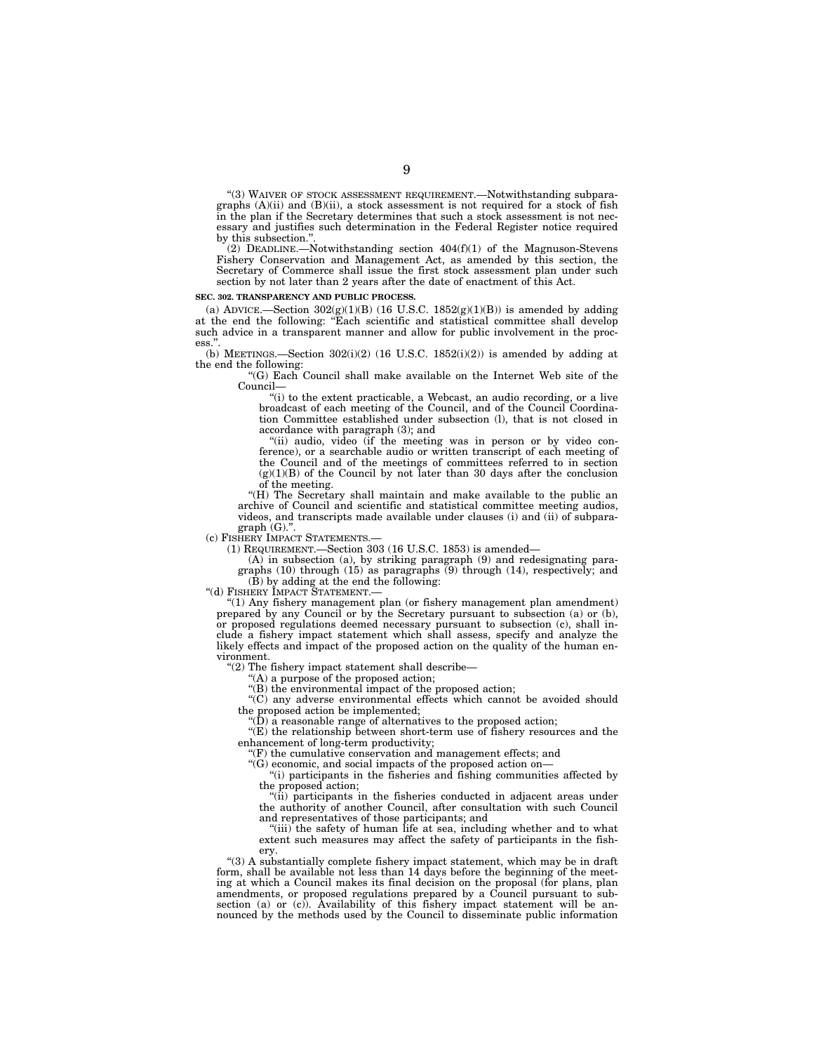"(3) WAIVER OF STOCK ASSESSMENT REQUIREMENT.—Notwithstanding subparagraphs (A)(ii) and (B)(ii), a stock assessment is not required for a stock of fish in the plan if the Secretary determines that such a stock assessment is not necessary and justifies such determination in the Federal Register notice required by this subsection.".

(2) DEADLINE.—Notwithstanding section 404(f)(1) of the Magnuson-Stevens Fishery Conservation and Management Act, as amended by this section, the Secretary of Commerce shall issue the first stock assessment plan under such section by not later than 2 years after the date of enactment of this Act.

**SEC. 302. TRANSPARENCY AND PUBLIC PROCESS.**

(a) ADVICE.—Section 302(g)(1)(B) (16 U.S.C. 1852(g)(1)(B)) is amended by adding at the end the following: "Each scientific and statistical committee shall develop such advice in a transparent manner and allow for public involvement in the process.".

(b) MEETINGS.—Section 302(i)(2) (16 U.S.C. 1852(i)(2)) is amended by adding at the end the following:

"(G) Each Council shall make available on the Internet Web site of the Council—

"(i) to the extent practicable, a Webcast, an audio recording, or a live broadcast of each meeting of the Council, and of the Council Coordination Committee established under subsection (l), that is not closed in accordance with paragraph (3); and

"(ii) audio, video (if the meeting was in person or by video conference), or a searchable audio or written transcript of each meeting of the Council and of the meetings of committees referred to in section (g)(1)(B) of the Council by not later than 30 days after the conclusion of the meeting.

"(H) The Secretary shall maintain and make available to the public an archive of Council and scientific and statistical committee meeting audios, videos, and transcripts made available under clauses (i) and (ii) of subparagraph (G).".

(c) FISHERY IMPACT STATEMENTS.—

(1) REQUIREMENT.—Section 303 (16 U.S.C. 1853) is amended—

(A) in subsection (a), by striking paragraph (9) and redesignating paragraphs (10) through (15) as paragraphs (9) through (14), respectively; and

(B) by adding at the end the following:

"(d) FISHERY IMPACT STATEMENT.—

"(1) Any fishery management plan (or fishery management plan amendment) prepared by any Council or by the Secretary pursuant to subsection (a) or (b), or proposed regulations deemed necessary pursuant to subsection (c), shall include a fishery impact statement which shall assess, specify and analyze the likely effects and impact of the proposed action on the quality of the human environment.

"(2) The fishery impact statement shall describe—

"(A) a purpose of the proposed action;

"(B) the environmental impact of the proposed action;

"(C) any adverse environmental effects which cannot be avoided should the proposed action be implemented;

"(D) a reasonable range of alternatives to the proposed action;

"(E) the relationship between short-term use of fishery resources and the enhancement of long-term productivity;

"(F) the cumulative conservation and management effects; and

"(G) economic, and social impacts of the proposed action on—

"(i) participants in the fisheries and fishing communities affected by the proposed action;

"(ii) participants in the fisheries conducted in adjacent areas under the authority of another Council, after consultation with such Council and representatives of those participants; and

"(iii) the safety of human life at sea, including whether and to what extent such measures may affect the safety of participants in the fishery.

"(3) A substantially complete fishery impact statement, which may be in draft form, shall be available not less than 14 days before the beginning of the meeting at which a Council makes its final decision on the proposal (for plans, plan amendments, or proposed regulations prepared by a Council pursuant to subsection (a) or (c)). Availability of this fishery impact statement will be announced by the methods used by the Council to disseminate public information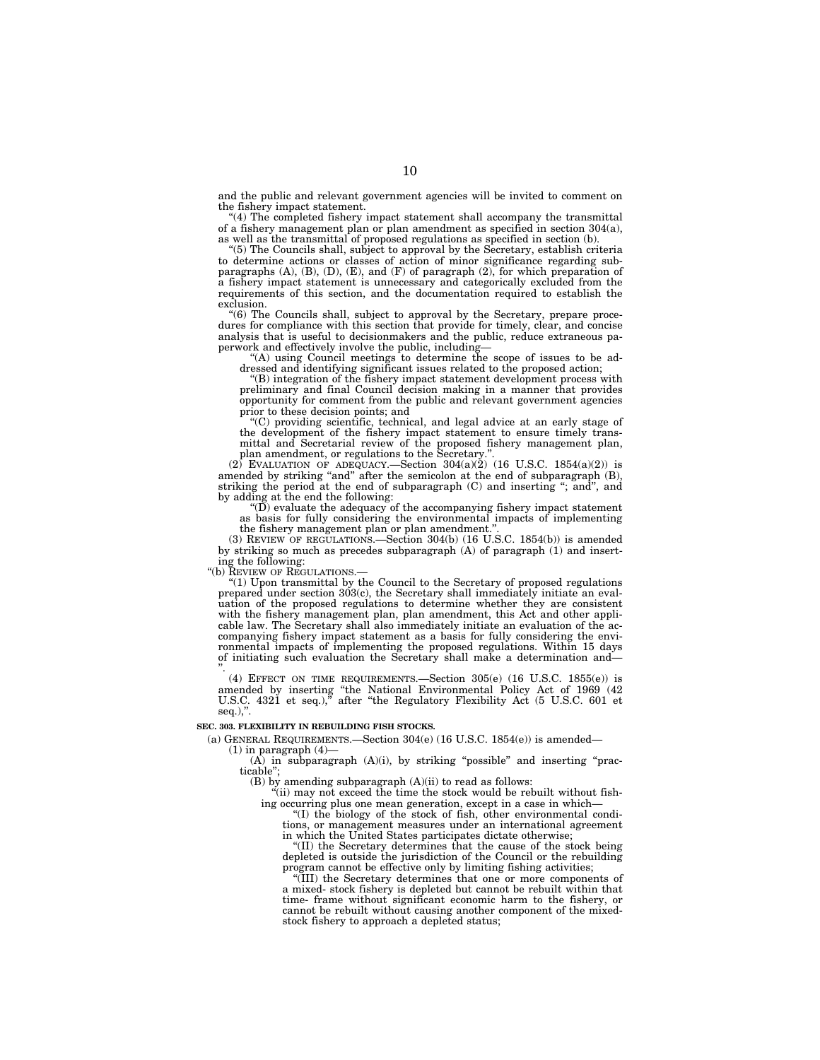and the public and relevant government agencies will be invited to comment on the fishery impact statement.

"(4) The completed fishery impact statement shall accompany the transmittal of a fishery management plan or plan amendment as specified in section 304(a), as well as the transmittal of proposed regulations as specified in section (b).

"(5) The Councils shall, subject to approval by the Secretary, establish criteria to determine actions or classes of action of minor significance regarding subparagraphs (A), (B), (D), (E), and (F) of paragraph (2), for which preparation of a fishery impact statement is unnecessary and categorically excluded from the requirements of this section, and the documentation required to establish the exclusion.

"(6) The Councils shall, subject to approval by the Secretary, prepare procedures for compliance with this section that provide for timely, clear, and concise analysis that is useful to decisionmakers and the public, reduce extraneous paperwork and effectively involve the public, including—

"(A) using Council meetings to determine the scope of issues to be addressed and identifying significant issues related to the proposed action;

"(B) integration of the fishery impact statement development process with preliminary and final Council decision making in a manner that provides opportunity for comment from the public and relevant government agencies prior to these decision points; and

"(C) providing scientific, technical, and legal advice at an early stage of the development of the fishery impact statement to ensure timely transmittal and Secretarial review of the proposed fishery management plan, plan amendment, or regulations to the Secretary.".

(2) EVALUATION OF ADEQUACY.—Section 304(a)(2) (16 U.S.C. 1854(a)(2)) is amended by striking "and" after the semicolon at the end of subparagraph (B), striking the period at the end of subparagraph (C) and inserting "; and", and by adding at the end the following:

"(D) evaluate the adequacy of the accompanying fishery impact statement as basis for fully considering the environmental impacts of implementing the fishery management plan or plan amendment.".

(3) REVIEW OF REGULATIONS.—Section 304(b) (16 U.S.C. 1854(b)) is amended by striking so much as precedes subparagraph (A) of paragraph (1) and inserting the following:

"(b) REVIEW OF REGULATIONS.—

"(1) Upon transmittal by the Council to the Secretary of proposed regulations prepared under section 303(c), the Secretary shall immediately initiate an evaluation of the proposed regulations to determine whether they are consistent with the fishery management plan, plan amendment, this Act and other applicable law. The Secretary shall also immediately initiate an evaluation of the accompanying fishery impact statement as a basis for fully considering the environmental impacts of implementing the proposed regulations. Within 15 days of initiating such evaluation the Secretary shall make a determination and—".

(4) EFFECT ON TIME REQUIREMENTS.—Section 305(e) (16 U.S.C. 1855(e)) is amended by inserting "the National Environmental Policy Act of 1969 (42 U.S.C. 4321 et seq.)," after "the Regulatory Flexibility Act (5 U.S.C. 601 et seq.),".

**SEC. 303. FLEXIBILITY IN REBUILDING FISH STOCKS.**

(a) GENERAL REQUIREMENTS.—Section 304(e) (16 U.S.C. 1854(e)) is amended—

(1) in paragraph (4)—

(A) in subparagraph (A)(i), by striking "possible" and inserting "practicable";

(B) by amending subparagraph (A)(ii) to read as follows:

"(ii) may not exceed the time the stock would be rebuilt without fishing occurring plus one mean generation, except in a case in which—

"(I) the biology of the stock of fish, other environmental conditions, or management measures under an international agreement in which the United States participates dictate otherwise;

"(II) the Secretary determines that the cause of the stock being depleted is outside the jurisdiction of the Council or the rebuilding program cannot be effective only by limiting fishing activities;

"(III) the Secretary determines that one or more components of a mixed- stock fishery is depleted but cannot be rebuilt within that time- frame without significant economic harm to the fishery, or cannot be rebuilt without causing another component of the mixed-stock fishery to approach a depleted status;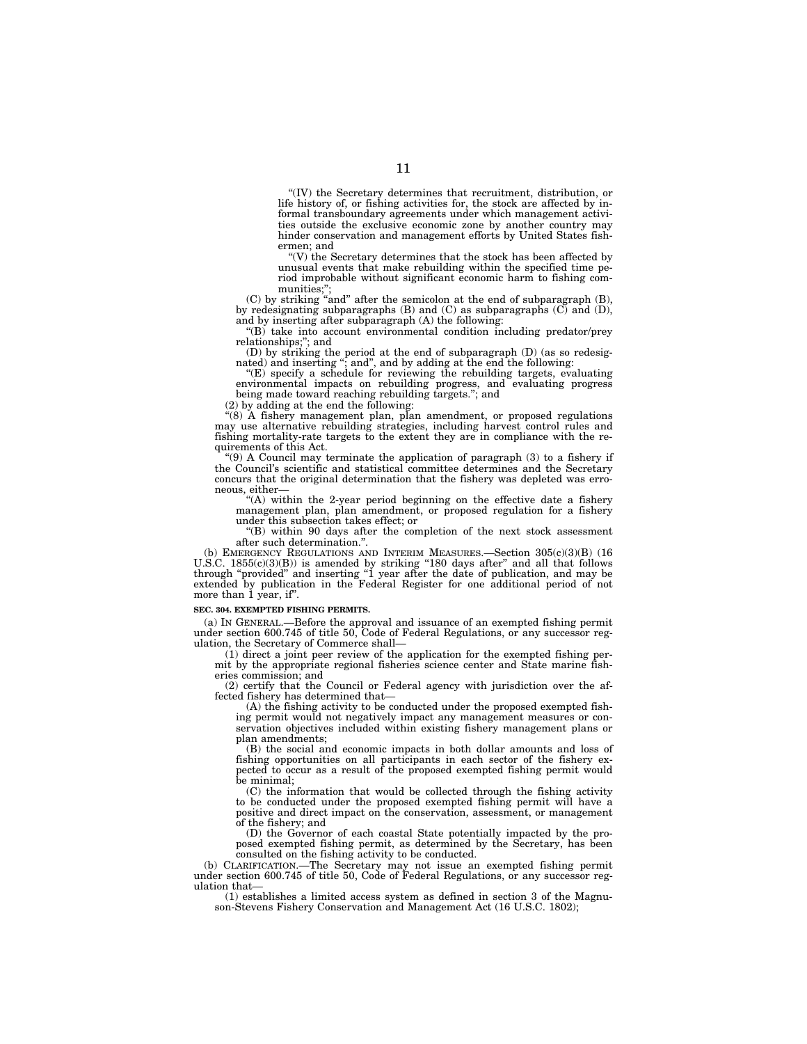"(IV) the Secretary determines that recruitment, distribution, or life history of, or fishing activities for, the stock are affected by informal transboundary agreements under which management activities outside the exclusive economic zone by another country may hinder conservation and management efforts by United States fishermen; and

"(V) the Secretary determines that the stock has been affected by unusual events that make rebuilding within the specified time period improbable without significant economic harm to fishing communities;";

(C) by striking "and" after the semicolon at the end of subparagraph (B), by redesignating subparagraphs (B) and (C) as subparagraphs (C) and (D), and by inserting after subparagraph (A) the following:

"(B) take into account environmental condition including predator/prey relationships;"; and

(D) by striking the period at the end of subparagraph (D) (as so redesignated) and inserting "; and", and by adding at the end the following:

"(E) specify a schedule for reviewing the rebuilding targets, evaluating environmental impacts on rebuilding progress, and evaluating progress being made toward reaching rebuilding targets."; and

(2) by adding at the end the following:

"(8) A fishery management plan, plan amendment, or proposed regulations may use alternative rebuilding strategies, including harvest control rules and fishing mortality-rate targets to the extent they are in compliance with the requirements of this Act.

"(9) A Council may terminate the application of paragraph (3) to a fishery if the Council's scientific and statistical committee determines and the Secretary concurs that the original determination that the fishery was depleted was erroneous, either—

"(A) within the 2-year period beginning on the effective date a fishery management plan, plan amendment, or proposed regulation for a fishery under this subsection takes effect; or

"(B) within 90 days after the completion of the next stock assessment after such determination.".

(b) EMERGENCY REGULATIONS AND INTERIM MEASURES.—Section 305(c)(3)(B) (16 U.S.C. 1855(c)(3)(B)) is amended by striking "180 days after" and all that follows through "provided" and inserting "1 year after the date of publication, and may be extended by publication in the Federal Register for one additional period of not more than 1 year, if".

**SEC. 304. EXEMPTED FISHING PERMITS.**

(a) IN GENERAL.—Before the approval and issuance of an exempted fishing permit under section 600.745 of title 50, Code of Federal Regulations, or any successor regulation, the Secretary of Commerce shall—

(1) direct a joint peer review of the application for the exempted fishing permit by the appropriate regional fisheries science center and State marine fisheries commission; and

(2) certify that the Council or Federal agency with jurisdiction over the affected fishery has determined that—

(A) the fishing activity to be conducted under the proposed exempted fishing permit would not negatively impact any management measures or conservation objectives included within existing fishery management plans or plan amendments;

(B) the social and economic impacts in both dollar amounts and loss of fishing opportunities on all participants in each sector of the fishery expected to occur as a result of the proposed exempted fishing permit would be minimal;

(C) the information that would be collected through the fishing activity to be conducted under the proposed exempted fishing permit will have a positive and direct impact on the conservation, assessment, or management of the fishery; and

(D) the Governor of each coastal State potentially impacted by the proposed exempted fishing permit, as determined by the Secretary, has been consulted on the fishing activity to be conducted.

(b) CLARIFICATION.—The Secretary may not issue an exempted fishing permit under section 600.745 of title 50, Code of Federal Regulations, or any successor regulation that—

(1) establishes a limited access system as defined in section 3 of the Magnuson-Stevens Fishery Conservation and Management Act (16 U.S.C. 1802);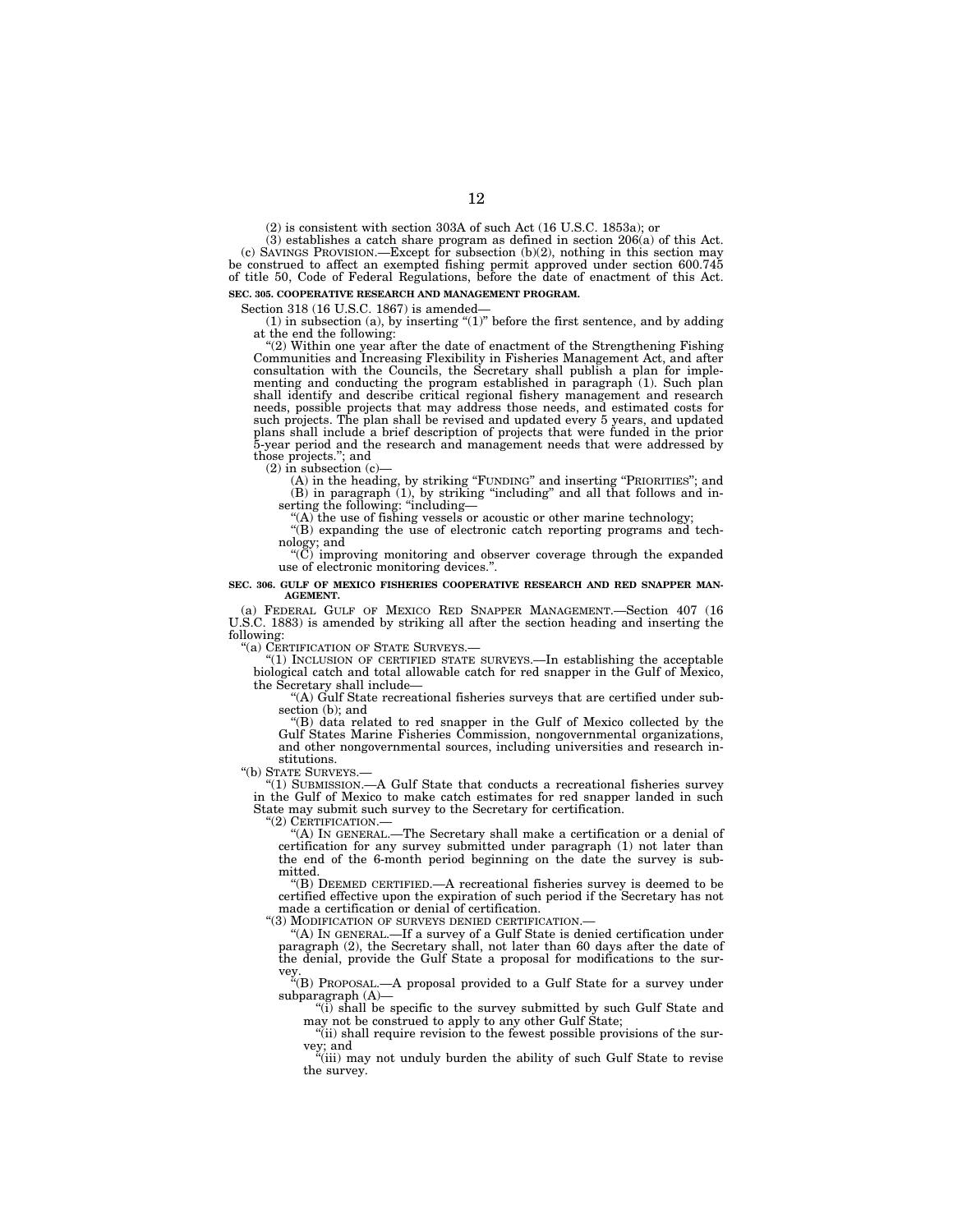(2) is consistent with section 303A of such Act (16 U.S.C. 1853a); or

(3) establishes a catch share program as defined in section 206(a) of this Act.

(c) SAVINGS PROVISION.—Except for subsection (b)(2), nothing in this section may be construed to affect an exempted fishing permit approved under section 600.745 of title 50, Code of Federal Regulations, before the date of enactment of this Act.

**SEC. 305. COOPERATIVE RESEARCH AND MANAGEMENT PROGRAM.**

Section 318 (16 U.S.C. 1867) is amended—

(1) in subsection (a), by inserting "(1)" before the first sentence, and by adding at the end the following:

"(2) Within one year after the date of enactment of the Strengthening Fishing Communities and Increasing Flexibility in Fisheries Management Act, and after consultation with the Councils, the Secretary shall publish a plan for implementing and conducting the program established in paragraph (1). Such plan shall identify and describe critical regional fishery management and research needs, possible projects that may address those needs, and estimated costs for such projects. The plan shall be revised and updated every 5 years, and updated plans shall include a brief description of projects that were funded in the prior 5-year period and the research and management needs that were addressed by those projects."; and

(2) in subsection (c)—

(A) in the heading, by striking "FUNDING" and inserting "PRIORITIES"; and

(B) in paragraph (1), by striking "including" and all that follows and inserting the following: "including—

"(A) the use of fishing vessels or acoustic or other marine technology;

"(B) expanding the use of electronic catch reporting programs and technology; and

"(C) improving monitoring and observer coverage through the expanded use of electronic monitoring devices.".

**SEC. 306. GULF OF MEXICO FISHERIES COOPERATIVE RESEARCH AND RED SNAPPER MANAGEMENT.**

(a) FEDERAL GULF OF MEXICO RED SNAPPER MANAGEMENT.—Section 407 (16 U.S.C. 1883) is amended by striking all after the section heading and inserting the following:

"(a) CERTIFICATION OF STATE SURVEYS.—

"(1) INCLUSION OF CERTIFIED STATE SURVEYS.—In establishing the acceptable biological catch and total allowable catch for red snapper in the Gulf of Mexico, the Secretary shall include—

"(A) Gulf State recreational fisheries surveys that are certified under subsection (b); and

"(B) data related to red snapper in the Gulf of Mexico collected by the Gulf States Marine Fisheries Commission, nongovernmental organizations, and other nongovernmental sources, including universities and research institutions.

"(b) STATE SURVEYS.—

"(1) SUBMISSION.—A Gulf State that conducts a recreational fisheries survey in the Gulf of Mexico to make catch estimates for red snapper landed in such State may submit such survey to the Secretary for certification.

"(2) CERTIFICATION.—

"(A) IN GENERAL.—The Secretary shall make a certification or a denial of certification for any survey submitted under paragraph (1) not later than the end of the 6-month period beginning on the date the survey is submitted.

"(B) DEEMED CERTIFIED.—A recreational fisheries survey is deemed to be certified effective upon the expiration of such period if the Secretary has not made a certification or denial of certification.

"(3) MODIFICATION OF SURVEYS DENIED CERTIFICATION.—

"(A) IN GENERAL.—If a survey of a Gulf State is denied certification under paragraph (2), the Secretary shall, not later than 60 days after the date of the denial, provide the Gulf State a proposal for modifications to the survey.

"(B) PROPOSAL.—A proposal provided to a Gulf State for a survey under subparagraph (A)—

"(i) shall be specific to the survey submitted by such Gulf State and may not be construed to apply to any other Gulf State;

"(ii) shall require revision to the fewest possible provisions of the survey; and

"(iii) may not unduly burden the ability of such Gulf State to revise the survey.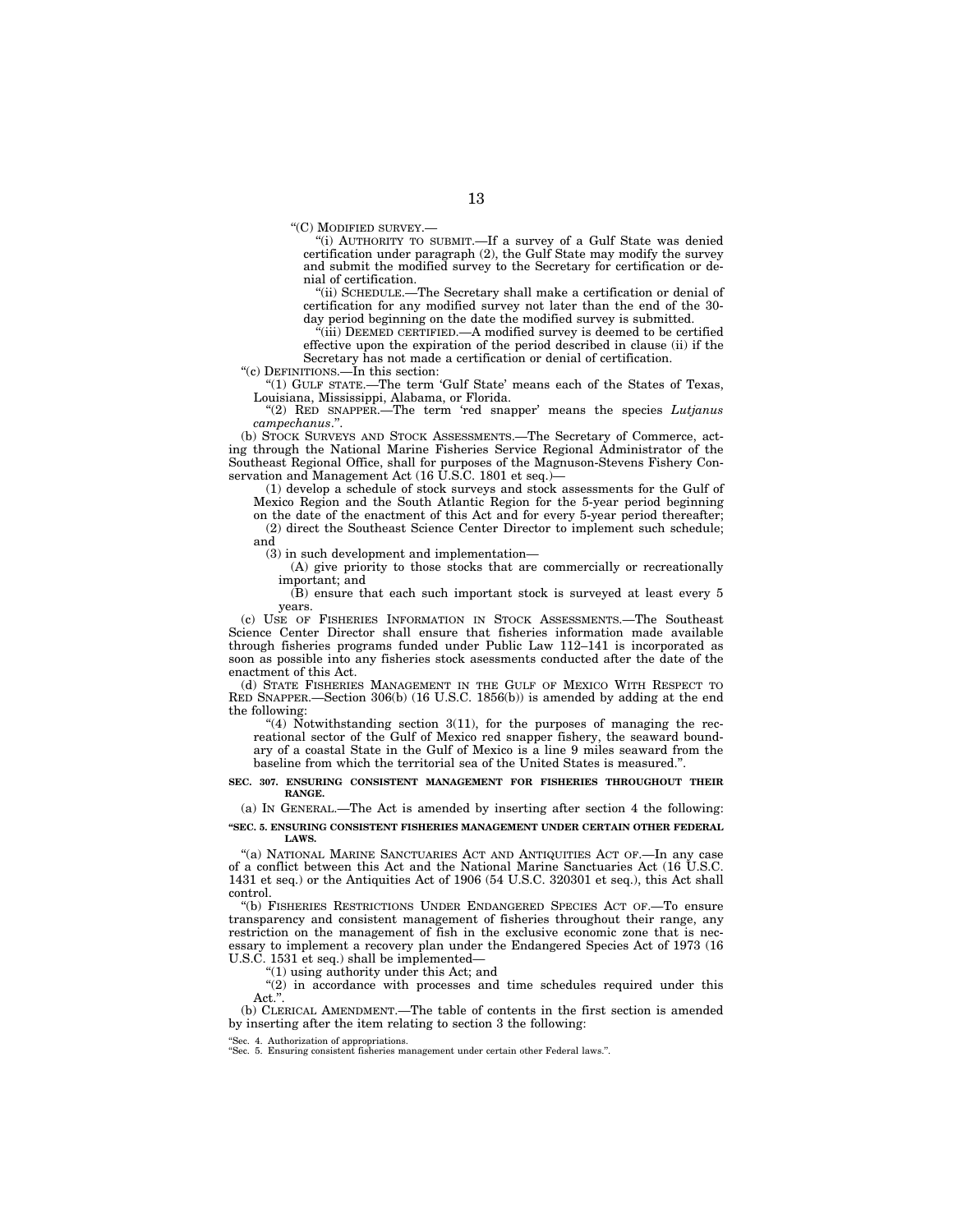"(C) MODIFIED SURVEY.—

"(i) AUTHORITY TO SUBMIT.—If a survey of a Gulf State was denied certification under paragraph (2), the Gulf State may modify the survey and submit the modified survey to the Secretary for certification or denial of certification.

"(ii) SCHEDULE.—The Secretary shall make a certification or denial of certification for any modified survey not later than the end of the 30-day period beginning on the date the modified survey is submitted.

"(iii) DEEMED CERTIFIED.—A modified survey is deemed to be certified effective upon the expiration of the period described in clause (ii) if the Secretary has not made a certification or denial of certification.

"(c) DEFINITIONS.—In this section:

"(1) GULF STATE.—The term 'Gulf State' means each of the States of Texas, Louisiana, Mississippi, Alabama, or Florida.

"(2) RED SNAPPER.—The term 'red snapper' means the species *Lutjanus campechanus*.".

(b) STOCK SURVEYS AND STOCK ASSESSMENTS.—The Secretary of Commerce, acting through the National Marine Fisheries Service Regional Administrator of the Southeast Regional Office, shall for purposes of the Magnuson-Stevens Fishery Conservation and Management Act (16 U.S.C. 1801 et seq.)—

(1) develop a schedule of stock surveys and stock assessments for the Gulf of Mexico Region and the South Atlantic Region for the 5-year period beginning on the date of the enactment of this Act and for every 5-year period thereafter;

(2) direct the Southeast Science Center Director to implement such schedule; and

(3) in such development and implementation—

(A) give priority to those stocks that are commercially or recreationally important; and

(B) ensure that each such important stock is surveyed at least every 5 years.

(c) USE OF FISHERIES INFORMATION IN STOCK ASSESSMENTS.—The Southeast Science Center Director shall ensure that fisheries information made available through fisheries programs funded under Public Law 112–141 is incorporated as soon as possible into any fisheries stock asessments conducted after the date of the enactment of this Act.

(d) STATE FISHERIES MANAGEMENT IN THE GULF OF MEXICO WITH RESPECT TO RED SNAPPER.—Section 306(b) (16 U.S.C. 1856(b)) is amended by adding at the end the following:

"(4) Notwithstanding section 3(11), for the purposes of managing the recreational sector of the Gulf of Mexico red snapper fishery, the seaward boundary of a coastal State in the Gulf of Mexico is a line 9 miles seaward from the baseline from which the territorial sea of the United States is measured.".

**SEC. 307. ENSURING CONSISTENT MANAGEMENT FOR FISHERIES THROUGHOUT THEIR RANGE.**

(a) IN GENERAL.—The Act is amended by inserting after section 4 the following:

**"SEC. 5. ENSURING CONSISTENT FISHERIES MANAGEMENT UNDER CERTAIN OTHER FEDERAL LAWS.**

"(a) NATIONAL MARINE SANCTUARIES ACT AND ANTIQUITIES ACT OF.—In any case of a conflict between this Act and the National Marine Sanctuaries Act (16 U.S.C. 1431 et seq.) or the Antiquities Act of 1906 (54 U.S.C. 320301 et seq.), this Act shall control.

"(b) FISHERIES RESTRICTIONS UNDER ENDANGERED SPECIES ACT OF.—To ensure transparency and consistent management of fisheries throughout their range, any restriction on the management of fish in the exclusive economic zone that is necessary to implement a recovery plan under the Endangered Species Act of 1973 (16 U.S.C. 1531 et seq.) shall be implemented—

"(1) using authority under this Act; and

"(2) in accordance with processes and time schedules required under this Act.".

(b) CLERICAL AMENDMENT.—The table of contents in the first section is amended by inserting after the item relating to section 3 the following:

"Sec. 4. Authorization of appropriations.
"Sec. 5. Ensuring consistent fisheries management under certain other Federal laws.".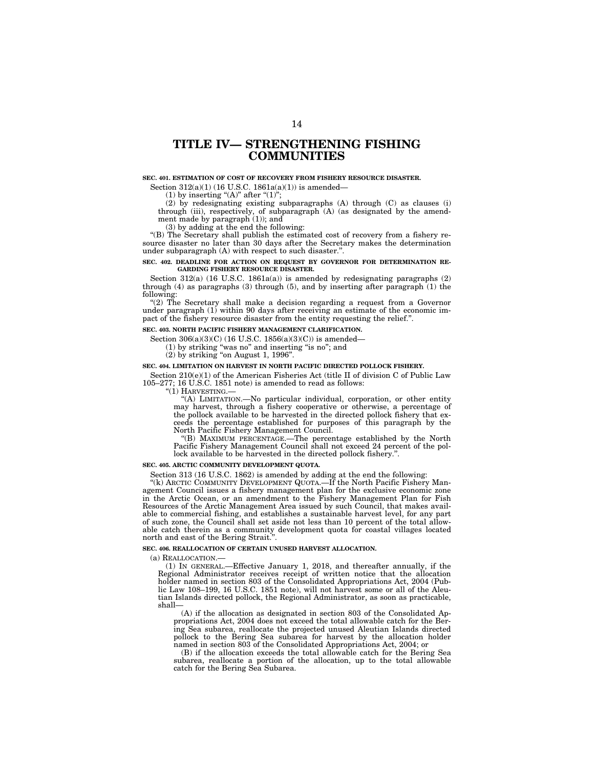# TITLE IV— STRENGTHENING FISHING COMMUNITIES

**SEC. 401. ESTIMATION OF COST OF RECOVERY FROM FISHERY RESOURCE DISASTER.**

Section 312(a)(1) (16 U.S.C. 1861a(a)(1)) is amended—

(1) by inserting "(A)" after "(1)";

(2) by redesignating existing subparagraphs (A) through (C) as clauses (i) through (iii), respectively, of subparagraph (A) (as designated by the amendment made by paragraph (1)); and

(3) by adding at the end the following:

"(B) The Secretary shall publish the estimated cost of recovery from a fishery resource disaster no later than 30 days after the Secretary makes the determination under subparagraph (A) with respect to such disaster.".

**SEC. 402. DEADLINE FOR ACTION ON REQUEST BY GOVERNOR FOR DETERMINATION REGARDING FISHERY RESOURCE DISASTER.**

Section 312(a) (16 U.S.C. 1861a(a)) is amended by redesignating paragraphs (2) through (4) as paragraphs (3) through (5), and by inserting after paragraph (1) the following:

"(2) The Secretary shall make a decision regarding a request from a Governor under paragraph (1) within 90 days after receiving an estimate of the economic impact of the fishery resource disaster from the entity requesting the relief.".

**SEC. 403. NORTH PACIFIC FISHERY MANAGEMENT CLARIFICATION.**

Section 306(a)(3)(C) (16 U.S.C. 1856(a)(3)(C)) is amended—

(1) by striking "was no" and inserting "is no"; and

(2) by striking "on August 1, 1996".

**SEC. 404. LIMITATION ON HARVEST IN NORTH PACIFIC DIRECTED POLLOCK FISHERY.**

Section 210(e)(1) of the American Fisheries Act (title II of division C of Public Law 105–277; 16 U.S.C. 1851 note) is amended to read as follows:

"(1) HARVESTING.—

"(A) LIMITATION.—No particular individual, corporation, or other entity may harvest, through a fishery cooperative or otherwise, a percentage of the pollock available to be harvested in the directed pollock fishery that exceeds the percentage established for purposes of this paragraph by the North Pacific Fishery Management Council.

"(B) MAXIMUM PERCENTAGE.—The percentage established by the North Pacific Fishery Management Council shall not exceed 24 percent of the pollock available to be harvested in the directed pollock fishery.".

**SEC. 405. ARCTIC COMMUNITY DEVELOPMENT QUOTA.**

Section 313 (16 U.S.C. 1862) is amended by adding at the end the following:

"(k) ARCTIC COMMUNITY DEVELOPMENT QUOTA.—If the North Pacific Fishery Management Council issues a fishery management plan for the exclusive economic zone in the Arctic Ocean, or an amendment to the Fishery Management Plan for Fish Resources of the Arctic Management Area issued by such Council, that makes available to commercial fishing, and establishes a sustainable harvest level, for any part of such zone, the Council shall set aside not less than 10 percent of the total allowable catch therein as a community development quota for coastal villages located north and east of the Bering Strait.".

**SEC. 406. REALLOCATION OF CERTAIN UNUSED HARVEST ALLOCATION.**

(a) REALLOCATION.—

(1) IN GENERAL.—Effective January 1, 2018, and thereafter annually, if the Regional Administrator receives receipt of written notice that the allocation holder named in section 803 of the Consolidated Appropriations Act, 2004 (Public Law 108–199, 16 U.S.C. 1851 note), will not harvest some or all of the Aleutian Islands directed pollock, the Regional Administrator, as soon as practicable, shall—

(A) if the allocation as designated in section 803 of the Consolidated Appropriations Act, 2004 does not exceed the total allowable catch for the Bering Sea subarea, reallocate the projected unused Aleutian Islands directed pollock to the Bering Sea subarea for harvest by the allocation holder named in section 803 of the Consolidated Appropriations Act, 2004; or

(B) if the allocation exceeds the total allowable catch for the Bering Sea subarea, reallocate a portion of the allocation, up to the total allowable catch for the Bering Sea Subarea.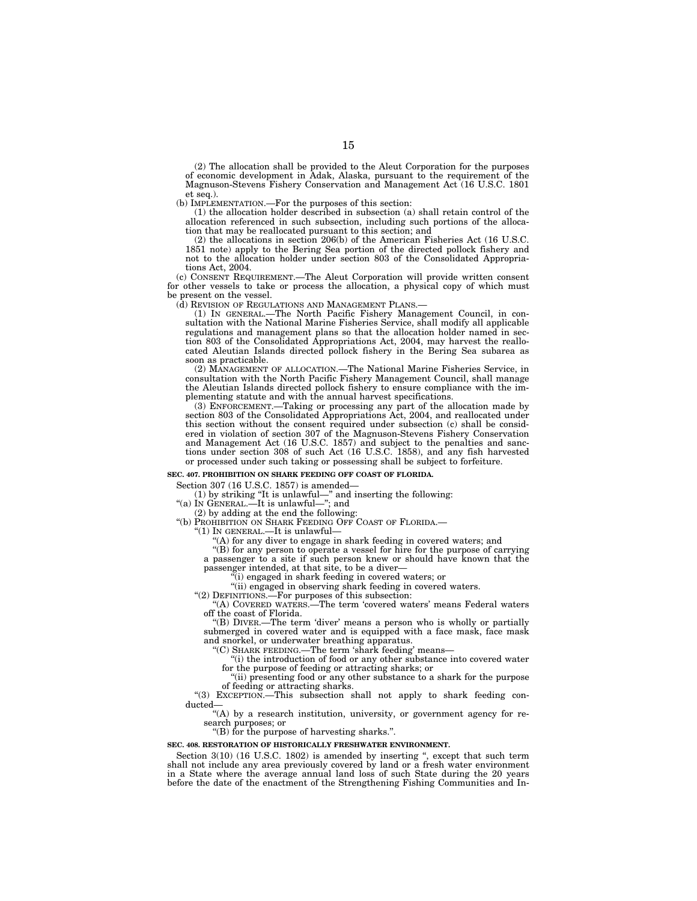(2) The allocation shall be provided to the Aleut Corporation for the purposes of economic development in Adak, Alaska, pursuant to the requirement of the Magnuson-Stevens Fishery Conservation and Management Act (16 U.S.C. 1801 et seq.).

(b) IMPLEMENTATION.—For the purposes of this section:

(1) the allocation holder described in subsection (a) shall retain control of the allocation referenced in such subsection, including such portions of the allocation that may be reallocated pursuant to this section; and

(2) the allocations in section 206(b) of the American Fisheries Act (16 U.S.C. 1851 note) apply to the Bering Sea portion of the directed pollock fishery and not to the allocation holder under section 803 of the Consolidated Appropriations Act, 2004.

(c) CONSENT REQUIREMENT.—The Aleut Corporation will provide written consent for other vessels to take or process the allocation, a physical copy of which must be present on the vessel.

(d) REVISION OF REGULATIONS AND MANAGEMENT PLANS.—

(1) IN GENERAL.—The North Pacific Fishery Management Council, in consultation with the National Marine Fisheries Service, shall modify all applicable regulations and management plans so that the allocation holder named in section 803 of the Consolidated Appropriations Act, 2004, may harvest the reallocated Aleutian Islands directed pollock fishery in the Bering Sea subarea as soon as practicable.

(2) MANAGEMENT OF ALLOCATION.—The National Marine Fisheries Service, in consultation with the North Pacific Fishery Management Council, shall manage the Aleutian Islands directed pollock fishery to ensure compliance with the implementing statute and with the annual harvest specifications.

(3) ENFORCEMENT.—Taking or processing any part of the allocation made by section 803 of the Consolidated Appropriations Act, 2004, and reallocated under this section without the consent required under subsection (c) shall be considered in violation of section 307 of the Magnuson-Stevens Fishery Conservation and Management Act (16 U.S.C. 1857) and subject to the penalties and sanctions under section 308 of such Act (16 U.S.C. 1858), and any fish harvested or processed under such taking or possessing shall be subject to forfeiture.

**SEC. 407. PROHIBITION ON SHARK FEEDING OFF COAST OF FLORIDA.**

Section 307 (16 U.S.C. 1857) is amended—

(1) by striking "It is unlawful—" and inserting the following:

"(a) IN GENERAL.—It is unlawful—"; and

(2) by adding at the end the following:

"(b) PROHIBITION ON SHARK FEEDING OFF COAST OF FLORIDA.—

"(1) IN GENERAL.—It is unlawful—

"(A) for any diver to engage in shark feeding in covered waters; and

"(B) for any person to operate a vessel for hire for the purpose of carrying a passenger to a site if such person knew or should have known that the passenger intended, at that site, to be a diver—

"(i) engaged in shark feeding in covered waters; or

"(ii) engaged in observing shark feeding in covered waters.

"(2) DEFINITIONS.—For purposes of this subsection:

"(A) COVERED WATERS.—The term 'covered waters' means Federal waters off the coast of Florida.

"(B) DIVER.—The term 'diver' means a person who is wholly or partially submerged in covered water and is equipped with a face mask, face mask and snorkel, or underwater breathing apparatus.

"(C) SHARK FEEDING.—The term 'shark feeding' means—

"(i) the introduction of food or any other substance into covered water for the purpose of feeding or attracting sharks; or

"(ii) presenting food or any other substance to a shark for the purpose of feeding or attracting sharks.

"(3) EXCEPTION.—This subsection shall not apply to shark feeding conducted—

"(A) by a research institution, university, or government agency for research purposes; or

"(B) for the purpose of harvesting sharks.".

**SEC. 408. RESTORATION OF HISTORICALLY FRESHWATER ENVIRONMENT.**

Section 3(10) (16 U.S.C. 1802) is amended by inserting ", except that such term shall not include any area previously covered by land or a fresh water environment in a State where the average annual land loss of such State during the 20 years before the date of the enactment of the Strengthening Fishing Communities and In-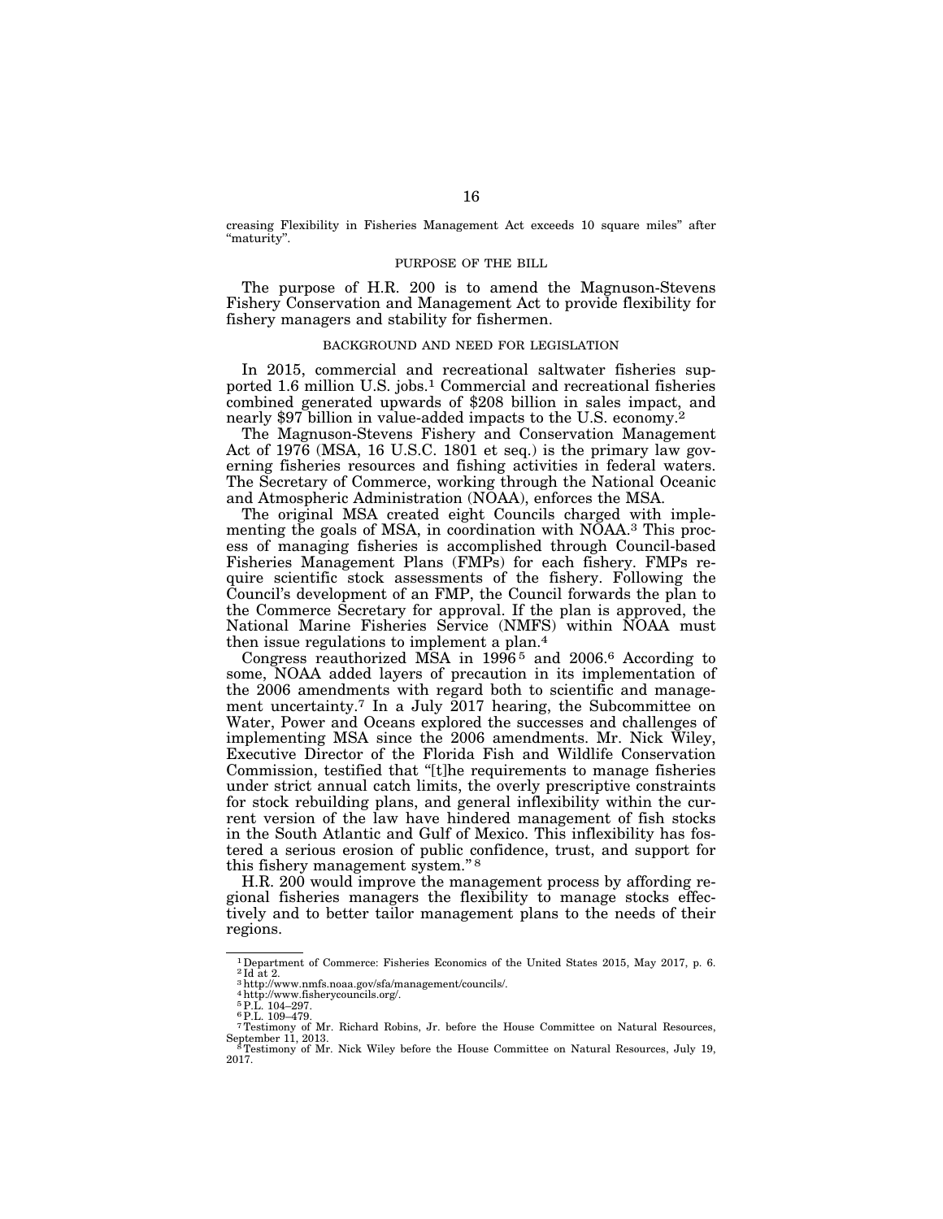creasing Flexibility in Fisheries Management Act exceeds 10 square miles" after "maturity".

## PURPOSE OF THE BILL

The purpose of H.R. 200 is to amend the Magnuson-Stevens Fishery Conservation and Management Act to provide flexibility for fishery managers and stability for fishermen.

## BACKGROUND AND NEED FOR LEGISLATION

In 2015, commercial and recreational saltwater fisheries supported 1.6 million U.S. jobs.[1] Commercial and recreational fisheries combined generated upwards of $208 billion in sales impact, and nearly $97 billion in value-added impacts to the U.S. economy.[2]

The Magnuson-Stevens Fishery and Conservation Management Act of 1976 (MSA, 16 U.S.C. 1801 et seq.) is the primary law governing fisheries resources and fishing activities in federal waters. The Secretary of Commerce, working through the National Oceanic and Atmospheric Administration (NOAA), enforces the MSA.

The original MSA created eight Councils charged with implementing the goals of MSA, in coordination with NOAA.[3] This process of managing fisheries is accomplished through Council-based Fisheries Management Plans (FMPs) for each fishery. FMPs require scientific stock assessments of the fishery. Following the Council's development of an FMP, the Council forwards the plan to the Commerce Secretary for approval. If the plan is approved, the National Marine Fisheries Service (NMFS) within NOAA must then issue regulations to implement a plan.[4]

Congress reauthorized MSA in 1996[5] and 2006.[6] According to some, NOAA added layers of precaution in its implementation of the 2006 amendments with regard both to scientific and management uncertainty.[7] In a July 2017 hearing, the Subcommittee on Water, Power and Oceans explored the successes and challenges of implementing MSA since the 2006 amendments. Mr. Nick Wiley, Executive Director of the Florida Fish and Wildlife Conservation Commission, testified that "[t]he requirements to manage fisheries under strict annual catch limits, the overly prescriptive constraints for stock rebuilding plans, and general inflexibility within the current version of the law have hindered management of fish stocks in the South Atlantic and Gulf of Mexico. This inflexibility has fostered a serious erosion of public confidence, trust, and support for this fishery management system."[8]

H.R. 200 would improve the management process by affording regional fisheries managers the flexibility to manage stocks effectively and to better tailor management plans to the needs of their regions.

---

[1] Department of Commerce: Fisheries Economics of the United States 2015, May 2017, p. 6.
[2] Id at 2.
[3] http://www.nmfs.noaa.gov/sfa/management/councils/.
[4] http://www.fisherycouncils.org/.
[5] P.L. 104–297.
[6] P.L. 109–479.
[7] Testimony of Mr. Richard Robins, Jr. before the House Committee on Natural Resources, September 11, 2013.
[8] Testimony of Mr. Nick Wiley before the House Committee on Natural Resources, July 19, 2017.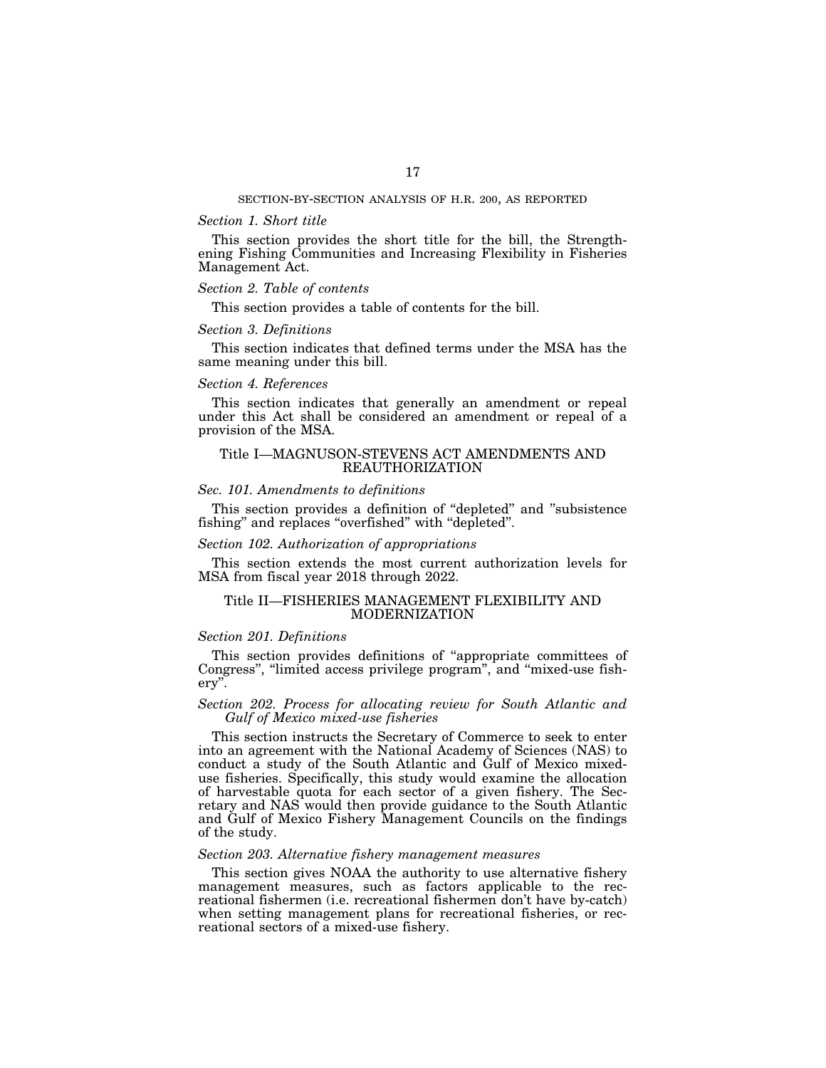## SECTION-BY-SECTION ANALYSIS OF H.R. 200, AS REPORTED

*Section 1. Short title*

This section provides the short title for the bill, the Strengthening Fishing Communities and Increasing Flexibility in Fisheries Management Act.

*Section 2. Table of contents*

This section provides a table of contents for the bill.

*Section 3. Definitions*

This section indicates that defined terms under the MSA has the same meaning under this bill.

*Section 4. References*

This section indicates that generally an amendment or repeal under this Act shall be considered an amendment or repeal of a provision of the MSA.

### Title I—MAGNUSON-STEVENS ACT AMENDMENTS AND REAUTHORIZATION

*Sec. 101. Amendments to definitions*

This section provides a definition of "depleted" and "subsistence fishing" and replaces "overfished" with "depleted".

*Section 102. Authorization of appropriations*

This section extends the most current authorization levels for MSA from fiscal year 2018 through 2022.

### Title II—FISHERIES MANAGEMENT FLEXIBILITY AND MODERNIZATION

*Section 201. Definitions*

This section provides definitions of "appropriate committees of Congress", "limited access privilege program", and "mixed-use fishery".

*Section 202. Process for allocating review for South Atlantic and Gulf of Mexico mixed-use fisheries*

This section instructs the Secretary of Commerce to seek to enter into an agreement with the National Academy of Sciences (NAS) to conduct a study of the South Atlantic and Gulf of Mexico mixed-use fisheries. Specifically, this study would examine the allocation of harvestable quota for each sector of a given fishery. The Secretary and NAS would then provide guidance to the South Atlantic and Gulf of Mexico Fishery Management Councils on the findings of the study.

*Section 203. Alternative fishery management measures*

This section gives NOAA the authority to use alternative fishery management measures, such as factors applicable to the recreational fishermen (i.e. recreational fishermen don't have by-catch) when setting management plans for recreational fisheries, or recreational sectors of a mixed-use fishery.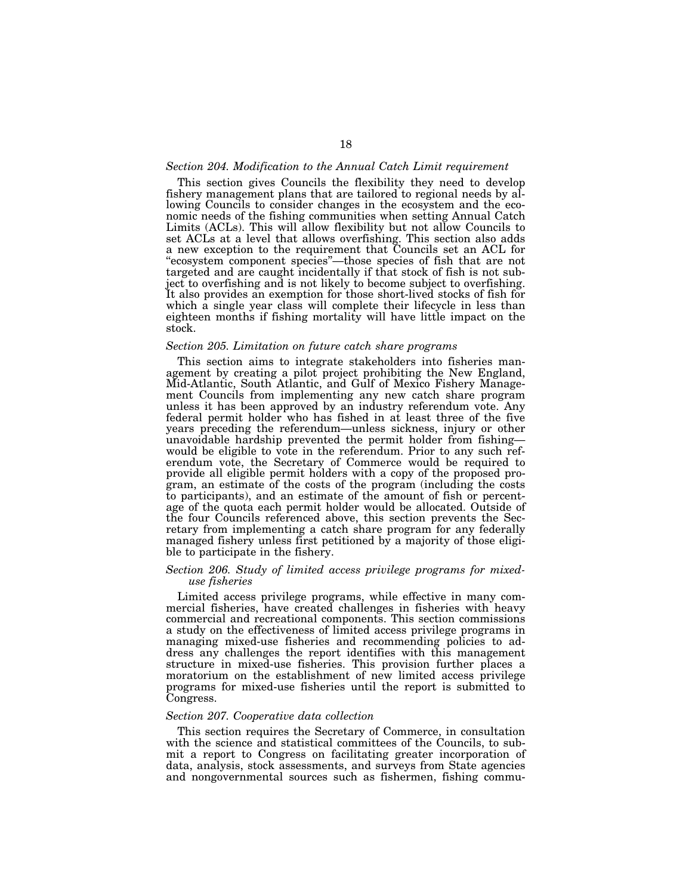*Section 204. Modification to the Annual Catch Limit requirement*

This section gives Councils the flexibility they need to develop fishery management plans that are tailored to regional needs by allowing Councils to consider changes in the ecosystem and the economic needs of the fishing communities when setting Annual Catch Limits (ACLs). This will allow flexibility but not allow Councils to set ACLs at a level that allows overfishing. This section also adds a new exception to the requirement that Councils set an ACL for "ecosystem component species"—those species of fish that are not targeted and are caught incidentally if that stock of fish is not subject to overfishing and is not likely to become subject to overfishing. It also provides an exemption for those short-lived stocks of fish for which a single year class will complete their lifecycle in less than eighteen months if fishing mortality will have little impact on the stock.

*Section 205. Limitation on future catch share programs*

This section aims to integrate stakeholders into fisheries management by creating a pilot project prohibiting the New England, Mid-Atlantic, South Atlantic, and Gulf of Mexico Fishery Management Councils from implementing any new catch share program unless it has been approved by an industry referendum vote. Any federal permit holder who has fished in at least three of the five years preceding the referendum—unless sickness, injury or other unavoidable hardship prevented the permit holder from fishing—would be eligible to vote in the referendum. Prior to any such referendum vote, the Secretary of Commerce would be required to provide all eligible permit holders with a copy of the proposed program, an estimate of the costs of the program (including the costs to participants), and an estimate of the amount of fish or percentage of the quota each permit holder would be allocated. Outside of the four Councils referenced above, this section prevents the Secretary from implementing a catch share program for any federally managed fishery unless first petitioned by a majority of those eligible to participate in the fishery.

*Section 206. Study of limited access privilege programs for mixed-use fisheries*

Limited access privilege programs, while effective in many commercial fisheries, have created challenges in fisheries with heavy commercial and recreational components. This section commissions a study on the effectiveness of limited access privilege programs in managing mixed-use fisheries and recommending policies to address any challenges the report identifies with this management structure in mixed-use fisheries. This provision further places a moratorium on the establishment of new limited access privilege programs for mixed-use fisheries until the report is submitted to Congress.

*Section 207. Cooperative data collection*

This section requires the Secretary of Commerce, in consultation with the science and statistical committees of the Councils, to submit a report to Congress on facilitating greater incorporation of data, analysis, stock assessments, and surveys from State agencies and nongovernmental sources such as fishermen, fishing commu-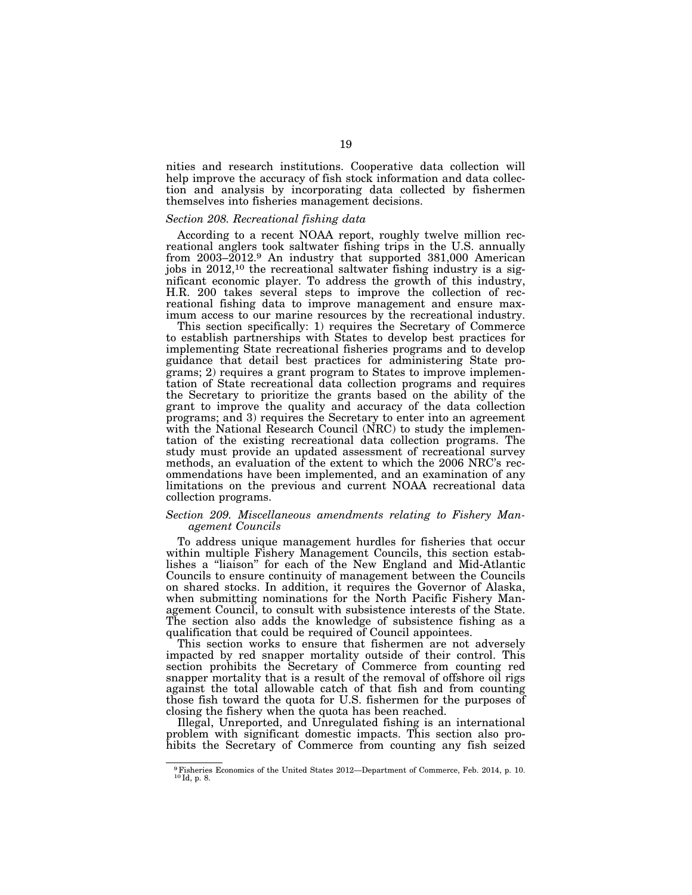nities and research institutions. Cooperative data collection will help improve the accuracy of fish stock information and data collection and analysis by incorporating data collected by fishermen themselves into fisheries management decisions.

*Section 208. Recreational fishing data*

According to a recent NOAA report, roughly twelve million recreational anglers took saltwater fishing trips in the U.S. annually from 2003–2012.[9] An industry that supported 381,000 American jobs in 2012,[10] the recreational saltwater fishing industry is a significant economic player. To address the growth of this industry, H.R. 200 takes several steps to improve the collection of recreational fishing data to improve management and ensure maximum access to our marine resources by the recreational industry.

This section specifically: 1) requires the Secretary of Commerce to establish partnerships with States to develop best practices for implementing State recreational fisheries programs and to develop guidance that detail best practices for administering State programs; 2) requires a grant program to States to improve implementation of State recreational data collection programs and requires the Secretary to prioritize the grants based on the ability of the grant to improve the quality and accuracy of the data collection programs; and 3) requires the Secretary to enter into an agreement with the National Research Council (NRC) to study the implementation of the existing recreational data collection programs. The study must provide an updated assessment of recreational survey methods, an evaluation of the extent to which the 2006 NRC's recommendations have been implemented, and an examination of any limitations on the previous and current NOAA recreational data collection programs.

*Section 209. Miscellaneous amendments relating to Fishery Management Councils*

To address unique management hurdles for fisheries that occur within multiple Fishery Management Councils, this section establishes a "liaison" for each of the New England and Mid-Atlantic Councils to ensure continuity of management between the Councils on shared stocks. In addition, it requires the Governor of Alaska, when submitting nominations for the North Pacific Fishery Management Council, to consult with subsistence interests of the State. The section also adds the knowledge of subsistence fishing as a qualification that could be required of Council appointees.

This section works to ensure that fishermen are not adversely impacted by red snapper mortality outside of their control. This section prohibits the Secretary of Commerce from counting red snapper mortality that is a result of the removal of offshore oil rigs against the total allowable catch of that fish and from counting those fish toward the quota for U.S. fishermen for the purposes of closing the fishery when the quota has been reached.

Illegal, Unreported, and Unregulated fishing is an international problem with significant domestic impacts. This section also prohibits the Secretary of Commerce from counting any fish seized

[9] Fisheries Economics of the United States 2012—Department of Commerce, Feb. 2014, p. 10.
[10] Id, p. 8.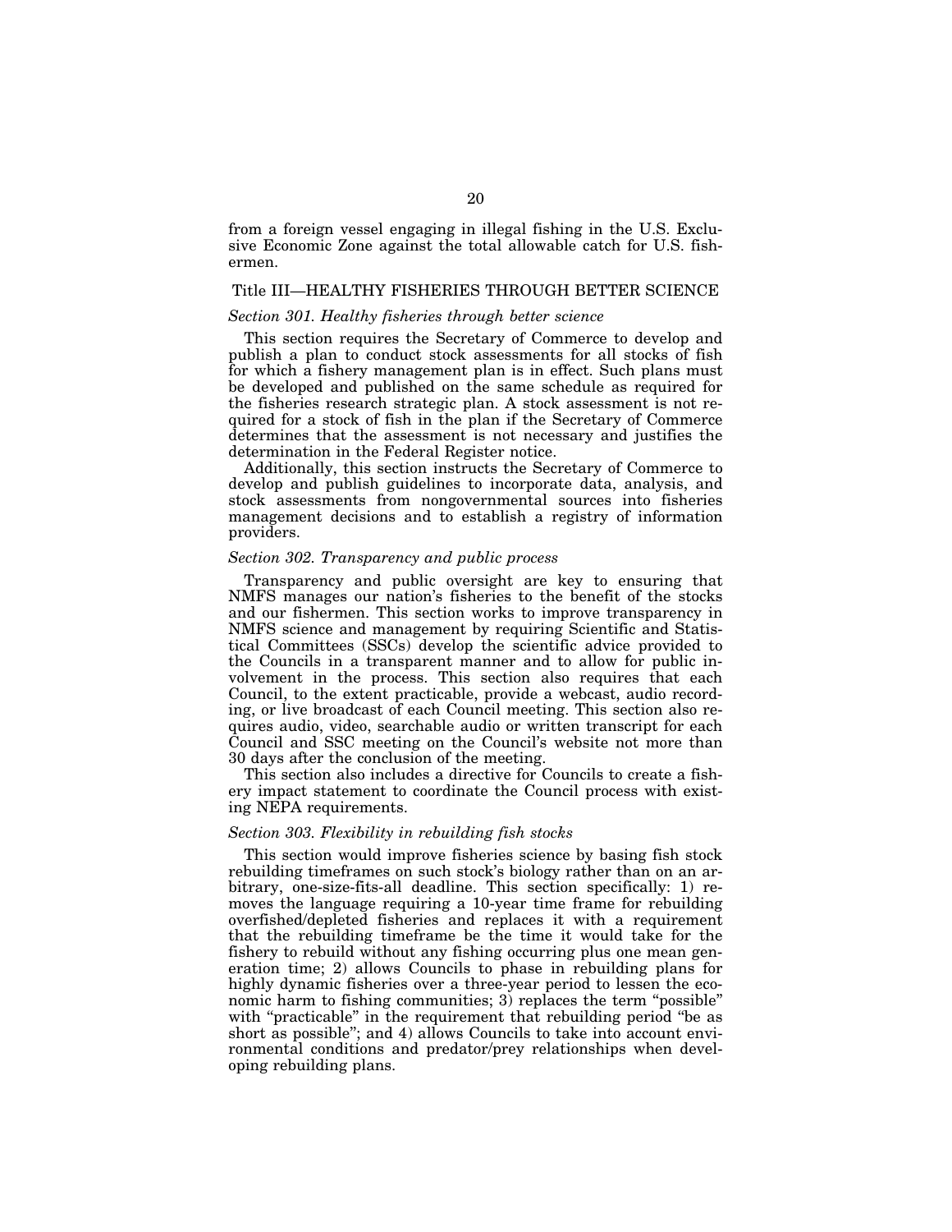from a foreign vessel engaging in illegal fishing in the U.S. Exclusive Economic Zone against the total allowable catch for U.S. fishermen.

## Title III—HEALTHY FISHERIES THROUGH BETTER SCIENCE

### *Section 301. Healthy fisheries through better science*

This section requires the Secretary of Commerce to develop and publish a plan to conduct stock assessments for all stocks of fish for which a fishery management plan is in effect. Such plans must be developed and published on the same schedule as required for the fisheries research strategic plan. A stock assessment is not required for a stock of fish in the plan if the Secretary of Commerce determines that the assessment is not necessary and justifies the determination in the Federal Register notice.

Additionally, this section instructs the Secretary of Commerce to develop and publish guidelines to incorporate data, analysis, and stock assessments from nongovernmental sources into fisheries management decisions and to establish a registry of information providers.

### *Section 302. Transparency and public process*

Transparency and public oversight are key to ensuring that NMFS manages our nation's fisheries to the benefit of the stocks and our fishermen. This section works to improve transparency in NMFS science and management by requiring Scientific and Statistical Committees (SSCs) develop the scientific advice provided to the Councils in a transparent manner and to allow for public involvement in the process. This section also requires that each Council, to the extent practicable, provide a webcast, audio recording, or live broadcast of each Council meeting. This section also requires audio, video, searchable audio or written transcript for each Council and SSC meeting on the Council's website not more than 30 days after the conclusion of the meeting.

This section also includes a directive for Councils to create a fishery impact statement to coordinate the Council process with existing NEPA requirements.

### *Section 303. Flexibility in rebuilding fish stocks*

This section would improve fisheries science by basing fish stock rebuilding timeframes on such stock's biology rather than on an arbitrary, one-size-fits-all deadline. This section specifically: 1) removes the language requiring a 10-year time frame for rebuilding overfished/depleted fisheries and replaces it with a requirement that the rebuilding timeframe be the time it would take for the fishery to rebuild without any fishing occurring plus one mean generation time; 2) allows Councils to phase in rebuilding plans for highly dynamic fisheries over a three-year period to lessen the economic harm to fishing communities; 3) replaces the term "possible" with "practicable" in the requirement that rebuilding period "be as short as possible"; and 4) allows Councils to take into account environmental conditions and predator/prey relationships when developing rebuilding plans.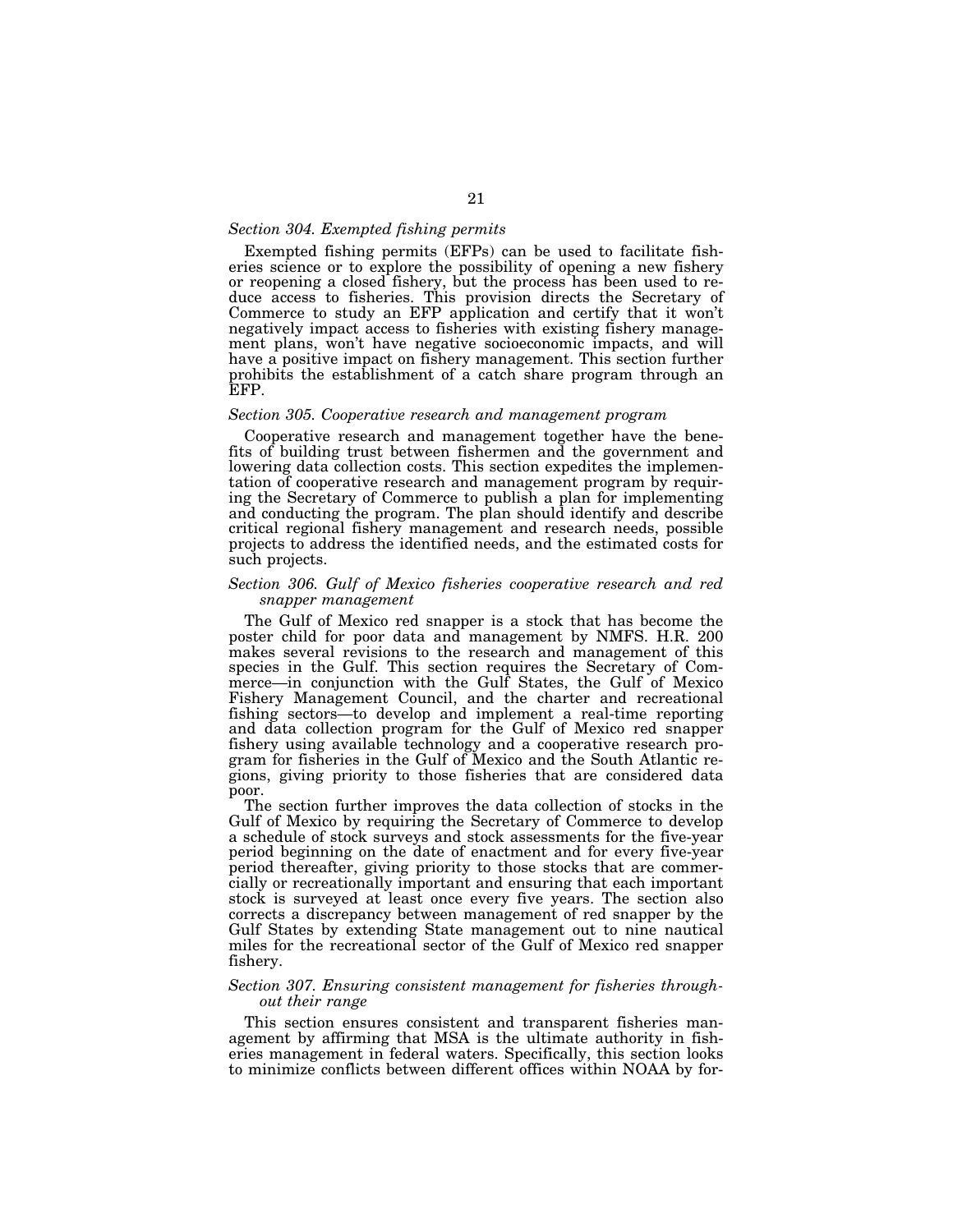*Section 304. Exempted fishing permits*

Exempted fishing permits (EFPs) can be used to facilitate fisheries science or to explore the possibility of opening a new fishery or reopening a closed fishery, but the process has been used to reduce access to fisheries. This provision directs the Secretary of Commerce to study an EFP application and certify that it won't negatively impact access to fisheries with existing fishery management plans, won't have negative socioeconomic impacts, and will have a positive impact on fishery management. This section further prohibits the establishment of a catch share program through an EFP.

*Section 305. Cooperative research and management program*

Cooperative research and management together have the benefits of building trust between fishermen and the government and lowering data collection costs. This section expedites the implementation of cooperative research and management program by requiring the Secretary of Commerce to publish a plan for implementing and conducting the program. The plan should identify and describe critical regional fishery management and research needs, possible projects to address the identified needs, and the estimated costs for such projects.

*Section 306. Gulf of Mexico fisheries cooperative research and red snapper management*

The Gulf of Mexico red snapper is a stock that has become the poster child for poor data and management by NMFS. H.R. 200 makes several revisions to the research and management of this species in the Gulf. This section requires the Secretary of Commerce—in conjunction with the Gulf States, the Gulf of Mexico Fishery Management Council, and the charter and recreational fishing sectors—to develop and implement a real-time reporting and data collection program for the Gulf of Mexico red snapper fishery using available technology and a cooperative research program for fisheries in the Gulf of Mexico and the South Atlantic regions, giving priority to those fisheries that are considered data poor.

The section further improves the data collection of stocks in the Gulf of Mexico by requiring the Secretary of Commerce to develop a schedule of stock surveys and stock assessments for the five-year period beginning on the date of enactment and for every five-year period thereafter, giving priority to those stocks that are commercially or recreationally important and ensuring that each important stock is surveyed at least once every five years. The section also corrects a discrepancy between management of red snapper by the Gulf States by extending State management out to nine nautical miles for the recreational sector of the Gulf of Mexico red snapper fishery.

*Section 307. Ensuring consistent management for fisheries throughout their range*

This section ensures consistent and transparent fisheries management by affirming that MSA is the ultimate authority in fisheries management in federal waters. Specifically, this section looks to minimize conflicts between different offices within NOAA by for-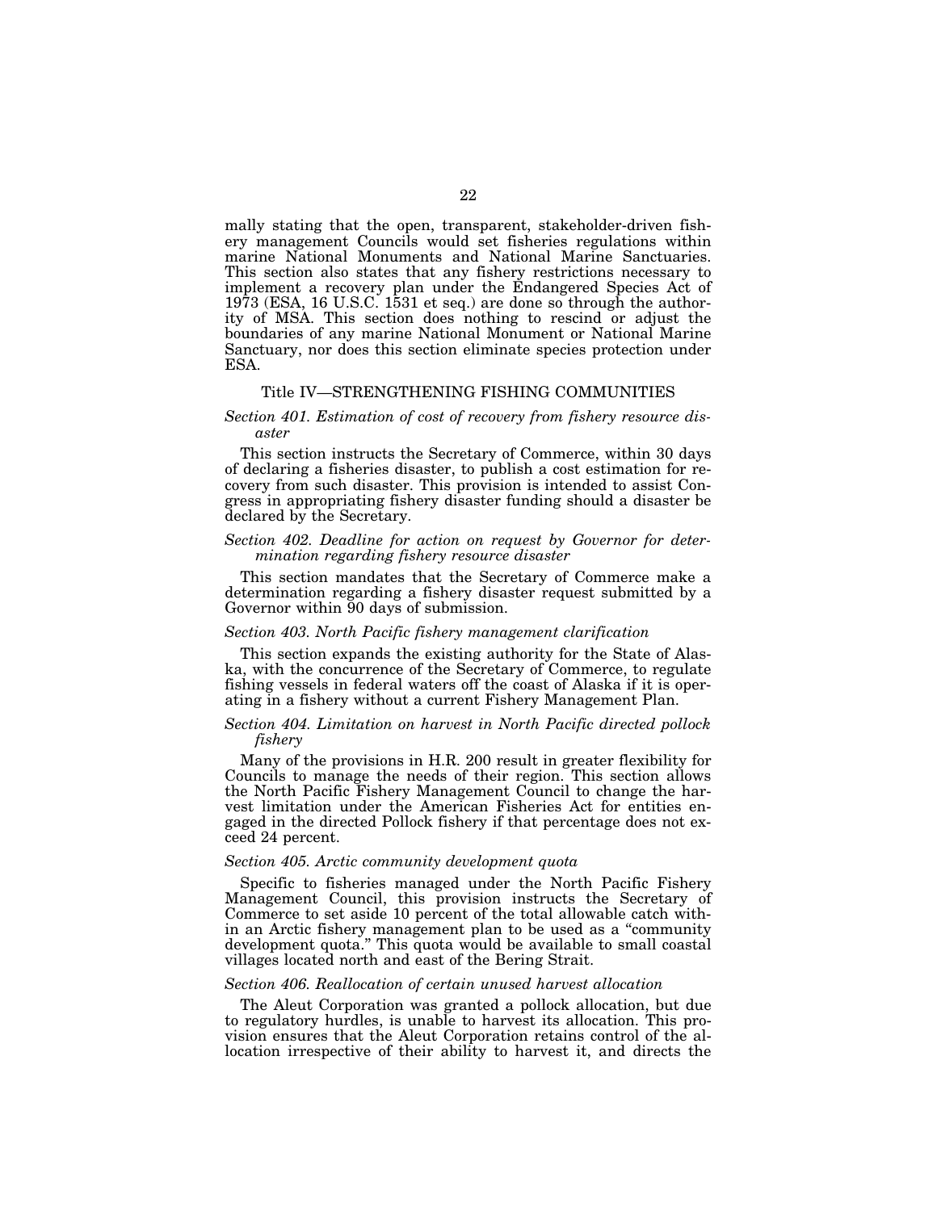mally stating that the open, transparent, stakeholder-driven fishery management Councils would set fisheries regulations within marine National Monuments and National Marine Sanctuaries. This section also states that any fishery restrictions necessary to implement a recovery plan under the Endangered Species Act of 1973 (ESA, 16 U.S.C. 1531 et seq.) are done so through the authority of MSA. This section does nothing to rescind or adjust the boundaries of any marine National Monument or National Marine Sanctuary, nor does this section eliminate species protection under ESA.

## Title IV—STRENGTHENING FISHING COMMUNITIES

*Section 401. Estimation of cost of recovery from fishery resource disaster*

This section instructs the Secretary of Commerce, within 30 days of declaring a fisheries disaster, to publish a cost estimation for recovery from such disaster. This provision is intended to assist Congress in appropriating fishery disaster funding should a disaster be declared by the Secretary.

*Section 402. Deadline for action on request by Governor for determination regarding fishery resource disaster*

This section mandates that the Secretary of Commerce make a determination regarding a fishery disaster request submitted by a Governor within 90 days of submission.

*Section 403. North Pacific fishery management clarification*

This section expands the existing authority for the State of Alaska, with the concurrence of the Secretary of Commerce, to regulate fishing vessels in federal waters off the coast of Alaska if it is operating in a fishery without a current Fishery Management Plan.

*Section 404. Limitation on harvest in North Pacific directed pollock fishery*

Many of the provisions in H.R. 200 result in greater flexibility for Councils to manage the needs of their region. This section allows the North Pacific Fishery Management Council to change the harvest limitation under the American Fisheries Act for entities engaged in the directed Pollock fishery if that percentage does not exceed 24 percent.

*Section 405. Arctic community development quota*

Specific to fisheries managed under the North Pacific Fishery Management Council, this provision instructs the Secretary of Commerce to set aside 10 percent of the total allowable catch within an Arctic fishery management plan to be used as a "community development quota." This quota would be available to small coastal villages located north and east of the Bering Strait.

*Section 406. Reallocation of certain unused harvest allocation*

The Aleut Corporation was granted a pollock allocation, but due to regulatory hurdles, is unable to harvest its allocation. This provision ensures that the Aleut Corporation retains control of the allocation irrespective of their ability to harvest it, and directs the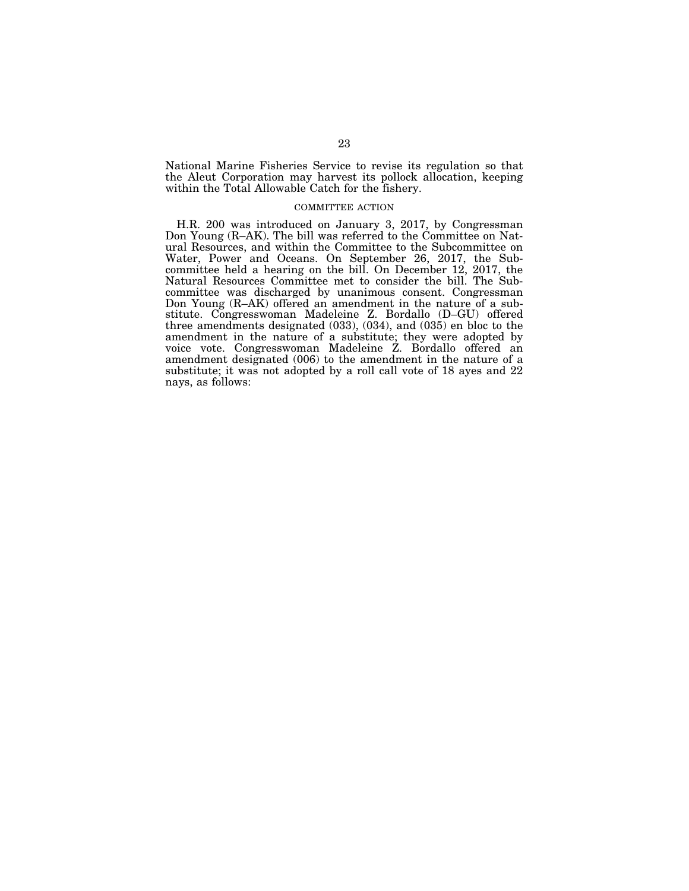National Marine Fisheries Service to revise its regulation so that the Aleut Corporation may harvest its pollock allocation, keeping within the Total Allowable Catch for the fishery.

## COMMITTEE ACTION

H.R. 200 was introduced on January 3, 2017, by Congressman Don Young (R–AK). The bill was referred to the Committee on Natural Resources, and within the Committee to the Subcommittee on Water, Power and Oceans. On September 26, 2017, the Subcommittee held a hearing on the bill. On December 12, 2017, the Natural Resources Committee met to consider the bill. The Subcommittee was discharged by unanimous consent. Congressman Don Young (R–AK) offered an amendment in the nature of a substitute. Congresswoman Madeleine Z. Bordallo (D–GU) offered three amendments designated (033), (034), and (035) en bloc to the amendment in the nature of a substitute; they were adopted by voice vote. Congresswoman Madeleine Z. Bordallo offered an amendment designated (006) to the amendment in the nature of a substitute; it was not adopted by a roll call vote of 18 ayes and 22 nays, as follows: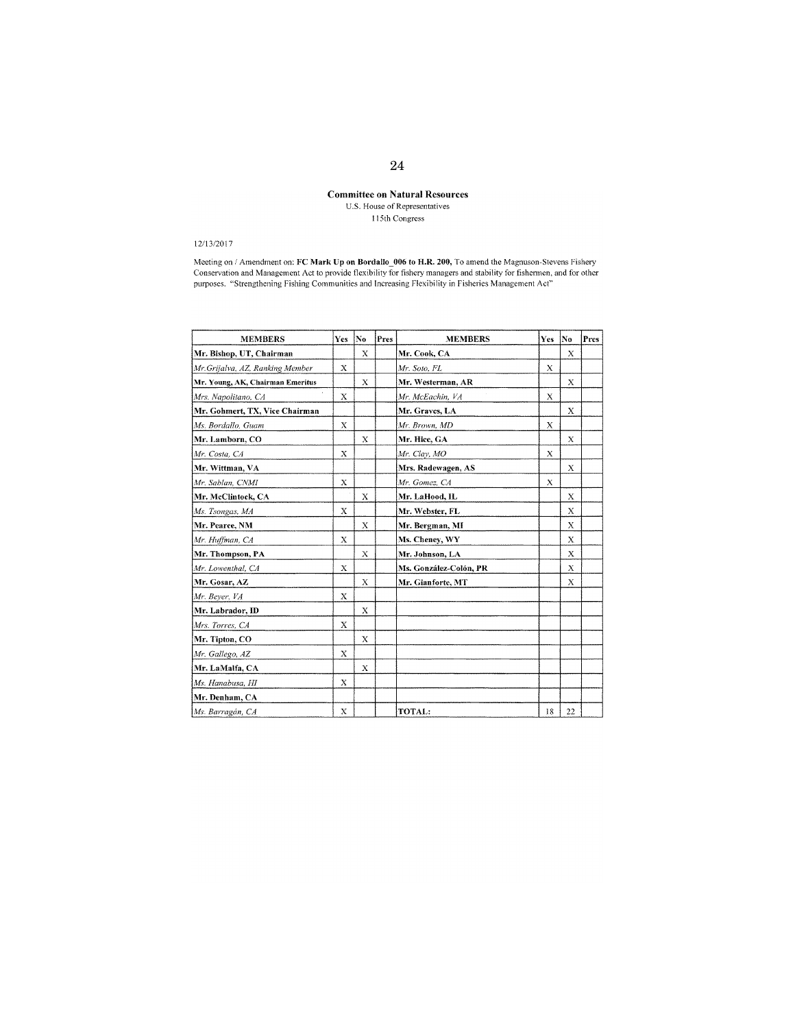**Committee on Natural Resources**

U.S. House of Representatives

115th Congress

12/13/2017

Meeting on / Amendment on: **FC Mark Up on Bordallo_006 to H.R. 200,** To amend the Magnuson-Stevens Fishery Conservation and Management Act to provide flexibility for fishery managers and stability for fishermen, and for other purposes. "Strengthening Fishing Communities and Increasing Flexibility in Fisheries Management Act"

| MEMBERS | Yes | No | Pres | MEMBERS | Yes | No | Pres |
|---|---|---|---|---|---|---|---|
| **Mr. Bishop, UT, Chairman** | | X | | **Mr. Cook, CA** | | X | |
| *Mr.Grijalva, AZ, Ranking Member* | X | | | *Mr. Soto, FL* | X | | |
| **Mr. Young, AK, Chairman Emeritus** | | X | | **Mr. Westerman, AR** | | X | |
| *Mrs. Napolitano, CA* | X | | | *Mr. McEachin, VA* | X | | |
| **Mr. Gohmert, TX, Vice Chairman** | | | | **Mr. Graves, LA** | | X | |
| *Ms. Bordallo, Guam* | X | | | *Mr. Brown, MD* | X | | |
| **Mr. Lamborn, CO** | | X | | **Mr. Hice, GA** | | X | |
| *Mr. Costa, CA* | X | | | *Mr. Clay, MO* | X | | |
| **Mr. Wittman, VA** | | | | **Mrs. Radewagen, AS** | | X | |
| *Mr. Sablan, CNMI* | X | | | *Mr. Gomez, CA* | X | | |
| **Mr. McClintock, CA** | | X | | **Mr. LaHood, IL** | | X | |
| *Ms. Tsongas, MA* | X | | | **Mr. Webster, FL** | | X | |
| **Mr. Pearce, NM** | | X | | **Mr. Bergman, MI** | | X | |
| *Mr. Huffman, CA* | X | | | **Ms. Cheney, WY** | | X | |
| **Mr. Thompson, PA** | | X | | **Mr. Johnson, LA** | | X | |
| *Mr. Lowenthal, CA* | X | | | **Ms. González-Colón, PR** | | X | |
| **Mr. Gosar, AZ** | | X | | **Mr. Gianforte, MT** | | X | |
| *Mr. Beyer, VA* | X | | | | | | |
| **Mr. Labrador, ID** | | X | | | | | |
| *Mrs. Torres, CA* | X | | | | | | |
| **Mr. Tipton, CO** | | X | | | | | |
| *Mr. Gallego, AZ* | X | | | | | | |
| **Mr. LaMalfa, CA** | | X | | | | | |
| *Ms. Hanabusa, HI* | X | | | | | | |
| **Mr. Denham, CA** | | | | | | | |
| *Ms. Barragán, CA* | X | | | TOTAL: | 18 | 22 | |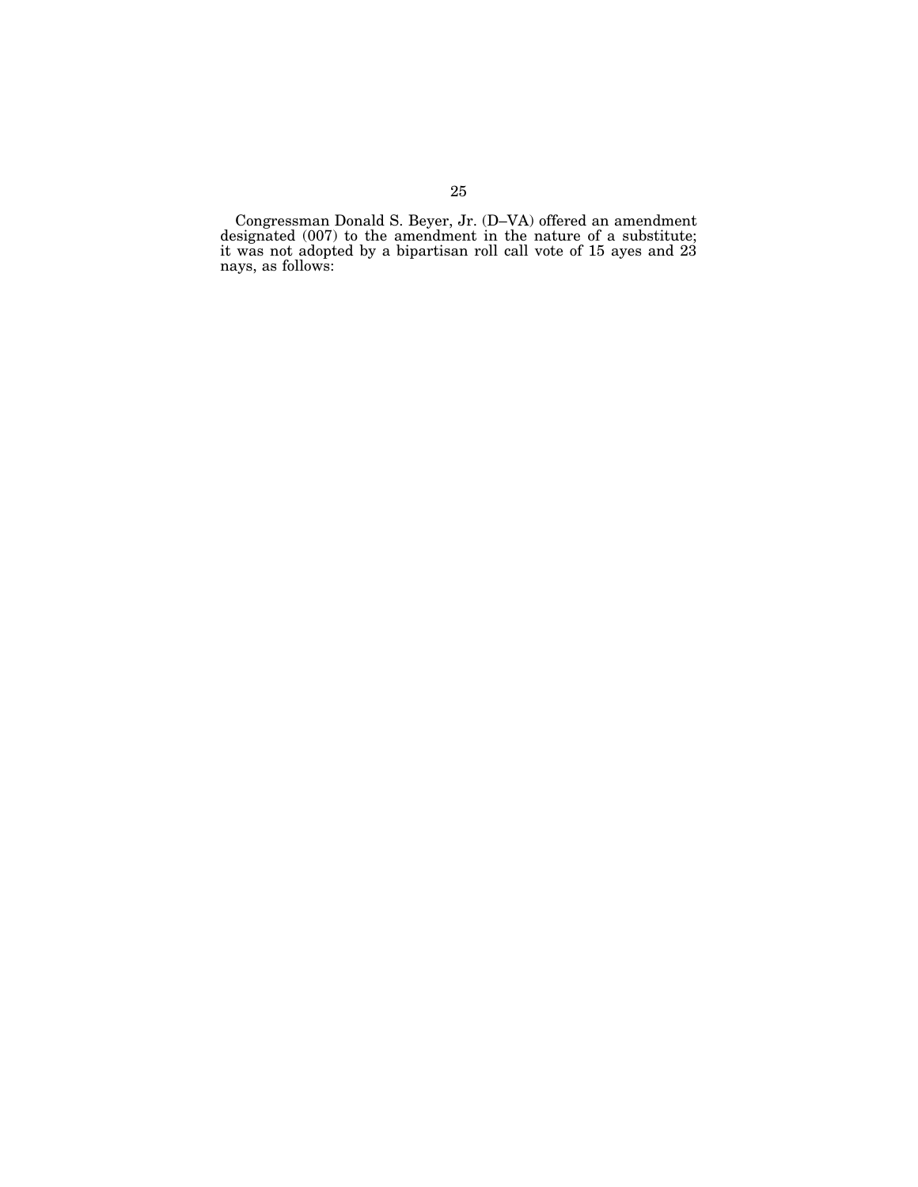Congressman Donald S. Beyer, Jr. (D–VA) offered an amendment designated (007) to the amendment in the nature of a substitute; it was not adopted by a bipartisan roll call vote of 15 ayes and 23 nays, as follows: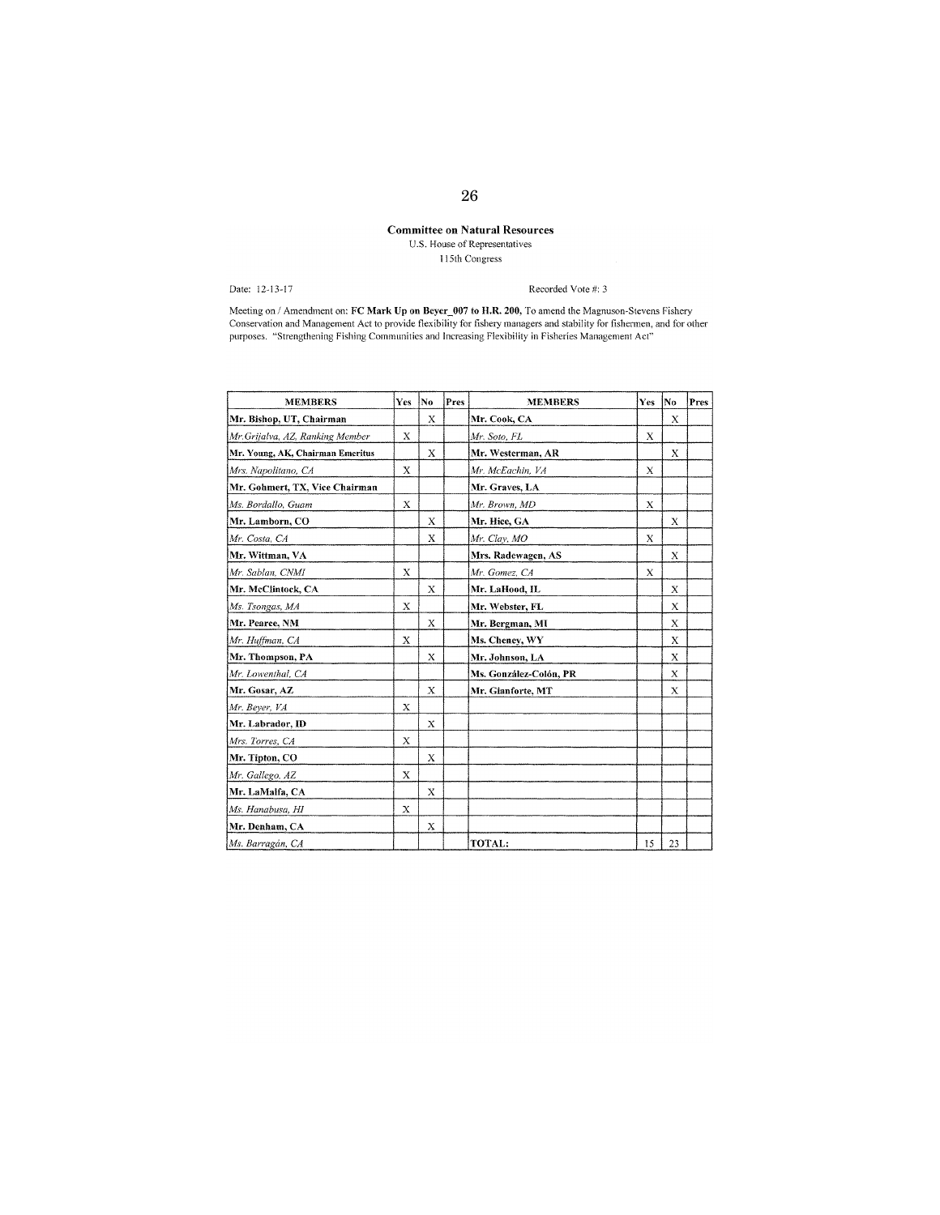**Committee on Natural Resources**
U.S. House of Representatives
115th Congress

Date: 12-13-17

Recorded Vote #: 3

Meeting on / Amendment on: **FC Mark Up on Beyer_007 to H.R. 200,** To amend the Magnuson-Stevens Fishery Conservation and Management Act to provide flexibility for fishery managers and stability for fishermen, and for other purposes. "Strengthening Fishing Communities and Increasing Flexibility in Fisheries Management Act"

| MEMBERS | Yes | No | Pres | MEMBERS | Yes | No | Pres |
|---|---|---|---|---|---|---|---|
| **Mr. Bishop, UT, Chairman** | | X | | **Mr. Cook, CA** | | X | |
| *Mr.Grijalva, AZ, Ranking Member* | X | | | *Mr. Soto, FL* | X | | |
| **Mr. Young, AK, Chairman Emeritus** | | X | | **Mr. Westerman, AR** | | X | |
| *Mrs. Napolitano, CA* | X | | | *Mr. McEachin, VA* | X | | |
| **Mr. Gohmert, TX, Vice Chairman** | | | | **Mr. Graves, LA** | | | |
| *Ms. Bordallo, Guam* | X | | | *Mr. Brown, MD* | X | | |
| **Mr. Lamborn, CO** | | X | | **Mr. Hice, GA** | | X | |
| *Mr. Costa, CA* | | X | | *Mr. Clay, MO* | X | | |
| **Mr. Wittman, VA** | | | | **Mrs. Radewagen, AS** | | X | |
| *Mr. Sablan, CNMI* | X | | | *Mr. Gomez, CA* | X | | |
| **Mr. McClintock, CA** | | X | | **Mr. LaHood, IL** | | X | |
| *Ms. Tsongas, MA* | X | | | **Mr. Webster, FL** | | X | |
| **Mr. Pearce, NM** | | X | | **Mr. Bergman, MI** | | X | |
| *Mr. Huffman, CA* | X | | | **Ms. Cheney, WY** | | X | |
| **Mr. Thompson, PA** | | X | | **Mr. Johnson, LA** | | X | |
| *Mr. Lowenthal, CA* | | | | **Ms. González-Colón, PR** | | X | |
| **Mr. Gosar, AZ** | | X | | **Mr. Gianforte, MT** | | X | |
| *Mr. Beyer, VA* | X | | | | | | |
| **Mr. Labrador, ID** | | X | | | | | |
| *Mrs. Torres, CA* | X | | | | | | |
| **Mr. Tipton, CO** | | X | | | | | |
| *Mr. Gallego, AZ* | X | | | | | | |
| **Mr. LaMalfa, CA** | | X | | | | | |
| *Ms. Hanabusa, HI* | X | | | | | | |
| **Mr. Denham, CA** | | X | | | | | |
| *Ms. Barragán, CA* | | | | **TOTAL:** | 15 | 23 | |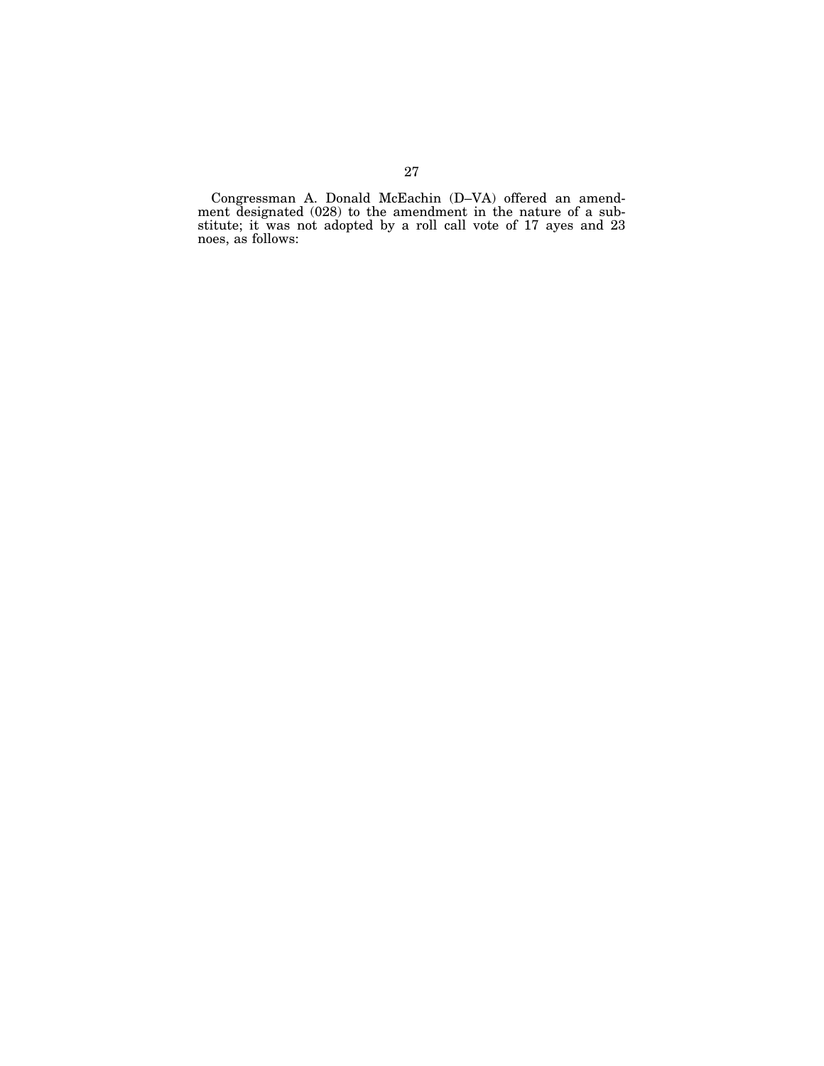Congressman A. Donald McEachin (D–VA) offered an amendment designated (028) to the amendment in the nature of a substitute; it was not adopted by a roll call vote of 17 ayes and 23 noes, as follows: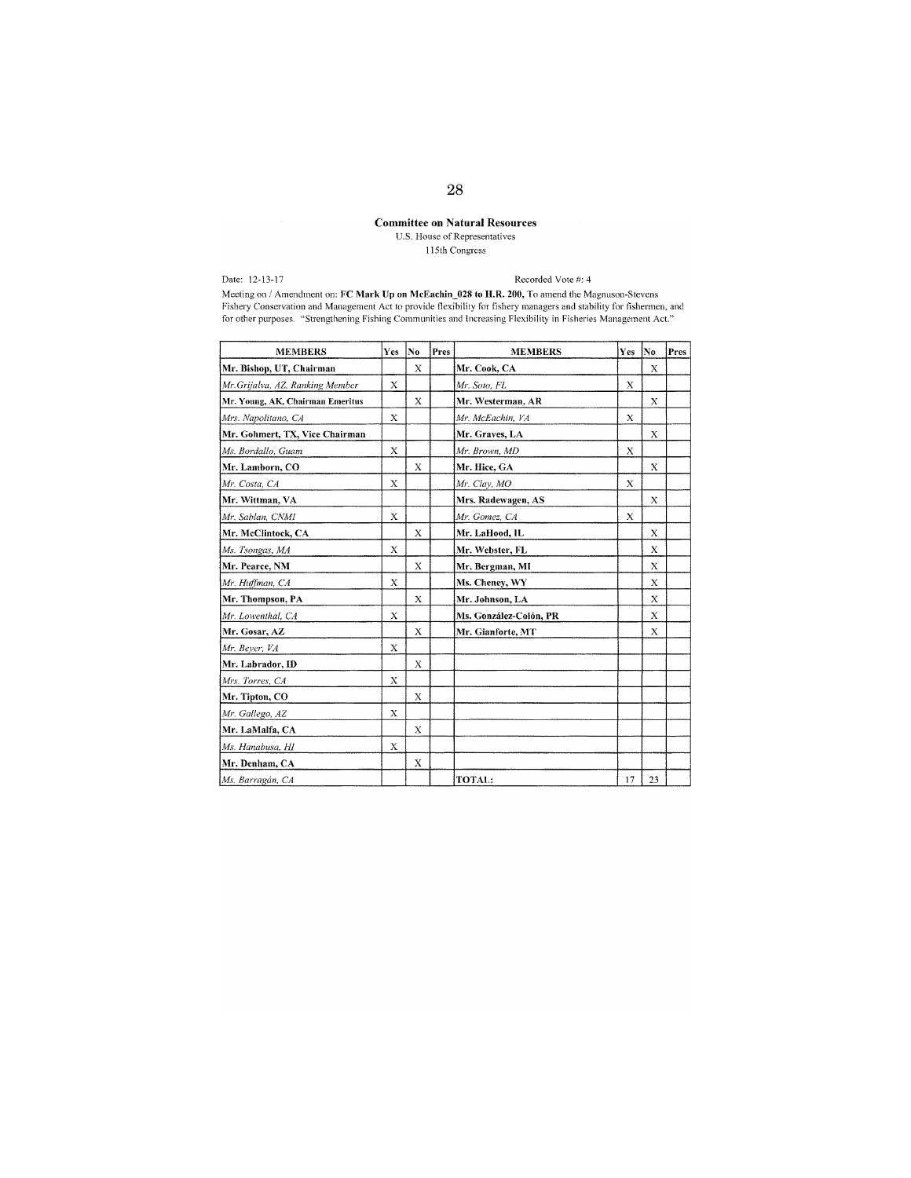**Committee on Natural Resources**

U.S. House of Representatives

115th Congress

Date: 12-13-17

Recorded Vote #: 4

Meeting on / Amendment on: **FC Mark Up on McEachin_028 to H.R. 200,** To amend the Magnuson-Stevens Fishery Conservation and Management Act to provide flexibility for fishery managers and stability for fishermen, and for other purposes. "Strengthening Fishing Communities and Increasing Flexibility in Fisheries Management Act."

| MEMBERS | Yes | No | Pres | MEMBERS | Yes | No | Pres |
|---|---|---|---|---|---|---|---|
| **Mr. Bishop, UT, Chairman** | | X | | **Mr. Cook, CA** | | X | |
| *Mr. Grijalva, AZ, Ranking Member* | X | | | *Mr. Soto, FL* | X | | |
| **Mr. Young, AK, Chairman Emeritus** | | X | | **Mr. Westerman, AR** | | X | |
| *Mrs. Napolitano, CA* | X | | | *Mr. McEachin, VA* | X | | |
| **Mr. Gohmert, TX, Vice Chairman** | | | | **Mr. Graves, LA** | | X | |
| *Ms. Bordallo, Guam* | X | | | *Mr. Brown, MD* | X | | |
| **Mr. Lamborn, CO** | | X | | **Mr. Hice, GA** | | X | |
| *Mr. Costa, CA* | X | | | *Mr. Clay, MO* | X | | |
| **Mr. Wittman, VA** | | | | **Mrs. Radewagen, AS** | | X | |
| *Mr. Sablan, CNMI* | X | | | *Mr. Gomez, CA* | X | | |
| **Mr. McClintock, CA** | | X | | **Mr. LaHood, IL** | | X | |
| *Ms. Tsongas, MA* | X | | | **Mr. Webster, FL** | | X | |
| **Mr. Pearce, NM** | | X | | **Mr. Bergman, MI** | | X | |
| *Mr. Huffman, CA* | X | | | **Ms. Cheney, WY** | | X | |
| **Mr. Thompson, PA** | | X | | **Mr. Johnson, LA** | | X | |
| *Mr. Lowenthal, CA* | X | | | **Ms. González-Colón, PR** | | X | |
| **Mr. Gosar, AZ** | | X | | **Mr. Gianforte, MT** | | X | |
| *Mr. Beyer, VA* | X | | | | | | |
| **Mr. Labrador, ID** | | X | | | | | |
| *Mrs. Torres, CA* | X | | | | | | |
| **Mr. Tipton, CO** | | X | | | | | |
| *Mr. Gallego, AZ* | X | | | | | | |
| **Mr. LaMalfa, CA** | | X | | | | | |
| *Ms. Hanabusa, HI* | X | | | | | | |
| **Mr. Denham, CA** | | X | | | | | |
| *Ms. Barragán, CA* | | | | **TOTAL:** | 17 | 23 | |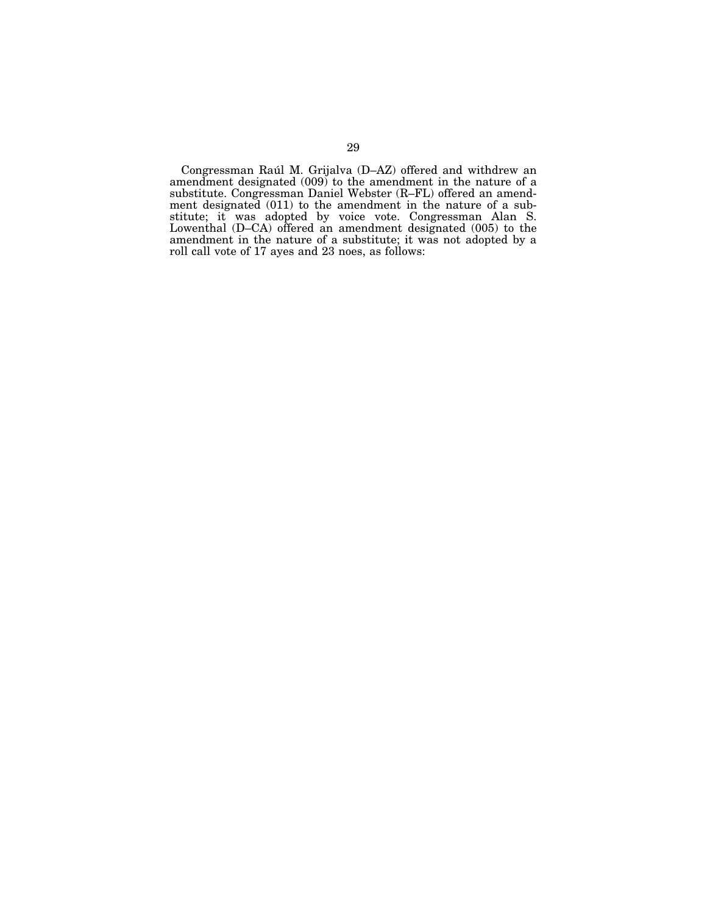Congressman Raúl M. Grijalva (D–AZ) offered and withdrew an amendment designated (009) to the amendment in the nature of a substitute. Congressman Daniel Webster (R–FL) offered an amendment designated (011) to the amendment in the nature of a substitute; it was adopted by voice vote. Congressman Alan S. Lowenthal (D–CA) offered an amendment designated (005) to the amendment in the nature of a substitute; it was not adopted by a roll call vote of 17 ayes and 23 noes, as follows: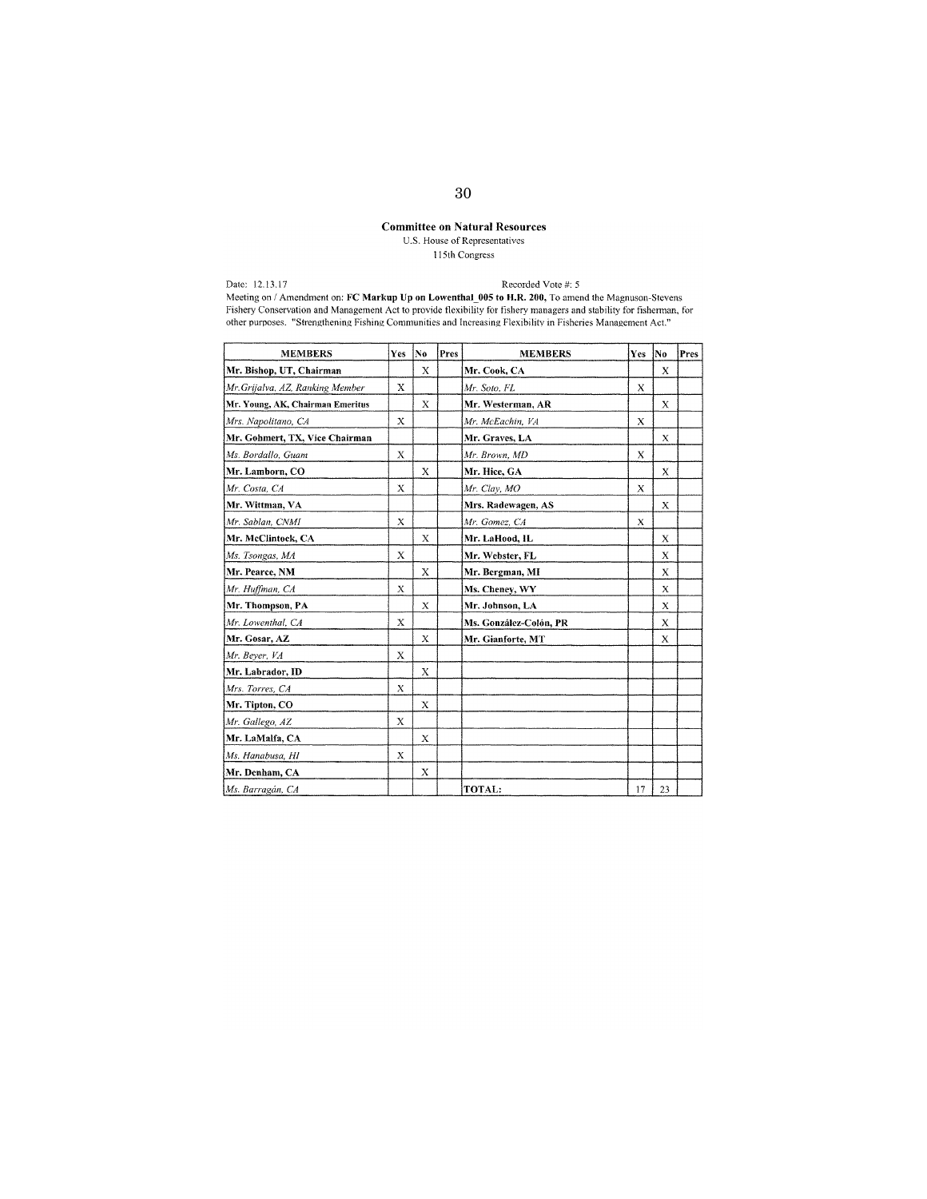**Committee on Natural Resources**

U.S. House of Representatives

115th Congress

Date: 12.13.17

Recorded Vote #: 5

Meeting on / Amendment on: **FC Markup Up on Lowenthal_005 to H.R. 200,** To amend the Magnuson-Stevens Fishery Conservation and Management Act to provide flexibility for fishery managers and stability for fisherman, for other purposes. "Strengthening Fishing Communities and Increasing Flexibility in Fisheries Management Act."

| MEMBERS | Yes | No | Pres | MEMBERS | Yes | No | Pres |
|---|---|---|---|---|---|---|---|
| **Mr. Bishop, UT, Chairman** | | X | | **Mr. Cook, CA** | | X | |
| *Mr. Grijalva, AZ, Ranking Member* | X | | | *Mr. Soto, FL* | X | | |
| **Mr. Young, AK, Chairman Emeritus** | | X | | **Mr. Westerman, AR** | | X | |
| *Mrs. Napolitano, CA* | X | | | *Mr. McEachin, VA* | X | | |
| **Mr. Gohmert, TX, Vice Chairman** | | | | **Mr. Graves, LA** | | X | |
| *Ms. Bordallo, Guam* | X | | | *Mr. Brown, MD* | X | | |
| **Mr. Lamborn, CO** | | X | | **Mr. Hice, GA** | | X | |
| *Mr. Costa, CA* | X | | | *Mr. Clay, MO* | X | | |
| **Mr. Wittman, VA** | | | | **Mrs. Radewagen, AS** | | X | |
| *Mr. Sablan, CNMI* | X | | | *Mr. Gomez, CA* | X | | |
| **Mr. McClintock, CA** | | X | | **Mr. LaHood, IL** | | X | |
| *Ms. Tsongas, MA* | X | | | **Mr. Webster, FL** | | X | |
| **Mr. Pearce, NM** | | X | | **Mr. Bergman, MI** | | X | |
| *Mr. Huffman, CA* | X | | | **Ms. Cheney, WY** | | X | |
| **Mr. Thompson, PA** | | X | | **Mr. Johnson, LA** | | X | |
| *Mr. Lowenthal, CA* | X | | | **Ms. González-Colón, PR** | | X | |
| **Mr. Gosar, AZ** | | X | | **Mr. Gianforte, MT** | | X | |
| *Mr. Beyer, VA* | X | | | | | | |
| **Mr. Labrador, ID** | | X | | | | | |
| *Mrs. Torres, CA* | X | | | | | | |
| **Mr. Tipton, CO** | | X | | | | | |
| *Mr. Gallego, AZ* | X | | | | | | |
| **Mr. LaMalfa, CA** | | X | | | | | |
| *Ms. Hanabusa, HI* | X | | | | | | |
| **Mr. Denham, CA** | | X | | | | | |
| *Ms. Barragán, CA* | | | | **TOTAL:** | 17 | 23 | |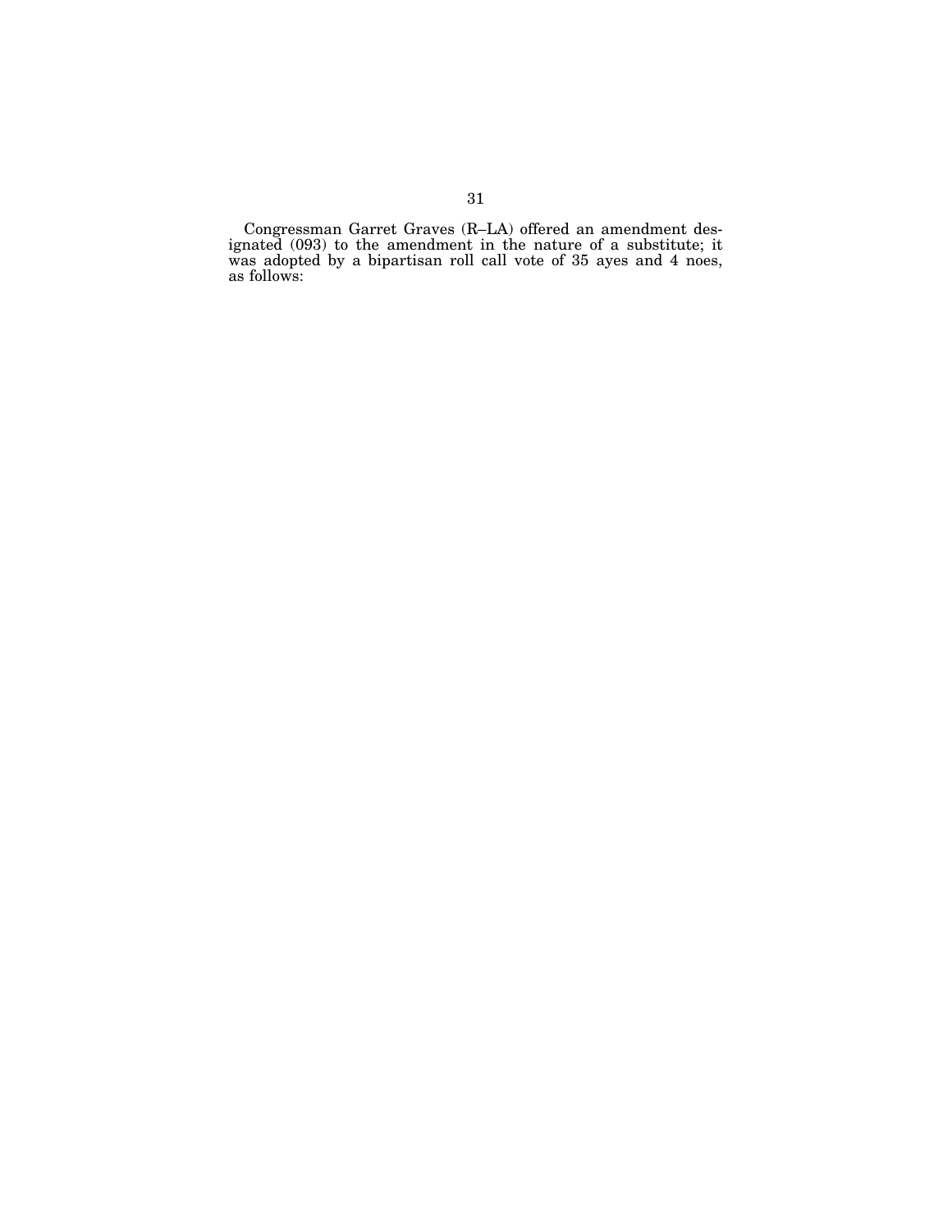Congressman Garret Graves (R–LA) offered an amendment designated (093) to the amendment in the nature of a substitute; it was adopted by a bipartisan roll call vote of 35 ayes and 4 noes, as follows: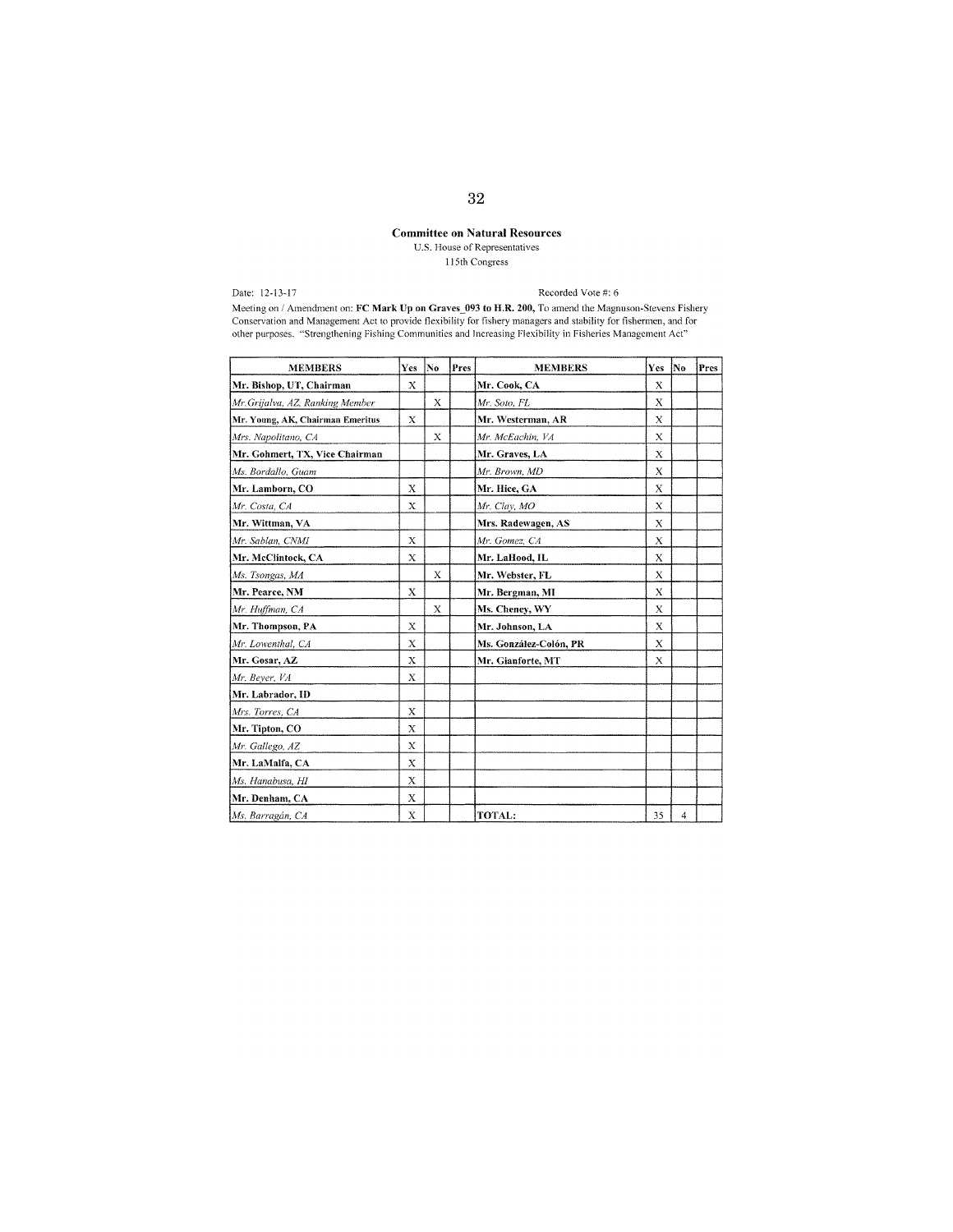**Committee on Natural Resources**

U.S. House of Representatives

115th Congress

Date: 12-13-17

Recorded Vote #: 6

Meeting on / Amendment on: **FC Mark Up on Graves_093 to H.R. 200,** To amend the Magnuson-Stevens Fishery Conservation and Management Act to provide flexibility for fishery managers and stability for fishermen, and for other purposes. "Strengthening Fishing Communities and Increasing Flexibility in Fisheries Management Act"

| MEMBERS | Yes | No | Pres | MEMBERS | Yes | No | Pres |
|---|---|---|---|---|---|---|---|
| **Mr. Bishop, UT, Chairman** | X | | | **Mr. Cook, CA** | X | | |
| *Mr.Grijalva, AZ, Ranking Member* | | X | | *Mr. Soto, FL* | X | | |
| **Mr. Young, AK, Chairman Emeritus** | X | | | **Mr. Westerman, AR** | X | | |
| *Mrs. Napolitano, CA* | | X | | *Mr. McEachin, VA* | X | | |
| **Mr. Gohmert, TX, Vice Chairman** | | | | **Mr. Graves, LA** | X | | |
| *Ms. Bordallo, Guam* | | | | *Mr. Brown, MD* | X | | |
| **Mr. Lamborn, CO** | X | | | **Mr. Hice, GA** | X | | |
| *Mr. Costa, CA* | X | | | *Mr. Clay, MO* | X | | |
| **Mr. Wittman, VA** | | | | **Mrs. Radewagen, AS** | X | | |
| *Mr. Sablan, CNMI* | X | | | *Mr. Gomez, CA* | X | | |
| **Mr. McClintock, CA** | X | | | **Mr. LaHood, IL** | X | | |
| *Ms. Tsongas, MA* | | X | | **Mr. Webster, FL** | X | | |
| **Mr. Pearce, NM** | X | | | **Mr. Bergman, MI** | X | | |
| *Mr. Huffman, CA* | | X | | **Ms. Cheney, WY** | X | | |
| **Mr. Thompson, PA** | X | | | **Mr. Johnson, LA** | X | | |
| *Mr. Lowenthal, CA* | X | | | **Ms. González-Colón, PR** | X | | |
| **Mr. Gosar, AZ** | X | | | **Mr. Gianforte, MT** | X | | |
| *Mr. Beyer, VA* | X | | | | | | |
| **Mr. Labrador, ID** | | | | | | | |
| *Mrs. Torres, CA* | X | | | | | | |
| **Mr. Tipton, CO** | X | | | | | | |
| *Mr. Gallego, AZ* | X | | | | | | |
| **Mr. LaMalfa, CA** | X | | | | | | |
| *Ms. Hanabusa, HI* | X | | | | | | |
| **Mr. Denham, CA** | X | | | | | | |
| *Ms. Barragán, CA* | X | | | **TOTAL:** | 35 | 4 | |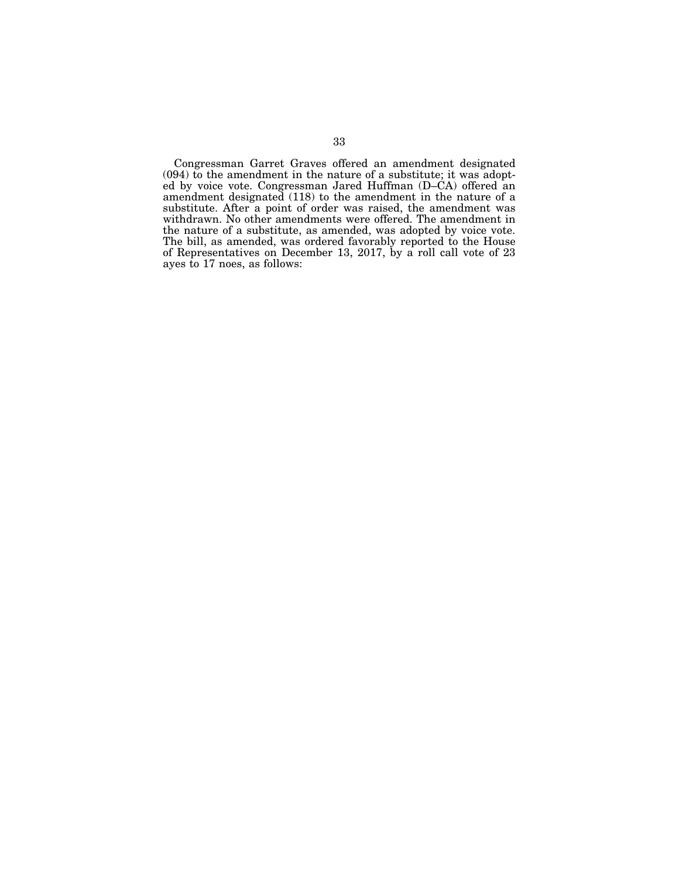Congressman Garret Graves offered an amendment designated (094) to the amendment in the nature of a substitute; it was adopted by voice vote. Congressman Jared Huffman (D–CA) offered an amendment designated (118) to the amendment in the nature of a substitute. After a point of order was raised, the amendment was withdrawn. No other amendments were offered. The amendment in the nature of a substitute, as amended, was adopted by voice vote. The bill, as amended, was ordered favorably reported to the House of Representatives on December 13, 2017, by a roll call vote of 23 ayes to 17 noes, as follows: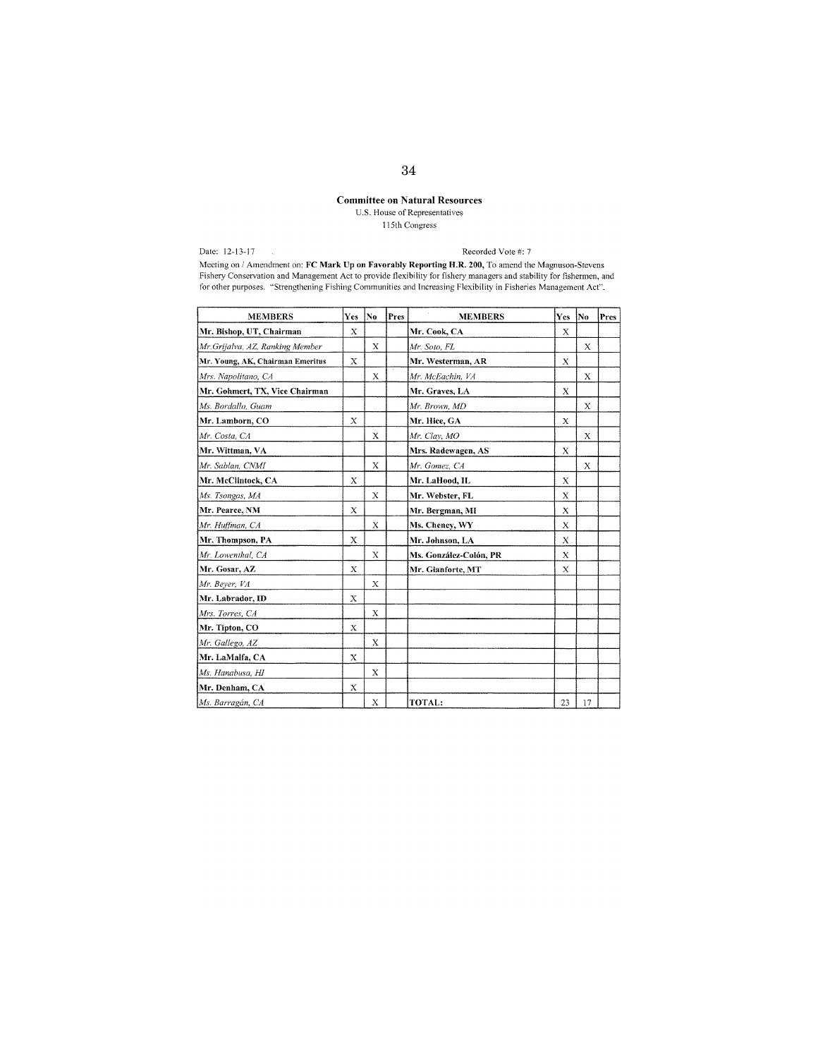**Committee on Natural Resources**
U.S. House of Representatives
115th Congress

Date: 12-13-17

Recorded Vote #: 7

Meeting on / Amendment on: **FC Mark Up on Favorably Reporting H.R. 200,** To amend the Magnuson-Stevens Fishery Conservation and Management Act to provide flexibility for fishery managers and stability for fishermen, and for other purposes. "Strengthening Fishing Communities and Increasing Flexibility in Fisheries Management Act".

| MEMBERS | Yes | No | Pres | MEMBERS | Yes | No | Pres |
|---|---|---|---|---|---|---|---|
| **Mr. Bishop, UT, Chairman** | X | | | **Mr. Cook, CA** | X | | |
| *Mr.Grijalva, AZ, Ranking Member* | | X | | *Mr. Soto, FL* | | X | |
| **Mr. Young, AK, Chairman Emeritus** | X | | | **Mr. Westerman, AR** | X | | |
| *Mrs. Napolitano, CA* | | X | | *Mr. McEachin, VA* | | X | |
| **Mr. Gohmert, TX, Vice Chairman** | | | | **Mr. Graves, LA** | X | | |
| *Ms. Bordallo, Guam* | | | | *Mr. Brown, MD* | | X | |
| **Mr. Lamborn, CO** | X | | | **Mr. Hice, GA** | X | | |
| *Mr. Costa, CA* | | X | | *Mr. Clay, MO* | | X | |
| **Mr. Wittman, VA** | | | | **Mrs. Radewagen, AS** | X | | |
| *Mr. Sablan, CNMI* | | X | | *Mr. Gomez, CA* | | X | |
| **Mr. McClintock, CA** | X | | | **Mr. LaHood, IL** | X | | |
| *Ms. Tsongas, MA* | | X | | **Mr. Webster, FL** | X | | |
| **Mr. Pearce, NM** | X | | | **Mr. Bergman, MI** | X | | |
| *Mr. Huffman, CA* | | X | | **Ms. Cheney, WY** | X | | |
| **Mr. Thompson, PA** | X | | | **Mr. Johnson, LA** | X | | |
| *Mr. Lowenthal, CA* | | X | | **Ms. González-Colón, PR** | X | | |
| **Mr. Gosar, AZ** | X | | | **Mr. Gianforte, MT** | X | | |
| *Mr. Beyer, VA* | | X | | | | | |
| **Mr. Labrador, ID** | X | | | | | | |
| *Mrs. Torres, CA* | | X | | | | | |
| **Mr. Tipton, CO** | X | | | | | | |
| *Mr. Gallego, AZ* | | X | | | | | |
| **Mr. LaMalfa, CA** | X | | | | | | |
| *Ms. Hanabusa, HI* | | X | | | | | |
| **Mr. Denham, CA** | X | | | | | | |
| *Ms. Barragán, CA* | | X | | TOTAL: | 23 | 17 | |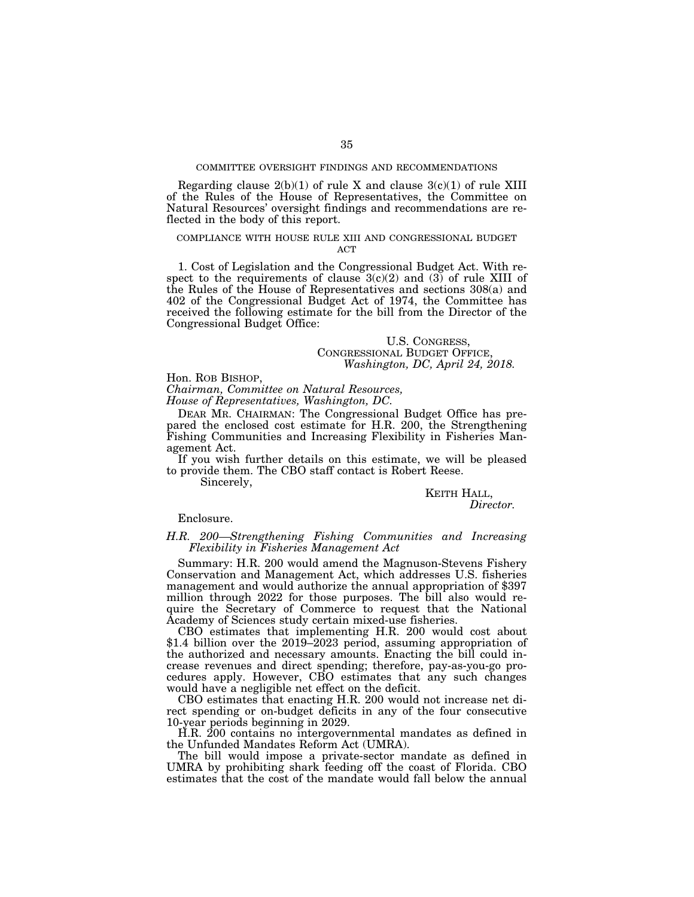## COMMITTEE OVERSIGHT FINDINGS AND RECOMMENDATIONS

Regarding clause 2(b)(1) of rule X and clause 3(c)(1) of rule XIII of the Rules of the House of Representatives, the Committee on Natural Resources' oversight findings and recommendations are reflected in the body of this report.

## COMPLIANCE WITH HOUSE RULE XIII AND CONGRESSIONAL BUDGET ACT

1. Cost of Legislation and the Congressional Budget Act. With respect to the requirements of clause 3(c)(2) and (3) of rule XIII of the Rules of the House of Representatives and sections 308(a) and 402 of the Congressional Budget Act of 1974, the Committee has received the following estimate for the bill from the Director of the Congressional Budget Office:

U.S. CONGRESS,
CONGRESSIONAL BUDGET OFFICE,
*Washington, DC, April 24, 2018.*

Hon. ROB BISHOP,
*Chairman, Committee on Natural Resources,*
*House of Representatives, Washington, DC.*

DEAR MR. CHAIRMAN: The Congressional Budget Office has prepared the enclosed cost estimate for H.R. 200, the Strengthening Fishing Communities and Increasing Flexibility in Fisheries Management Act.

If you wish further details on this estimate, we will be pleased to provide them. The CBO staff contact is Robert Reese.

Sincerely,

KEITH HALL,
*Director.*

Enclosure.

*H.R. 200—Strengthening Fishing Communities and Increasing Flexibility in Fisheries Management Act*

Summary: H.R. 200 would amend the Magnuson-Stevens Fishery Conservation and Management Act, which addresses U.S. fisheries management and would authorize the annual appropriation of $397 million through 2022 for those purposes. The bill also would require the Secretary of Commerce to request that the National Academy of Sciences study certain mixed-use fisheries.

CBO estimates that implementing H.R. 200 would cost about $1.4 billion over the 2019–2023 period, assuming appropriation of the authorized and necessary amounts. Enacting the bill could increase revenues and direct spending; therefore, pay-as-you-go procedures apply. However, CBO estimates that any such changes would have a negligible net effect on the deficit.

CBO estimates that enacting H.R. 200 would not increase net direct spending or on-budget deficits in any of the four consecutive 10-year periods beginning in 2029.

H.R. 200 contains no intergovernmental mandates as defined in the Unfunded Mandates Reform Act (UMRA).

The bill would impose a private-sector mandate as defined in UMRA by prohibiting shark feeding off the coast of Florida. CBO estimates that the cost of the mandate would fall below the annual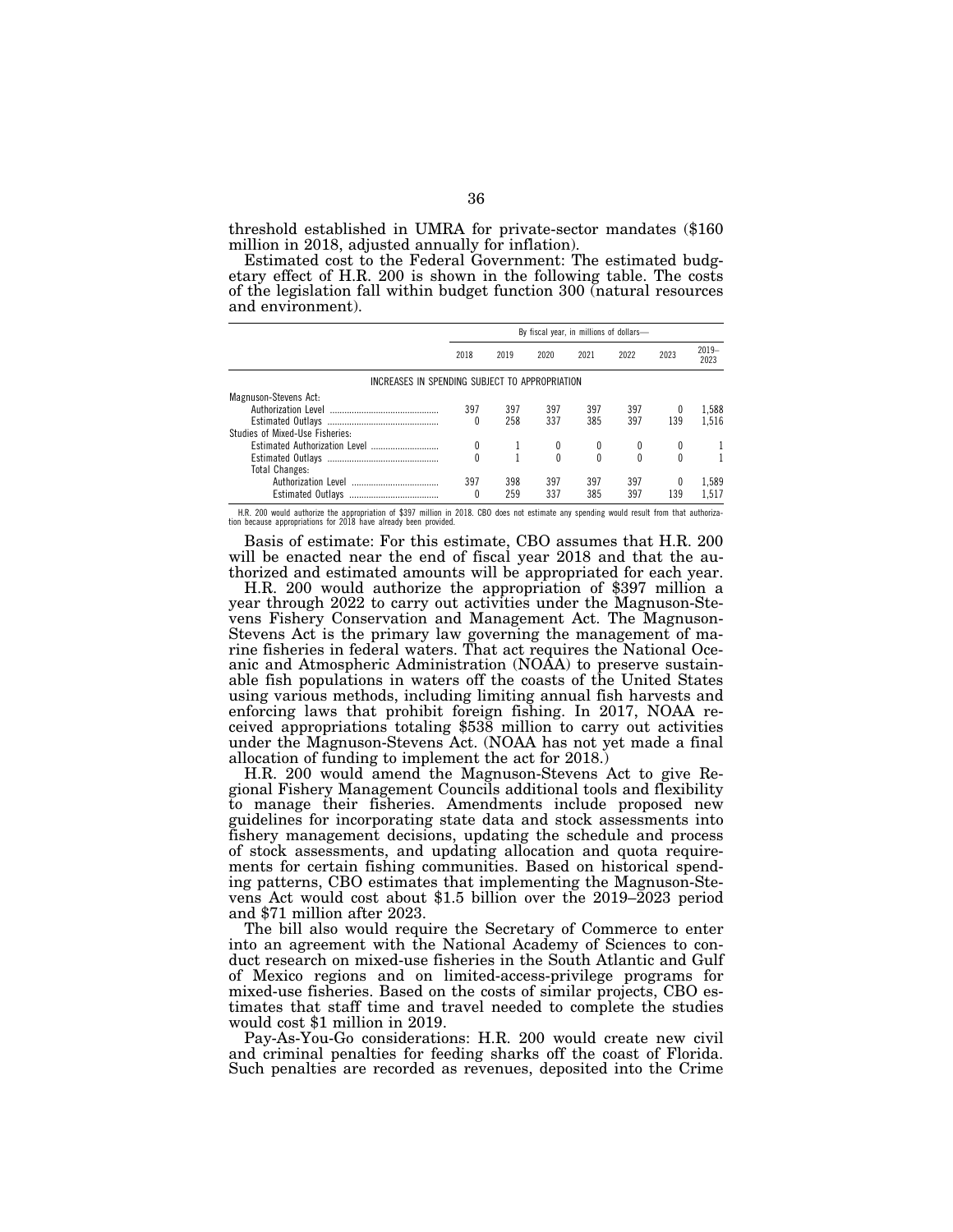threshold established in UMRA for private-sector mandates ($160 million in 2018, adjusted annually for inflation).

Estimated cost to the Federal Government: The estimated budgetary effect of H.R. 200 is shown in the following table. The costs of the legislation fall within budget function 300 (natural resources and environment).

| | By fiscal year, in millions of dollars— | | | | | | |
|---|---|---|---|---|---|---|---|
| | 2018 | 2019 | 2020 | 2021 | 2022 | 2023 | 2019–2023 |
| INCREASES IN SPENDING SUBJECT TO APPROPRIATION | | | | | | | |
| Magnuson-Stevens Act: | | | | | | | |
| Authorization Level | 397 | 397 | 397 | 397 | 397 | 0 | 1,588 |
| Estimated Outlays | 0 | 258 | 337 | 385 | 397 | 139 | 1,516 |
| Studies of Mixed-Use Fisheries: | | | | | | | |
| Estimated Authorization Level | 0 | 1 | 0 | 0 | 0 | 0 | 1 |
| Estimated Outlays | 0 | 1 | 0 | 0 | 0 | 0 | 1 |
| Total Changes: | | | | | | | |
| Authorization Level | 397 | 398 | 397 | 397 | 397 | 0 | 1,589 |
| Estimated Outlays | 0 | 259 | 337 | 385 | 397 | 139 | 1,517 |

H.R. 200 would authorize the appropriation of $397 million in 2018. CBO does not estimate any spending would result from that authorization because appropriations for 2018 have already been provided.

Basis of estimate: For this estimate, CBO assumes that H.R. 200 will be enacted near the end of fiscal year 2018 and that the authorized and estimated amounts will be appropriated for each year.

H.R. 200 would authorize the appropriation of $397 million a year through 2022 to carry out activities under the Magnuson-Stevens Fishery Conservation and Management Act. The Magnuson-Stevens Act is the primary law governing the management of marine fisheries in federal waters. That act requires the National Oceanic and Atmospheric Administration (NOAA) to preserve sustainable fish populations in waters off the coasts of the United States using various methods, including limiting annual fish harvests and enforcing laws that prohibit foreign fishing. In 2017, NOAA received appropriations totaling $538 million to carry out activities under the Magnuson-Stevens Act. (NOAA has not yet made a final allocation of funding to implement the act for 2018.)

H.R. 200 would amend the Magnuson-Stevens Act to give Regional Fishery Management Councils additional tools and flexibility to manage their fisheries. Amendments include proposed new guidelines for incorporating state data and stock assessments into fishery management decisions, updating the schedule and process of stock assessments, and updating allocation and quota requirements for certain fishing communities. Based on historical spending patterns, CBO estimates that implementing the Magnuson-Stevens Act would cost about $1.5 billion over the 2019–2023 period and $71 million after 2023.

The bill also would require the Secretary of Commerce to enter into an agreement with the National Academy of Sciences to conduct research on mixed-use fisheries in the South Atlantic and Gulf of Mexico regions and on limited-access-privilege programs for mixed-use fisheries. Based on the costs of similar projects, CBO estimates that staff time and travel needed to complete the studies would cost $1 million in 2019.

Pay-As-You-Go considerations: H.R. 200 would create new civil and criminal penalties for feeding sharks off the coast of Florida. Such penalties are recorded as revenues, deposited into the Crime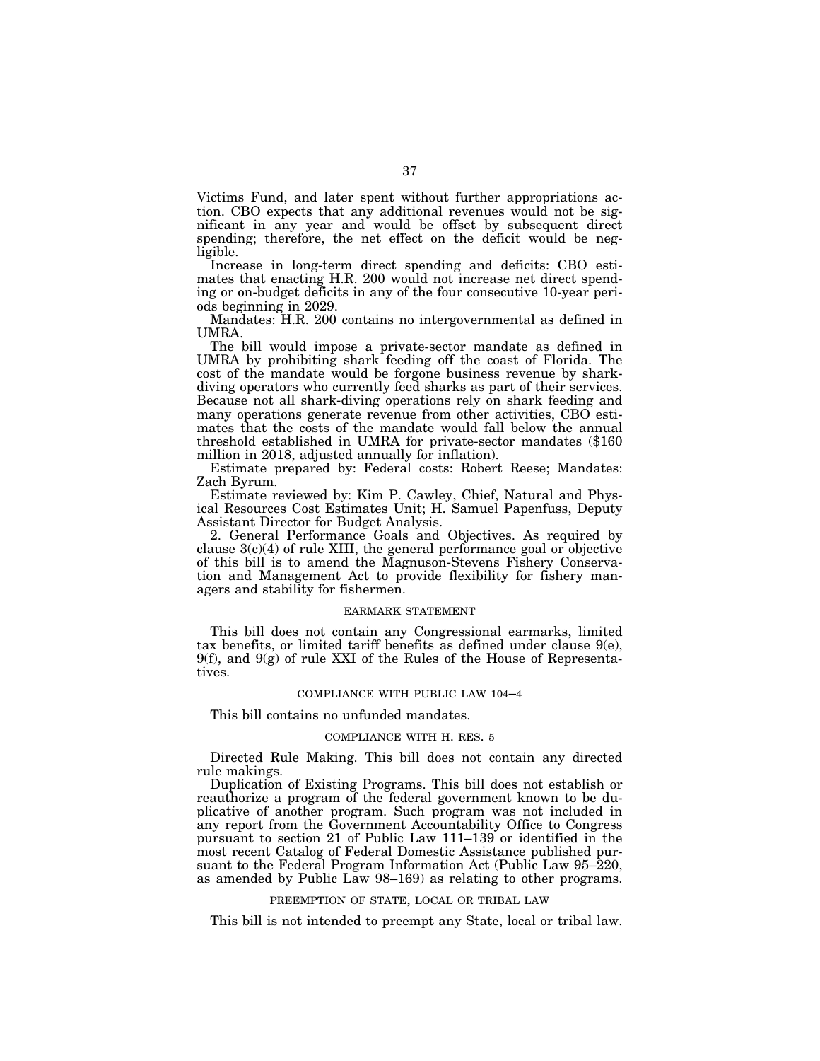Victims Fund, and later spent without further appropriations action. CBO expects that any additional revenues would not be significant in any year and would be offset by subsequent direct spending; therefore, the net effect on the deficit would be negligible.

Increase in long-term direct spending and deficits: CBO estimates that enacting H.R. 200 would not increase net direct spending or on-budget deficits in any of the four consecutive 10-year periods beginning in 2029.

Mandates: H.R. 200 contains no intergovernmental as defined in UMRA.

The bill would impose a private-sector mandate as defined in UMRA by prohibiting shark feeding off the coast of Florida. The cost of the mandate would be forgone business revenue by shark-diving operators who currently feed sharks as part of their services. Because not all shark-diving operations rely on shark feeding and many operations generate revenue from other activities, CBO estimates that the costs of the mandate would fall below the annual threshold established in UMRA for private-sector mandates ($160 million in 2018, adjusted annually for inflation).

Estimate prepared by: Federal costs: Robert Reese; Mandates: Zach Byrum.

Estimate reviewed by: Kim P. Cawley, Chief, Natural and Physical Resources Cost Estimates Unit; H. Samuel Papenfuss, Deputy Assistant Director for Budget Analysis.

2. General Performance Goals and Objectives. As required by clause 3(c)(4) of rule XIII, the general performance goal or objective of this bill is to amend the Magnuson-Stevens Fishery Conservation and Management Act to provide flexibility for fishery managers and stability for fishermen.

## EARMARK STATEMENT

This bill does not contain any Congressional earmarks, limited tax benefits, or limited tariff benefits as defined under clause 9(e), 9(f), and 9(g) of rule XXI of the Rules of the House of Representatives.

## COMPLIANCE WITH PUBLIC LAW 104–4

This bill contains no unfunded mandates.

## COMPLIANCE WITH H. RES. 5

Directed Rule Making. This bill does not contain any directed rule makings.

Duplication of Existing Programs. This bill does not establish or reauthorize a program of the federal government known to be duplicative of another program. Such program was not included in any report from the Government Accountability Office to Congress pursuant to section 21 of Public Law 111–139 or identified in the most recent Catalog of Federal Domestic Assistance published pursuant to the Federal Program Information Act (Public Law 95–220, as amended by Public Law 98–169) as relating to other programs.

## PREEMPTION OF STATE, LOCAL OR TRIBAL LAW

This bill is not intended to preempt any State, local or tribal law.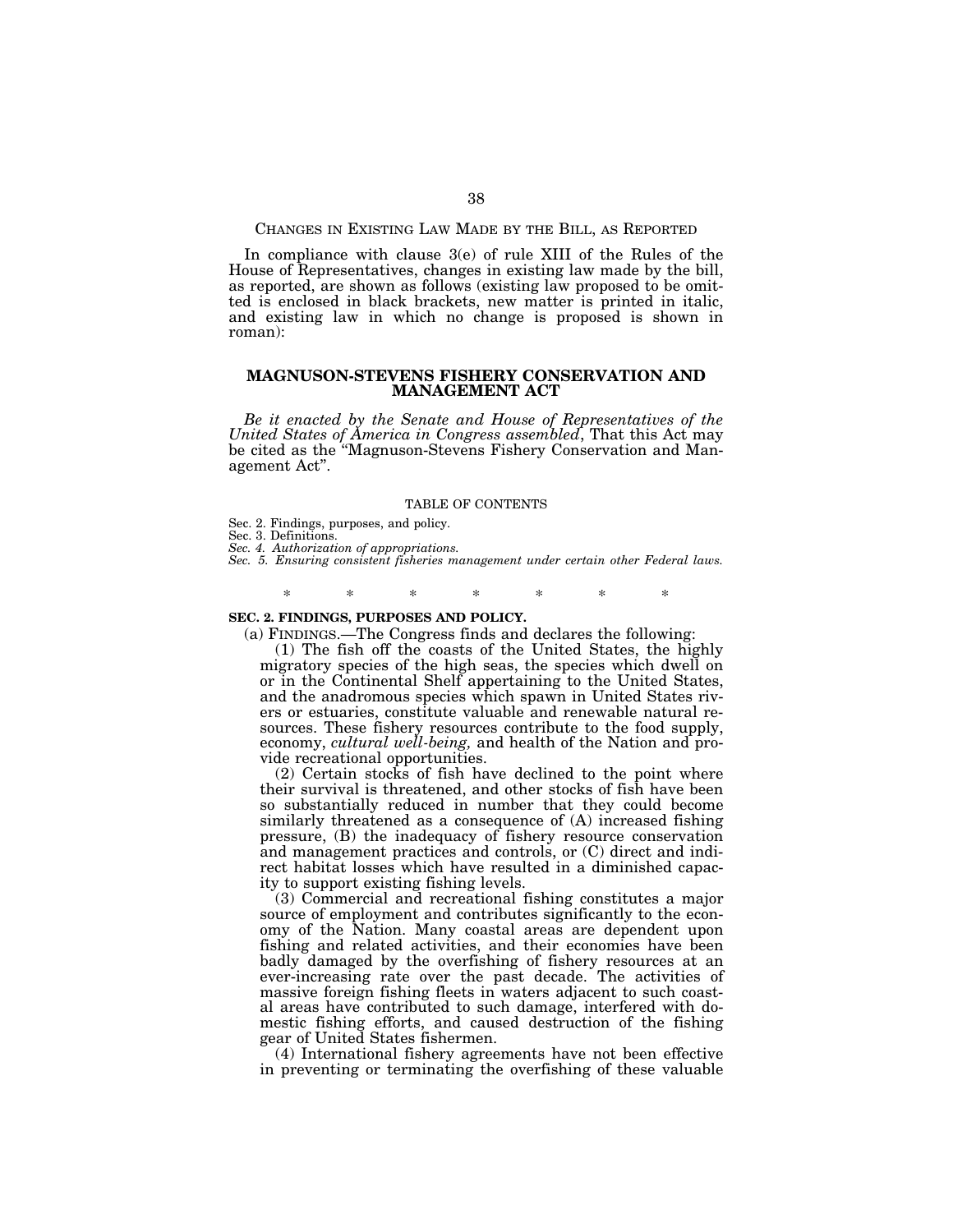CHANGES IN EXISTING LAW MADE BY THE BILL, AS REPORTED

In compliance with clause 3(e) of rule XIII of the Rules of the House of Representatives, changes in existing law made by the bill, as reported, are shown as follows (existing law proposed to be omitted is enclosed in black brackets, new matter is printed in italic, and existing law in which no change is proposed is shown in roman):

## MAGNUSON-STEVENS FISHERY CONSERVATION AND MANAGEMENT ACT

*Be it enacted by the Senate and House of Representatives of the United States of America in Congress assembled*, That this Act may be cited as the "Magnuson-Stevens Fishery Conservation and Management Act".

TABLE OF CONTENTS

Sec. 2. Findings, purposes, and policy.
Sec. 3. Definitions.
*Sec. 4. Authorization of appropriations.*
*Sec. 5. Ensuring consistent fisheries management under certain other Federal laws.*

\* \* \* \* \* \* \*

**SEC. 2. FINDINGS, PURPOSES AND POLICY.**

(a) FINDINGS.—The Congress finds and declares the following:

(1) The fish off the coasts of the United States, the highly migratory species of the high seas, the species which dwell on or in the Continental Shelf appertaining to the United States, and the anadromous species which spawn in United States rivers or estuaries, constitute valuable and renewable natural resources. These fishery resources contribute to the food supply, economy, *cultural well-being,* and health of the Nation and provide recreational opportunities.

(2) Certain stocks of fish have declined to the point where their survival is threatened, and other stocks of fish have been so substantially reduced in number that they could become similarly threatened as a consequence of (A) increased fishing pressure, (B) the inadequacy of fishery resource conservation and management practices and controls, or (C) direct and indirect habitat losses which have resulted in a diminished capacity to support existing fishing levels.

(3) Commercial and recreational fishing constitutes a major source of employment and contributes significantly to the economy of the Nation. Many coastal areas are dependent upon fishing and related activities, and their economies have been badly damaged by the overfishing of fishery resources at an ever-increasing rate over the past decade. The activities of massive foreign fishing fleets in waters adjacent to such coastal areas have contributed to such damage, interfered with domestic fishing efforts, and caused destruction of the fishing gear of United States fishermen.

(4) International fishery agreements have not been effective in preventing or terminating the overfishing of these valuable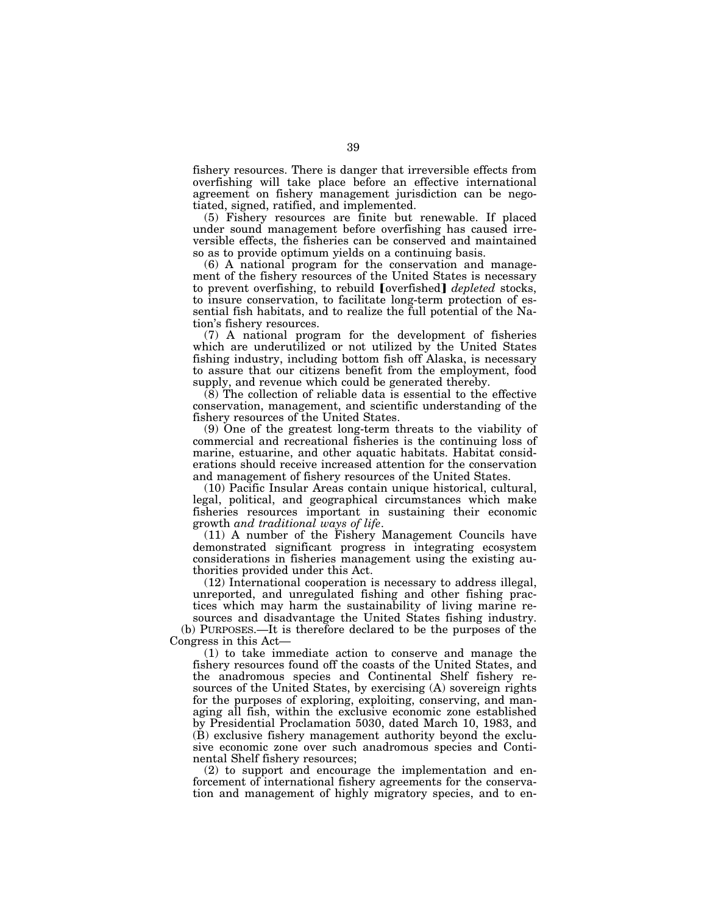fishery resources. There is danger that irreversible effects from overfishing will take place before an effective international agreement on fishery management jurisdiction can be negotiated, signed, ratified, and implemented.

(5) Fishery resources are finite but renewable. If placed under sound management before overfishing has caused irreversible effects, the fisheries can be conserved and maintained so as to provide optimum yields on a continuing basis.

(6) A national program for the conservation and management of the fishery resources of the United States is necessary to prevent overfishing, to rebuild 【overfished】 *depleted* stocks, to insure conservation, to facilitate long-term protection of essential fish habitats, and to realize the full potential of the Nation's fishery resources.

(7) A national program for the development of fisheries which are underutilized or not utilized by the United States fishing industry, including bottom fish off Alaska, is necessary to assure that our citizens benefit from the employment, food supply, and revenue which could be generated thereby.

(8) The collection of reliable data is essential to the effective conservation, management, and scientific understanding of the fishery resources of the United States.

(9) One of the greatest long-term threats to the viability of commercial and recreational fisheries is the continuing loss of marine, estuarine, and other aquatic habitats. Habitat considerations should receive increased attention for the conservation and management of fishery resources of the United States.

(10) Pacific Insular Areas contain unique historical, cultural, legal, political, and geographical circumstances which make fisheries resources important in sustaining their economic growth *and traditional ways of life*.

(11) A number of the Fishery Management Councils have demonstrated significant progress in integrating ecosystem considerations in fisheries management using the existing authorities provided under this Act.

(12) International cooperation is necessary to address illegal, unreported, and unregulated fishing and other fishing practices which may harm the sustainability of living marine resources and disadvantage the United States fishing industry.

(b) PURPOSES.—It is therefore declared to be the purposes of the Congress in this Act—

(1) to take immediate action to conserve and manage the fishery resources found off the coasts of the United States, and the anadromous species and Continental Shelf fishery resources of the United States, by exercising (A) sovereign rights for the purposes of exploring, exploiting, conserving, and managing all fish, within the exclusive economic zone established by Presidential Proclamation 5030, dated March 10, 1983, and (B) exclusive fishery management authority beyond the exclusive economic zone over such anadromous species and Continental Shelf fishery resources;

(2) to support and encourage the implementation and enforcement of international fishery agreements for the conservation and management of highly migratory species, and to en-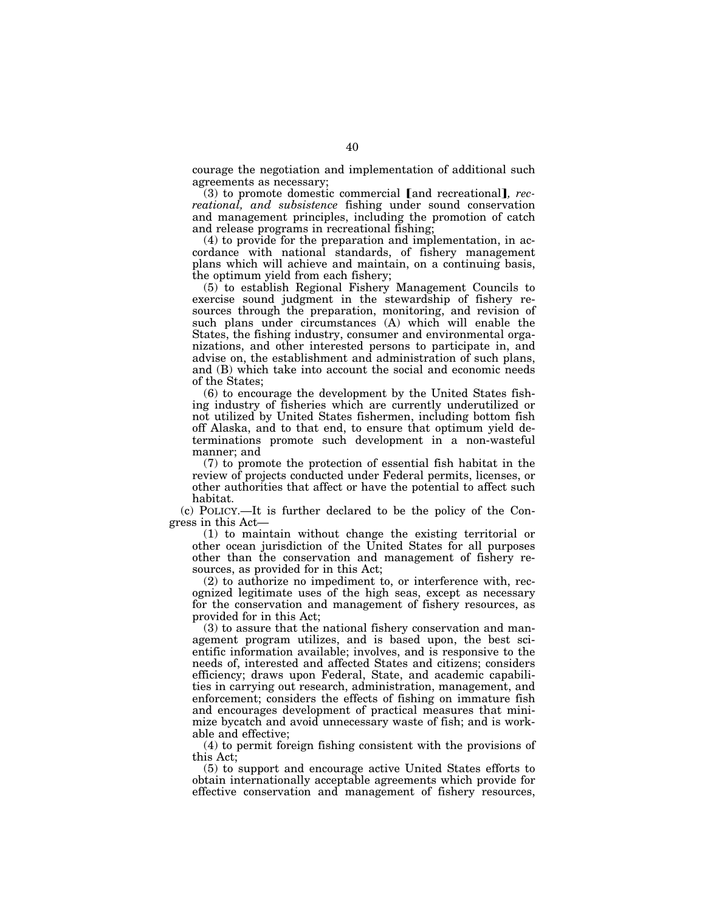courage the negotiation and implementation of additional such agreements as necessary;

(3) to promote domestic commercial ⟦and recreational⟧*, recreational, and subsistence* fishing under sound conservation and management principles, including the promotion of catch and release programs in recreational fishing;

(4) to provide for the preparation and implementation, in accordance with national standards, of fishery management plans which will achieve and maintain, on a continuing basis, the optimum yield from each fishery;

(5) to establish Regional Fishery Management Councils to exercise sound judgment in the stewardship of fishery resources through the preparation, monitoring, and revision of such plans under circumstances (A) which will enable the States, the fishing industry, consumer and environmental organizations, and other interested persons to participate in, and advise on, the establishment and administration of such plans, and (B) which take into account the social and economic needs of the States;

(6) to encourage the development by the United States fishing industry of fisheries which are currently underutilized or not utilized by United States fishermen, including bottom fish off Alaska, and to that end, to ensure that optimum yield determinations promote such development in a non-wasteful manner; and

(7) to promote the protection of essential fish habitat in the review of projects conducted under Federal permits, licenses, or other authorities that affect or have the potential to affect such habitat.

(c) POLICY.—It is further declared to be the policy of the Congress in this Act—

(1) to maintain without change the existing territorial or other ocean jurisdiction of the United States for all purposes other than the conservation and management of fishery resources, as provided for in this Act;

(2) to authorize no impediment to, or interference with, recognized legitimate uses of the high seas, except as necessary for the conservation and management of fishery resources, as provided for in this Act;

(3) to assure that the national fishery conservation and management program utilizes, and is based upon, the best scientific information available; involves, and is responsive to the needs of, interested and affected States and citizens; considers efficiency; draws upon Federal, State, and academic capabilities in carrying out research, administration, management, and enforcement; considers the effects of fishing on immature fish and encourages development of practical measures that minimize bycatch and avoid unnecessary waste of fish; and is workable and effective;

(4) to permit foreign fishing consistent with the provisions of this Act;

(5) to support and encourage active United States efforts to obtain internationally acceptable agreements which provide for effective conservation and management of fishery resources,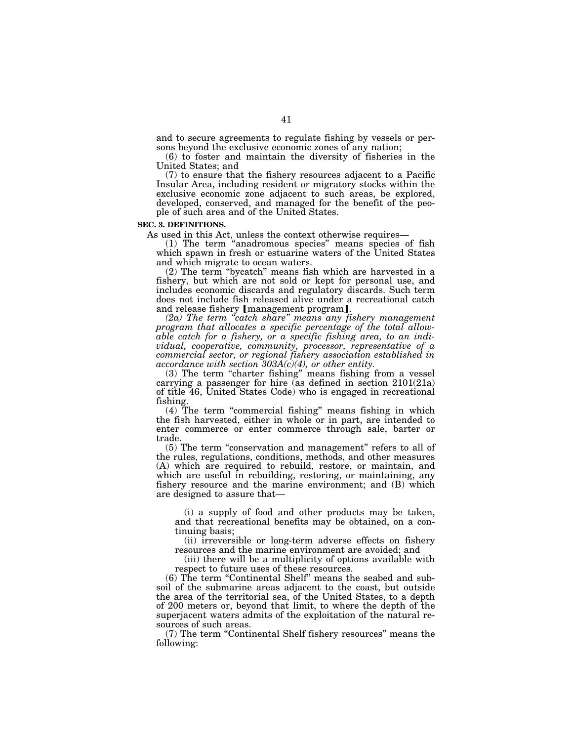and to secure agreements to regulate fishing by vessels or persons beyond the exclusive economic zones of any nation;

(6) to foster and maintain the diversity of fisheries in the United States; and

(7) to ensure that the fishery resources adjacent to a Pacific Insular Area, including resident or migratory stocks within the exclusive economic zone adjacent to such areas, be explored, developed, conserved, and managed for the benefit of the people of such area and of the United States.

**SEC. 3. DEFINITIONS.**

As used in this Act, unless the context otherwise requires—

(1) The term "anadromous species" means species of fish which spawn in fresh or estuarine waters of the United States and which migrate to ocean waters.

(2) The term "bycatch" means fish which are harvested in a fishery, but which are not sold or kept for personal use, and includes economic discards and regulatory discards. Such term does not include fish released alive under a recreational catch and release fishery [management program].

*(2a) The term "catch share" means any fishery management program that allocates a specific percentage of the total allowable catch for a fishery, or a specific fishing area, to an individual, cooperative, community, processor, representative of a commercial sector, or regional fishery association established in accordance with section 303A(c)(4), or other entity.*

(3) The term "charter fishing" means fishing from a vessel carrying a passenger for hire (as defined in section 2101(21a) of title 46, United States Code) who is engaged in recreational fishing.

(4) The term "commercial fishing" means fishing in which the fish harvested, either in whole or in part, are intended to enter commerce or enter commerce through sale, barter or trade.

(5) The term "conservation and management" refers to all of the rules, regulations, conditions, methods, and other measures (A) which are required to rebuild, restore, or maintain, and which are useful in rebuilding, restoring, or maintaining, any fishery resource and the marine environment; and (B) which are designed to assure that—

(i) a supply of food and other products may be taken, and that recreational benefits may be obtained, on a continuing basis;

(ii) irreversible or long-term adverse effects on fishery resources and the marine environment are avoided; and

(iii) there will be a multiplicity of options available with respect to future uses of these resources.

(6) The term "Continental Shelf" means the seabed and subsoil of the submarine areas adjacent to the coast, but outside the area of the territorial sea, of the United States, to a depth of 200 meters or, beyond that limit, to where the depth of the superjacent waters admits of the exploitation of the natural resources of such areas.

(7) The term "Continental Shelf fishery resources" means the following: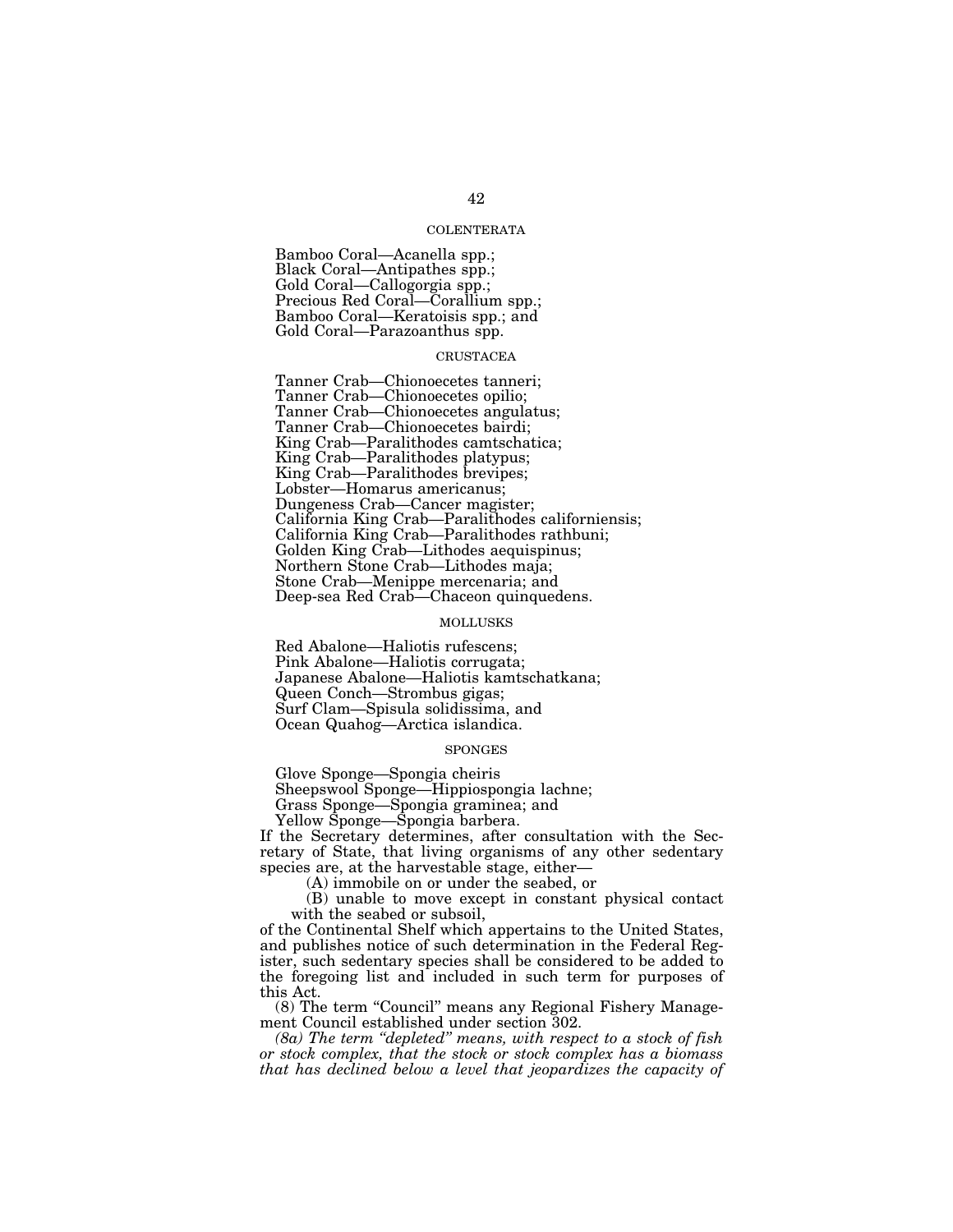COLENTERATA

Bamboo Coral—Acanella spp.;
Black Coral—Antipathes spp.;
Gold Coral—Callogorgia spp.;
Precious Red Coral—Corallium spp.;
Bamboo Coral—Keratoisis spp.; and
Gold Coral—Parazoanthus spp.

CRUSTACEA

Tanner Crab—Chionoecetes tanneri;
Tanner Crab—Chionoecetes opilio;
Tanner Crab—Chionoecetes angulatus;
Tanner Crab—Chionoecetes bairdi;
King Crab—Paralithodes camtschatica;
King Crab—Paralithodes platypus;
King Crab—Paralithodes brevipes;
Lobster—Homarus americanus;
Dungeness Crab—Cancer magister;
California King Crab—Paralithodes californiensis;
California King Crab—Paralithodes rathbuni;
Golden King Crab—Lithodes aequispinus;
Northern Stone Crab—Lithodes maja;
Stone Crab—Menippe mercenaria; and
Deep-sea Red Crab—Chaceon quinquedens.

MOLLUSKS

Red Abalone—Haliotis rufescens;
Pink Abalone—Haliotis corrugata;
Japanese Abalone—Haliotis kamtschatkana;
Queen Conch—Strombus gigas;
Surf Clam—Spisula solidissima, and
Ocean Quahog—Arctica islandica.

SPONGES

Glove Sponge—Spongia cheiris
Sheepswool Sponge—Hippiospongia lachne;
Grass Sponge—Spongia graminea; and
Yellow Sponge—Spongia barbera.

If the Secretary determines, after consultation with the Secretary of State, that living organisms of any other sedentary species are, at the harvestable stage, either—

(A) immobile on or under the seabed, or

(B) unable to move except in constant physical contact with the seabed or subsoil,

of the Continental Shelf which appertains to the United States, and publishes notice of such determination in the Federal Register, such sedentary species shall be considered to be added to the foregoing list and included in such term for purposes of this Act.

(8) The term "Council" means any Regional Fishery Management Council established under section 302.

*(8a) The term "depleted" means, with respect to a stock of fish or stock complex, that the stock or stock complex has a biomass that has declined below a level that jeopardizes the capacity of*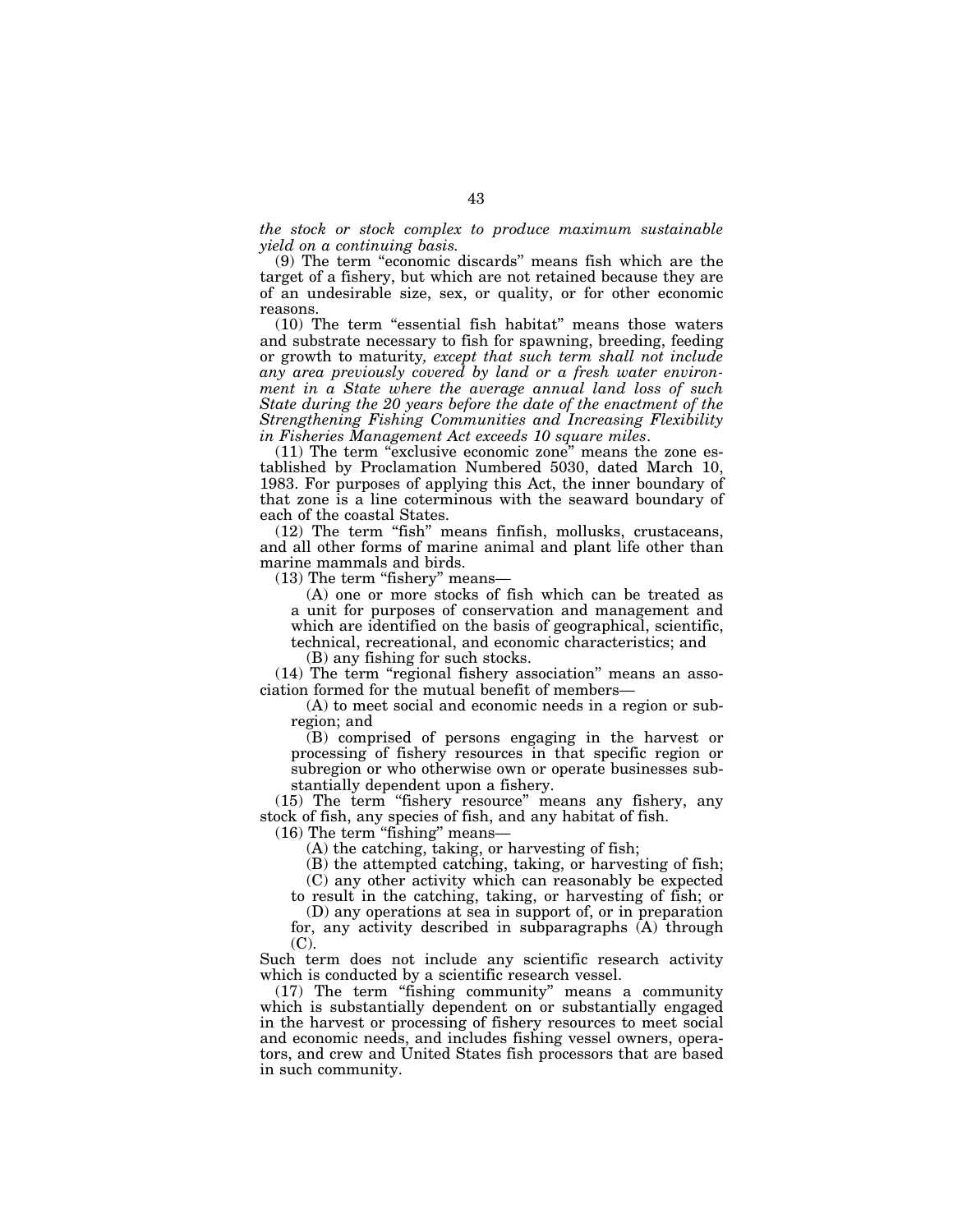*the stock or stock complex to produce maximum sustainable yield on a continuing basis.*

(9) The term "economic discards" means fish which are the target of a fishery, but which are not retained because they are of an undesirable size, sex, or quality, or for other economic reasons.

(10) The term "essential fish habitat" means those waters and substrate necessary to fish for spawning, breeding, feeding or growth to maturity*, except that such term shall not include any area previously covered by land or a fresh water environment in a State where the average annual land loss of such State during the 20 years before the date of the enactment of the Strengthening Fishing Communities and Increasing Flexibility in Fisheries Management Act exceeds 10 square miles*.

(11) The term "exclusive economic zone" means the zone established by Proclamation Numbered 5030, dated March 10, 1983. For purposes of applying this Act, the inner boundary of that zone is a line coterminous with the seaward boundary of each of the coastal States.

(12) The term "fish" means finfish, mollusks, crustaceans, and all other forms of marine animal and plant life other than marine mammals and birds.

(13) The term "fishery" means—

(A) one or more stocks of fish which can be treated as a unit for purposes of conservation and management and which are identified on the basis of geographical, scientific, technical, recreational, and economic characteristics; and

(B) any fishing for such stocks.

(14) The term "regional fishery association" means an association formed for the mutual benefit of members—

(A) to meet social and economic needs in a region or subregion; and

(B) comprised of persons engaging in the harvest or processing of fishery resources in that specific region or subregion or who otherwise own or operate businesses substantially dependent upon a fishery.

(15) The term "fishery resource" means any fishery, any stock of fish, any species of fish, and any habitat of fish.

(16) The term "fishing" means—

(A) the catching, taking, or harvesting of fish;

(B) the attempted catching, taking, or harvesting of fish;

(C) any other activity which can reasonably be expected to result in the catching, taking, or harvesting of fish; or

(D) any operations at sea in support of, or in preparation for, any activity described in subparagraphs (A) through (C).

Such term does not include any scientific research activity which is conducted by a scientific research vessel.

(17) The term "fishing community" means a community which is substantially dependent on or substantially engaged in the harvest or processing of fishery resources to meet social and economic needs, and includes fishing vessel owners, operators, and crew and United States fish processors that are based in such community.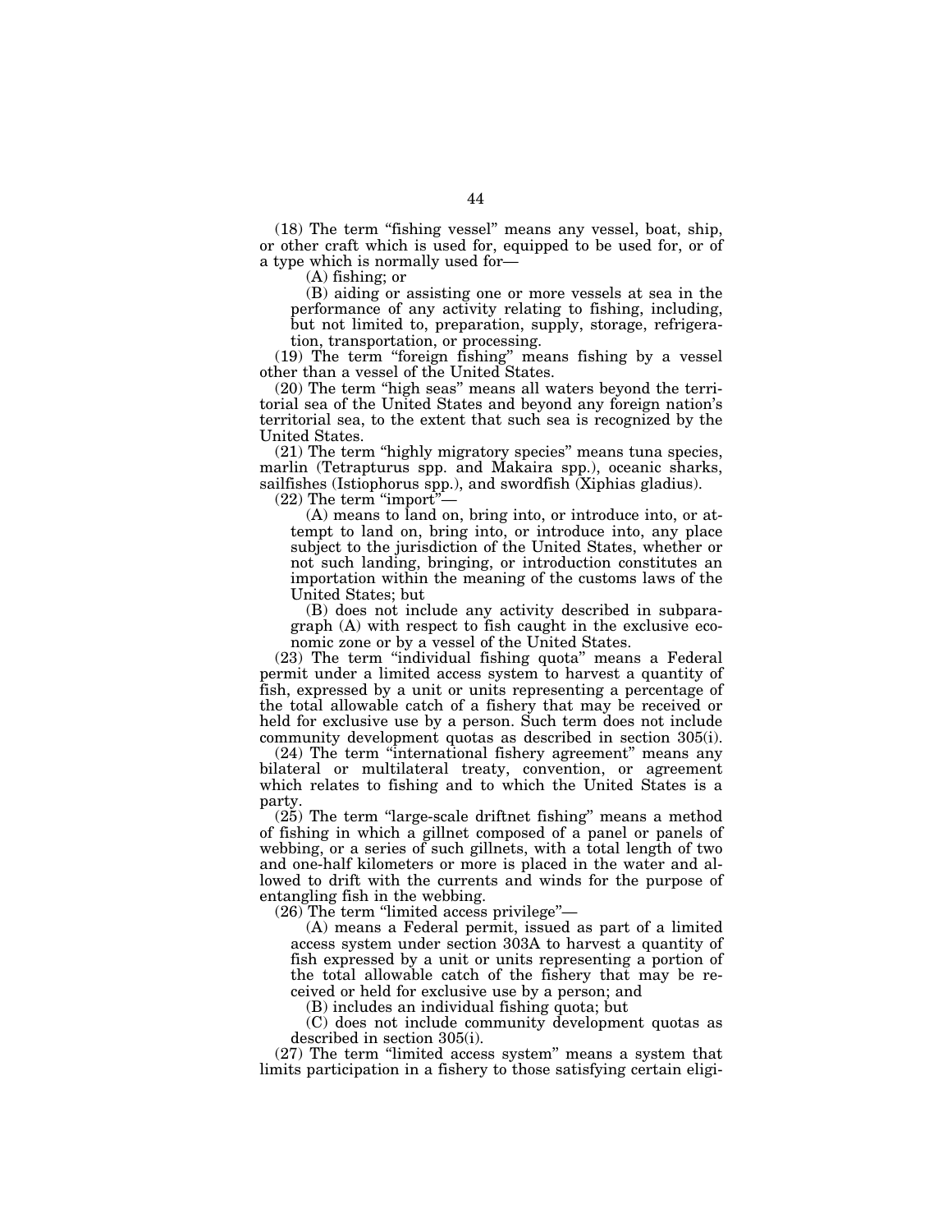(18) The term "fishing vessel" means any vessel, boat, ship, or other craft which is used for, equipped to be used for, or of a type which is normally used for—

(A) fishing; or

(B) aiding or assisting one or more vessels at sea in the performance of any activity relating to fishing, including, but not limited to, preparation, supply, storage, refrigeration, transportation, or processing.

(19) The term "foreign fishing" means fishing by a vessel other than a vessel of the United States.

(20) The term "high seas" means all waters beyond the territorial sea of the United States and beyond any foreign nation's territorial sea, to the extent that such sea is recognized by the United States.

(21) The term "highly migratory species" means tuna species, marlin (Tetrapturus spp. and Makaira spp.), oceanic sharks, sailfishes (Istiophorus spp.), and swordfish (Xiphias gladius).

(22) The term "import"—

(A) means to land on, bring into, or introduce into, or attempt to land on, bring into, or introduce into, any place subject to the jurisdiction of the United States, whether or not such landing, bringing, or introduction constitutes an importation within the meaning of the customs laws of the United States; but

(B) does not include any activity described in subparagraph (A) with respect to fish caught in the exclusive economic zone or by a vessel of the United States.

(23) The term "individual fishing quota" means a Federal permit under a limited access system to harvest a quantity of fish, expressed by a unit or units representing a percentage of the total allowable catch of a fishery that may be received or held for exclusive use by a person. Such term does not include community development quotas as described in section 305(i).

(24) The term "international fishery agreement" means any bilateral or multilateral treaty, convention, or agreement which relates to fishing and to which the United States is a party.

(25) The term "large-scale driftnet fishing" means a method of fishing in which a gillnet composed of a panel or panels of webbing, or a series of such gillnets, with a total length of two and one-half kilometers or more is placed in the water and allowed to drift with the currents and winds for the purpose of entangling fish in the webbing.

(26) The term "limited access privilege"—

(A) means a Federal permit, issued as part of a limited access system under section 303A to harvest a quantity of fish expressed by a unit or units representing a portion of the total allowable catch of the fishery that may be received or held for exclusive use by a person; and

(B) includes an individual fishing quota; but

(C) does not include community development quotas as described in section 305(i).

(27) The term "limited access system" means a system that limits participation in a fishery to those satisfying certain eligi-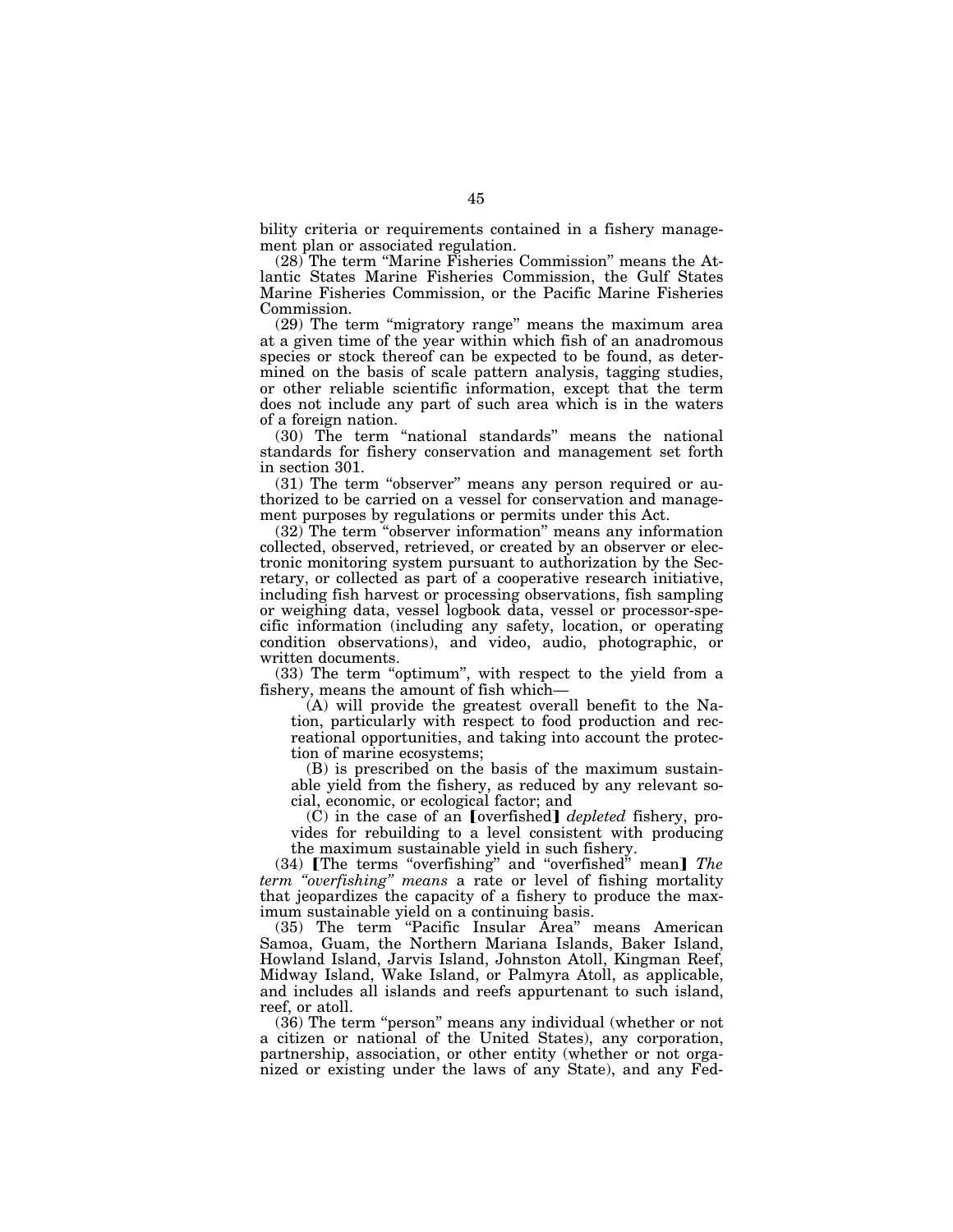bility criteria or requirements contained in a fishery management plan or associated regulation.

(28) The term "Marine Fisheries Commission" means the Atlantic States Marine Fisheries Commission, the Gulf States Marine Fisheries Commission, or the Pacific Marine Fisheries Commission.

(29) The term "migratory range" means the maximum area at a given time of the year within which fish of an anadromous species or stock thereof can be expected to be found, as determined on the basis of scale pattern analysis, tagging studies, or other reliable scientific information, except that the term does not include any part of such area which is in the waters of a foreign nation.

(30) The term "national standards" means the national standards for fishery conservation and management set forth in section 301.

(31) The term "observer" means any person required or authorized to be carried on a vessel for conservation and management purposes by regulations or permits under this Act.

(32) The term "observer information" means any information collected, observed, retrieved, or created by an observer or electronic monitoring system pursuant to authorization by the Secretary, or collected as part of a cooperative research initiative, including fish harvest or processing observations, fish sampling or weighing data, vessel logbook data, vessel or processor-specific information (including any safety, location, or operating condition observations), and video, audio, photographic, or written documents.

(33) The term "optimum", with respect to the yield from a fishery, means the amount of fish which—

(A) will provide the greatest overall benefit to the Nation, particularly with respect to food production and recreational opportunities, and taking into account the protection of marine ecosystems;

(B) is prescribed on the basis of the maximum sustainable yield from the fishery, as reduced by any relevant social, economic, or ecological factor; and

(C) in the case of an ⟦overfished⟧ *depleted* fishery, provides for rebuilding to a level consistent with producing the maximum sustainable yield in such fishery.

(34) ⟦The terms "overfishing" and "overfished" mean⟧ *The term "overfishing" means* a rate or level of fishing mortality that jeopardizes the capacity of a fishery to produce the maximum sustainable yield on a continuing basis.

(35) The term "Pacific Insular Area" means American Samoa, Guam, the Northern Mariana Islands, Baker Island, Howland Island, Jarvis Island, Johnston Atoll, Kingman Reef, Midway Island, Wake Island, or Palmyra Atoll, as applicable, and includes all islands and reefs appurtenant to such island, reef, or atoll.

(36) The term "person" means any individual (whether or not a citizen or national of the United States), any corporation, partnership, association, or other entity (whether or not organized or existing under the laws of any State), and any Fed-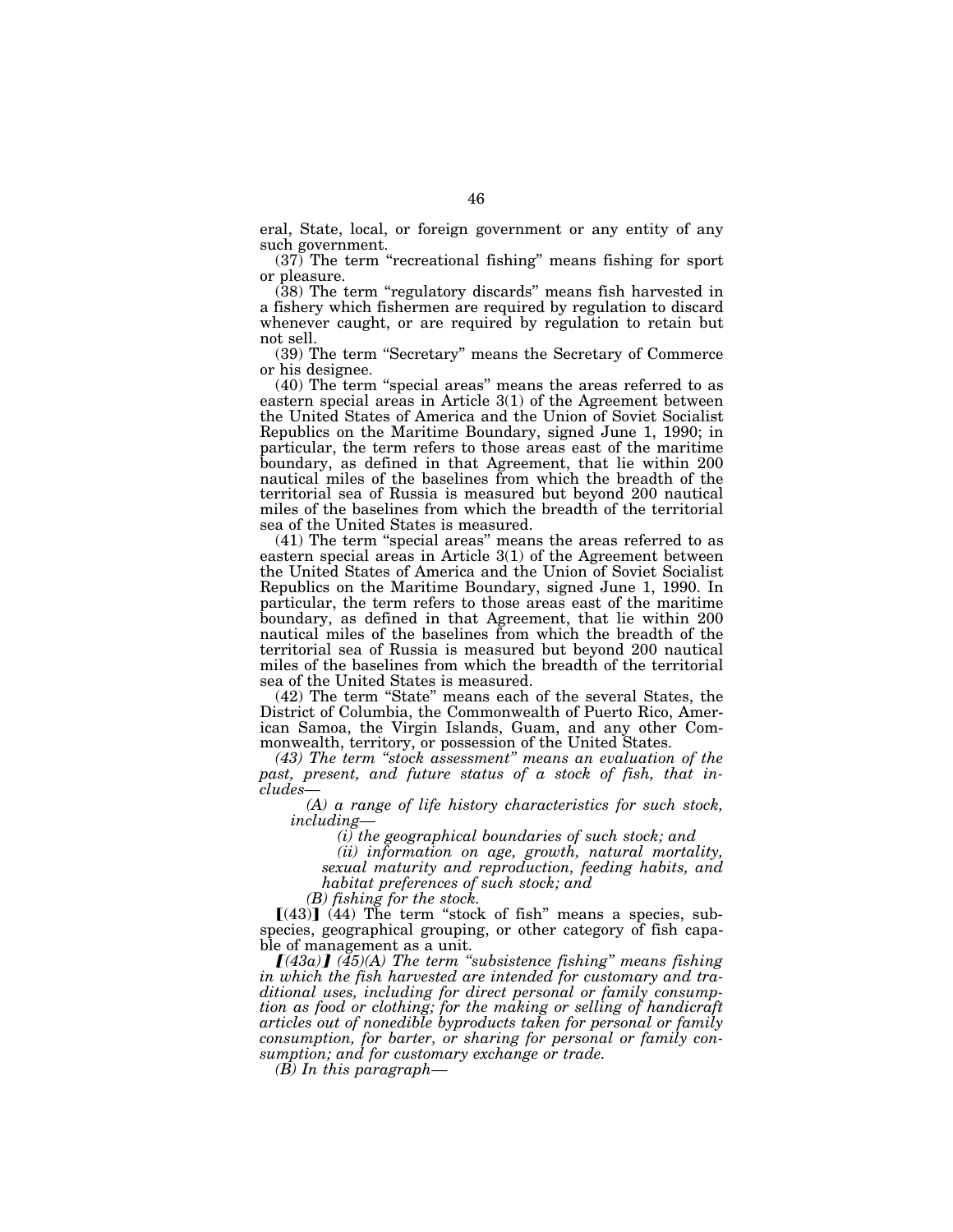eral, State, local, or foreign government or any entity of any such government.

(37) The term "recreational fishing" means fishing for sport or pleasure.

(38) The term "regulatory discards" means fish harvested in a fishery which fishermen are required by regulation to discard whenever caught, or are required by regulation to retain but not sell.

(39) The term "Secretary" means the Secretary of Commerce or his designee.

(40) The term "special areas" means the areas referred to as eastern special areas in Article 3(1) of the Agreement between the United States of America and the Union of Soviet Socialist Republics on the Maritime Boundary, signed June 1, 1990; in particular, the term refers to those areas east of the maritime boundary, as defined in that Agreement, that lie within 200 nautical miles of the baselines from which the breadth of the territorial sea of Russia is measured but beyond 200 nautical miles of the baselines from which the breadth of the territorial sea of the United States is measured.

(41) The term "special areas" means the areas referred to as eastern special areas in Article 3(1) of the Agreement between the United States of America and the Union of Soviet Socialist Republics on the Maritime Boundary, signed June 1, 1990. In particular, the term refers to those areas east of the maritime boundary, as defined in that Agreement, that lie within 200 nautical miles of the baselines from which the breadth of the territorial sea of Russia is measured but beyond 200 nautical miles of the baselines from which the breadth of the territorial sea of the United States is measured.

(42) The term "State" means each of the several States, the District of Columbia, the Commonwealth of Puerto Rico, American Samoa, the Virgin Islands, Guam, and any other Commonwealth, territory, or possession of the United States.

*(43) The term "stock assessment" means an evaluation of the past, present, and future status of a stock of fish, that includes—*

*(A) a range of life history characteristics for such stock, including—*

*(i) the geographical boundaries of such stock; and*

*(ii) information on age, growth, natural mortality, sexual maturity and reproduction, feeding habits, and habitat preferences of such stock; and*

*(B) fishing for the stock.*

⟦(43)⟧ (44) The term "stock of fish" means a species, subspecies, geographical grouping, or other category of fish capable of management as a unit.

⟦*(43a)*⟧ *(45)(A) The term "subsistence fishing" means fishing in which the fish harvested are intended for customary and traditional uses, including for direct personal or family consumption as food or clothing; for the making or selling of handicraft articles out of nonedible byproducts taken for personal or family consumption, for barter, or sharing for personal or family consumption; and for customary exchange or trade.*

*(B) In this paragraph—*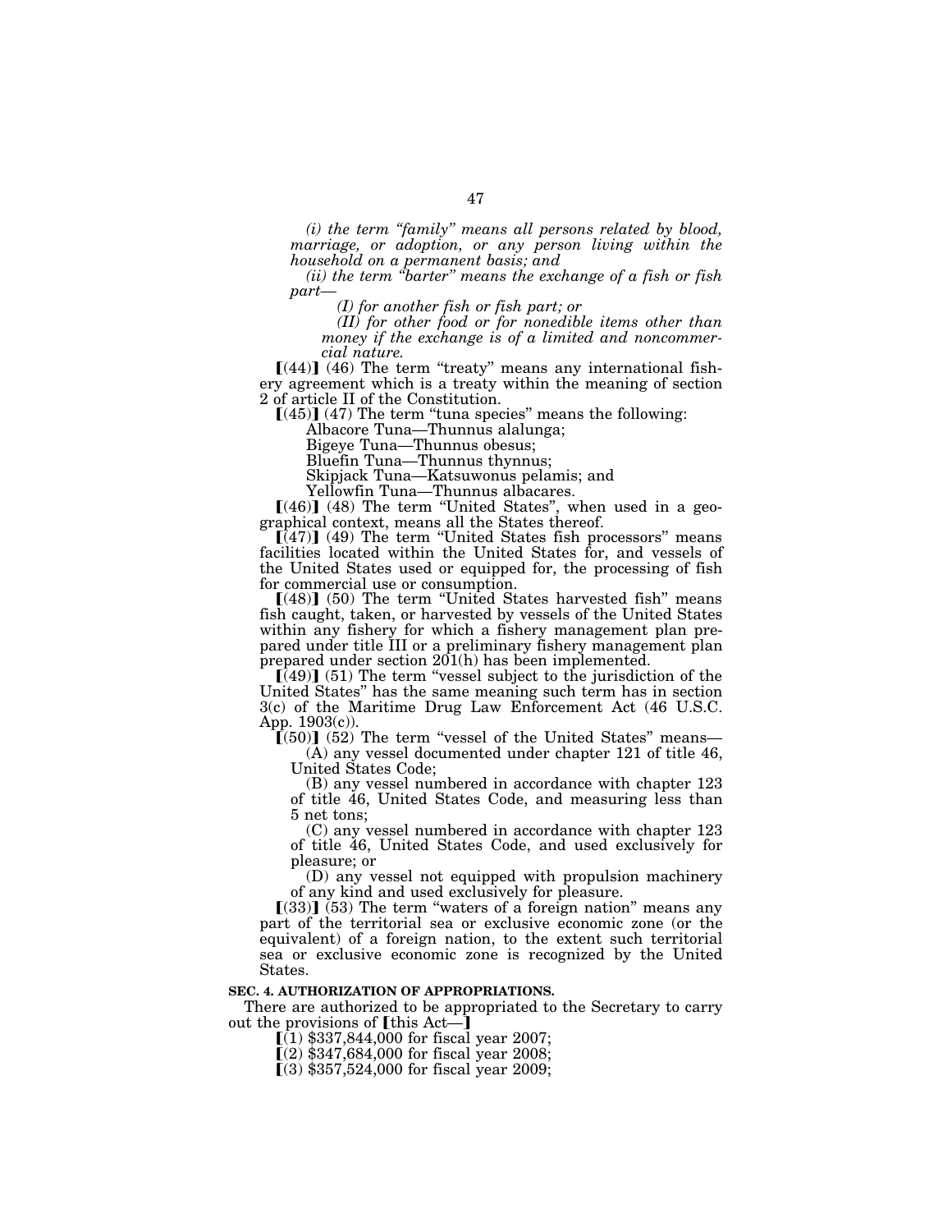*(i) the term "family" means all persons related by blood, marriage, or adoption, or any person living within the household on a permanent basis; and*

*(ii) the term "barter" means the exchange of a fish or fish part—*

*(I) for another fish or fish part; or*

*(II) for other food or for nonedible items other than money if the exchange is of a limited and noncommercial nature.*

⟦(44)⟧ (46) The term "treaty" means any international fishery agreement which is a treaty within the meaning of section 2 of article II of the Constitution.

⟦(45)⟧ (47) The term "tuna species" means the following:

Albacore Tuna—Thunnus alalunga;
Bigeye Tuna—Thunnus obesus;
Bluefin Tuna—Thunnus thynnus;
Skipjack Tuna—Katsuwonus pelamis; and
Yellowfin Tuna—Thunnus albacares.

⟦(46)⟧ (48) The term "United States", when used in a geographical context, means all the States thereof.

⟦(47)⟧ (49) The term "United States fish processors" means facilities located within the United States for, and vessels of the United States used or equipped for, the processing of fish for commercial use or consumption.

⟦(48)⟧ (50) The term "United States harvested fish" means fish caught, taken, or harvested by vessels of the United States within any fishery for which a fishery management plan prepared under title III or a preliminary fishery management plan prepared under section 201(h) has been implemented.

⟦(49)⟧ (51) The term "vessel subject to the jurisdiction of the United States" has the same meaning such term has in section 3(c) of the Maritime Drug Law Enforcement Act (46 U.S.C. App. 1903(c)).

⟦(50)⟧ (52) The term "vessel of the United States" means—

(A) any vessel documented under chapter 121 of title 46, United States Code;

(B) any vessel numbered in accordance with chapter 123 of title 46, United States Code, and measuring less than 5 net tons;

(C) any vessel numbered in accordance with chapter 123 of title 46, United States Code, and used exclusively for pleasure; or

(D) any vessel not equipped with propulsion machinery of any kind and used exclusively for pleasure.

⟦(33)⟧ (53) The term "waters of a foreign nation" means any part of the territorial sea or exclusive economic zone (or the equivalent) of a foreign nation, to the extent such territorial sea or exclusive economic zone is recognized by the United States.

**SEC. 4. AUTHORIZATION OF APPROPRIATIONS.**

There are authorized to be appropriated to the Secretary to carry out the provisions of ⟦this Act—⟧

⟦(1) $337,844,000 for fiscal year 2007;

⟦(2) $347,684,000 for fiscal year 2008;

⟦(3) $357,524,000 for fiscal year 2009;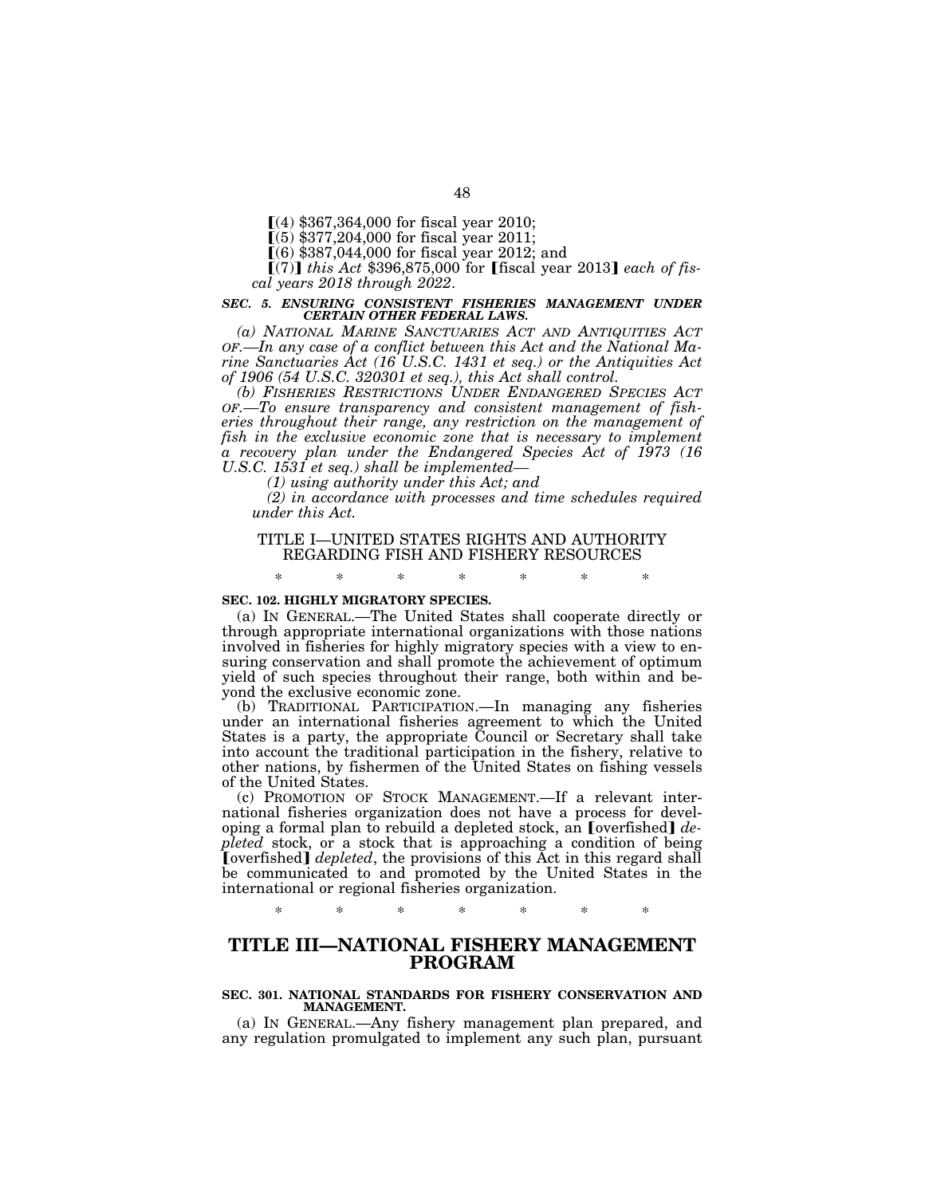[(4) $367,364,000 for fiscal year 2010;

[(5) $377,204,000 for fiscal year 2011;

[(6) $387,044,000 for fiscal year 2012; and

[(7)] *this Act* $396,875,000 for [fiscal year 2013] *each of fiscal years 2018 through 2022*.

***SEC. 5. ENSURING CONSISTENT FISHERIES MANAGEMENT UNDER CERTAIN OTHER FEDERAL LAWS.***

*(a) NATIONAL MARINE SANCTUARIES ACT AND ANTIQUITIES ACT OF.—In any case of a conflict between this Act and the National Marine Sanctuaries Act (16 U.S.C. 1431 et seq.) or the Antiquities Act of 1906 (54 U.S.C. 320301 et seq.), this Act shall control.*

*(b) FISHERIES RESTRICTIONS UNDER ENDANGERED SPECIES ACT OF.—To ensure transparency and consistent management of fisheries throughout their range, any restriction on the management of fish in the exclusive economic zone that is necessary to implement a recovery plan under the Endangered Species Act of 1973 (16 U.S.C. 1531 et seq.) shall be implemented—*

*(1) using authority under this Act; and*

*(2) in accordance with processes and time schedules required under this Act.*

## TITLE I—UNITED STATES RIGHTS AND AUTHORITY REGARDING FISH AND FISHERY RESOURCES

\* \* \* \* \* \* \*

**SEC. 102. HIGHLY MIGRATORY SPECIES.**

(a) IN GENERAL.—The United States shall cooperate directly or through appropriate international organizations with those nations involved in fisheries for highly migratory species with a view to ensuring conservation and shall promote the achievement of optimum yield of such species throughout their range, both within and beyond the exclusive economic zone.

(b) TRADITIONAL PARTICIPATION.—In managing any fisheries under an international fisheries agreement to which the United States is a party, the appropriate Council or Secretary shall take into account the traditional participation in the fishery, relative to other nations, by fishermen of the United States on fishing vessels of the United States.

(c) PROMOTION OF STOCK MANAGEMENT.—If a relevant international fisheries organization does not have a process for developing a formal plan to rebuild a depleted stock, an [overfished] *depleted* stock, or a stock that is approaching a condition of being [overfished] *depleted*, the provisions of this Act in this regard shall be communicated to and promoted by the United States in the international or regional fisheries organization.

\* \* \* \* \* \* \*

# TITLE III—NATIONAL FISHERY MANAGEMENT PROGRAM

**SEC. 301. NATIONAL STANDARDS FOR FISHERY CONSERVATION AND MANAGEMENT.**

(a) IN GENERAL.—Any fishery management plan prepared, and any regulation promulgated to implement any such plan, pursuant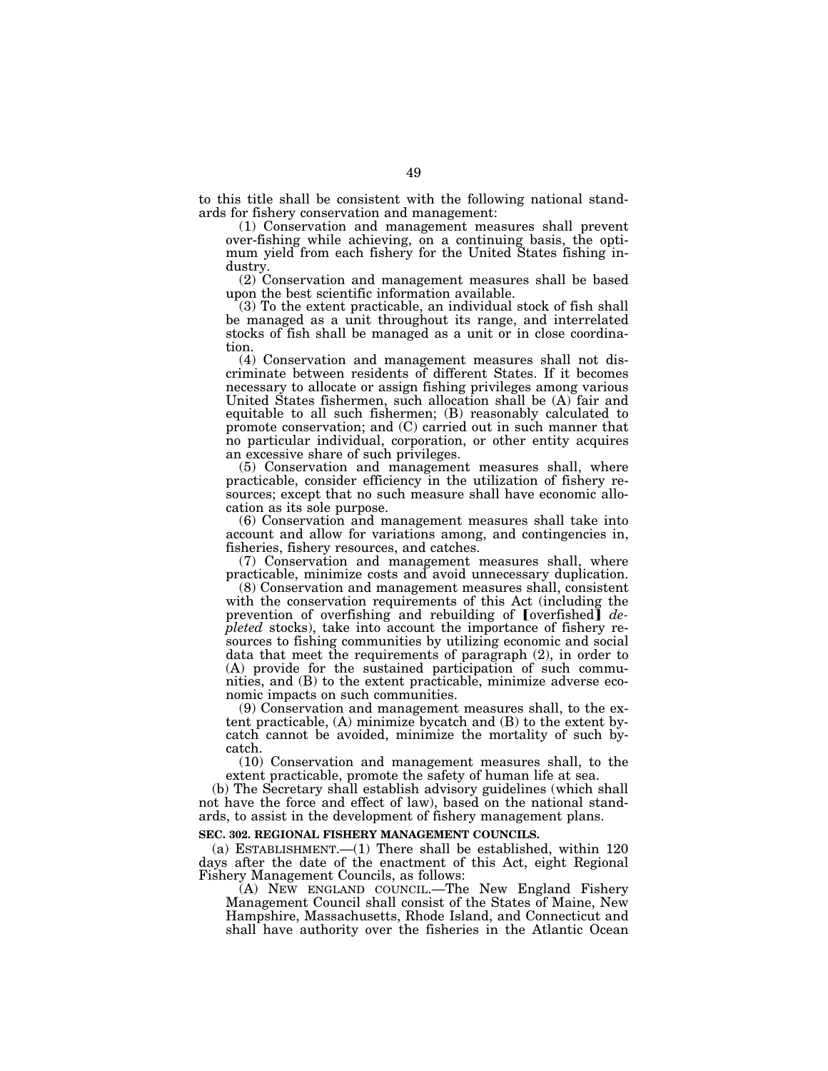to this title shall be consistent with the following national standards for fishery conservation and management:

(1) Conservation and management measures shall prevent over-fishing while achieving, on a continuing basis, the optimum yield from each fishery for the United States fishing industry.

(2) Conservation and management measures shall be based upon the best scientific information available.

(3) To the extent practicable, an individual stock of fish shall be managed as a unit throughout its range, and interrelated stocks of fish shall be managed as a unit or in close coordination.

(4) Conservation and management measures shall not discriminate between residents of different States. If it becomes necessary to allocate or assign fishing privileges among various United States fishermen, such allocation shall be (A) fair and equitable to all such fishermen; (B) reasonably calculated to promote conservation; and (C) carried out in such manner that no particular individual, corporation, or other entity acquires an excessive share of such privileges.

(5) Conservation and management measures shall, where practicable, consider efficiency in the utilization of fishery resources; except that no such measure shall have economic allocation as its sole purpose.

(6) Conservation and management measures shall take into account and allow for variations among, and contingencies in, fisheries, fishery resources, and catches.

(7) Conservation and management measures shall, where practicable, minimize costs and avoid unnecessary duplication.

(8) Conservation and management measures shall, consistent with the conservation requirements of this Act (including the prevention of overfishing and rebuilding of 【overfished】 *depleted* stocks), take into account the importance of fishery resources to fishing communities by utilizing economic and social data that meet the requirements of paragraph (2), in order to (A) provide for the sustained participation of such communities, and (B) to the extent practicable, minimize adverse economic impacts on such communities.

(9) Conservation and management measures shall, to the extent practicable, (A) minimize bycatch and (B) to the extent bycatch cannot be avoided, minimize the mortality of such bycatch.

(10) Conservation and management measures shall, to the extent practicable, promote the safety of human life at sea.

(b) The Secretary shall establish advisory guidelines (which shall not have the force and effect of law), based on the national standards, to assist in the development of fishery management plans.

**SEC. 302. REGIONAL FISHERY MANAGEMENT COUNCILS.**

(a) ESTABLISHMENT.—(1) There shall be established, within 120 days after the date of the enactment of this Act, eight Regional Fishery Management Councils, as follows:

(A) NEW ENGLAND COUNCIL.—The New England Fishery Management Council shall consist of the States of Maine, New Hampshire, Massachusetts, Rhode Island, and Connecticut and shall have authority over the fisheries in the Atlantic Ocean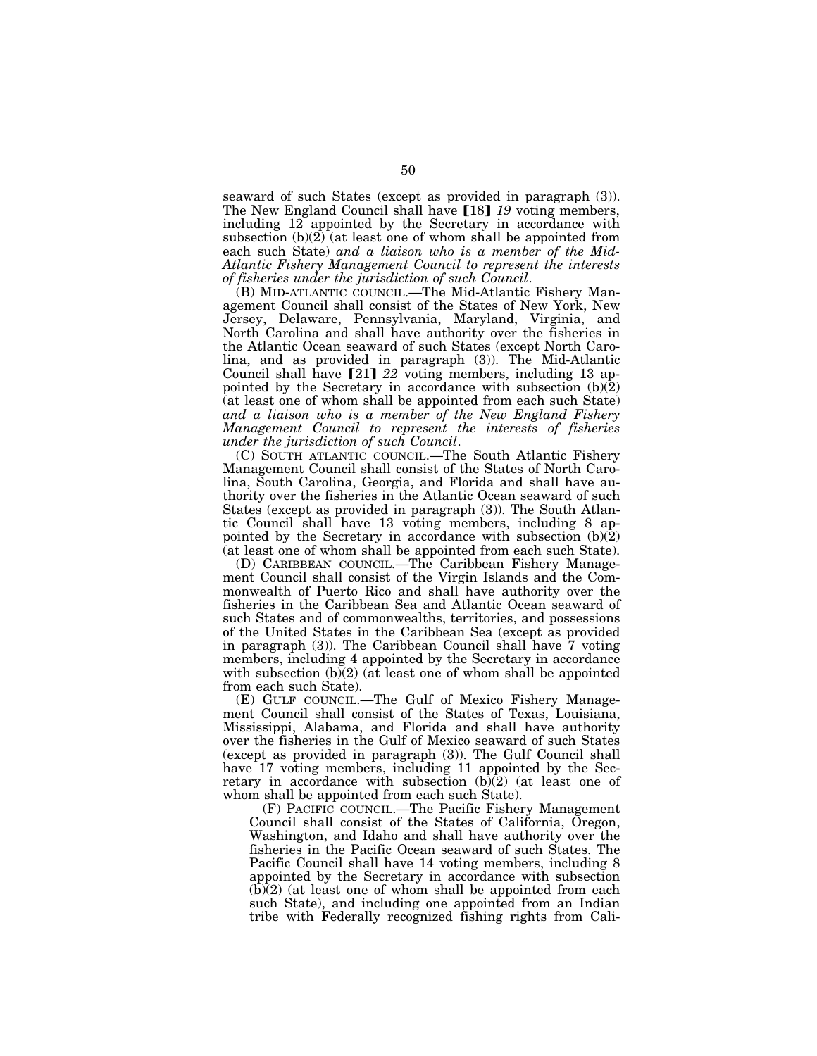seaward of such States (except as provided in paragraph (3)). The New England Council shall have 【18】 *19* voting members, including 12 appointed by the Secretary in accordance with subsection (b)(2) (at least one of whom shall be appointed from each such State) *and a liaison who is a member of the Mid-Atlantic Fishery Management Council to represent the interests of fisheries under the jurisdiction of such Council*.

(B) MID-ATLANTIC COUNCIL.—The Mid-Atlantic Fishery Management Council shall consist of the States of New York, New Jersey, Delaware, Pennsylvania, Maryland, Virginia, and North Carolina and shall have authority over the fisheries in the Atlantic Ocean seaward of such States (except North Carolina, and as provided in paragraph (3)). The Mid-Atlantic Council shall have 【21】 *22* voting members, including 13 appointed by the Secretary in accordance with subsection (b)(2) (at least one of whom shall be appointed from each such State) *and a liaison who is a member of the New England Fishery Management Council to represent the interests of fisheries under the jurisdiction of such Council*.

(C) SOUTH ATLANTIC COUNCIL.—The South Atlantic Fishery Management Council shall consist of the States of North Carolina, South Carolina, Georgia, and Florida and shall have authority over the fisheries in the Atlantic Ocean seaward of such States (except as provided in paragraph (3)). The South Atlantic Council shall have 13 voting members, including 8 appointed by the Secretary in accordance with subsection (b)(2) (at least one of whom shall be appointed from each such State).

(D) CARIBBEAN COUNCIL.—The Caribbean Fishery Management Council shall consist of the Virgin Islands and the Commonwealth of Puerto Rico and shall have authority over the fisheries in the Caribbean Sea and Atlantic Ocean seaward of such States and of commonwealths, territories, and possessions of the United States in the Caribbean Sea (except as provided in paragraph (3)). The Caribbean Council shall have 7 voting members, including 4 appointed by the Secretary in accordance with subsection (b)(2) (at least one of whom shall be appointed from each such State).

(E) GULF COUNCIL.—The Gulf of Mexico Fishery Management Council shall consist of the States of Texas, Louisiana, Mississippi, Alabama, and Florida and shall have authority over the fisheries in the Gulf of Mexico seaward of such States (except as provided in paragraph (3)). The Gulf Council shall have 17 voting members, including 11 appointed by the Secretary in accordance with subsection (b)(2) (at least one of whom shall be appointed from each such State).

(F) PACIFIC COUNCIL.—The Pacific Fishery Management Council shall consist of the States of California, Oregon, Washington, and Idaho and shall have authority over the fisheries in the Pacific Ocean seaward of such States. The Pacific Council shall have 14 voting members, including 8 appointed by the Secretary in accordance with subsection (b)(2) (at least one of whom shall be appointed from each such State), and including one appointed from an Indian tribe with Federally recognized fishing rights from Cali-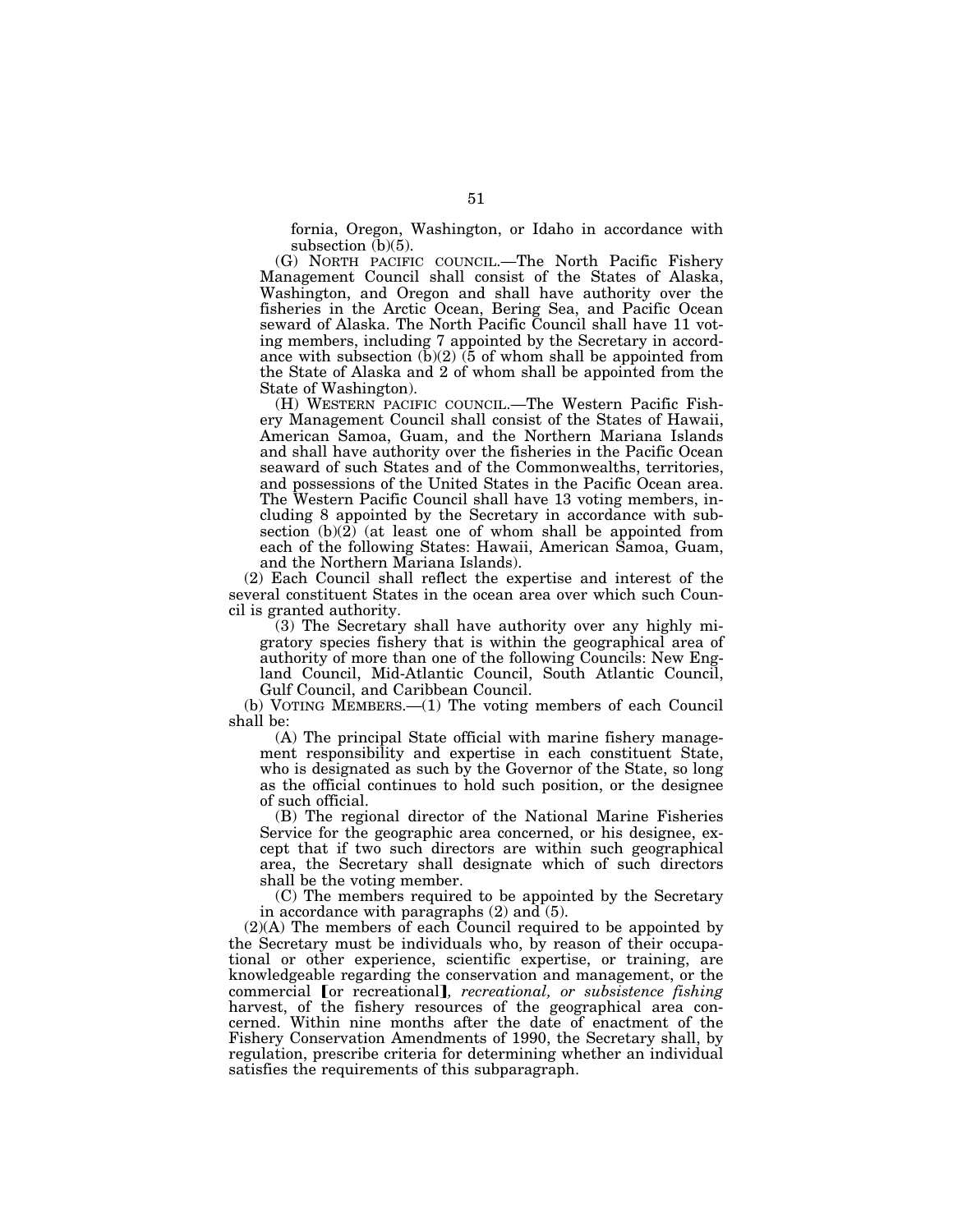fornia, Oregon, Washington, or Idaho in accordance with subsection (b)(5).

(G) NORTH PACIFIC COUNCIL.—The North Pacific Fishery Management Council shall consist of the States of Alaska, Washington, and Oregon and shall have authority over the fisheries in the Arctic Ocean, Bering Sea, and Pacific Ocean seward of Alaska. The North Pacific Council shall have 11 voting members, including 7 appointed by the Secretary in accordance with subsection (b)(2) (5 of whom shall be appointed from the State of Alaska and 2 of whom shall be appointed from the State of Washington).

(H) WESTERN PACIFIC COUNCIL.—The Western Pacific Fishery Management Council shall consist of the States of Hawaii, American Samoa, Guam, and the Northern Mariana Islands and shall have authority over the fisheries in the Pacific Ocean seaward of such States and of the Commonwealths, territories, and possessions of the United States in the Pacific Ocean area. The Western Pacific Council shall have 13 voting members, including 8 appointed by the Secretary in accordance with subsection (b)(2) (at least one of whom shall be appointed from each of the following States: Hawaii, American Samoa, Guam, and the Northern Mariana Islands).

(2) Each Council shall reflect the expertise and interest of the several constituent States in the ocean area over which such Council is granted authority.

(3) The Secretary shall have authority over any highly migratory species fishery that is within the geographical area of authority of more than one of the following Councils: New England Council, Mid-Atlantic Council, South Atlantic Council, Gulf Council, and Caribbean Council.

(b) VOTING MEMBERS.—(1) The voting members of each Council shall be:

(A) The principal State official with marine fishery management responsibility and expertise in each constituent State, who is designated as such by the Governor of the State, so long as the official continues to hold such position, or the designee of such official.

(B) The regional director of the National Marine Fisheries Service for the geographic area concerned, or his designee, except that if two such directors are within such geographical area, the Secretary shall designate which of such directors shall be the voting member.

(C) The members required to be appointed by the Secretary in accordance with paragraphs (2) and (5).

(2)(A) The members of each Council required to be appointed by the Secretary must be individuals who, by reason of their occupational or other experience, scientific expertise, or training, are knowledgeable regarding the conservation and management, or the commercial [or recreational]*, recreational, or subsistence fishing* harvest, of the fishery resources of the geographical area concerned. Within nine months after the date of enactment of the Fishery Conservation Amendments of 1990, the Secretary shall, by regulation, prescribe criteria for determining whether an individual satisfies the requirements of this subparagraph.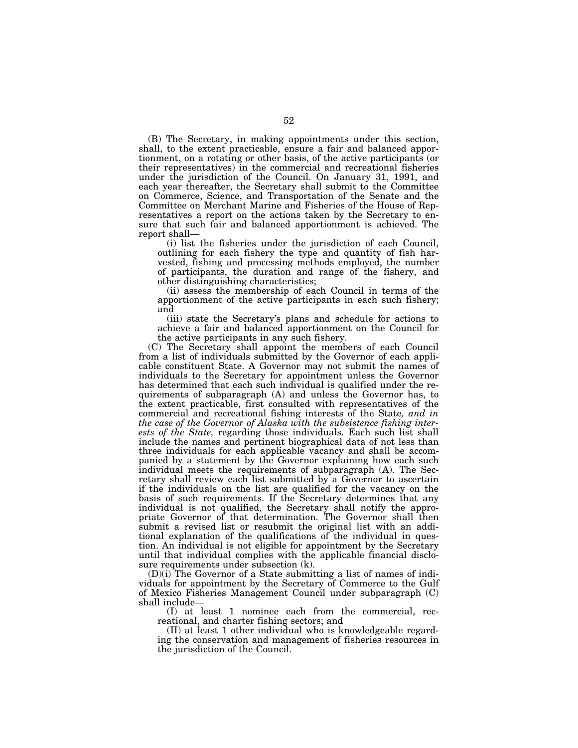(B) The Secretary, in making appointments under this section, shall, to the extent practicable, ensure a fair and balanced apportionment, on a rotating or other basis, of the active participants (or their representatives) in the commercial and recreational fisheries under the jurisdiction of the Council. On January 31, 1991, and each year thereafter, the Secretary shall submit to the Committee on Commerce, Science, and Transportation of the Senate and the Committee on Merchant Marine and Fisheries of the House of Representatives a report on the actions taken by the Secretary to ensure that such fair and balanced apportionment is achieved. The report shall—

(i) list the fisheries under the jurisdiction of each Council, outlining for each fishery the type and quantity of fish harvested, fishing and processing methods employed, the number of participants, the duration and range of the fishery, and other distinguishing characteristics;

(ii) assess the membership of each Council in terms of the apportionment of the active participants in each such fishery; and

(iii) state the Secretary's plans and schedule for actions to achieve a fair and balanced apportionment on the Council for the active participants in any such fishery.

(C) The Secretary shall appoint the members of each Council from a list of individuals submitted by the Governor of each applicable constituent State. A Governor may not submit the names of individuals to the Secretary for appointment unless the Governor has determined that each such individual is qualified under the requirements of subparagraph (A) and unless the Governor has, to the extent practicable, first consulted with representatives of the commercial and recreational fishing interests of the State*, and in the case of the Governor of Alaska with the subsistence fishing interests of the State,* regarding those individuals. Each such list shall include the names and pertinent biographical data of not less than three individuals for each applicable vacancy and shall be accompanied by a statement by the Governor explaining how each such individual meets the requirements of subparagraph (A). The Secretary shall review each list submitted by a Governor to ascertain if the individuals on the list are qualified for the vacancy on the basis of such requirements. If the Secretary determines that any individual is not qualified, the Secretary shall notify the appropriate Governor of that determination. The Governor shall then submit a revised list or resubmit the original list with an additional explanation of the qualifications of the individual in question. An individual is not eligible for appointment by the Secretary until that individual complies with the applicable financial disclosure requirements under subsection (k).

(D)(i) The Governor of a State submitting a list of names of individuals for appointment by the Secretary of Commerce to the Gulf of Mexico Fisheries Management Council under subparagraph (C) shall include—

(I) at least 1 nominee each from the commercial, recreational, and charter fishing sectors; and

(II) at least 1 other individual who is knowledgeable regarding the conservation and management of fisheries resources in the jurisdiction of the Council.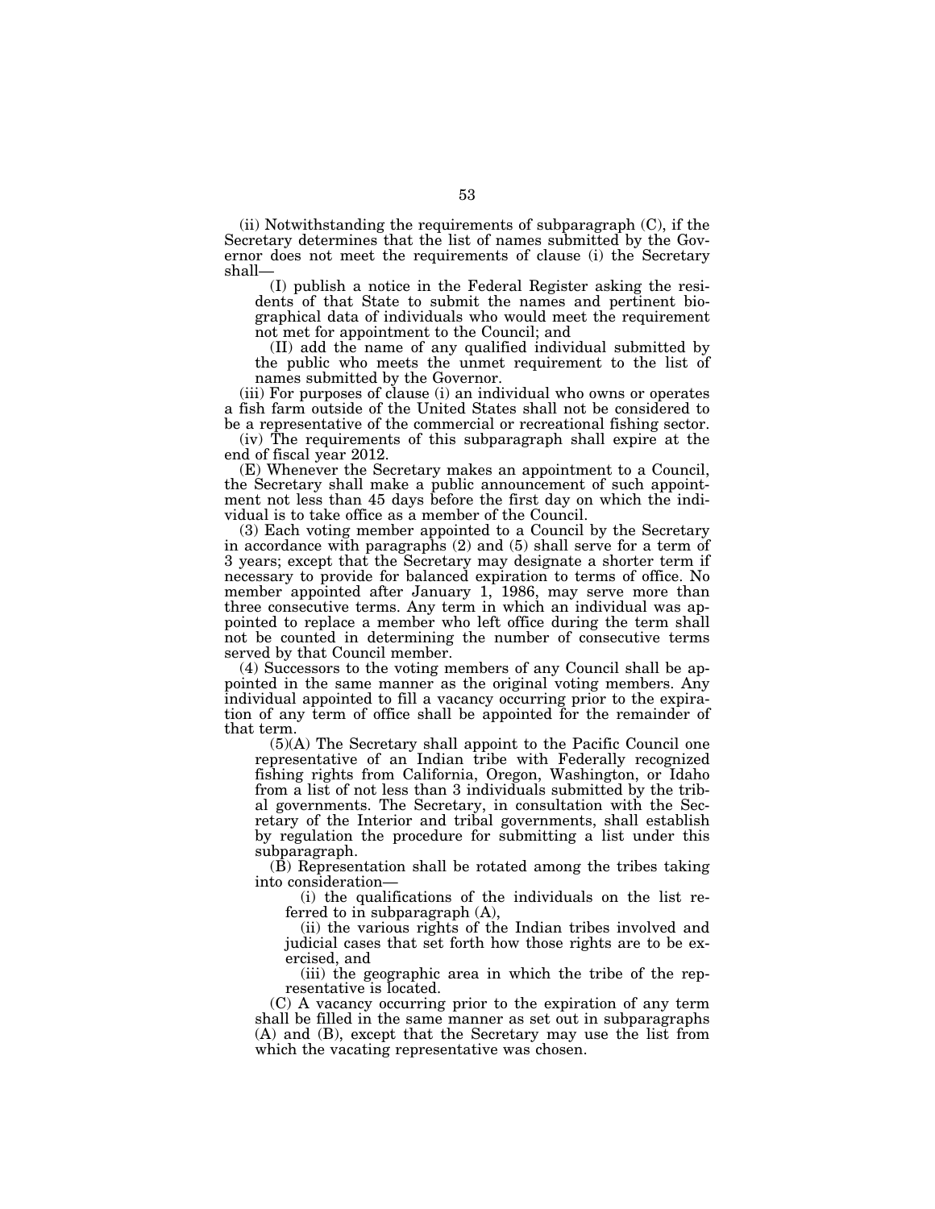(ii) Notwithstanding the requirements of subparagraph (C), if the Secretary determines that the list of names submitted by the Governor does not meet the requirements of clause (i) the Secretary shall—

(I) publish a notice in the Federal Register asking the residents of that State to submit the names and pertinent biographical data of individuals who would meet the requirement not met for appointment to the Council; and

(II) add the name of any qualified individual submitted by the public who meets the unmet requirement to the list of names submitted by the Governor.

(iii) For purposes of clause (i) an individual who owns or operates a fish farm outside of the United States shall not be considered to be a representative of the commercial or recreational fishing sector.

(iv) The requirements of this subparagraph shall expire at the end of fiscal year 2012.

(E) Whenever the Secretary makes an appointment to a Council, the Secretary shall make a public announcement of such appointment not less than 45 days before the first day on which the individual is to take office as a member of the Council.

(3) Each voting member appointed to a Council by the Secretary in accordance with paragraphs (2) and (5) shall serve for a term of 3 years; except that the Secretary may designate a shorter term if necessary to provide for balanced expiration to terms of office. No member appointed after January 1, 1986, may serve more than three consecutive terms. Any term in which an individual was appointed to replace a member who left office during the term shall not be counted in determining the number of consecutive terms served by that Council member.

(4) Successors to the voting members of any Council shall be appointed in the same manner as the original voting members. Any individual appointed to fill a vacancy occurring prior to the expiration of any term of office shall be appointed for the remainder of that term.

(5)(A) The Secretary shall appoint to the Pacific Council one representative of an Indian tribe with Federally recognized fishing rights from California, Oregon, Washington, or Idaho from a list of not less than 3 individuals submitted by the tribal governments. The Secretary, in consultation with the Secretary of the Interior and tribal governments, shall establish by regulation the procedure for submitting a list under this subparagraph.

(B) Representation shall be rotated among the tribes taking into consideration—

(i) the qualifications of the individuals on the list referred to in subparagraph (A),

(ii) the various rights of the Indian tribes involved and judicial cases that set forth how those rights are to be exercised, and

(iii) the geographic area in which the tribe of the representative is located.

(C) A vacancy occurring prior to the expiration of any term shall be filled in the same manner as set out in subparagraphs (A) and (B), except that the Secretary may use the list from which the vacating representative was chosen.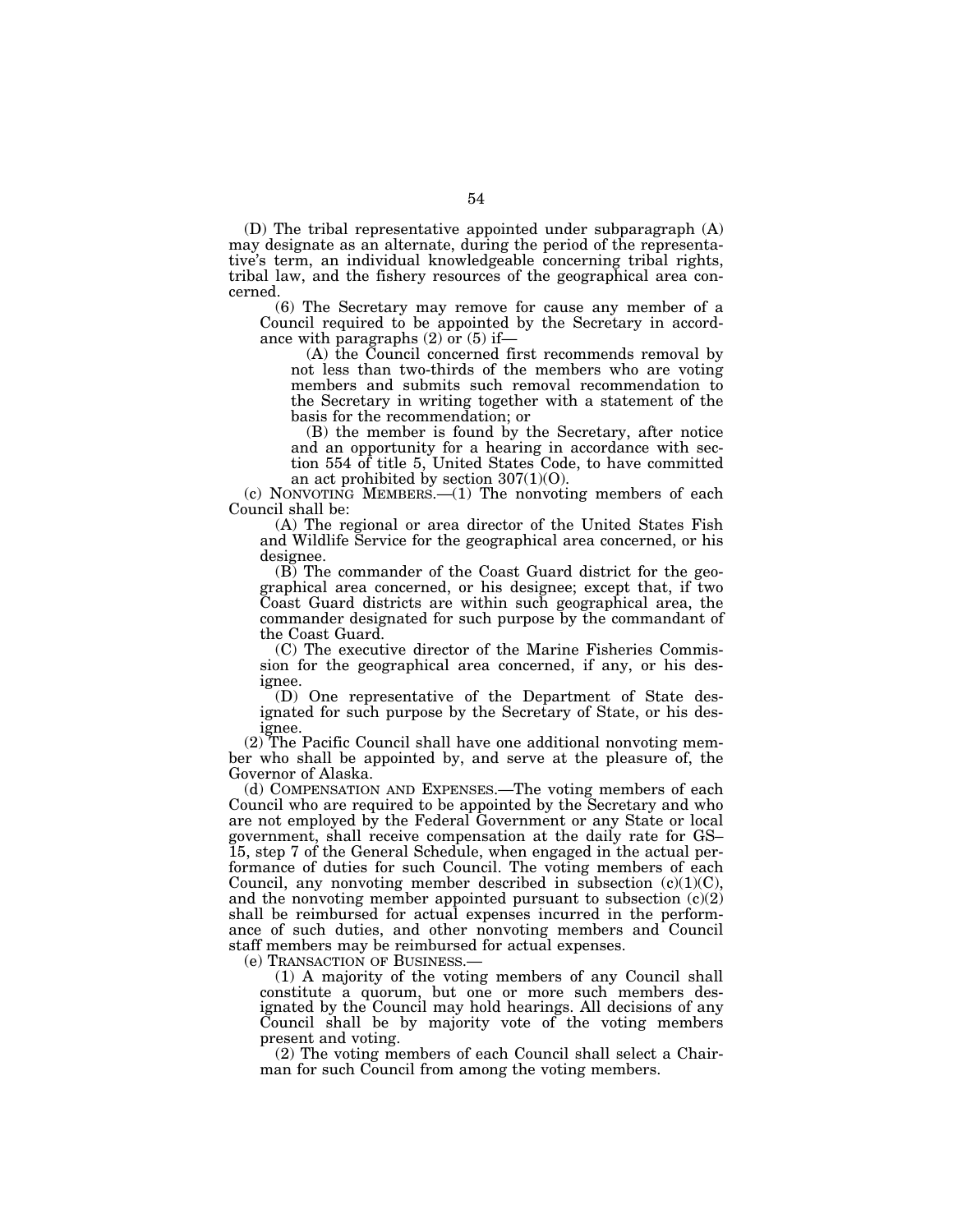(D) The tribal representative appointed under subparagraph (A) may designate as an alternate, during the period of the representative's term, an individual knowledgeable concerning tribal rights, tribal law, and the fishery resources of the geographical area concerned.

(6) The Secretary may remove for cause any member of a Council required to be appointed by the Secretary in accordance with paragraphs (2) or (5) if—

(A) the Council concerned first recommends removal by not less than two-thirds of the members who are voting members and submits such removal recommendation to the Secretary in writing together with a statement of the basis for the recommendation; or

(B) the member is found by the Secretary, after notice and an opportunity for a hearing in accordance with section 554 of title 5, United States Code, to have committed an act prohibited by section 307(1)(O).

(c) NONVOTING MEMBERS.—(1) The nonvoting members of each Council shall be:

(A) The regional or area director of the United States Fish and Wildlife Service for the geographical area concerned, or his designee.

(B) The commander of the Coast Guard district for the geographical area concerned, or his designee; except that, if two Coast Guard districts are within such geographical area, the commander designated for such purpose by the commandant of the Coast Guard.

(C) The executive director of the Marine Fisheries Commission for the geographical area concerned, if any, or his designee.

(D) One representative of the Department of State designated for such purpose by the Secretary of State, or his designee.

(2) The Pacific Council shall have one additional nonvoting member who shall be appointed by, and serve at the pleasure of, the Governor of Alaska.

(d) COMPENSATION AND EXPENSES.—The voting members of each Council who are required to be appointed by the Secretary and who are not employed by the Federal Government or any State or local government, shall receive compensation at the daily rate for GS–15, step 7 of the General Schedule, when engaged in the actual performance of duties for such Council. The voting members of each Council, any nonvoting member described in subsection (c)(1)(C), and the nonvoting member appointed pursuant to subsection (c)(2) shall be reimbursed for actual expenses incurred in the performance of such duties, and other nonvoting members and Council staff members may be reimbursed for actual expenses.

(e) TRANSACTION OF BUSINESS.—

(1) A majority of the voting members of any Council shall constitute a quorum, but one or more such members designated by the Council may hold hearings. All decisions of any Council shall be by majority vote of the voting members present and voting.

(2) The voting members of each Council shall select a Chairman for such Council from among the voting members.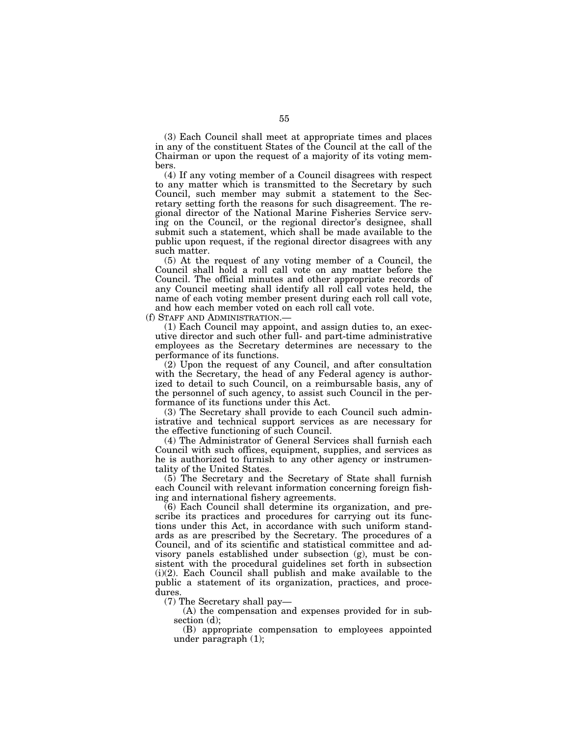(3) Each Council shall meet at appropriate times and places in any of the constituent States of the Council at the call of the Chairman or upon the request of a majority of its voting members.

(4) If any voting member of a Council disagrees with respect to any matter which is transmitted to the Secretary by such Council, such member may submit a statement to the Secretary setting forth the reasons for such disagreement. The regional director of the National Marine Fisheries Service serving on the Council, or the regional director's designee, shall submit such a statement, which shall be made available to the public upon request, if the regional director disagrees with any such matter.

(5) At the request of any voting member of a Council, the Council shall hold a roll call vote on any matter before the Council. The official minutes and other appropriate records of any Council meeting shall identify all roll call votes held, the name of each voting member present during each roll call vote, and how each member voted on each roll call vote.

(f) STAFF AND ADMINISTRATION.—

(1) Each Council may appoint, and assign duties to, an executive director and such other full- and part-time administrative employees as the Secretary determines are necessary to the performance of its functions.

(2) Upon the request of any Council, and after consultation with the Secretary, the head of any Federal agency is authorized to detail to such Council, on a reimbursable basis, any of the personnel of such agency, to assist such Council in the performance of its functions under this Act.

(3) The Secretary shall provide to each Council such administrative and technical support services as are necessary for the effective functioning of such Council.

(4) The Administrator of General Services shall furnish each Council with such offices, equipment, supplies, and services as he is authorized to furnish to any other agency or instrumentality of the United States.

(5) The Secretary and the Secretary of State shall furnish each Council with relevant information concerning foreign fishing and international fishery agreements.

(6) Each Council shall determine its organization, and prescribe its practices and procedures for carrying out its functions under this Act, in accordance with such uniform standards as are prescribed by the Secretary. The procedures of a Council, and of its scientific and statistical committee and advisory panels established under subsection (g), must be consistent with the procedural guidelines set forth in subsection (i)(2). Each Council shall publish and make available to the public a statement of its organization, practices, and procedures.

(7) The Secretary shall pay—

(A) the compensation and expenses provided for in subsection (d);

(B) appropriate compensation to employees appointed under paragraph (1);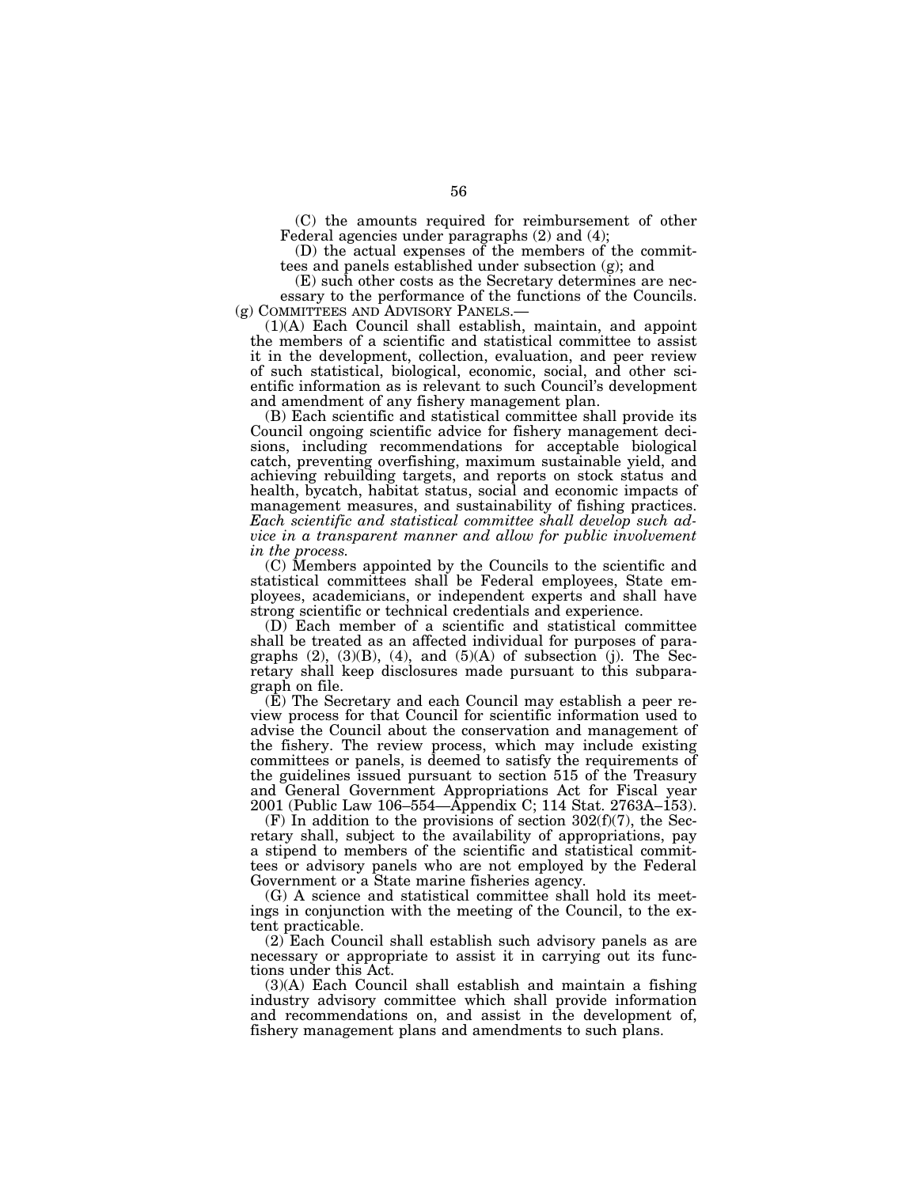(C) the amounts required for reimbursement of other Federal agencies under paragraphs (2) and (4);

(D) the actual expenses of the members of the committees and panels established under subsection (g); and

(E) such other costs as the Secretary determines are necessary to the performance of the functions of the Councils.

(g) COMMITTEES AND ADVISORY PANELS.—

(1)(A) Each Council shall establish, maintain, and appoint the members of a scientific and statistical committee to assist it in the development, collection, evaluation, and peer review of such statistical, biological, economic, social, and other scientific information as is relevant to such Council's development and amendment of any fishery management plan.

(B) Each scientific and statistical committee shall provide its Council ongoing scientific advice for fishery management decisions, including recommendations for acceptable biological catch, preventing overfishing, maximum sustainable yield, and achieving rebuilding targets, and reports on stock status and health, bycatch, habitat status, social and economic impacts of management measures, and sustainability of fishing practices. *Each scientific and statistical committee shall develop such advice in a transparent manner and allow for public involvement in the process.*

(C) Members appointed by the Councils to the scientific and statistical committees shall be Federal employees, State employees, academicians, or independent experts and shall have strong scientific or technical credentials and experience.

(D) Each member of a scientific and statistical committee shall be treated as an affected individual for purposes of paragraphs (2), (3)(B), (4), and (5)(A) of subsection (j). The Secretary shall keep disclosures made pursuant to this subparagraph on file.

(E) The Secretary and each Council may establish a peer review process for that Council for scientific information used to advise the Council about the conservation and management of the fishery. The review process, which may include existing committees or panels, is deemed to satisfy the requirements of the guidelines issued pursuant to section 515 of the Treasury and General Government Appropriations Act for Fiscal year 2001 (Public Law 106–554—Appendix C; 114 Stat. 2763A–153).

(F) In addition to the provisions of section 302(f)(7), the Secretary shall, subject to the availability of appropriations, pay a stipend to members of the scientific and statistical committees or advisory panels who are not employed by the Federal Government or a State marine fisheries agency.

(G) A science and statistical committee shall hold its meetings in conjunction with the meeting of the Council, to the extent practicable.

(2) Each Council shall establish such advisory panels as are necessary or appropriate to assist it in carrying out its functions under this Act.

(3)(A) Each Council shall establish and maintain a fishing industry advisory committee which shall provide information and recommendations on, and assist in the development of, fishery management plans and amendments to such plans.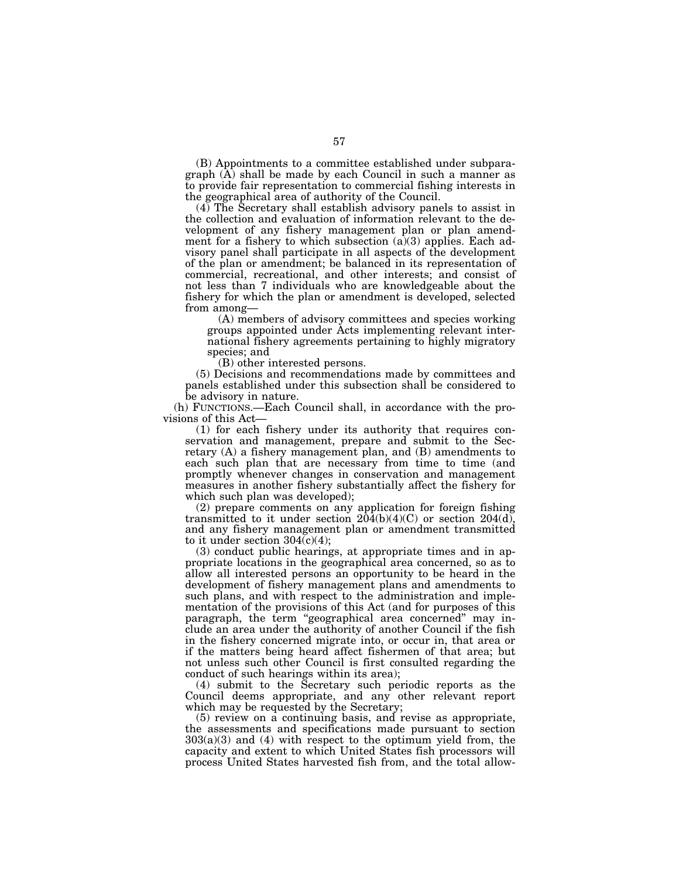(B) Appointments to a committee established under subparagraph (A) shall be made by each Council in such a manner as to provide fair representation to commercial fishing interests in the geographical area of authority of the Council.

(4) The Secretary shall establish advisory panels to assist in the collection and evaluation of information relevant to the development of any fishery management plan or plan amendment for a fishery to which subsection (a)(3) applies. Each advisory panel shall participate in all aspects of the development of the plan or amendment; be balanced in its representation of commercial, recreational, and other interests; and consist of not less than 7 individuals who are knowledgeable about the fishery for which the plan or amendment is developed, selected from among—

(A) members of advisory committees and species working groups appointed under Acts implementing relevant international fishery agreements pertaining to highly migratory species; and

(B) other interested persons.

(5) Decisions and recommendations made by committees and panels established under this subsection shall be considered to be advisory in nature.

(h) FUNCTIONS.—Each Council shall, in accordance with the provisions of this Act—

(1) for each fishery under its authority that requires conservation and management, prepare and submit to the Secretary (A) a fishery management plan, and (B) amendments to each such plan that are necessary from time to time (and promptly whenever changes in conservation and management measures in another fishery substantially affect the fishery for which such plan was developed);

(2) prepare comments on any application for foreign fishing transmitted to it under section 204(b)(4)(C) or section 204(d), and any fishery management plan or amendment transmitted to it under section 304(c)(4);

(3) conduct public hearings, at appropriate times and in appropriate locations in the geographical area concerned, so as to allow all interested persons an opportunity to be heard in the development of fishery management plans and amendments to such plans, and with respect to the administration and implementation of the provisions of this Act (and for purposes of this paragraph, the term "geographical area concerned" may include an area under the authority of another Council if the fish in the fishery concerned migrate into, or occur in, that area or if the matters being heard affect fishermen of that area; but not unless such other Council is first consulted regarding the conduct of such hearings within its area);

(4) submit to the Secretary such periodic reports as the Council deems appropriate, and any other relevant report which may be requested by the Secretary;

(5) review on a continuing basis, and revise as appropriate, the assessments and specifications made pursuant to section 303(a)(3) and (4) with respect to the optimum yield from, the capacity and extent to which United States fish processors will process United States harvested fish from, and the total allow-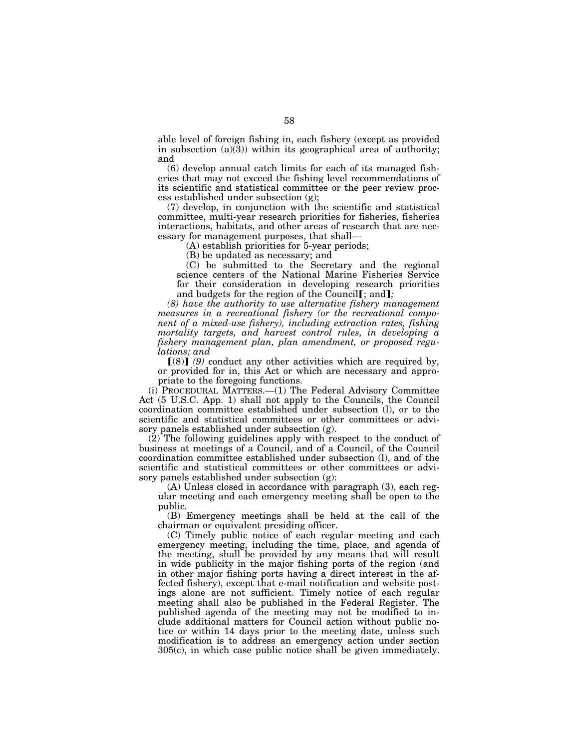able level of foreign fishing in, each fishery (except as provided in subsection (a)(3)) within its geographical area of authority; and

(6) develop annual catch limits for each of its managed fisheries that may not exceed the fishing level recommendations of its scientific and statistical committee or the peer review process established under subsection (g);

(7) develop, in conjunction with the scientific and statistical committee, multi-year research priorities for fisheries, fisheries interactions, habitats, and other areas of research that are necessary for management purposes, that shall—

(A) establish priorities for 5-year periods;

(B) be updated as necessary; and

(C) be submitted to the Secretary and the regional science centers of the National Marine Fisheries Service for their consideration in developing research priorities and budgets for the region of the Council⟦; and⟧*;*

*(8) have the authority to use alternative fishery management measures in a recreational fishery (or the recreational component of a mixed-use fishery), including extraction rates, fishing mortality targets, and harvest control rules, in developing a fishery management plan, plan amendment, or proposed regulations; and*

⟦(8)⟧ *(9)* conduct any other activities which are required by, or provided for in, this Act or which are necessary and appropriate to the foregoing functions.

(i) PROCEDURAL MATTERS.—(1) The Federal Advisory Committee Act (5 U.S.C. App. 1) shall not apply to the Councils, the Council coordination committee established under subsection (l), or to the scientific and statistical committees or other committees or advisory panels established under subsection (g).

(2) The following guidelines apply with respect to the conduct of business at meetings of a Council, and of a Council, of the Council coordination committee established under subsection (l), and of the scientific and statistical committees or other committees or advisory panels established under subsection (g):

(A) Unless closed in accordance with paragraph (3), each regular meeting and each emergency meeting shall be open to the public.

(B) Emergency meetings shall be held at the call of the chairman or equivalent presiding officer.

(C) Timely public notice of each regular meeting and each emergency meeting, including the time, place, and agenda of the meeting, shall be provided by any means that will result in wide publicity in the major fishing ports of the region (and in other major fishing ports having a direct interest in the affected fishery), except that e-mail notification and website postings alone are not sufficient. Timely notice of each regular meeting shall also be published in the Federal Register. The published agenda of the meeting may not be modified to include additional matters for Council action without public notice or within 14 days prior to the meeting date, unless such modification is to address an emergency action under section 305(c), in which case public notice shall be given immediately.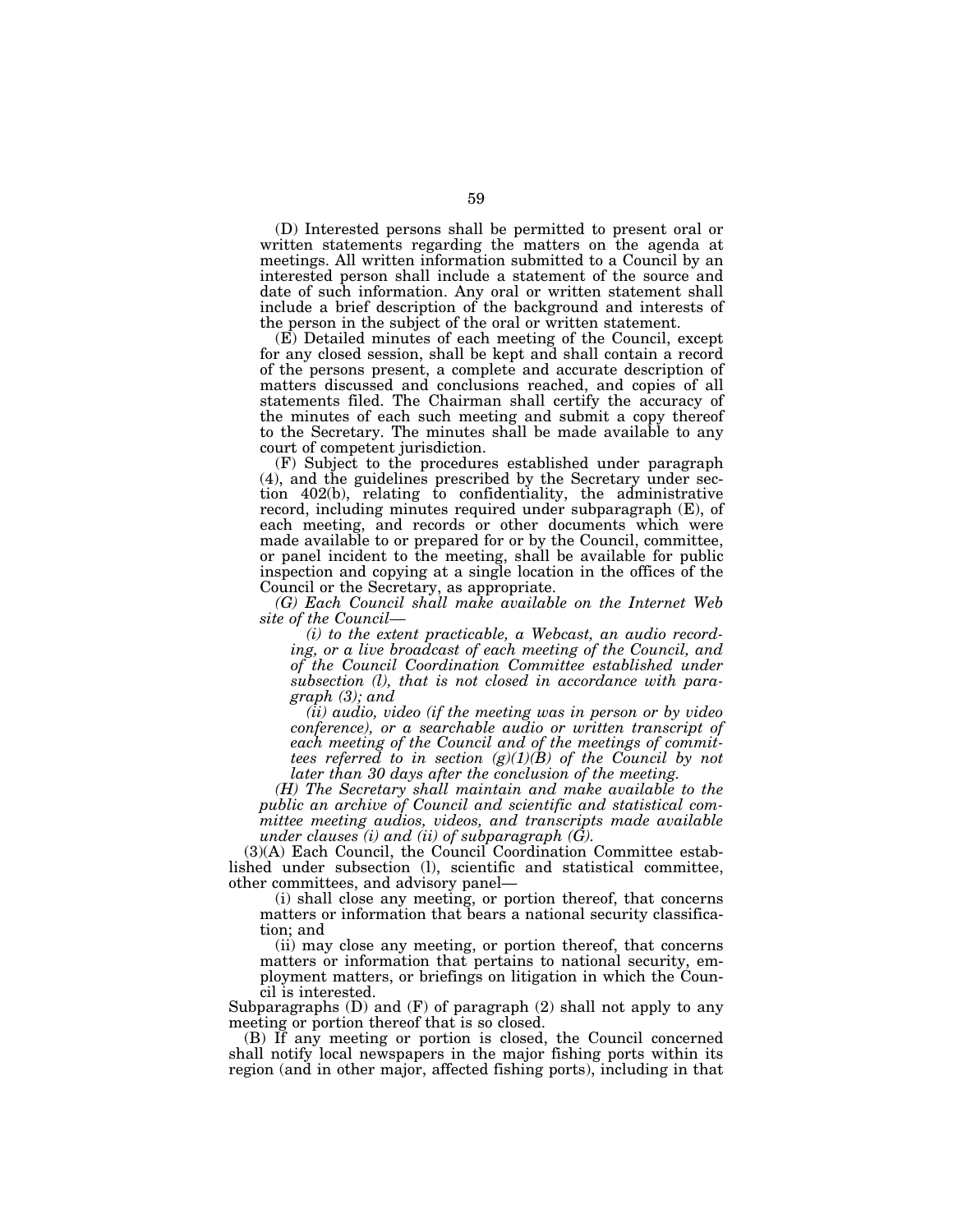(D) Interested persons shall be permitted to present oral or written statements regarding the matters on the agenda at meetings. All written information submitted to a Council by an interested person shall include a statement of the source and date of such information. Any oral or written statement shall include a brief description of the background and interests of the person in the subject of the oral or written statement.

(E) Detailed minutes of each meeting of the Council, except for any closed session, shall be kept and shall contain a record of the persons present, a complete and accurate description of matters discussed and conclusions reached, and copies of all statements filed. The Chairman shall certify the accuracy of the minutes of each such meeting and submit a copy thereof to the Secretary. The minutes shall be made available to any court of competent jurisdiction.

(F) Subject to the procedures established under paragraph (4), and the guidelines prescribed by the Secretary under section 402(b), relating to confidentiality, the administrative record, including minutes required under subparagraph (E), of each meeting, and records or other documents which were made available to or prepared for or by the Council, committee, or panel incident to the meeting, shall be available for public inspection and copying at a single location in the offices of the Council or the Secretary, as appropriate.

*(G) Each Council shall make available on the Internet Web site of the Council—*

*(i) to the extent practicable, a Webcast, an audio recording, or a live broadcast of each meeting of the Council, and of the Council Coordination Committee established under subsection (l), that is not closed in accordance with paragraph (3); and*

*(ii) audio, video (if the meeting was in person or by video conference), or a searchable audio or written transcript of each meeting of the Council and of the meetings of committees referred to in section (g)(1)(B) of the Council by not later than 30 days after the conclusion of the meeting.*

*(H) The Secretary shall maintain and make available to the public an archive of Council and scientific and statistical committee meeting audios, videos, and transcripts made available under clauses (i) and (ii) of subparagraph (G).*

(3)(A) Each Council, the Council Coordination Committee established under subsection (l), scientific and statistical committee, other committees, and advisory panel—

(i) shall close any meeting, or portion thereof, that concerns matters or information that bears a national security classification; and

(ii) may close any meeting, or portion thereof, that concerns matters or information that pertains to national security, employment matters, or briefings on litigation in which the Council is interested.

Subparagraphs (D) and (F) of paragraph (2) shall not apply to any meeting or portion thereof that is so closed.

(B) If any meeting or portion is closed, the Council concerned shall notify local newspapers in the major fishing ports within its region (and in other major, affected fishing ports), including in that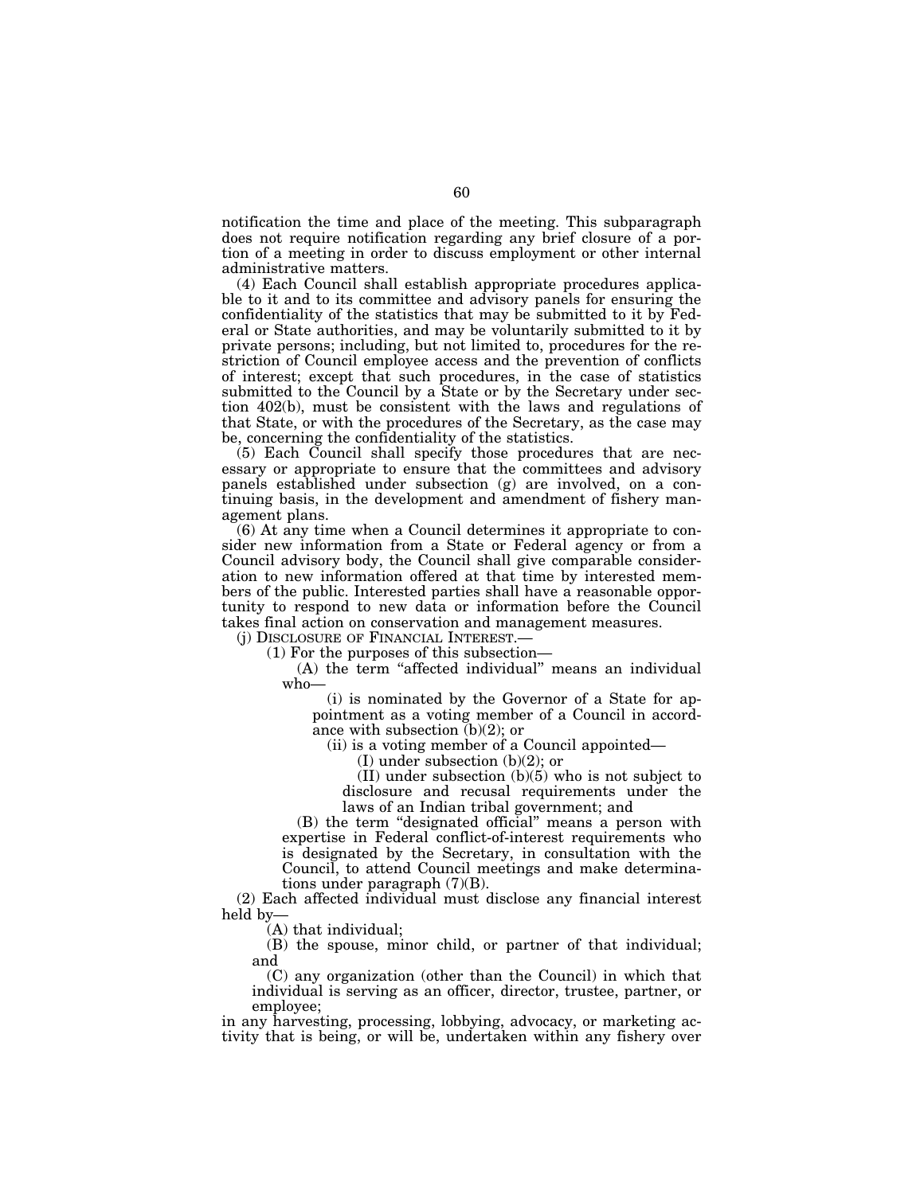notification the time and place of the meeting. This subparagraph does not require notification regarding any brief closure of a portion of a meeting in order to discuss employment or other internal administrative matters.

(4) Each Council shall establish appropriate procedures applicable to it and to its committee and advisory panels for ensuring the confidentiality of the statistics that may be submitted to it by Federal or State authorities, and may be voluntarily submitted to it by private persons; including, but not limited to, procedures for the restriction of Council employee access and the prevention of conflicts of interest; except that such procedures, in the case of statistics submitted to the Council by a State or by the Secretary under section 402(b), must be consistent with the laws and regulations of that State, or with the procedures of the Secretary, as the case may be, concerning the confidentiality of the statistics.

(5) Each Council shall specify those procedures that are necessary or appropriate to ensure that the committees and advisory panels established under subsection (g) are involved, on a continuing basis, in the development and amendment of fishery management plans.

(6) At any time when a Council determines it appropriate to consider new information from a State or Federal agency or from a Council advisory body, the Council shall give comparable consideration to new information offered at that time by interested members of the public. Interested parties shall have a reasonable opportunity to respond to new data or information before the Council takes final action on conservation and management measures.

(j) DISCLOSURE OF FINANCIAL INTEREST.—

(1) For the purposes of this subsection—

(A) the term "affected individual" means an individual who—

(i) is nominated by the Governor of a State for appointment as a voting member of a Council in accordance with subsection (b)(2); or

(ii) is a voting member of a Council appointed—

(I) under subsection (b)(2); or

(II) under subsection (b)(5) who is not subject to disclosure and recusal requirements under the laws of an Indian tribal government; and

(B) the term "designated official" means a person with expertise in Federal conflict-of-interest requirements who is designated by the Secretary, in consultation with the Council, to attend Council meetings and make determinations under paragraph (7)(B).

(2) Each affected individual must disclose any financial interest held by—

(A) that individual;

(B) the spouse, minor child, or partner of that individual; and

(C) any organization (other than the Council) in which that individual is serving as an officer, director, trustee, partner, or employee;

in any harvesting, processing, lobbying, advocacy, or marketing activity that is being, or will be, undertaken within any fishery over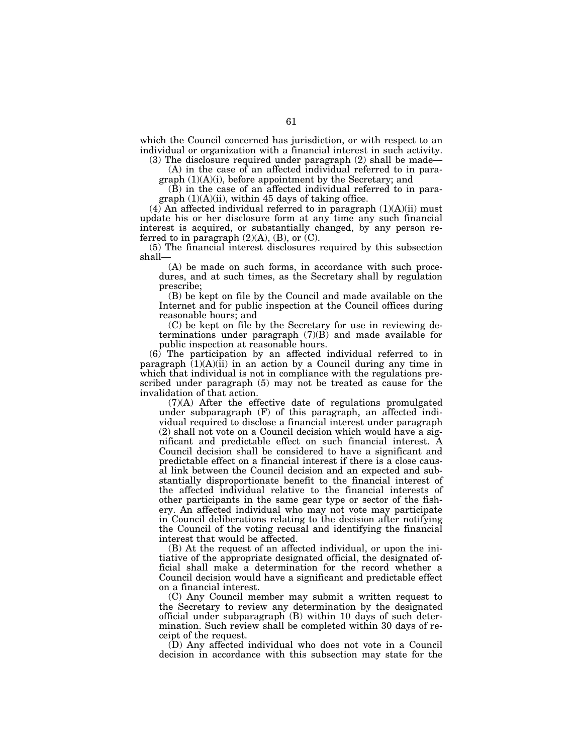which the Council concerned has jurisdiction, or with respect to an individual or organization with a financial interest in such activity.

(3) The disclosure required under paragraph (2) shall be made—

(A) in the case of an affected individual referred to in paragraph (1)(A)(i), before appointment by the Secretary; and

(B) in the case of an affected individual referred to in paragraph (1)(A)(ii), within 45 days of taking office.

(4) An affected individual referred to in paragraph (1)(A)(ii) must update his or her disclosure form at any time any such financial interest is acquired, or substantially changed, by any person referred to in paragraph (2)(A), (B), or (C).

(5) The financial interest disclosures required by this subsection shall—

(A) be made on such forms, in accordance with such procedures, and at such times, as the Secretary shall by regulation prescribe;

(B) be kept on file by the Council and made available on the Internet and for public inspection at the Council offices during reasonable hours; and

(C) be kept on file by the Secretary for use in reviewing determinations under paragraph (7)(B) and made available for public inspection at reasonable hours.

(6) The participation by an affected individual referred to in paragraph (1)(A)(ii) in an action by a Council during any time in which that individual is not in compliance with the regulations prescribed under paragraph (5) may not be treated as cause for the invalidation of that action.

(7)(A) After the effective date of regulations promulgated under subparagraph (F) of this paragraph, an affected individual required to disclose a financial interest under paragraph (2) shall not vote on a Council decision which would have a significant and predictable effect on such financial interest. A Council decision shall be considered to have a significant and predictable effect on a financial interest if there is a close causal link between the Council decision and an expected and substantially disproportionate benefit to the financial interest of the affected individual relative to the financial interests of other participants in the same gear type or sector of the fishery. An affected individual who may not vote may participate in Council deliberations relating to the decision after notifying the Council of the voting recusal and identifying the financial interest that would be affected.

(B) At the request of an affected individual, or upon the initiative of the appropriate designated official, the designated official shall make a determination for the record whether a Council decision would have a significant and predictable effect on a financial interest.

(C) Any Council member may submit a written request to the Secretary to review any determination by the designated official under subparagraph (B) within 10 days of such determination. Such review shall be completed within 30 days of receipt of the request.

(D) Any affected individual who does not vote in a Council decision in accordance with this subsection may state for the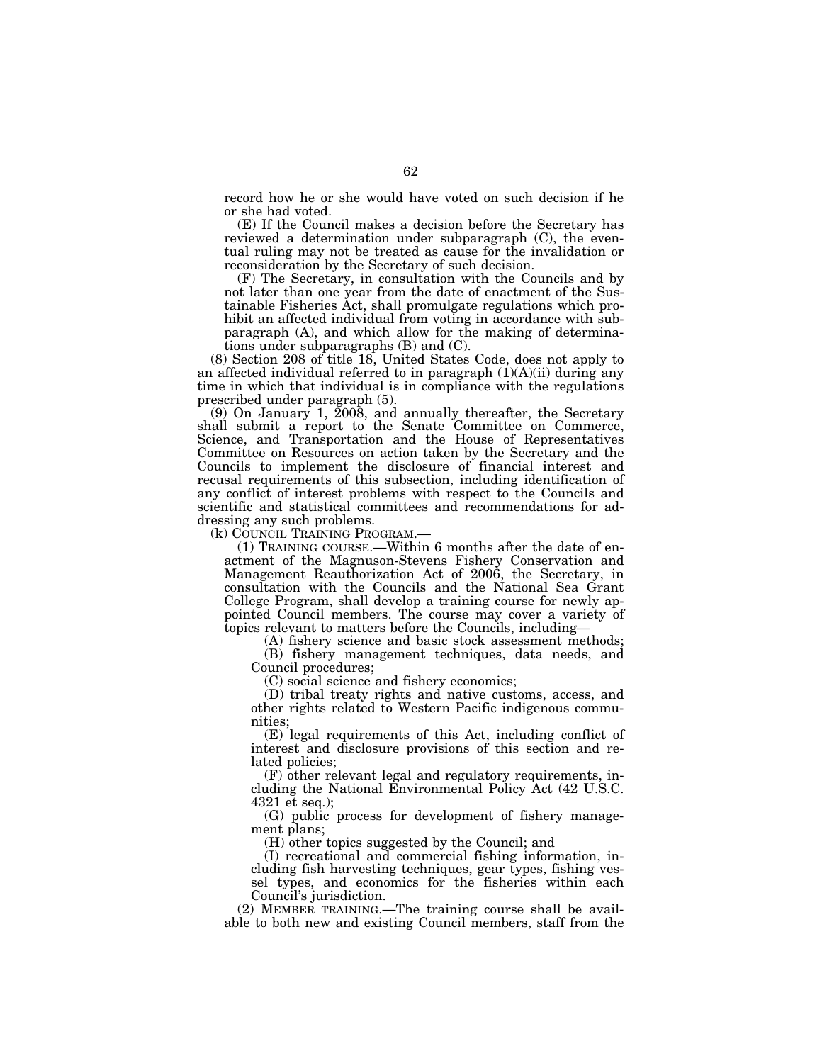record how he or she would have voted on such decision if he or she had voted.

(E) If the Council makes a decision before the Secretary has reviewed a determination under subparagraph (C), the eventual ruling may not be treated as cause for the invalidation or reconsideration by the Secretary of such decision.

(F) The Secretary, in consultation with the Councils and by not later than one year from the date of enactment of the Sustainable Fisheries Act, shall promulgate regulations which prohibit an affected individual from voting in accordance with subparagraph (A), and which allow for the making of determinations under subparagraphs (B) and (C).

(8) Section 208 of title 18, United States Code, does not apply to an affected individual referred to in paragraph (1)(A)(ii) during any time in which that individual is in compliance with the regulations prescribed under paragraph (5).

(9) On January 1, 2008, and annually thereafter, the Secretary shall submit a report to the Senate Committee on Commerce, Science, and Transportation and the House of Representatives Committee on Resources on action taken by the Secretary and the Councils to implement the disclosure of financial interest and recusal requirements of this subsection, including identification of any conflict of interest problems with respect to the Councils and scientific and statistical committees and recommendations for addressing any such problems.

(k) COUNCIL TRAINING PROGRAM.—

(1) TRAINING COURSE.—Within 6 months after the date of enactment of the Magnuson-Stevens Fishery Conservation and Management Reauthorization Act of 2006, the Secretary, in consultation with the Councils and the National Sea Grant College Program, shall develop a training course for newly appointed Council members. The course may cover a variety of topics relevant to matters before the Councils, including—

(A) fishery science and basic stock assessment methods;

(B) fishery management techniques, data needs, and Council procedures;

(C) social science and fishery economics;

(D) tribal treaty rights and native customs, access, and other rights related to Western Pacific indigenous communities;

(E) legal requirements of this Act, including conflict of interest and disclosure provisions of this section and related policies;

(F) other relevant legal and regulatory requirements, including the National Environmental Policy Act (42 U.S.C. 4321 et seq.);

(G) public process for development of fishery management plans;

(H) other topics suggested by the Council; and

(I) recreational and commercial fishing information, including fish harvesting techniques, gear types, fishing vessel types, and economics for the fisheries within each Council's jurisdiction.

(2) MEMBER TRAINING.—The training course shall be available to both new and existing Council members, staff from the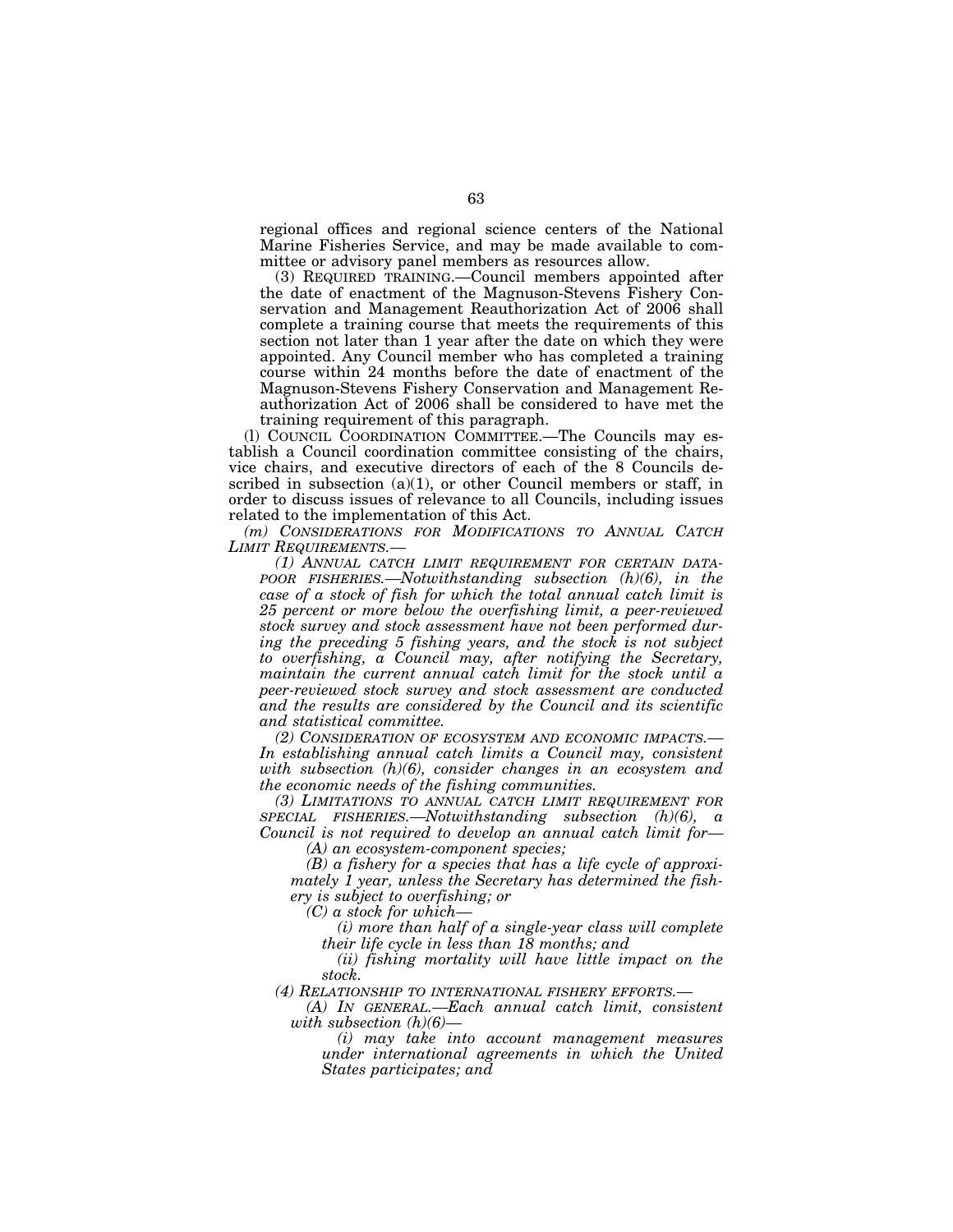regional offices and regional science centers of the National Marine Fisheries Service, and may be made available to committee or advisory panel members as resources allow.

(3) REQUIRED TRAINING.—Council members appointed after the date of enactment of the Magnuson-Stevens Fishery Conservation and Management Reauthorization Act of 2006 shall complete a training course that meets the requirements of this section not later than 1 year after the date on which they were appointed. Any Council member who has completed a training course within 24 months before the date of enactment of the Magnuson-Stevens Fishery Conservation and Management Reauthorization Act of 2006 shall be considered to have met the training requirement of this paragraph.

(l) COUNCIL COORDINATION COMMITTEE.—The Councils may establish a Council coordination committee consisting of the chairs, vice chairs, and executive directors of each of the 8 Councils described in subsection (a)(1), or other Council members or staff, in order to discuss issues of relevance to all Councils, including issues related to the implementation of this Act.

*(m) CONSIDERATIONS FOR MODIFICATIONS TO ANNUAL CATCH LIMIT REQUIREMENTS.—*

*(1) ANNUAL CATCH LIMIT REQUIREMENT FOR CERTAIN DATA-POOR FISHERIES.—Notwithstanding subsection (h)(6), in the case of a stock of fish for which the total annual catch limit is 25 percent or more below the overfishing limit, a peer-reviewed stock survey and stock assessment have not been performed during the preceding 5 fishing years, and the stock is not subject to overfishing, a Council may, after notifying the Secretary, maintain the current annual catch limit for the stock until a peer-reviewed stock survey and stock assessment are conducted and the results are considered by the Council and its scientific and statistical committee.*

*(2) CONSIDERATION OF ECOSYSTEM AND ECONOMIC IMPACTS.—In establishing annual catch limits a Council may, consistent with subsection (h)(6), consider changes in an ecosystem and the economic needs of the fishing communities.*

*(3) LIMITATIONS TO ANNUAL CATCH LIMIT REQUIREMENT FOR SPECIAL FISHERIES.—Notwithstanding subsection (h)(6), a Council is not required to develop an annual catch limit for—*

*(A) an ecosystem-component species;*

*(B) a fishery for a species that has a life cycle of approximately 1 year, unless the Secretary has determined the fishery is subject to overfishing; or*

*(C) a stock for which—*

*(i) more than half of a single-year class will complete their life cycle in less than 18 months; and*

*(ii) fishing mortality will have little impact on the stock.*

*(4) RELATIONSHIP TO INTERNATIONAL FISHERY EFFORTS.—*

*(A) IN GENERAL.—Each annual catch limit, consistent with subsection (h)(6)—*

*(i) may take into account management measures under international agreements in which the United States participates; and*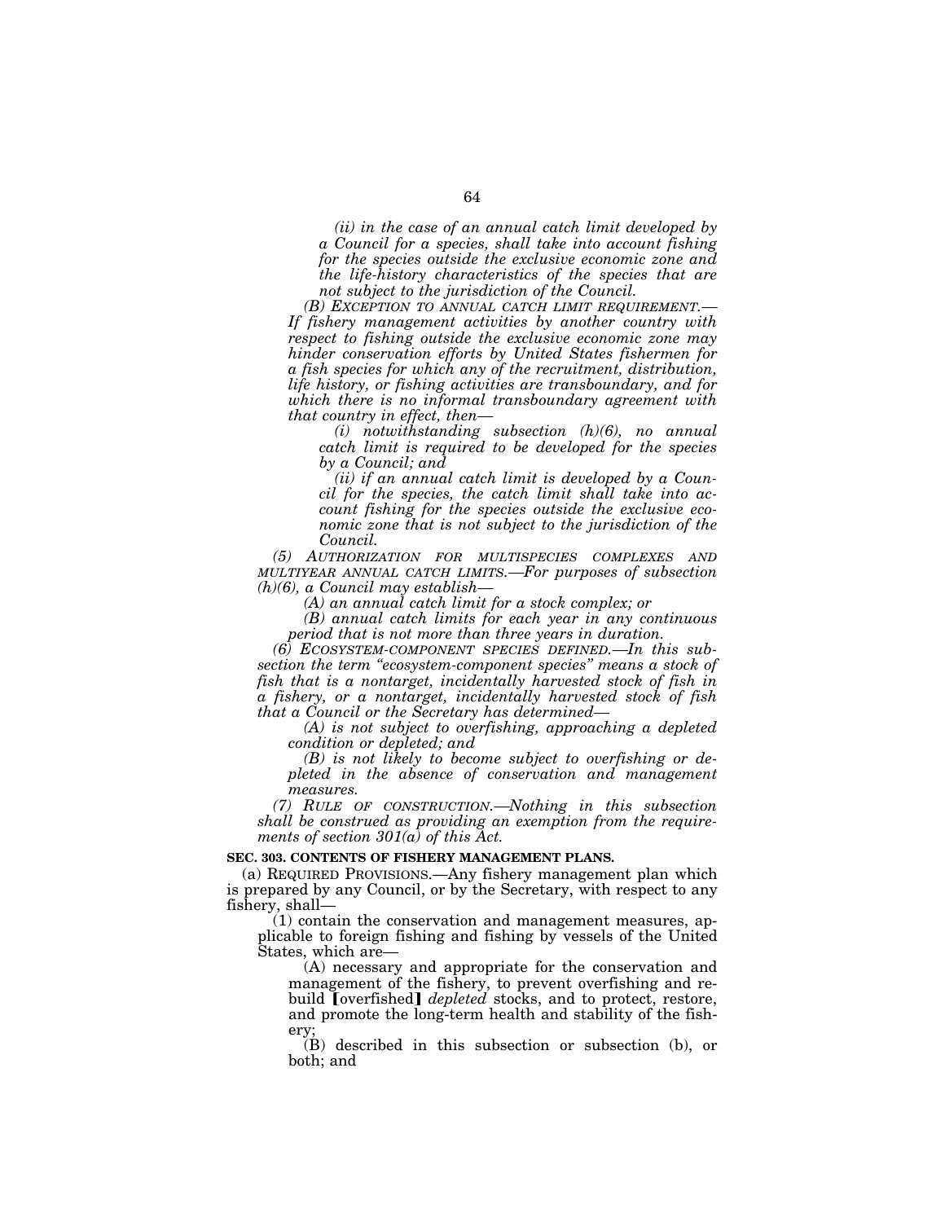*(ii) in the case of an annual catch limit developed by a Council for a species, shall take into account fishing for the species outside the exclusive economic zone and the life-history characteristics of the species that are not subject to the jurisdiction of the Council.*

*(B) EXCEPTION TO ANNUAL CATCH LIMIT REQUIREMENT.—If fishery management activities by another country with respect to fishing outside the exclusive economic zone may hinder conservation efforts by United States fishermen for a fish species for which any of the recruitment, distribution, life history, or fishing activities are transboundary, and for which there is no informal transboundary agreement with that country in effect, then—*

*(i) notwithstanding subsection (h)(6), no annual catch limit is required to be developed for the species by a Council; and*

*(ii) if an annual catch limit is developed by a Council for the species, the catch limit shall take into account fishing for the species outside the exclusive economic zone that is not subject to the jurisdiction of the Council.*

*(5) AUTHORIZATION FOR MULTISPECIES COMPLEXES AND MULTIYEAR ANNUAL CATCH LIMITS.—For purposes of subsection (h)(6), a Council may establish—*

*(A) an annual catch limit for a stock complex; or*

*(B) annual catch limits for each year in any continuous period that is not more than three years in duration.*

*(6) ECOSYSTEM-COMPONENT SPECIES DEFINED.—In this subsection the term "ecosystem-component species" means a stock of fish that is a nontarget, incidentally harvested stock of fish in a fishery, or a nontarget, incidentally harvested stock of fish that a Council or the Secretary has determined—*

*(A) is not subject to overfishing, approaching a depleted condition or depleted; and*

*(B) is not likely to become subject to overfishing or depleted in the absence of conservation and management measures.*

*(7) RULE OF CONSTRUCTION.—Nothing in this subsection shall be construed as providing an exemption from the requirements of section 301(a) of this Act.*

**SEC. 303. CONTENTS OF FISHERY MANAGEMENT PLANS.**

(a) REQUIRED PROVISIONS.—Any fishery management plan which is prepared by any Council, or by the Secretary, with respect to any fishery, shall—

(1) contain the conservation and management measures, applicable to foreign fishing and fishing by vessels of the United States, which are—

(A) necessary and appropriate for the conservation and management of the fishery, to prevent overfishing and rebuild 【overfished】 *depleted* stocks, and to protect, restore, and promote the long-term health and stability of the fishery;

(B) described in this subsection or subsection (b), or both; and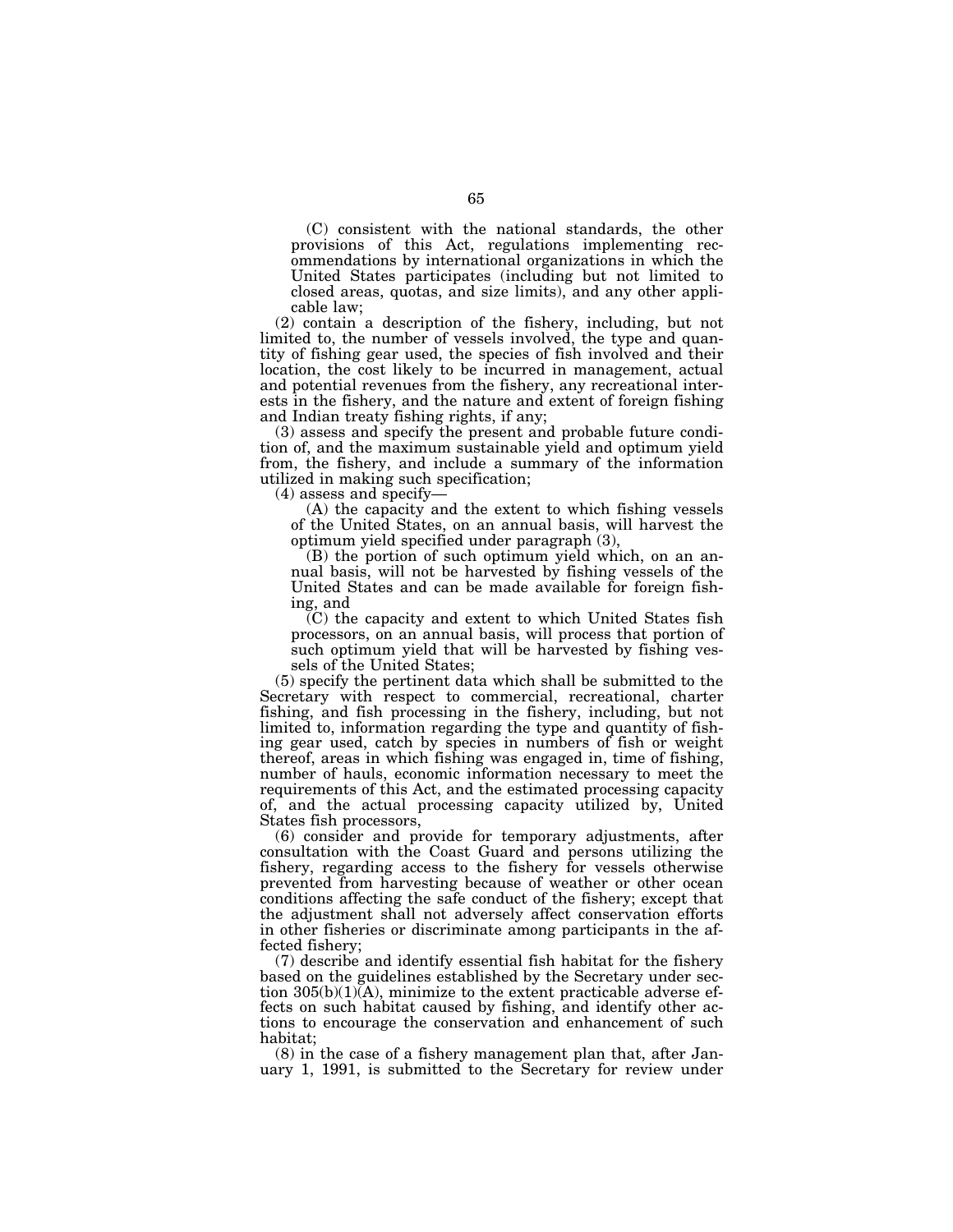(C) consistent with the national standards, the other provisions of this Act, regulations implementing recommendations by international organizations in which the United States participates (including but not limited to closed areas, quotas, and size limits), and any other applicable law;

(2) contain a description of the fishery, including, but not limited to, the number of vessels involved, the type and quantity of fishing gear used, the species of fish involved and their location, the cost likely to be incurred in management, actual and potential revenues from the fishery, any recreational interests in the fishery, and the nature and extent of foreign fishing and Indian treaty fishing rights, if any;

(3) assess and specify the present and probable future condition of, and the maximum sustainable yield and optimum yield from, the fishery, and include a summary of the information utilized in making such specification;

(4) assess and specify—

(A) the capacity and the extent to which fishing vessels of the United States, on an annual basis, will harvest the optimum yield specified under paragraph (3),

(B) the portion of such optimum yield which, on an annual basis, will not be harvested by fishing vessels of the United States and can be made available for foreign fishing, and

(C) the capacity and extent to which United States fish processors, on an annual basis, will process that portion of such optimum yield that will be harvested by fishing vessels of the United States;

(5) specify the pertinent data which shall be submitted to the Secretary with respect to commercial, recreational, charter fishing, and fish processing in the fishery, including, but not limited to, information regarding the type and quantity of fishing gear used, catch by species in numbers of fish or weight thereof, areas in which fishing was engaged in, time of fishing, number of hauls, economic information necessary to meet the requirements of this Act, and the estimated processing capacity of, and the actual processing capacity utilized by, United States fish processors,

(6) consider and provide for temporary adjustments, after consultation with the Coast Guard and persons utilizing the fishery, regarding access to the fishery for vessels otherwise prevented from harvesting because of weather or other ocean conditions affecting the safe conduct of the fishery; except that the adjustment shall not adversely affect conservation efforts in other fisheries or discriminate among participants in the affected fishery;

(7) describe and identify essential fish habitat for the fishery based on the guidelines established by the Secretary under section 305(b)(1)(A), minimize to the extent practicable adverse effects on such habitat caused by fishing, and identify other actions to encourage the conservation and enhancement of such habitat;

(8) in the case of a fishery management plan that, after January 1, 1991, is submitted to the Secretary for review under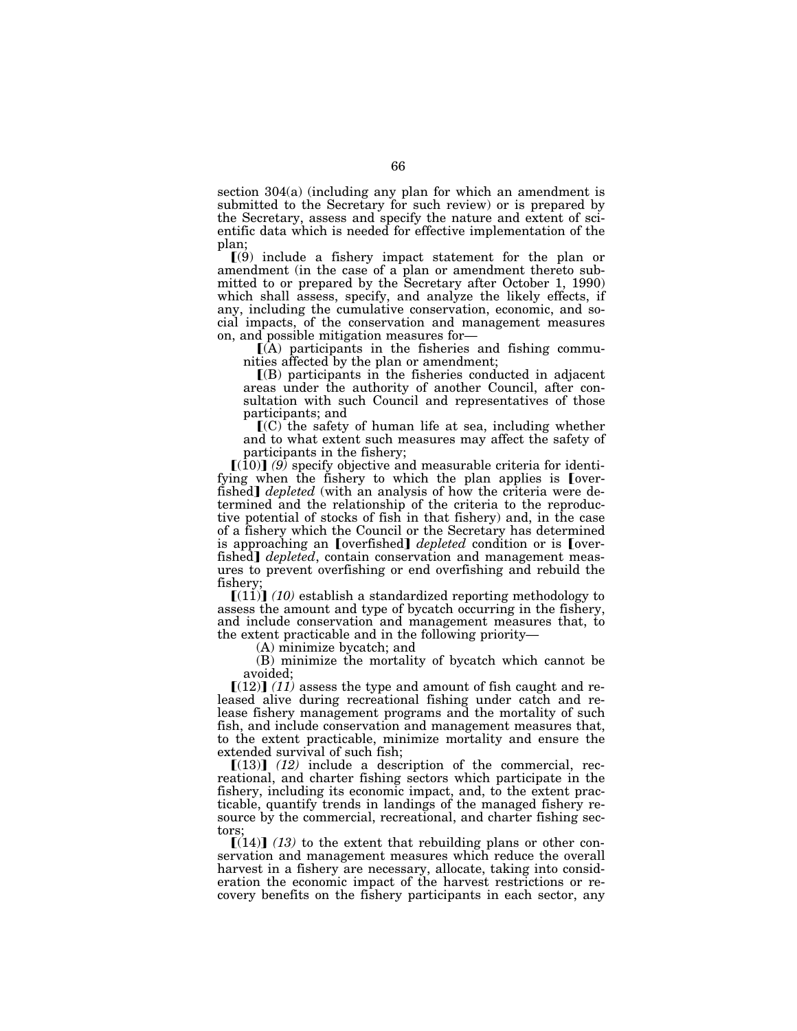section 304(a) (including any plan for which an amendment is submitted to the Secretary for such review) or is prepared by the Secretary, assess and specify the nature and extent of scientific data which is needed for effective implementation of the plan;

⟦(9) include a fishery impact statement for the plan or amendment (in the case of a plan or amendment thereto submitted to or prepared by the Secretary after October 1, 1990) which shall assess, specify, and analyze the likely effects, if any, including the cumulative conservation, economic, and social impacts, of the conservation and management measures on, and possible mitigation measures for—

⟦(A) participants in the fisheries and fishing communities affected by the plan or amendment;

⟦(B) participants in the fisheries conducted in adjacent areas under the authority of another Council, after consultation with such Council and representatives of those participants; and

⟦(C) the safety of human life at sea, including whether and to what extent such measures may affect the safety of participants in the fishery;

⟦(10)⟧ *(9)* specify objective and measurable criteria for identifying when the fishery to which the plan applies is ⟦overfished⟧ *depleted* (with an analysis of how the criteria were determined and the relationship of the criteria to the reproductive potential of stocks of fish in that fishery) and, in the case of a fishery which the Council or the Secretary has determined is approaching an ⟦overfished⟧ *depleted* condition or is ⟦overfished⟧ *depleted*, contain conservation and management measures to prevent overfishing or end overfishing and rebuild the fishery;

⟦(11)⟧ *(10)* establish a standardized reporting methodology to assess the amount and type of bycatch occurring in the fishery, and include conservation and management measures that, to the extent practicable and in the following priority—

(A) minimize bycatch; and

(B) minimize the mortality of bycatch which cannot be avoided;

⟦(12)⟧ *(11)* assess the type and amount of fish caught and released alive during recreational fishing under catch and release fishery management programs and the mortality of such fish, and include conservation and management measures that, to the extent practicable, minimize mortality and ensure the extended survival of such fish;

⟦(13)⟧ *(12)* include a description of the commercial, recreational, and charter fishing sectors which participate in the fishery, including its economic impact, and, to the extent practicable, quantify trends in landings of the managed fishery resource by the commercial, recreational, and charter fishing sectors;

⟦(14)⟧ *(13)* to the extent that rebuilding plans or other conservation and management measures which reduce the overall harvest in a fishery are necessary, allocate, taking into consideration the economic impact of the harvest restrictions or recovery benefits on the fishery participants in each sector, any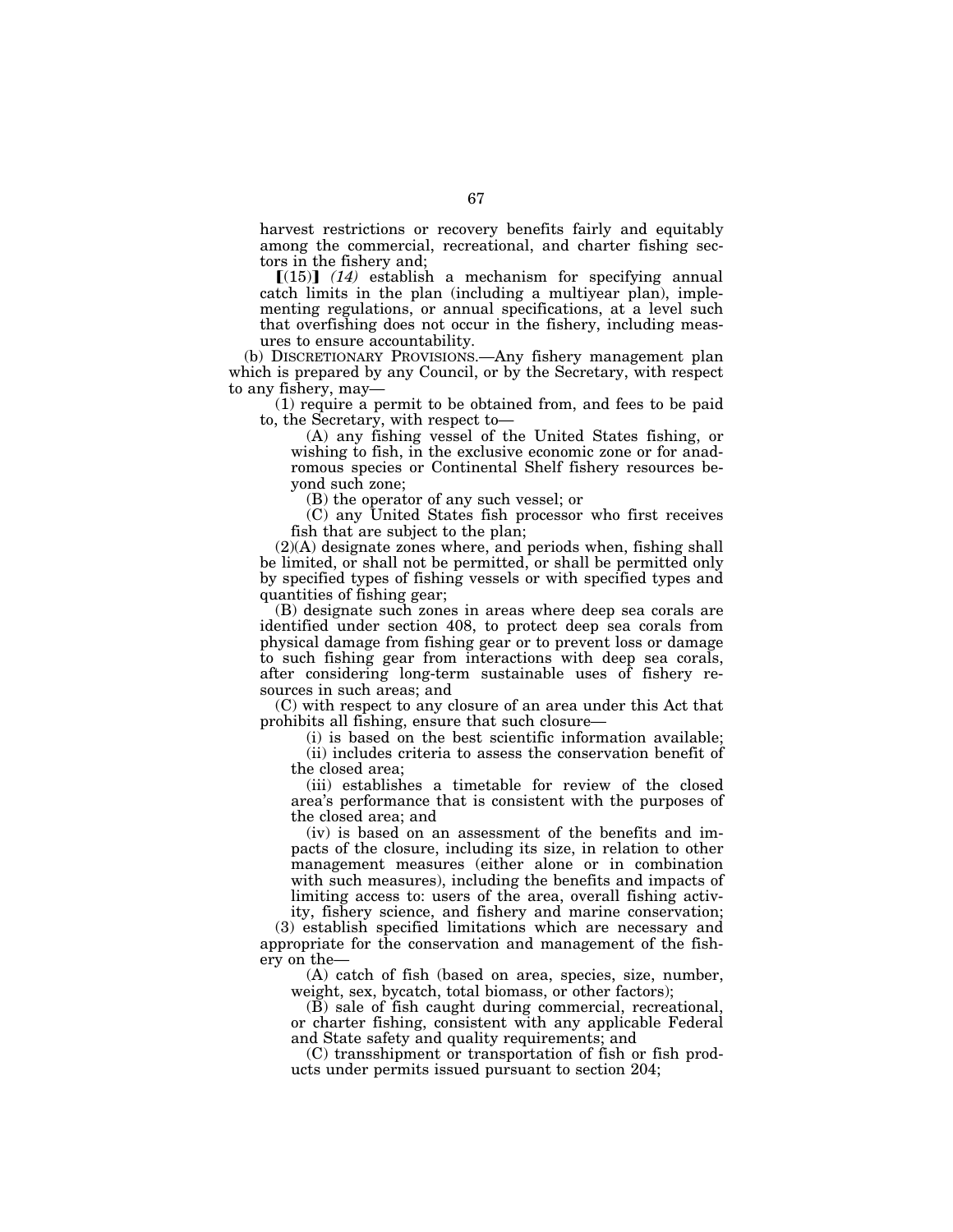harvest restrictions or recovery benefits fairly and equitably among the commercial, recreational, and charter fishing sectors in the fishery and;

【(15)】 *(14)* establish a mechanism for specifying annual catch limits in the plan (including a multiyear plan), implementing regulations, or annual specifications, at a level such that overfishing does not occur in the fishery, including measures to ensure accountability.

(b) DISCRETIONARY PROVISIONS.—Any fishery management plan which is prepared by any Council, or by the Secretary, with respect to any fishery, may—

(1) require a permit to be obtained from, and fees to be paid to, the Secretary, with respect to—

(A) any fishing vessel of the United States fishing, or wishing to fish, in the exclusive economic zone or for anadromous species or Continental Shelf fishery resources beyond such zone;

(B) the operator of any such vessel; or

(C) any United States fish processor who first receives fish that are subject to the plan;

(2)(A) designate zones where, and periods when, fishing shall be limited, or shall not be permitted, or shall be permitted only by specified types of fishing vessels or with specified types and quantities of fishing gear;

(B) designate such zones in areas where deep sea corals are identified under section 408, to protect deep sea corals from physical damage from fishing gear or to prevent loss or damage to such fishing gear from interactions with deep sea corals, after considering long-term sustainable uses of fishery resources in such areas; and

(C) with respect to any closure of an area under this Act that prohibits all fishing, ensure that such closure—

(i) is based on the best scientific information available;

(ii) includes criteria to assess the conservation benefit of the closed area;

(iii) establishes a timetable for review of the closed area's performance that is consistent with the purposes of the closed area; and

(iv) is based on an assessment of the benefits and impacts of the closure, including its size, in relation to other management measures (either alone or in combination with such measures), including the benefits and impacts of limiting access to: users of the area, overall fishing activity, fishery science, and fishery and marine conservation;

(3) establish specified limitations which are necessary and appropriate for the conservation and management of the fishery on the—

(A) catch of fish (based on area, species, size, number, weight, sex, bycatch, total biomass, or other factors);

(B) sale of fish caught during commercial, recreational, or charter fishing, consistent with any applicable Federal and State safety and quality requirements; and

(C) transshipment or transportation of fish or fish products under permits issued pursuant to section 204;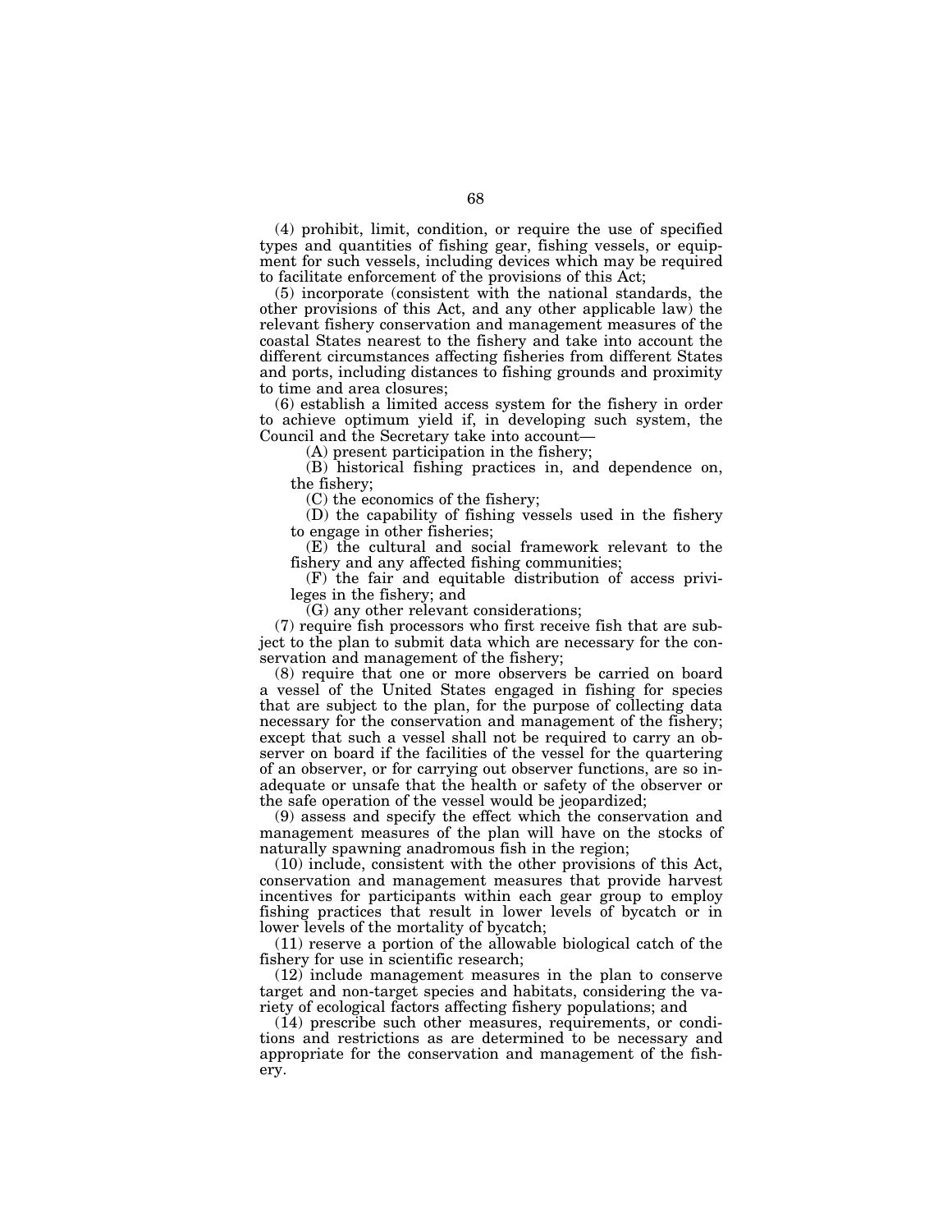(4) prohibit, limit, condition, or require the use of specified types and quantities of fishing gear, fishing vessels, or equipment for such vessels, including devices which may be required to facilitate enforcement of the provisions of this Act;

(5) incorporate (consistent with the national standards, the other provisions of this Act, and any other applicable law) the relevant fishery conservation and management measures of the coastal States nearest to the fishery and take into account the different circumstances affecting fisheries from different States and ports, including distances to fishing grounds and proximity to time and area closures;

(6) establish a limited access system for the fishery in order to achieve optimum yield if, in developing such system, the Council and the Secretary take into account—

(A) present participation in the fishery;

(B) historical fishing practices in, and dependence on, the fishery;

(C) the economics of the fishery;

(D) the capability of fishing vessels used in the fishery to engage in other fisheries;

(E) the cultural and social framework relevant to the fishery and any affected fishing communities;

(F) the fair and equitable distribution of access privileges in the fishery; and

(G) any other relevant considerations;

(7) require fish processors who first receive fish that are subject to the plan to submit data which are necessary for the conservation and management of the fishery;

(8) require that one or more observers be carried on board a vessel of the United States engaged in fishing for species that are subject to the plan, for the purpose of collecting data necessary for the conservation and management of the fishery; except that such a vessel shall not be required to carry an observer on board if the facilities of the vessel for the quartering of an observer, or for carrying out observer functions, are so inadequate or unsafe that the health or safety of the observer or the safe operation of the vessel would be jeopardized;

(9) assess and specify the effect which the conservation and management measures of the plan will have on the stocks of naturally spawning anadromous fish in the region;

(10) include, consistent with the other provisions of this Act, conservation and management measures that provide harvest incentives for participants within each gear group to employ fishing practices that result in lower levels of bycatch or in lower levels of the mortality of bycatch;

(11) reserve a portion of the allowable biological catch of the fishery for use in scientific research;

(12) include management measures in the plan to conserve target and non-target species and habitats, considering the variety of ecological factors affecting fishery populations; and

(14) prescribe such other measures, requirements, or conditions and restrictions as are determined to be necessary and appropriate for the conservation and management of the fishery.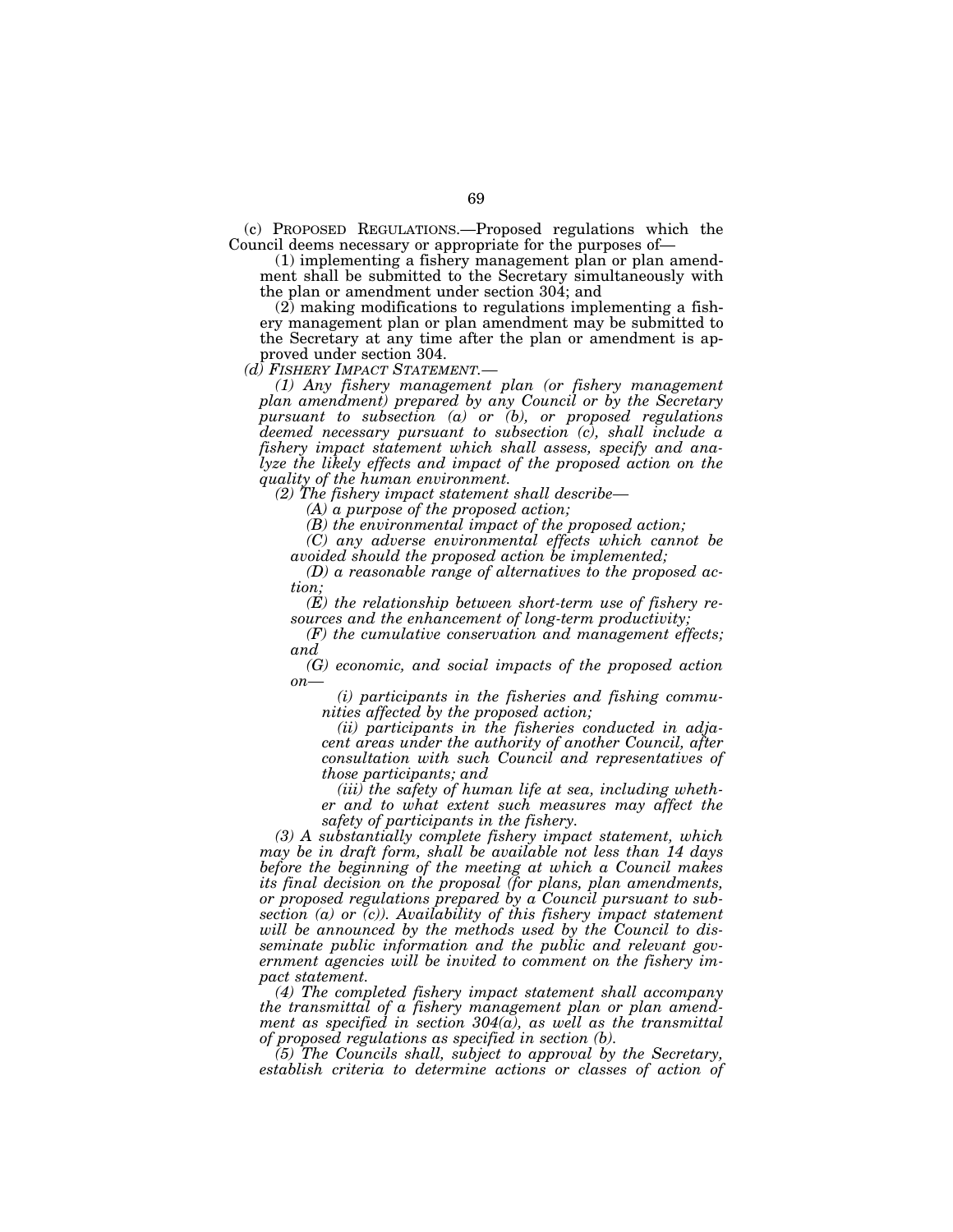(c) PROPOSED REGULATIONS.—Proposed regulations which the Council deems necessary or appropriate for the purposes of—

(1) implementing a fishery management plan or plan amendment shall be submitted to the Secretary simultaneously with the plan or amendment under section 304; and

(2) making modifications to regulations implementing a fishery management plan or plan amendment may be submitted to the Secretary at any time after the plan or amendment is approved under section 304.

*(d) FISHERY IMPACT STATEMENT.—*

*(1) Any fishery management plan (or fishery management plan amendment) prepared by any Council or by the Secretary pursuant to subsection (a) or (b), or proposed regulations deemed necessary pursuant to subsection (c), shall include a fishery impact statement which shall assess, specify and analyze the likely effects and impact of the proposed action on the quality of the human environment.*

*(2) The fishery impact statement shall describe—*

*(A) a purpose of the proposed action;*

*(B) the environmental impact of the proposed action;*

*(C) any adverse environmental effects which cannot be avoided should the proposed action be implemented;*

*(D) a reasonable range of alternatives to the proposed action;*

*(E) the relationship between short-term use of fishery resources and the enhancement of long-term productivity;*

*(F) the cumulative conservation and management effects; and*

*(G) economic, and social impacts of the proposed action on—*

*(i) participants in the fisheries and fishing communities affected by the proposed action;*

*(ii) participants in the fisheries conducted in adjacent areas under the authority of another Council, after consultation with such Council and representatives of those participants; and*

*(iii) the safety of human life at sea, including whether and to what extent such measures may affect the safety of participants in the fishery.*

*(3) A substantially complete fishery impact statement, which may be in draft form, shall be available not less than 14 days before the beginning of the meeting at which a Council makes its final decision on the proposal (for plans, plan amendments, or proposed regulations prepared by a Council pursuant to subsection (a) or (c)). Availability of this fishery impact statement will be announced by the methods used by the Council to disseminate public information and the public and relevant government agencies will be invited to comment on the fishery impact statement.*

*(4) The completed fishery impact statement shall accompany the transmittal of a fishery management plan or plan amendment as specified in section 304(a), as well as the transmittal of proposed regulations as specified in section (b).*

*(5) The Councils shall, subject to approval by the Secretary, establish criteria to determine actions or classes of action of*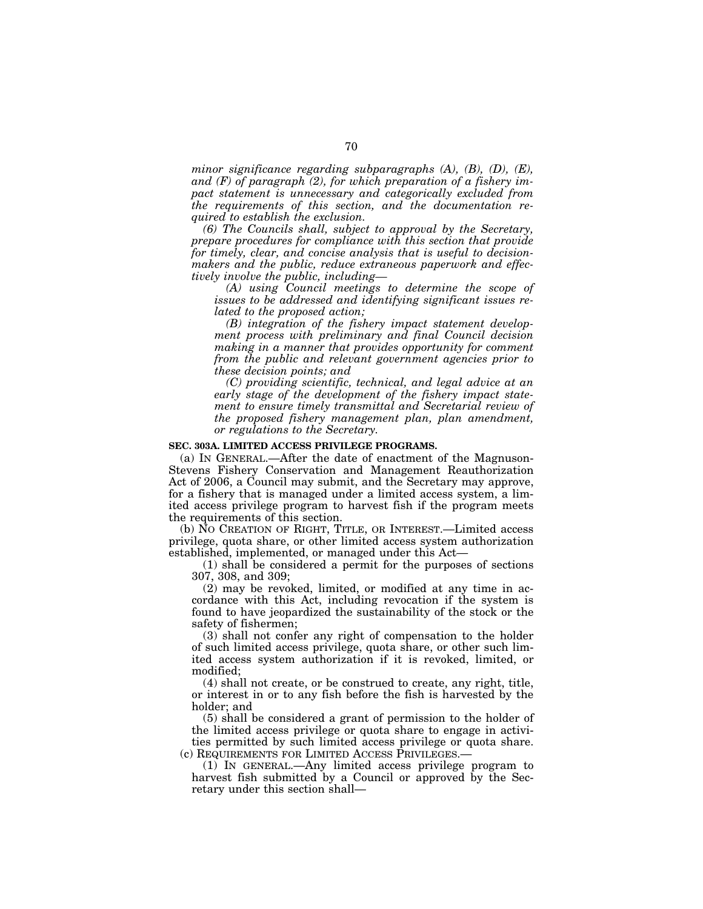*minor significance regarding subparagraphs (A), (B), (D), (E), and (F) of paragraph (2), for which preparation of a fishery impact statement is unnecessary and categorically excluded from the requirements of this section, and the documentation required to establish the exclusion.*

*(6) The Councils shall, subject to approval by the Secretary, prepare procedures for compliance with this section that provide for timely, clear, and concise analysis that is useful to decisionmakers and the public, reduce extraneous paperwork and effectively involve the public, including—*

*(A) using Council meetings to determine the scope of issues to be addressed and identifying significant issues related to the proposed action;*

*(B) integration of the fishery impact statement development process with preliminary and final Council decision making in a manner that provides opportunity for comment from the public and relevant government agencies prior to these decision points; and*

*(C) providing scientific, technical, and legal advice at an early stage of the development of the fishery impact statement to ensure timely transmittal and Secretarial review of the proposed fishery management plan, plan amendment, or regulations to the Secretary.*

**SEC. 303A. LIMITED ACCESS PRIVILEGE PROGRAMS.**

(a) IN GENERAL.—After the date of enactment of the Magnuson-Stevens Fishery Conservation and Management Reauthorization Act of 2006, a Council may submit, and the Secretary may approve, for a fishery that is managed under a limited access system, a limited access privilege program to harvest fish if the program meets the requirements of this section.

(b) NO CREATION OF RIGHT, TITLE, OR INTEREST.—Limited access privilege, quota share, or other limited access system authorization established, implemented, or managed under this Act—

(1) shall be considered a permit for the purposes of sections 307, 308, and 309;

(2) may be revoked, limited, or modified at any time in accordance with this Act, including revocation if the system is found to have jeopardized the sustainability of the stock or the safety of fishermen;

(3) shall not confer any right of compensation to the holder of such limited access privilege, quota share, or other such limited access system authorization if it is revoked, limited, or modified;

(4) shall not create, or be construed to create, any right, title, or interest in or to any fish before the fish is harvested by the holder; and

(5) shall be considered a grant of permission to the holder of the limited access privilege or quota share to engage in activities permitted by such limited access privilege or quota share.

(c) REQUIREMENTS FOR LIMITED ACCESS PRIVILEGES.—

(1) IN GENERAL.—Any limited access privilege program to harvest fish submitted by a Council or approved by the Secretary under this section shall—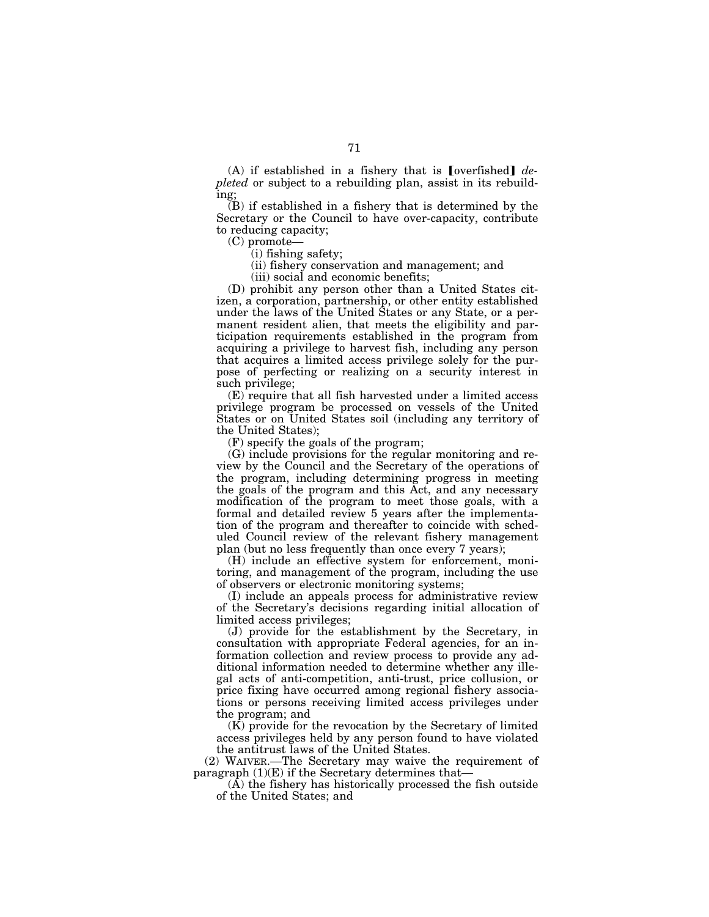(A) if established in a fishery that is [overfished] *depleted* or subject to a rebuilding plan, assist in its rebuilding;

(B) if established in a fishery that is determined by the Secretary or the Council to have over-capacity, contribute to reducing capacity;

(C) promote—

(i) fishing safety;

(ii) fishery conservation and management; and

(iii) social and economic benefits;

(D) prohibit any person other than a United States citizen, a corporation, partnership, or other entity established under the laws of the United States or any State, or a permanent resident alien, that meets the eligibility and participation requirements established in the program from acquiring a privilege to harvest fish, including any person that acquires a limited access privilege solely for the purpose of perfecting or realizing on a security interest in such privilege;

(E) require that all fish harvested under a limited access privilege program be processed on vessels of the United States or on United States soil (including any territory of the United States);

(F) specify the goals of the program;

(G) include provisions for the regular monitoring and review by the Council and the Secretary of the operations of the program, including determining progress in meeting the goals of the program and this Act, and any necessary modification of the program to meet those goals, with a formal and detailed review 5 years after the implementation of the program and thereafter to coincide with scheduled Council review of the relevant fishery management plan (but no less frequently than once every 7 years);

(H) include an effective system for enforcement, monitoring, and management of the program, including the use of observers or electronic monitoring systems;

(I) include an appeals process for administrative review of the Secretary's decisions regarding initial allocation of limited access privileges;

(J) provide for the establishment by the Secretary, in consultation with appropriate Federal agencies, for an information collection and review process to provide any additional information needed to determine whether any illegal acts of anti-competition, anti-trust, price collusion, or price fixing have occurred among regional fishery associations or persons receiving limited access privileges under the program; and

(K) provide for the revocation by the Secretary of limited access privileges held by any person found to have violated the antitrust laws of the United States.

(2) WAIVER.—The Secretary may waive the requirement of paragraph (1)(E) if the Secretary determines that—

(A) the fishery has historically processed the fish outside of the United States; and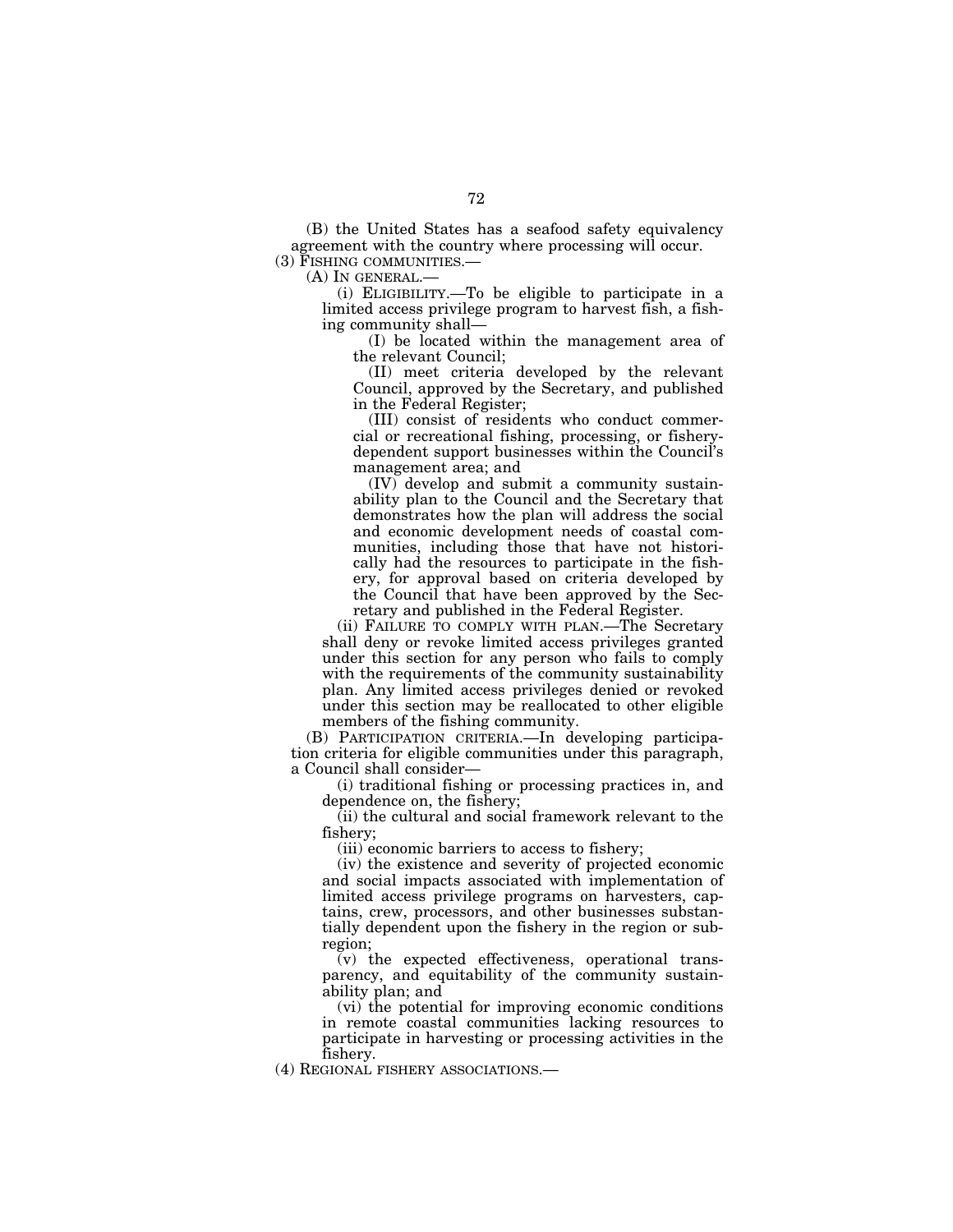(B) the United States has a seafood safety equivalency agreement with the country where processing will occur.

(3) FISHING COMMUNITIES.—

(A) IN GENERAL.—

(i) ELIGIBILITY.—To be eligible to participate in a limited access privilege program to harvest fish, a fishing community shall—

(I) be located within the management area of the relevant Council;

(II) meet criteria developed by the relevant Council, approved by the Secretary, and published in the Federal Register;

(III) consist of residents who conduct commercial or recreational fishing, processing, or fishery-dependent support businesses within the Council's management area; and

(IV) develop and submit a community sustainability plan to the Council and the Secretary that demonstrates how the plan will address the social and economic development needs of coastal communities, including those that have not historically had the resources to participate in the fishery, for approval based on criteria developed by the Council that have been approved by the Secretary and published in the Federal Register.

(ii) FAILURE TO COMPLY WITH PLAN.—The Secretary shall deny or revoke limited access privileges granted under this section for any person who fails to comply with the requirements of the community sustainability plan. Any limited access privileges denied or revoked under this section may be reallocated to other eligible members of the fishing community.

(B) PARTICIPATION CRITERIA.—In developing participation criteria for eligible communities under this paragraph, a Council shall consider—

(i) traditional fishing or processing practices in, and dependence on, the fishery;

(ii) the cultural and social framework relevant to the fishery;

(iii) economic barriers to access to fishery;

(iv) the existence and severity of projected economic and social impacts associated with implementation of limited access privilege programs on harvesters, captains, crew, processors, and other businesses substantially dependent upon the fishery in the region or subregion;

(v) the expected effectiveness, operational transparency, and equitability of the community sustainability plan; and

(vi) the potential for improving economic conditions in remote coastal communities lacking resources to participate in harvesting or processing activities in the fishery.

(4) REGIONAL FISHERY ASSOCIATIONS.—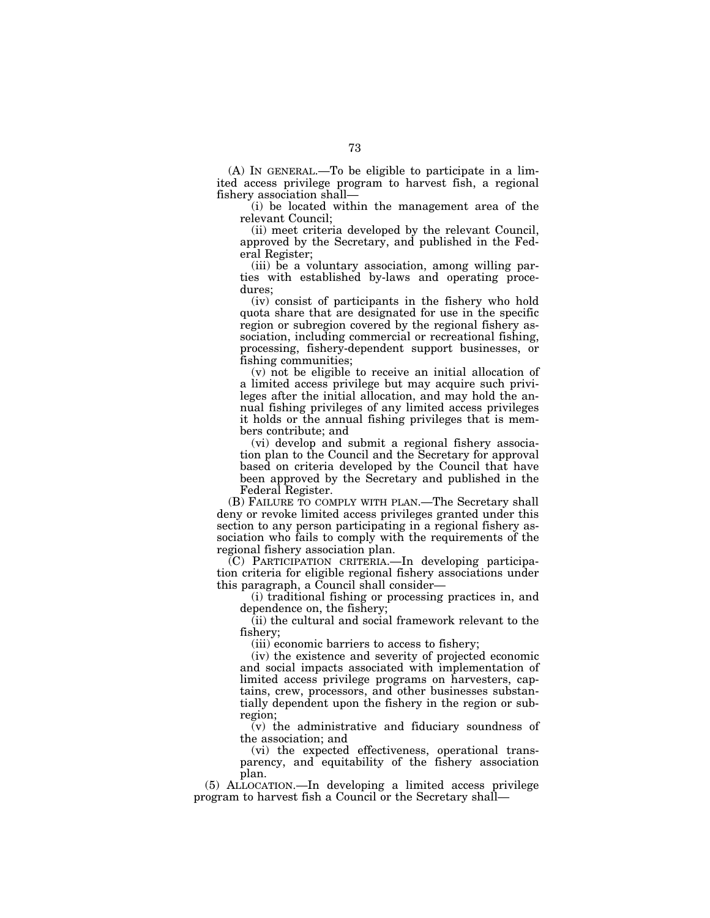(A) IN GENERAL.—To be eligible to participate in a limited access privilege program to harvest fish, a regional fishery association shall—

(i) be located within the management area of the relevant Council;

(ii) meet criteria developed by the relevant Council, approved by the Secretary, and published in the Federal Register;

(iii) be a voluntary association, among willing parties with established by-laws and operating procedures;

(iv) consist of participants in the fishery who hold quota share that are designated for use in the specific region or subregion covered by the regional fishery association, including commercial or recreational fishing, processing, fishery-dependent support businesses, or fishing communities;

(v) not be eligible to receive an initial allocation of a limited access privilege but may acquire such privileges after the initial allocation, and may hold the annual fishing privileges of any limited access privileges it holds or the annual fishing privileges that is members contribute; and

(vi) develop and submit a regional fishery association plan to the Council and the Secretary for approval based on criteria developed by the Council that have been approved by the Secretary and published in the Federal Register.

(B) FAILURE TO COMPLY WITH PLAN.—The Secretary shall deny or revoke limited access privileges granted under this section to any person participating in a regional fishery association who fails to comply with the requirements of the regional fishery association plan.

(C) PARTICIPATION CRITERIA.—In developing participation criteria for eligible regional fishery associations under this paragraph, a Council shall consider—

(i) traditional fishing or processing practices in, and dependence on, the fishery;

(ii) the cultural and social framework relevant to the fishery;

(iii) economic barriers to access to fishery;

(iv) the existence and severity of projected economic and social impacts associated with implementation of limited access privilege programs on harvesters, captains, crew, processors, and other businesses substantially dependent upon the fishery in the region or subregion;

(v) the administrative and fiduciary soundness of the association; and

(vi) the expected effectiveness, operational transparency, and equitability of the fishery association plan.

(5) ALLOCATION.—In developing a limited access privilege program to harvest fish a Council or the Secretary shall—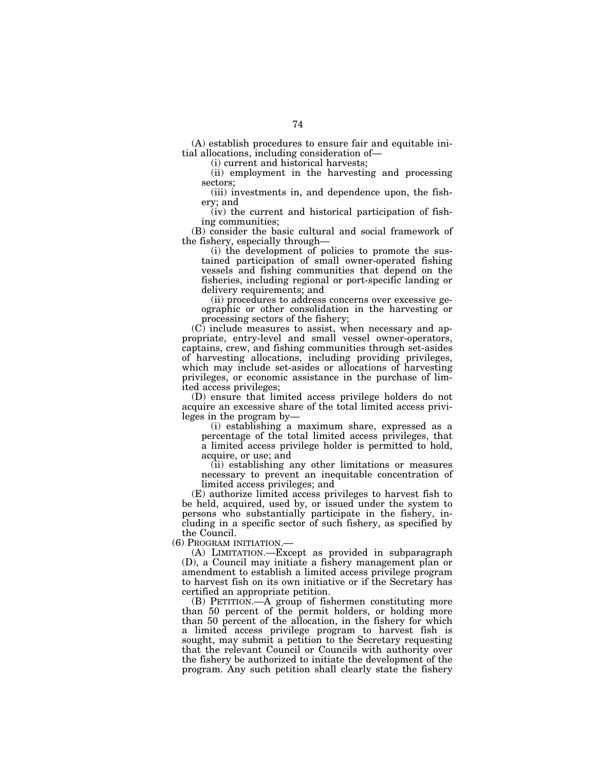(A) establish procedures to ensure fair and equitable initial allocations, including consideration of—

(i) current and historical harvests;

(ii) employment in the harvesting and processing sectors;

(iii) investments in, and dependence upon, the fishery; and

(iv) the current and historical participation of fishing communities;

(B) consider the basic cultural and social framework of the fishery, especially through—

(i) the development of policies to promote the sustained participation of small owner-operated fishing vessels and fishing communities that depend on the fisheries, including regional or port-specific landing or delivery requirements; and

(ii) procedures to address concerns over excessive geographic or other consolidation in the harvesting or processing sectors of the fishery;

(C) include measures to assist, when necessary and appropriate, entry-level and small vessel owner-operators, captains, crew, and fishing communities through set-asides of harvesting allocations, including providing privileges, which may include set-asides or allocations of harvesting privileges, or economic assistance in the purchase of limited access privileges;

(D) ensure that limited access privilege holders do not acquire an excessive share of the total limited access privileges in the program by—

(i) establishing a maximum share, expressed as a percentage of the total limited access privileges, that a limited access privilege holder is permitted to hold, acquire, or use; and

(ii) establishing any other limitations or measures necessary to prevent an inequitable concentration of limited access privileges; and

(E) authorize limited access privileges to harvest fish to be held, acquired, used by, or issued under the system to persons who substantially participate in the fishery, including in a specific sector of such fishery, as specified by the Council.

(6) PROGRAM INITIATION.—

(A) LIMITATION.—Except as provided in subparagraph (D), a Council may initiate a fishery management plan or amendment to establish a limited access privilege program to harvest fish on its own initiative or if the Secretary has certified an appropriate petition.

(B) PETITION.—A group of fishermen constituting more than 50 percent of the permit holders, or holding more than 50 percent of the allocation, in the fishery for which a limited access privilege program to harvest fish is sought, may submit a petition to the Secretary requesting that the relevant Council or Councils with authority over the fishery be authorized to initiate the development of the program. Any such petition shall clearly state the fishery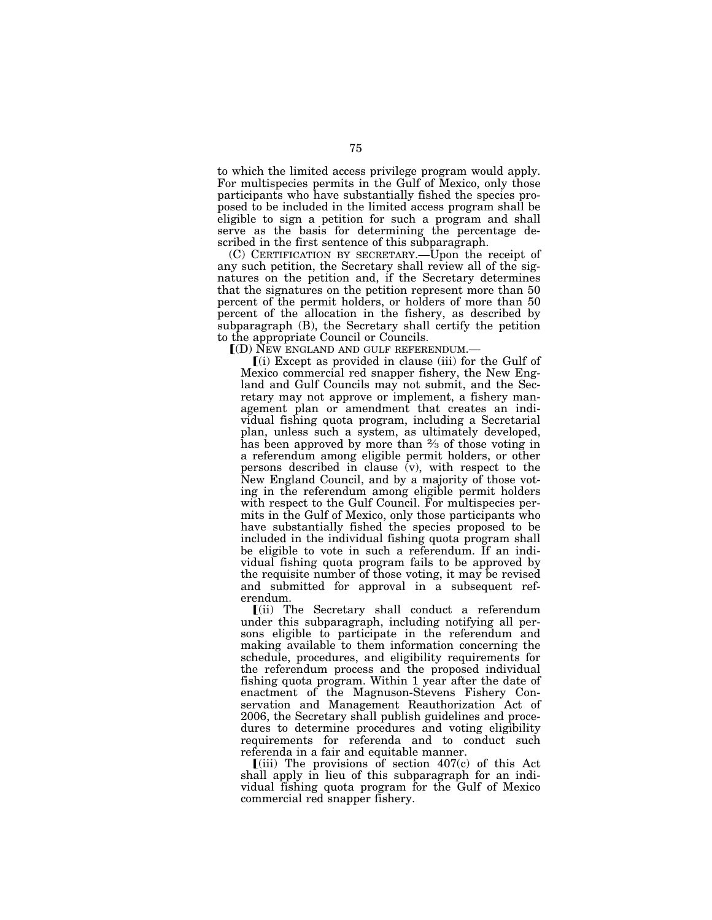to which the limited access privilege program would apply. For multispecies permits in the Gulf of Mexico, only those participants who have substantially fished the species proposed to be included in the limited access program shall be eligible to sign a petition for such a program and shall serve as the basis for determining the percentage described in the first sentence of this subparagraph.

(C) CERTIFICATION BY SECRETARY.—Upon the receipt of any such petition, the Secretary shall review all of the signatures on the petition and, if the Secretary determines that the signatures on the petition represent more than 50 percent of the permit holders, or holders of more than 50 percent of the allocation in the fishery, as described by subparagraph (B), the Secretary shall certify the petition to the appropriate Council or Councils.

⟦(D) NEW ENGLAND AND GULF REFERENDUM.—

⟦(i) Except as provided in clause (iii) for the Gulf of Mexico commercial red snapper fishery, the New England and Gulf Councils may not submit, and the Secretary may not approve or implement, a fishery management plan or amendment that creates an individual fishing quota program, including a Secretarial plan, unless such a system, as ultimately developed, has been approved by more than ⅔ of those voting in a referendum among eligible permit holders, or other persons described in clause (v), with respect to the New England Council, and by a majority of those voting in the referendum among eligible permit holders with respect to the Gulf Council. For multispecies permits in the Gulf of Mexico, only those participants who have substantially fished the species proposed to be included in the individual fishing quota program shall be eligible to vote in such a referendum. If an individual fishing quota program fails to be approved by the requisite number of those voting, it may be revised and submitted for approval in a subsequent referendum.

⟦(ii) The Secretary shall conduct a referendum under this subparagraph, including notifying all persons eligible to participate in the referendum and making available to them information concerning the schedule, procedures, and eligibility requirements for the referendum process and the proposed individual fishing quota program. Within 1 year after the date of enactment of the Magnuson-Stevens Fishery Conservation and Management Reauthorization Act of 2006, the Secretary shall publish guidelines and procedures to determine procedures and voting eligibility requirements for referenda and to conduct such referenda in a fair and equitable manner.

⟦(iii) The provisions of section 407(c) of this Act shall apply in lieu of this subparagraph for an individual fishing quota program for the Gulf of Mexico commercial red snapper fishery.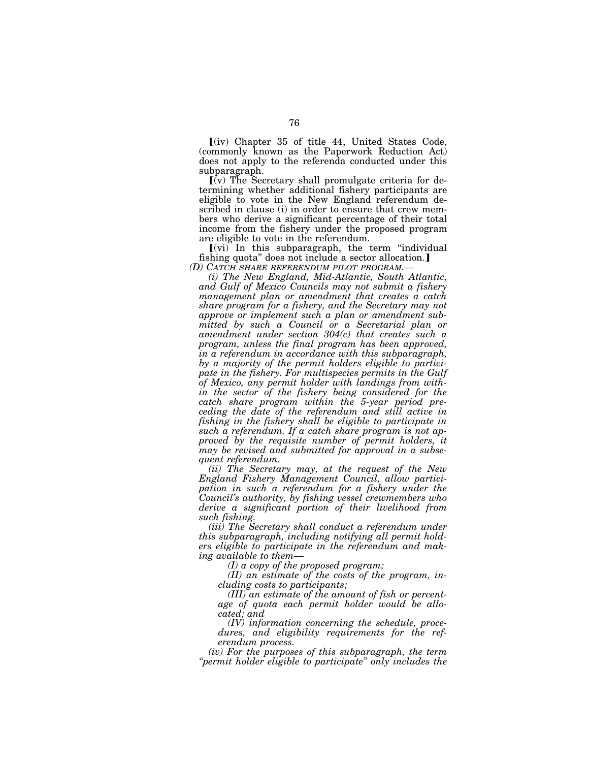⟦(iv) Chapter 35 of title 44, United States Code, (commonly known as the Paperwork Reduction Act) does not apply to the referenda conducted under this subparagraph.

⟦(v) The Secretary shall promulgate criteria for determining whether additional fishery participants are eligible to vote in the New England referendum described in clause (i) in order to ensure that crew members who derive a significant percentage of their total income from the fishery under the proposed program are eligible to vote in the referendum.

⟦(vi) In this subparagraph, the term "individual fishing quota" does not include a sector allocation.⟧

*(D) CATCH SHARE REFERENDUM PILOT PROGRAM.—*

*(i) The New England, Mid-Atlantic, South Atlantic, and Gulf of Mexico Councils may not submit a fishery management plan or amendment that creates a catch share program for a fishery, and the Secretary may not approve or implement such a plan or amendment submitted by such a Council or a Secretarial plan or amendment under section 304(c) that creates such a program, unless the final program has been approved, in a referendum in accordance with this subparagraph, by a majority of the permit holders eligible to participate in the fishery. For multispecies permits in the Gulf of Mexico, any permit holder with landings from within the sector of the fishery being considered for the catch share program within the 5-year period preceding the date of the referendum and still active in fishing in the fishery shall be eligible to participate in such a referendum. If a catch share program is not approved by the requisite number of permit holders, it may be revised and submitted for approval in a subsequent referendum.*

*(ii) The Secretary may, at the request of the New England Fishery Management Council, allow participation in such a referendum for a fishery under the Council's authority, by fishing vessel crewmembers who derive a significant portion of their livelihood from such fishing.*

*(iii) The Secretary shall conduct a referendum under this subparagraph, including notifying all permit holders eligible to participate in the referendum and making available to them—*

*(I) a copy of the proposed program;*

*(II) an estimate of the costs of the program, including costs to participants;*

*(III) an estimate of the amount of fish or percentage of quota each permit holder would be allocated; and*

*(IV) information concerning the schedule, procedures, and eligibility requirements for the referendum process.*

*(iv) For the purposes of this subparagraph, the term "permit holder eligible to participate" only includes the*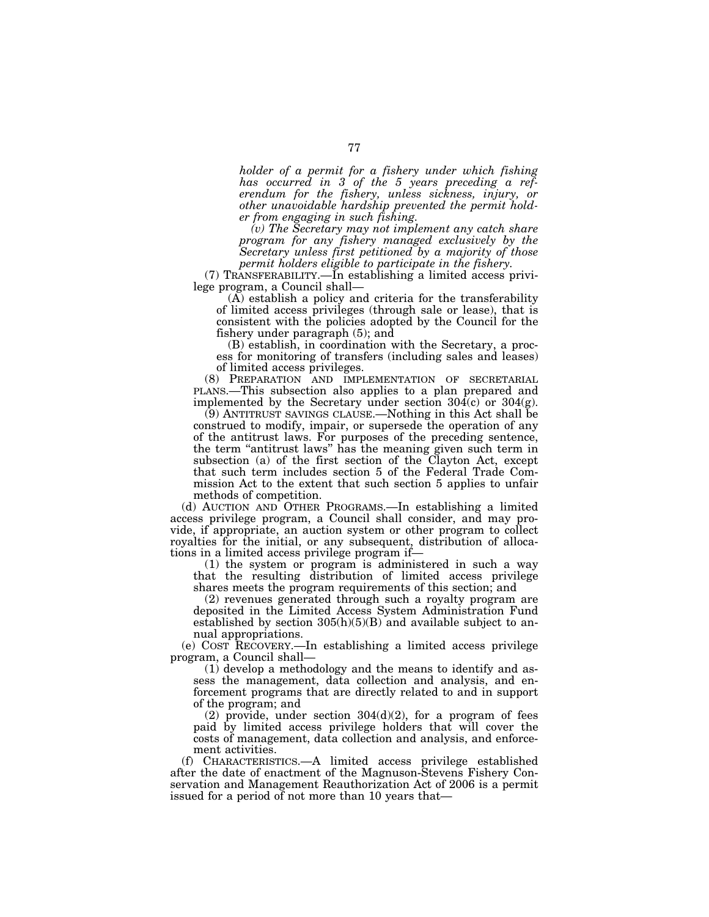*holder of a permit for a fishery under which fishing has occurred in 3 of the 5 years preceding a referendum for the fishery, unless sickness, injury, or other unavoidable hardship prevented the permit holder from engaging in such fishing.*

*(v) The Secretary may not implement any catch share program for any fishery managed exclusively by the Secretary unless first petitioned by a majority of those permit holders eligible to participate in the fishery.*

(7) TRANSFERABILITY.—In establishing a limited access privilege program, a Council shall—

(A) establish a policy and criteria for the transferability of limited access privileges (through sale or lease), that is consistent with the policies adopted by the Council for the fishery under paragraph (5); and

(B) establish, in coordination with the Secretary, a process for monitoring of transfers (including sales and leases) of limited access privileges.

(8) PREPARATION AND IMPLEMENTATION OF SECRETARIAL PLANS.—This subsection also applies to a plan prepared and implemented by the Secretary under section 304(c) or 304(g).

(9) ANTITRUST SAVINGS CLAUSE.—Nothing in this Act shall be construed to modify, impair, or supersede the operation of any of the antitrust laws. For purposes of the preceding sentence, the term "antitrust laws" has the meaning given such term in subsection (a) of the first section of the Clayton Act, except that such term includes section 5 of the Federal Trade Commission Act to the extent that such section 5 applies to unfair methods of competition.

(d) AUCTION AND OTHER PROGRAMS.—In establishing a limited access privilege program, a Council shall consider, and may provide, if appropriate, an auction system or other program to collect royalties for the initial, or any subsequent, distribution of allocations in a limited access privilege program if—

(1) the system or program is administered in such a way that the resulting distribution of limited access privilege shares meets the program requirements of this section; and

(2) revenues generated through such a royalty program are deposited in the Limited Access System Administration Fund established by section 305(h)(5)(B) and available subject to annual appropriations.

(e) COST RECOVERY.—In establishing a limited access privilege program, a Council shall—

(1) develop a methodology and the means to identify and assess the management, data collection and analysis, and enforcement programs that are directly related to and in support of the program; and

(2) provide, under section 304(d)(2), for a program of fees paid by limited access privilege holders that will cover the costs of management, data collection and analysis, and enforcement activities.

(f) CHARACTERISTICS.—A limited access privilege established after the date of enactment of the Magnuson-Stevens Fishery Conservation and Management Reauthorization Act of 2006 is a permit issued for a period of not more than 10 years that—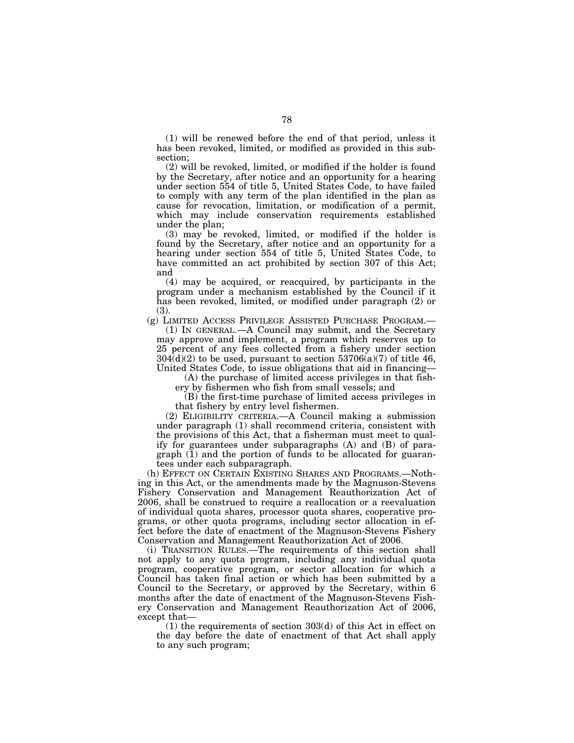(1) will be renewed before the end of that period, unless it has been revoked, limited, or modified as provided in this subsection;

(2) will be revoked, limited, or modified if the holder is found by the Secretary, after notice and an opportunity for a hearing under section 554 of title 5, United States Code, to have failed to comply with any term of the plan identified in the plan as cause for revocation, limitation, or modification of a permit, which may include conservation requirements established under the plan;

(3) may be revoked, limited, or modified if the holder is found by the Secretary, after notice and an opportunity for a hearing under section 554 of title 5, United States Code, to have committed an act prohibited by section 307 of this Act; and

(4) may be acquired, or reacquired, by participants in the program under a mechanism established by the Council if it has been revoked, limited, or modified under paragraph (2) or (3).

(g) LIMITED ACCESS PRIVILEGE ASSISTED PURCHASE PROGRAM.—

(1) IN GENERAL.—A Council may submit, and the Secretary may approve and implement, a program which reserves up to 25 percent of any fees collected from a fishery under section 304(d)(2) to be used, pursuant to section 53706(a)(7) of title 46, United States Code, to issue obligations that aid in financing—

(A) the purchase of limited access privileges in that fishery by fishermen who fish from small vessels; and

(B) the first-time purchase of limited access privileges in that fishery by entry level fishermen.

(2) ELIGIBILITY CRITERIA.—A Council making a submission under paragraph (1) shall recommend criteria, consistent with the provisions of this Act, that a fisherman must meet to qualify for guarantees under subparagraphs (A) and (B) of paragraph (1) and the portion of funds to be allocated for guarantees under each subparagraph.

(h) EFFECT ON CERTAIN EXISTING SHARES AND PROGRAMS.—Nothing in this Act, or the amendments made by the Magnuson-Stevens Fishery Conservation and Management Reauthorization Act of 2006, shall be construed to require a reallocation or a reevaluation of individual quota shares, processor quota shares, cooperative programs, or other quota programs, including sector allocation in effect before the date of enactment of the Magnuson-Stevens Fishery Conservation and Management Reauthorization Act of 2006.

(i) TRANSITION RULES.—The requirements of this section shall not apply to any quota program, including any individual quota program, cooperative program, or sector allocation for which a Council has taken final action or which has been submitted by a Council to the Secretary, or approved by the Secretary, within 6 months after the date of enactment of the Magnuson-Stevens Fishery Conservation and Management Reauthorization Act of 2006, except that—

(1) the requirements of section 303(d) of this Act in effect on the day before the date of enactment of that Act shall apply to any such program;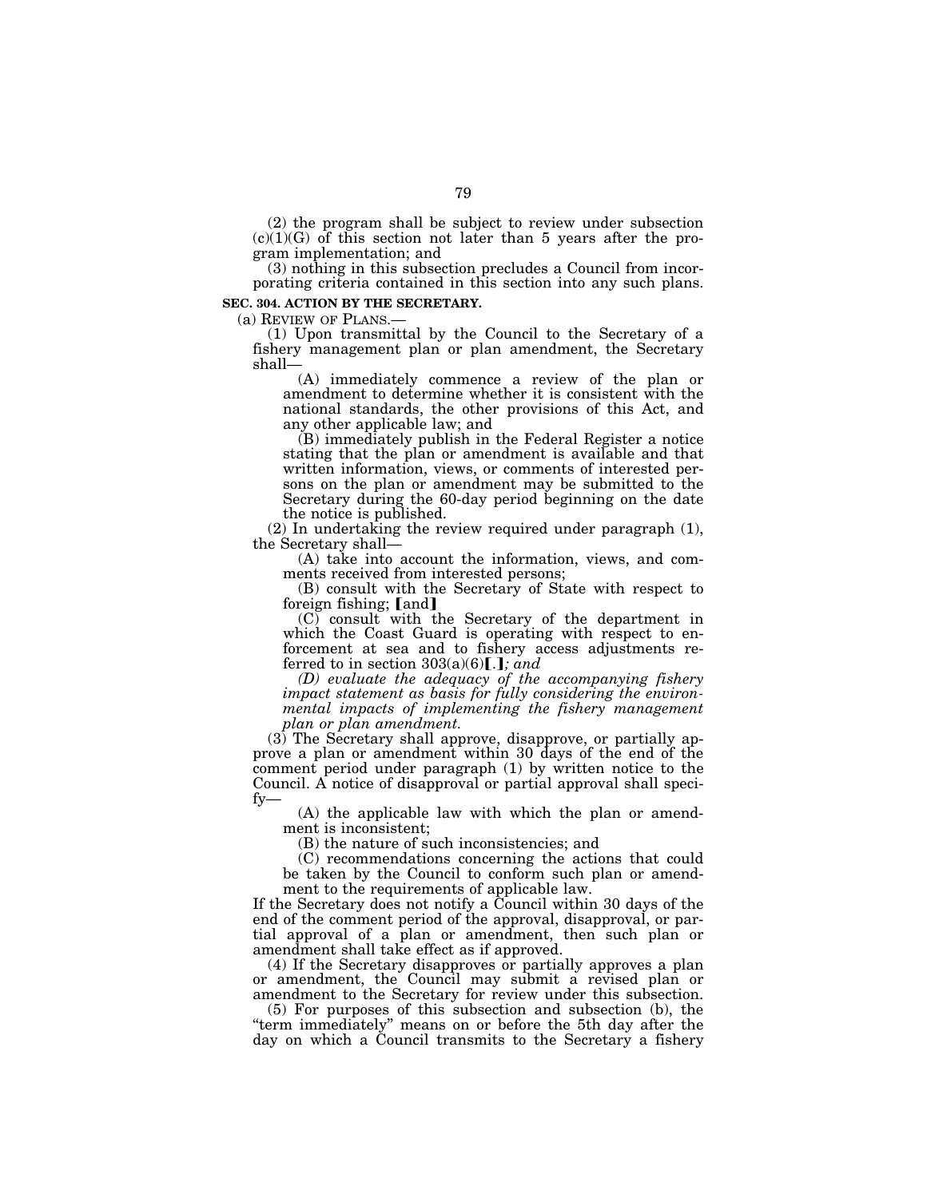(2) the program shall be subject to review under subsection (c)(1)(G) of this section not later than 5 years after the program implementation; and

(3) nothing in this subsection precludes a Council from incorporating criteria contained in this section into any such plans.

**SEC. 304. ACTION BY THE SECRETARY.**

(a) REVIEW OF PLANS.—

(1) Upon transmittal by the Council to the Secretary of a fishery management plan or plan amendment, the Secretary shall—

(A) immediately commence a review of the plan or amendment to determine whether it is consistent with the national standards, the other provisions of this Act, and any other applicable law; and

(B) immediately publish in the Federal Register a notice stating that the plan or amendment is available and that written information, views, or comments of interested persons on the plan or amendment may be submitted to the Secretary during the 60-day period beginning on the date the notice is published.

(2) In undertaking the review required under paragraph (1), the Secretary shall—

(A) take into account the information, views, and comments received from interested persons;

(B) consult with the Secretary of State with respect to foreign fishing; 【and】

(C) consult with the Secretary of the department in which the Coast Guard is operating with respect to enforcement at sea and to fishery access adjustments referred to in section 303(a)(6)【.】*; and*

*(D) evaluate the adequacy of the accompanying fishery impact statement as basis for fully considering the environmental impacts of implementing the fishery management plan or plan amendment.*

(3) The Secretary shall approve, disapprove, or partially approve a plan or amendment within 30 days of the end of the comment period under paragraph (1) by written notice to the Council. A notice of disapproval or partial approval shall specify—

(A) the applicable law with which the plan or amendment is inconsistent;

(B) the nature of such inconsistencies; and

(C) recommendations concerning the actions that could be taken by the Council to conform such plan or amendment to the requirements of applicable law.

If the Secretary does not notify a Council within 30 days of the end of the comment period of the approval, disapproval, or partial approval of a plan or amendment, then such plan or amendment shall take effect as if approved.

(4) If the Secretary disapproves or partially approves a plan or amendment, the Council may submit a revised plan or amendment to the Secretary for review under this subsection.

(5) For purposes of this subsection and subsection (b), the "term immediately" means on or before the 5th day after the day on which a Council transmits to the Secretary a fishery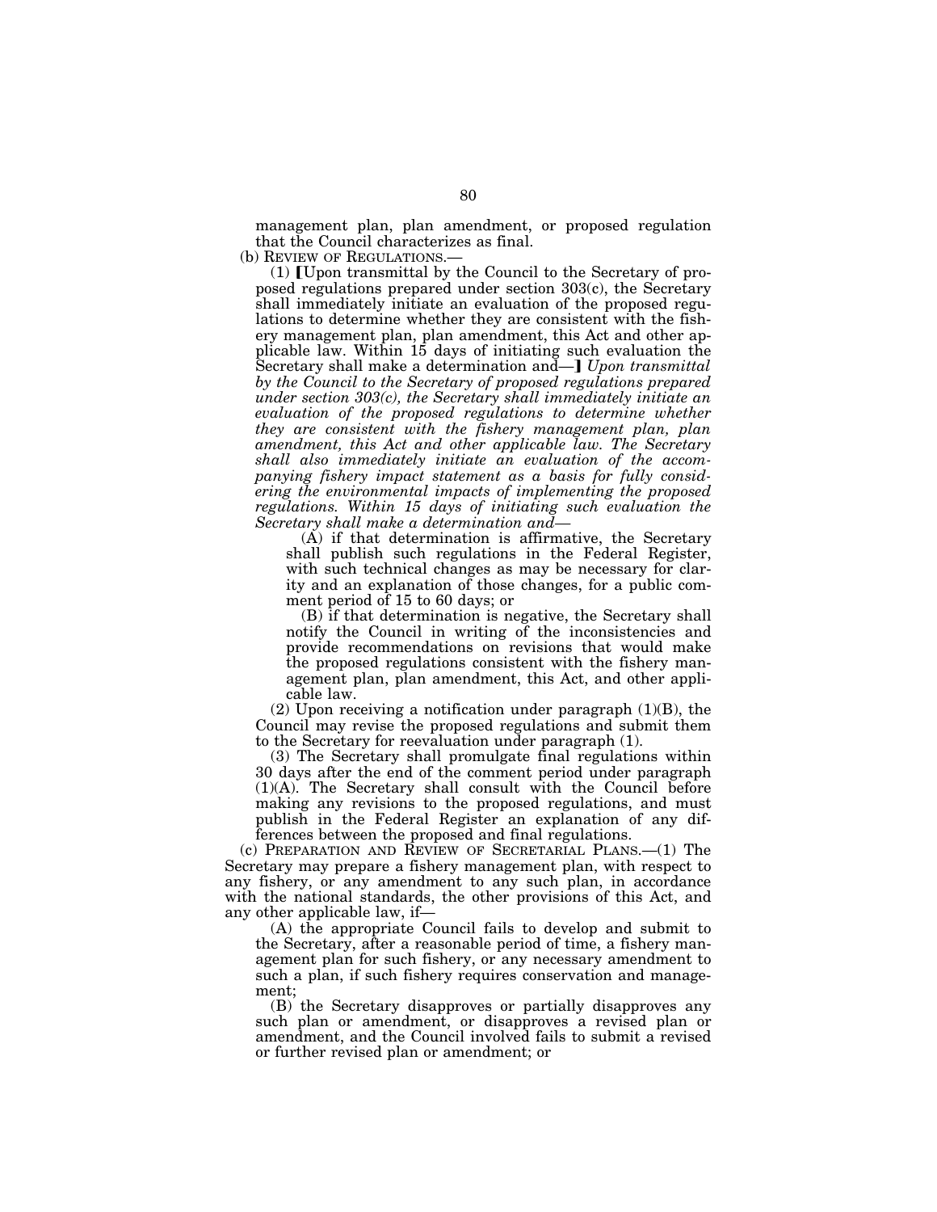management plan, plan amendment, or proposed regulation that the Council characterizes as final.

(b) REVIEW OF REGULATIONS.—

(1) [Upon transmittal by the Council to the Secretary of proposed regulations prepared under section 303(c), the Secretary shall immediately initiate an evaluation of the proposed regulations to determine whether they are consistent with the fishery management plan, plan amendment, this Act and other applicable law. Within 15 days of initiating such evaluation the Secretary shall make a determination and—] *Upon transmittal by the Council to the Secretary of proposed regulations prepared under section 303(c), the Secretary shall immediately initiate an evaluation of the proposed regulations to determine whether they are consistent with the fishery management plan, plan amendment, this Act and other applicable law. The Secretary shall also immediately initiate an evaluation of the accompanying fishery impact statement as a basis for fully considering the environmental impacts of implementing the proposed regulations. Within 15 days of initiating such evaluation the Secretary shall make a determination and—*

(A) if that determination is affirmative, the Secretary shall publish such regulations in the Federal Register, with such technical changes as may be necessary for clarity and an explanation of those changes, for a public comment period of 15 to 60 days; or

(B) if that determination is negative, the Secretary shall notify the Council in writing of the inconsistencies and provide recommendations on revisions that would make the proposed regulations consistent with the fishery management plan, plan amendment, this Act, and other applicable law.

(2) Upon receiving a notification under paragraph (1)(B), the Council may revise the proposed regulations and submit them to the Secretary for reevaluation under paragraph (1).

(3) The Secretary shall promulgate final regulations within 30 days after the end of the comment period under paragraph (1)(A). The Secretary shall consult with the Council before making any revisions to the proposed regulations, and must publish in the Federal Register an explanation of any differences between the proposed and final regulations.

(c) PREPARATION AND REVIEW OF SECRETARIAL PLANS.—(1) The Secretary may prepare a fishery management plan, with respect to any fishery, or any amendment to any such plan, in accordance with the national standards, the other provisions of this Act, and any other applicable law, if—

(A) the appropriate Council fails to develop and submit to the Secretary, after a reasonable period of time, a fishery management plan for such fishery, or any necessary amendment to such a plan, if such fishery requires conservation and management;

(B) the Secretary disapproves or partially disapproves any such plan or amendment, or disapproves a revised plan or amendment, and the Council involved fails to submit a revised or further revised plan or amendment; or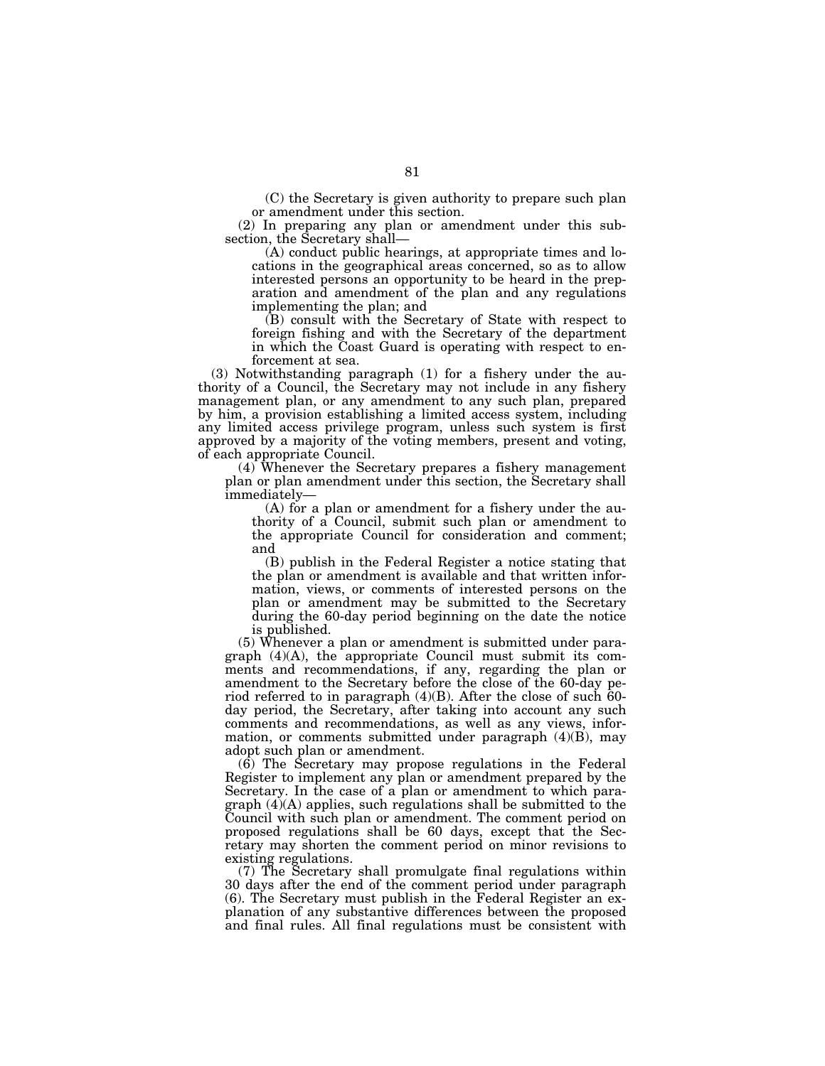(C) the Secretary is given authority to prepare such plan or amendment under this section.

(2) In preparing any plan or amendment under this subsection, the Secretary shall—

(A) conduct public hearings, at appropriate times and locations in the geographical areas concerned, so as to allow interested persons an opportunity to be heard in the preparation and amendment of the plan and any regulations implementing the plan; and

(B) consult with the Secretary of State with respect to foreign fishing and with the Secretary of the department in which the Coast Guard is operating with respect to enforcement at sea.

(3) Notwithstanding paragraph (1) for a fishery under the authority of a Council, the Secretary may not include in any fishery management plan, or any amendment to any such plan, prepared by him, a provision establishing a limited access system, including any limited access privilege program, unless such system is first approved by a majority of the voting members, present and voting, of each appropriate Council.

(4) Whenever the Secretary prepares a fishery management plan or plan amendment under this section, the Secretary shall immediately—

(A) for a plan or amendment for a fishery under the authority of a Council, submit such plan or amendment to the appropriate Council for consideration and comment; and

(B) publish in the Federal Register a notice stating that the plan or amendment is available and that written information, views, or comments of interested persons on the plan or amendment may be submitted to the Secretary during the 60-day period beginning on the date the notice is published.

(5) Whenever a plan or amendment is submitted under paragraph (4)(A), the appropriate Council must submit its comments and recommendations, if any, regarding the plan or amendment to the Secretary before the close of the 60-day period referred to in paragraph (4)(B). After the close of such 60-day period, the Secretary, after taking into account any such comments and recommendations, as well as any views, information, or comments submitted under paragraph (4)(B), may adopt such plan or amendment.

(6) The Secretary may propose regulations in the Federal Register to implement any plan or amendment prepared by the Secretary. In the case of a plan or amendment to which paragraph (4)(A) applies, such regulations shall be submitted to the Council with such plan or amendment. The comment period on proposed regulations shall be 60 days, except that the Secretary may shorten the comment period on minor revisions to existing regulations.

(7) The Secretary shall promulgate final regulations within 30 days after the end of the comment period under paragraph (6). The Secretary must publish in the Federal Register an explanation of any substantive differences between the proposed and final rules. All final regulations must be consistent with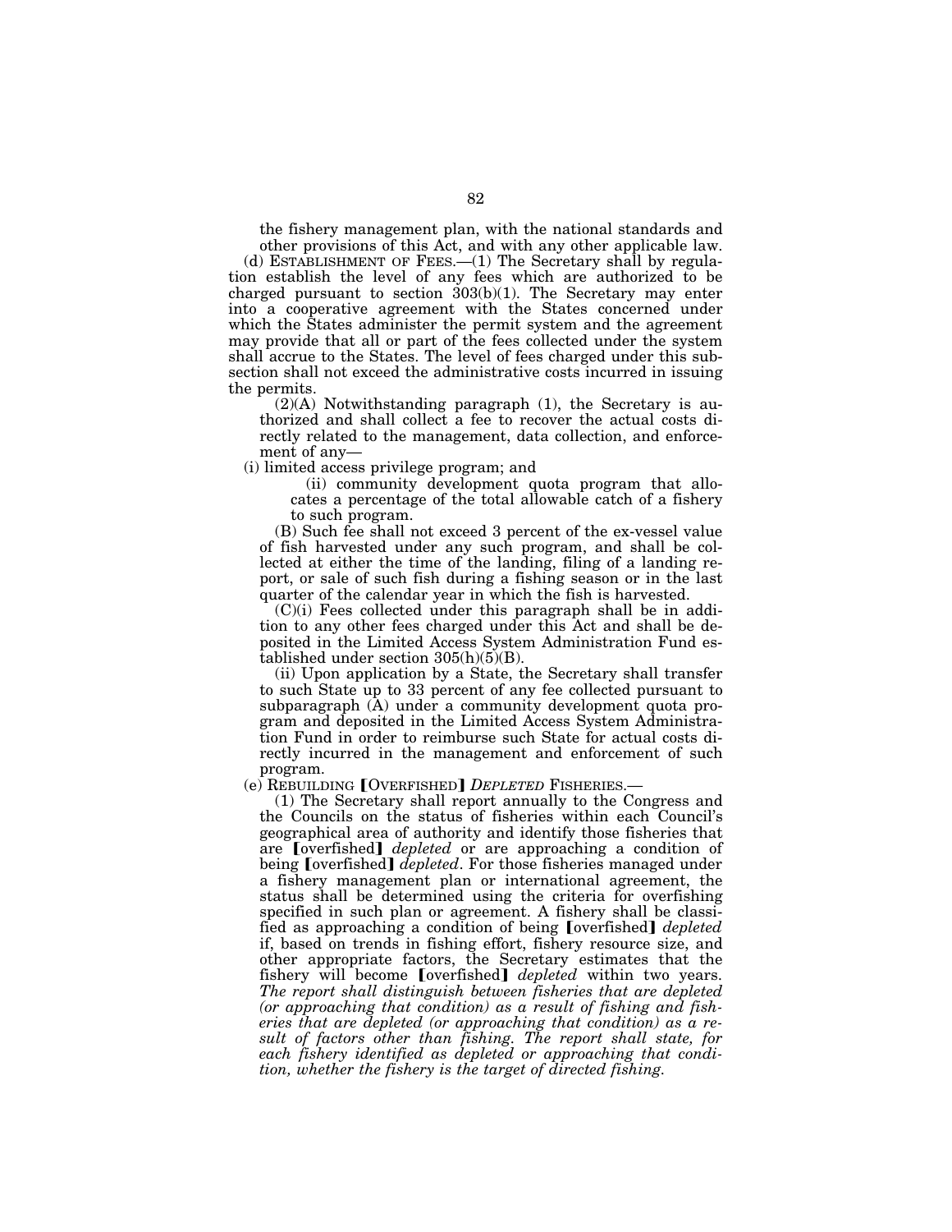the fishery management plan, with the national standards and other provisions of this Act, and with any other applicable law.

(d) ESTABLISHMENT OF FEES.—(1) The Secretary shall by regulation establish the level of any fees which are authorized to be charged pursuant to section 303(b)(1). The Secretary may enter into a cooperative agreement with the States concerned under which the States administer the permit system and the agreement may provide that all or part of the fees collected under the system shall accrue to the States. The level of fees charged under this subsection shall not exceed the administrative costs incurred in issuing the permits.

(2)(A) Notwithstanding paragraph (1), the Secretary is authorized and shall collect a fee to recover the actual costs directly related to the management, data collection, and enforcement of any—

(i) limited access privilege program; and

(ii) community development quota program that allocates a percentage of the total allowable catch of a fishery to such program.

(B) Such fee shall not exceed 3 percent of the ex-vessel value of fish harvested under any such program, and shall be collected at either the time of the landing, filing of a landing report, or sale of such fish during a fishing season or in the last quarter of the calendar year in which the fish is harvested.

(C)(i) Fees collected under this paragraph shall be in addition to any other fees charged under this Act and shall be deposited in the Limited Access System Administration Fund established under section 305(h)(5)(B).

(ii) Upon application by a State, the Secretary shall transfer to such State up to 33 percent of any fee collected pursuant to subparagraph (A) under a community development quota program and deposited in the Limited Access System Administration Fund in order to reimburse such State for actual costs directly incurred in the management and enforcement of such program.

(e) REBUILDING ⟦OVERFISHED⟧ *DEPLETED* FISHERIES.—

(1) The Secretary shall report annually to the Congress and the Councils on the status of fisheries within each Council's geographical area of authority and identify those fisheries that are ⟦overfished⟧ *depleted* or are approaching a condition of being ⟦overfished⟧ *depleted*. For those fisheries managed under a fishery management plan or international agreement, the status shall be determined using the criteria for overfishing specified in such plan or agreement. A fishery shall be classified as approaching a condition of being ⟦overfished⟧ *depleted* if, based on trends in fishing effort, fishery resource size, and other appropriate factors, the Secretary estimates that the fishery will become ⟦overfished⟧ *depleted* within two years. *The report shall distinguish between fisheries that are depleted (or approaching that condition) as a result of fishing and fisheries that are depleted (or approaching that condition) as a result of factors other than fishing. The report shall state, for each fishery identified as depleted or approaching that condition, whether the fishery is the target of directed fishing.*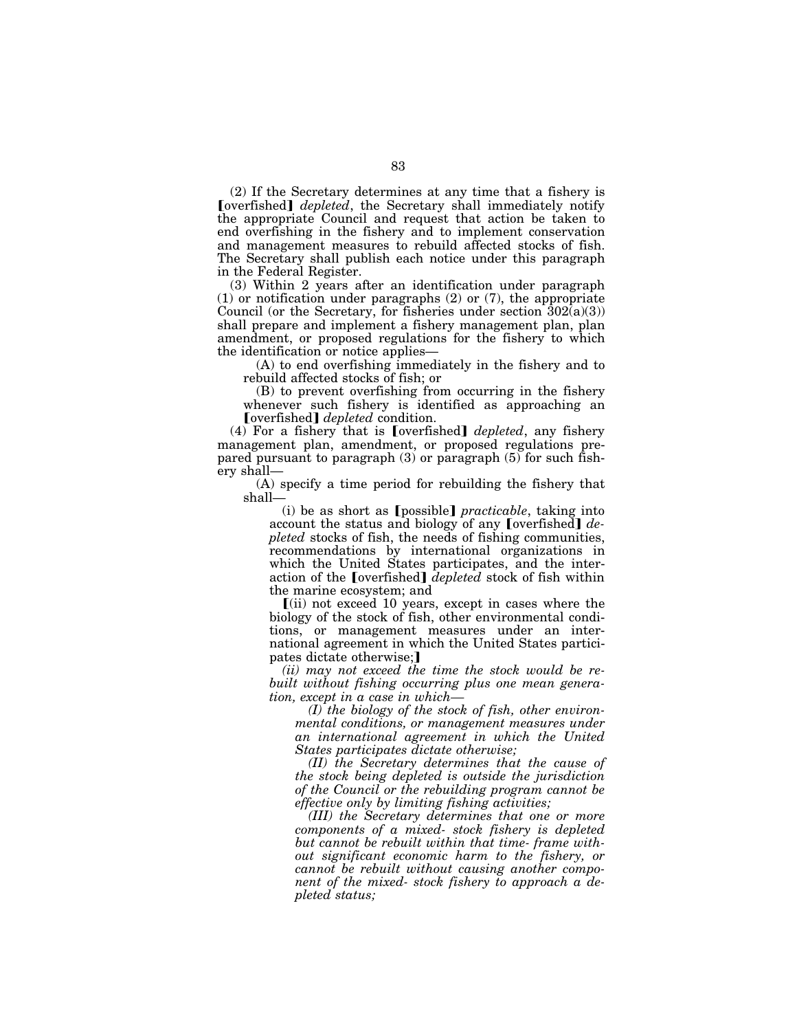(2) If the Secretary determines at any time that a fishery is ⟦overfished⟧ *depleted*, the Secretary shall immediately notify the appropriate Council and request that action be taken to end overfishing in the fishery and to implement conservation and management measures to rebuild affected stocks of fish. The Secretary shall publish each notice under this paragraph in the Federal Register.

(3) Within 2 years after an identification under paragraph (1) or notification under paragraphs (2) or (7), the appropriate Council (or the Secretary, for fisheries under section 302(a)(3)) shall prepare and implement a fishery management plan, plan amendment, or proposed regulations for the fishery to which the identification or notice applies—

(A) to end overfishing immediately in the fishery and to rebuild affected stocks of fish; or

(B) to prevent overfishing from occurring in the fishery whenever such fishery is identified as approaching an ⟦overfished⟧ *depleted* condition.

(4) For a fishery that is ⟦overfished⟧ *depleted*, any fishery management plan, amendment, or proposed regulations prepared pursuant to paragraph (3) or paragraph (5) for such fishery shall—

(A) specify a time period for rebuilding the fishery that shall—

(i) be as short as ⟦possible⟧ *practicable*, taking into account the status and biology of any ⟦overfished⟧ *depleted* stocks of fish, the needs of fishing communities, recommendations by international organizations in which the United States participates, and the interaction of the ⟦overfished⟧ *depleted* stock of fish within the marine ecosystem; and

⟦(ii) not exceed 10 years, except in cases where the biology of the stock of fish, other environmental conditions, or management measures under an international agreement in which the United States participates dictate otherwise;⟧

*(ii) may not exceed the time the stock would be rebuilt without fishing occurring plus one mean generation, except in a case in which—*

*(I) the biology of the stock of fish, other environmental conditions, or management measures under an international agreement in which the United States participates dictate otherwise;*

*(II) the Secretary determines that the cause of the stock being depleted is outside the jurisdiction of the Council or the rebuilding program cannot be effective only by limiting fishing activities;*

*(III) the Secretary determines that one or more components of a mixed- stock fishery is depleted but cannot be rebuilt within that time- frame without significant economic harm to the fishery, or cannot be rebuilt without causing another component of the mixed- stock fishery to approach a depleted status;*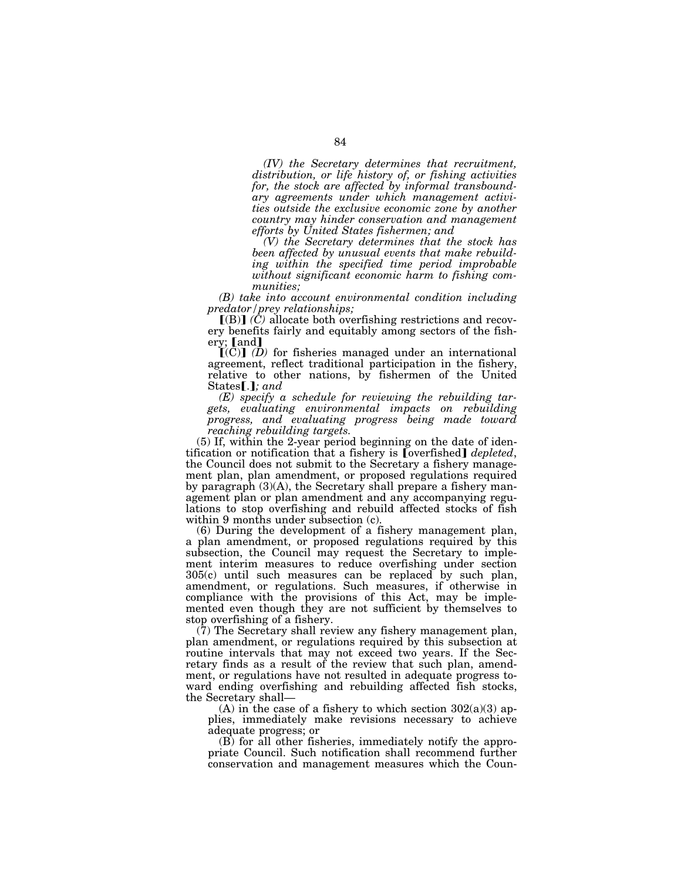*(IV) the Secretary determines that recruitment, distribution, or life history of, or fishing activities for, the stock are affected by informal transboundary agreements under which management activities outside the exclusive economic zone by another country may hinder conservation and management efforts by United States fishermen; and*

*(V) the Secretary determines that the stock has been affected by unusual events that make rebuilding within the specified time period improbable without significant economic harm to fishing communities;*

*(B) take into account environmental condition including predator/prey relationships;*

【(B)】 *(C)* allocate both overfishing restrictions and recovery benefits fairly and equitably among sectors of the fishery; 【and】

【(C)】 *(D)* for fisheries managed under an international agreement, reflect traditional participation in the fishery, relative to other nations, by fishermen of the United States【.】*; and*

*(E) specify a schedule for reviewing the rebuilding targets, evaluating environmental impacts on rebuilding progress, and evaluating progress being made toward reaching rebuilding targets.*

(5) If, within the 2-year period beginning on the date of identification or notification that a fishery is 【overfished】 *depleted*, the Council does not submit to the Secretary a fishery management plan, plan amendment, or proposed regulations required by paragraph (3)(A), the Secretary shall prepare a fishery management plan or plan amendment and any accompanying regulations to stop overfishing and rebuild affected stocks of fish within 9 months under subsection (c).

(6) During the development of a fishery management plan, a plan amendment, or proposed regulations required by this subsection, the Council may request the Secretary to implement interim measures to reduce overfishing under section 305(c) until such measures can be replaced by such plan, amendment, or regulations. Such measures, if otherwise in compliance with the provisions of this Act, may be implemented even though they are not sufficient by themselves to stop overfishing of a fishery.

(7) The Secretary shall review any fishery management plan, plan amendment, or regulations required by this subsection at routine intervals that may not exceed two years. If the Secretary finds as a result of the review that such plan, amendment, or regulations have not resulted in adequate progress toward ending overfishing and rebuilding affected fish stocks, the Secretary shall—

(A) in the case of a fishery to which section 302(a)(3) applies, immediately make revisions necessary to achieve adequate progress; or

(B) for all other fisheries, immediately notify the appropriate Council. Such notification shall recommend further conservation and management measures which the Coun-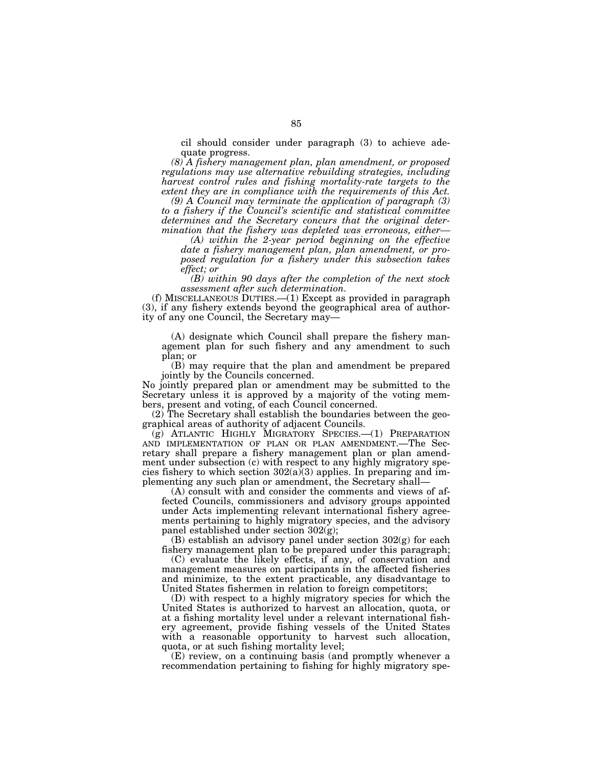cil should consider under paragraph (3) to achieve adequate progress.

*(8) A fishery management plan, plan amendment, or proposed regulations may use alternative rebuilding strategies, including harvest control rules and fishing mortality-rate targets to the extent they are in compliance with the requirements of this Act.*

*(9) A Council may terminate the application of paragraph (3) to a fishery if the Council's scientific and statistical committee determines and the Secretary concurs that the original determination that the fishery was depleted was erroneous, either—*

*(A) within the 2-year period beginning on the effective date a fishery management plan, plan amendment, or proposed regulation for a fishery under this subsection takes effect; or*

*(B) within 90 days after the completion of the next stock assessment after such determination.*

(f) MISCELLANEOUS DUTIES.—(1) Except as provided in paragraph (3), if any fishery extends beyond the geographical area of authority of any one Council, the Secretary may—

(A) designate which Council shall prepare the fishery management plan for such fishery and any amendment to such plan; or

(B) may require that the plan and amendment be prepared jointly by the Councils concerned.

No jointly prepared plan or amendment may be submitted to the Secretary unless it is approved by a majority of the voting members, present and voting, of each Council concerned.

(2) The Secretary shall establish the boundaries between the geographical areas of authority of adjacent Councils.

(g) ATLANTIC HIGHLY MIGRATORY SPECIES.—(1) PREPARATION AND IMPLEMENTATION OF PLAN OR PLAN AMENDMENT.—The Secretary shall prepare a fishery management plan or plan amendment under subsection (c) with respect to any highly migratory species fishery to which section 302(a)(3) applies. In preparing and implementing any such plan or amendment, the Secretary shall—

(A) consult with and consider the comments and views of affected Councils, commissioners and advisory groups appointed under Acts implementing relevant international fishery agreements pertaining to highly migratory species, and the advisory panel established under section 302(g);

(B) establish an advisory panel under section 302(g) for each fishery management plan to be prepared under this paragraph;

(C) evaluate the likely effects, if any, of conservation and management measures on participants in the affected fisheries and minimize, to the extent practicable, any disadvantage to United States fishermen in relation to foreign competitors;

(D) with respect to a highly migratory species for which the United States is authorized to harvest an allocation, quota, or at a fishing mortality level under a relevant international fishery agreement, provide fishing vessels of the United States with a reasonable opportunity to harvest such allocation, quota, or at such fishing mortality level;

(E) review, on a continuing basis (and promptly whenever a recommendation pertaining to fishing for highly migratory spe-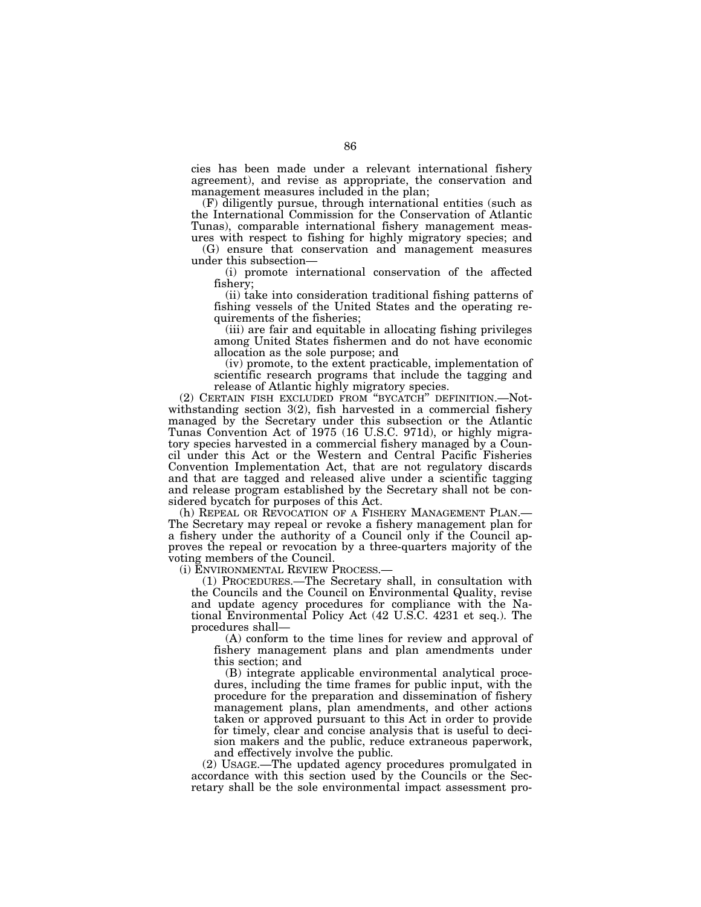cies has been made under a relevant international fishery agreement), and revise as appropriate, the conservation and management measures included in the plan;

(F) diligently pursue, through international entities (such as the International Commission for the Conservation of Atlantic Tunas), comparable international fishery management measures with respect to fishing for highly migratory species; and

(G) ensure that conservation and management measures under this subsection—

(i) promote international conservation of the affected fishery;

(ii) take into consideration traditional fishing patterns of fishing vessels of the United States and the operating requirements of the fisheries;

(iii) are fair and equitable in allocating fishing privileges among United States fishermen and do not have economic allocation as the sole purpose; and

(iv) promote, to the extent practicable, implementation of scientific research programs that include the tagging and release of Atlantic highly migratory species.

(2) CERTAIN FISH EXCLUDED FROM "BYCATCH" DEFINITION.—Notwithstanding section 3(2), fish harvested in a commercial fishery managed by the Secretary under this subsection or the Atlantic Tunas Convention Act of 1975 (16 U.S.C. 971d), or highly migratory species harvested in a commercial fishery managed by a Council under this Act or the Western and Central Pacific Fisheries Convention Implementation Act, that are not regulatory discards and that are tagged and released alive under a scientific tagging and release program established by the Secretary shall not be considered bycatch for purposes of this Act.

(h) REPEAL OR REVOCATION OF A FISHERY MANAGEMENT PLAN.—The Secretary may repeal or revoke a fishery management plan for a fishery under the authority of a Council only if the Council approves the repeal or revocation by a three-quarters majority of the voting members of the Council.

(i) ENVIRONMENTAL REVIEW PROCESS.—

(1) PROCEDURES.—The Secretary shall, in consultation with the Councils and the Council on Environmental Quality, revise and update agency procedures for compliance with the National Environmental Policy Act (42 U.S.C. 4231 et seq.). The procedures shall—

(A) conform to the time lines for review and approval of fishery management plans and plan amendments under this section; and

(B) integrate applicable environmental analytical procedures, including the time frames for public input, with the procedure for the preparation and dissemination of fishery management plans, plan amendments, and other actions taken or approved pursuant to this Act in order to provide for timely, clear and concise analysis that is useful to decision makers and the public, reduce extraneous paperwork, and effectively involve the public.

(2) USAGE.—The updated agency procedures promulgated in accordance with this section used by the Councils or the Secretary shall be the sole environmental impact assessment pro-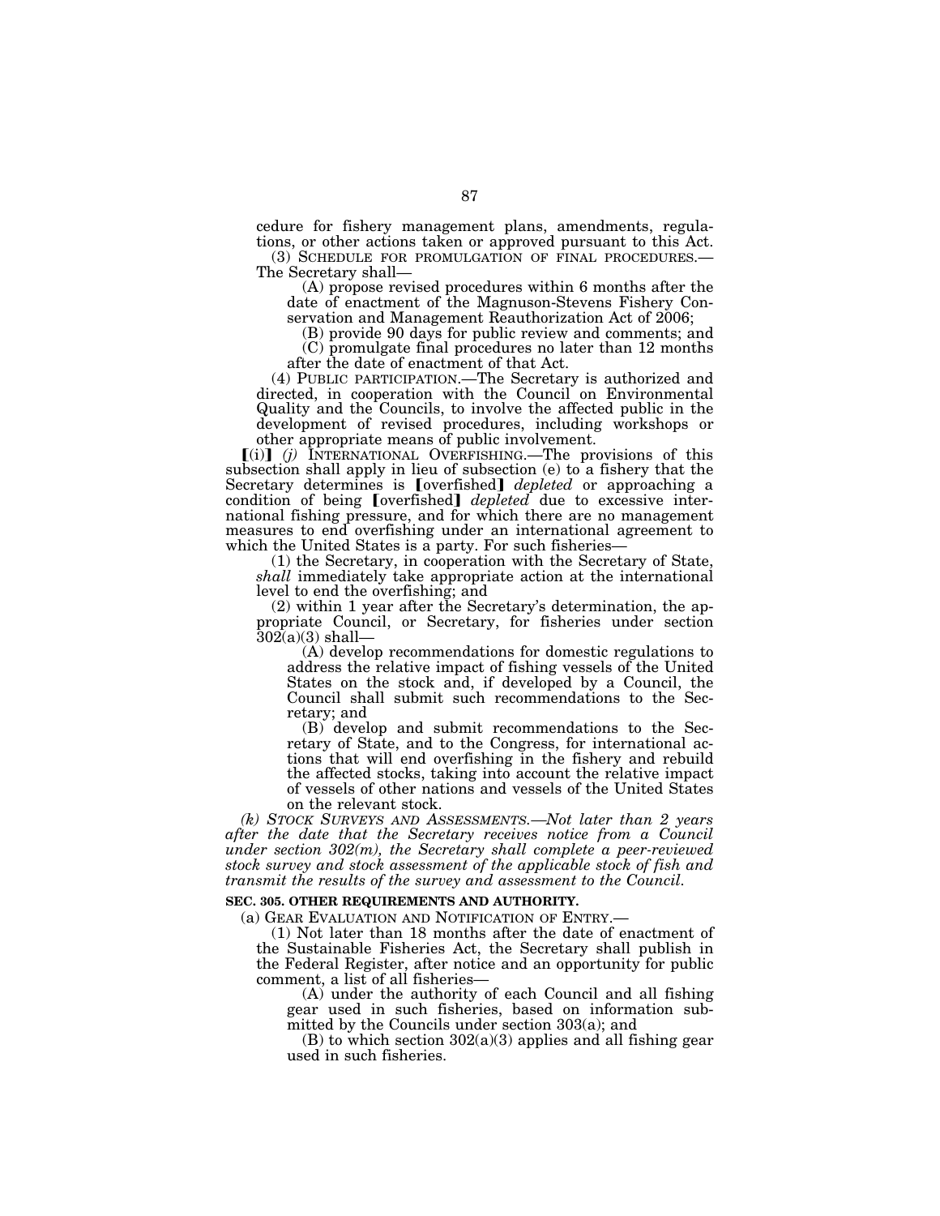cedure for fishery management plans, amendments, regulations, or other actions taken or approved pursuant to this Act.

(3) SCHEDULE FOR PROMULGATION OF FINAL PROCEDURES.—The Secretary shall—

(A) propose revised procedures within 6 months after the date of enactment of the Magnuson-Stevens Fishery Conservation and Management Reauthorization Act of 2006;

(B) provide 90 days for public review and comments; and

(C) promulgate final procedures no later than 12 months after the date of enactment of that Act.

(4) PUBLIC PARTICIPATION.—The Secretary is authorized and directed, in cooperation with the Council on Environmental Quality and the Councils, to involve the affected public in the development of revised procedures, including workshops or other appropriate means of public involvement.

【(i)】 *(j)* INTERNATIONAL OVERFISHING.—The provisions of this subsection shall apply in lieu of subsection (e) to a fishery that the Secretary determines is 【overfished】 *depleted* or approaching a condition of being 【overfished】 *depleted* due to excessive international fishing pressure, and for which there are no management measures to end overfishing under an international agreement to which the United States is a party. For such fisheries—

(1) the Secretary, in cooperation with the Secretary of State, *shall* immediately take appropriate action at the international level to end the overfishing; and

(2) within 1 year after the Secretary's determination, the appropriate Council, or Secretary, for fisheries under section 302(a)(3) shall—

(A) develop recommendations for domestic regulations to address the relative impact of fishing vessels of the United States on the stock and, if developed by a Council, the Council shall submit such recommendations to the Secretary; and

(B) develop and submit recommendations to the Secretary of State, and to the Congress, for international actions that will end overfishing in the fishery and rebuild the affected stocks, taking into account the relative impact of vessels of other nations and vessels of the United States on the relevant stock.

*(k) STOCK SURVEYS AND ASSESSMENTS.—Not later than 2 years after the date that the Secretary receives notice from a Council under section 302(m), the Secretary shall complete a peer-reviewed stock survey and stock assessment of the applicable stock of fish and transmit the results of the survey and assessment to the Council.*

**SEC. 305. OTHER REQUIREMENTS AND AUTHORITY.**

(a) GEAR EVALUATION AND NOTIFICATION OF ENTRY.—

(1) Not later than 18 months after the date of enactment of the Sustainable Fisheries Act, the Secretary shall publish in the Federal Register, after notice and an opportunity for public comment, a list of all fisheries—

(A) under the authority of each Council and all fishing gear used in such fisheries, based on information submitted by the Councils under section 303(a); and

(B) to which section 302(a)(3) applies and all fishing gear used in such fisheries.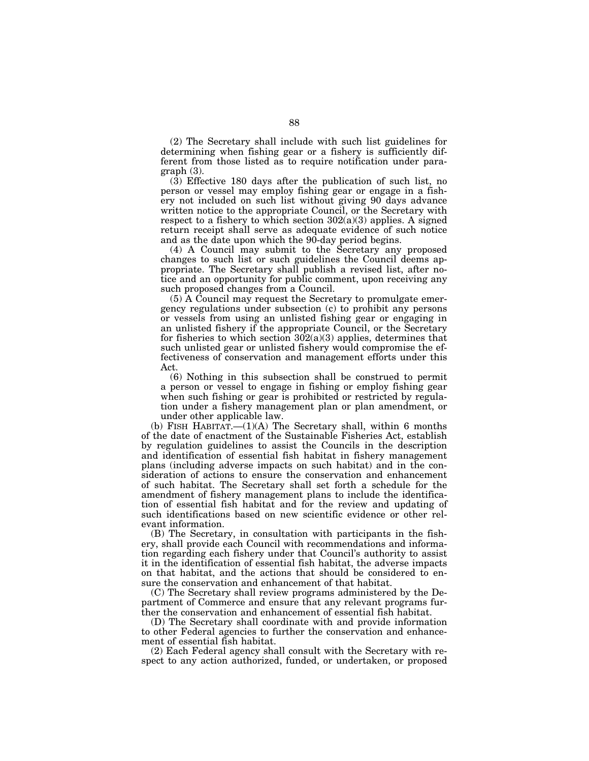(2) The Secretary shall include with such list guidelines for determining when fishing gear or a fishery is sufficiently different from those listed as to require notification under paragraph (3).

(3) Effective 180 days after the publication of such list, no person or vessel may employ fishing gear or engage in a fishery not included on such list without giving 90 days advance written notice to the appropriate Council, or the Secretary with respect to a fishery to which section 302(a)(3) applies. A signed return receipt shall serve as adequate evidence of such notice and as the date upon which the 90-day period begins.

(4) A Council may submit to the Secretary any proposed changes to such list or such guidelines the Council deems appropriate. The Secretary shall publish a revised list, after notice and an opportunity for public comment, upon receiving any such proposed changes from a Council.

(5) A Council may request the Secretary to promulgate emergency regulations under subsection (c) to prohibit any persons or vessels from using an unlisted fishing gear or engaging in an unlisted fishery if the appropriate Council, or the Secretary for fisheries to which section 302(a)(3) applies, determines that such unlisted gear or unlisted fishery would compromise the effectiveness of conservation and management efforts under this Act.

(6) Nothing in this subsection shall be construed to permit a person or vessel to engage in fishing or employ fishing gear when such fishing or gear is prohibited or restricted by regulation under a fishery management plan or plan amendment, or under other applicable law.

(b) FISH HABITAT.—(1)(A) The Secretary shall, within 6 months of the date of enactment of the Sustainable Fisheries Act, establish by regulation guidelines to assist the Councils in the description and identification of essential fish habitat in fishery management plans (including adverse impacts on such habitat) and in the consideration of actions to ensure the conservation and enhancement of such habitat. The Secretary shall set forth a schedule for the amendment of fishery management plans to include the identification of essential fish habitat and for the review and updating of such identifications based on new scientific evidence or other relevant information.

(B) The Secretary, in consultation with participants in the fishery, shall provide each Council with recommendations and information regarding each fishery under that Council's authority to assist it in the identification of essential fish habitat, the adverse impacts on that habitat, and the actions that should be considered to ensure the conservation and enhancement of that habitat.

(C) The Secretary shall review programs administered by the Department of Commerce and ensure that any relevant programs further the conservation and enhancement of essential fish habitat.

(D) The Secretary shall coordinate with and provide information to other Federal agencies to further the conservation and enhancement of essential fish habitat.

(2) Each Federal agency shall consult with the Secretary with respect to any action authorized, funded, or undertaken, or proposed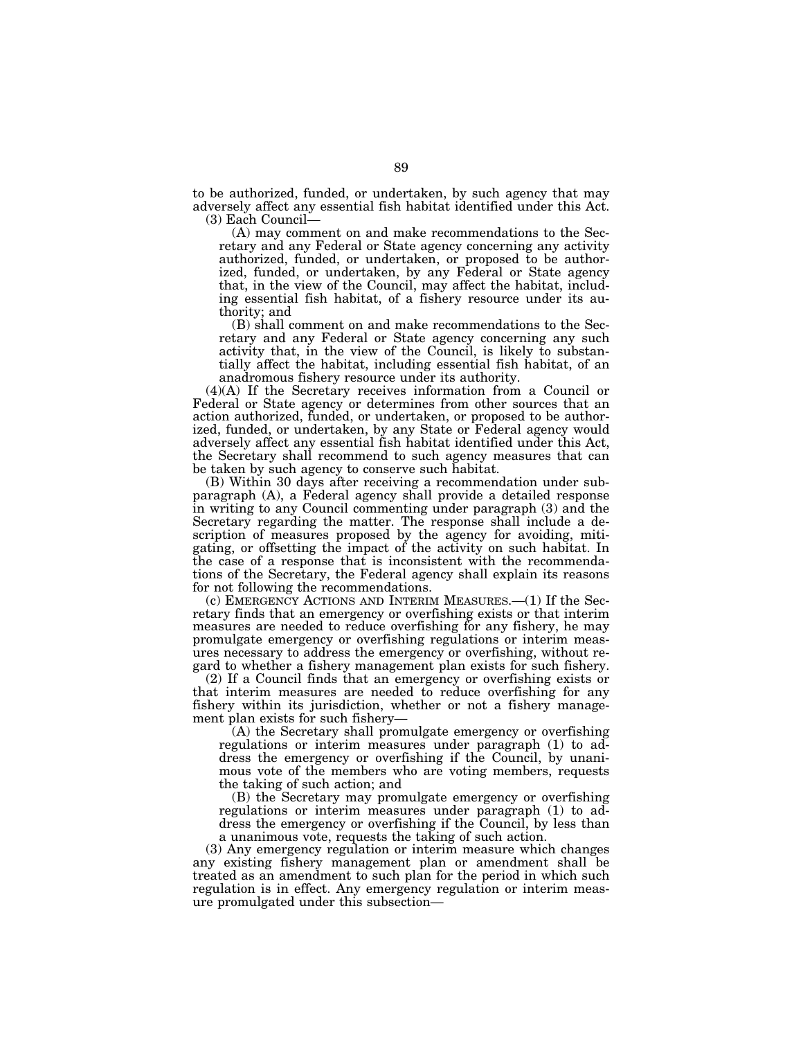to be authorized, funded, or undertaken, by such agency that may adversely affect any essential fish habitat identified under this Act.

(3) Each Council—

(A) may comment on and make recommendations to the Secretary and any Federal or State agency concerning any activity authorized, funded, or undertaken, or proposed to be authorized, funded, or undertaken, by any Federal or State agency that, in the view of the Council, may affect the habitat, including essential fish habitat, of a fishery resource under its authority; and

(B) shall comment on and make recommendations to the Secretary and any Federal or State agency concerning any such activity that, in the view of the Council, is likely to substantially affect the habitat, including essential fish habitat, of an anadromous fishery resource under its authority.

(4)(A) If the Secretary receives information from a Council or Federal or State agency or determines from other sources that an action authorized, funded, or undertaken, or proposed to be authorized, funded, or undertaken, by any State or Federal agency would adversely affect any essential fish habitat identified under this Act, the Secretary shall recommend to such agency measures that can be taken by such agency to conserve such habitat.

(B) Within 30 days after receiving a recommendation under subparagraph (A), a Federal agency shall provide a detailed response in writing to any Council commenting under paragraph (3) and the Secretary regarding the matter. The response shall include a description of measures proposed by the agency for avoiding, mitigating, or offsetting the impact of the activity on such habitat. In the case of a response that is inconsistent with the recommendations of the Secretary, the Federal agency shall explain its reasons for not following the recommendations.

(c) EMERGENCY ACTIONS AND INTERIM MEASURES.—(1) If the Secretary finds that an emergency or overfishing exists or that interim measures are needed to reduce overfishing for any fishery, he may promulgate emergency or overfishing regulations or interim measures necessary to address the emergency or overfishing, without regard to whether a fishery management plan exists for such fishery.

(2) If a Council finds that an emergency or overfishing exists or that interim measures are needed to reduce overfishing for any fishery within its jurisdiction, whether or not a fishery management plan exists for such fishery—

(A) the Secretary shall promulgate emergency or overfishing regulations or interim measures under paragraph (1) to address the emergency or overfishing if the Council, by unanimous vote of the members who are voting members, requests the taking of such action; and

(B) the Secretary may promulgate emergency or overfishing regulations or interim measures under paragraph (1) to address the emergency or overfishing if the Council, by less than a unanimous vote, requests the taking of such action.

(3) Any emergency regulation or interim measure which changes any existing fishery management plan or amendment shall be treated as an amendment to such plan for the period in which such regulation is in effect. Any emergency regulation or interim measure promulgated under this subsection—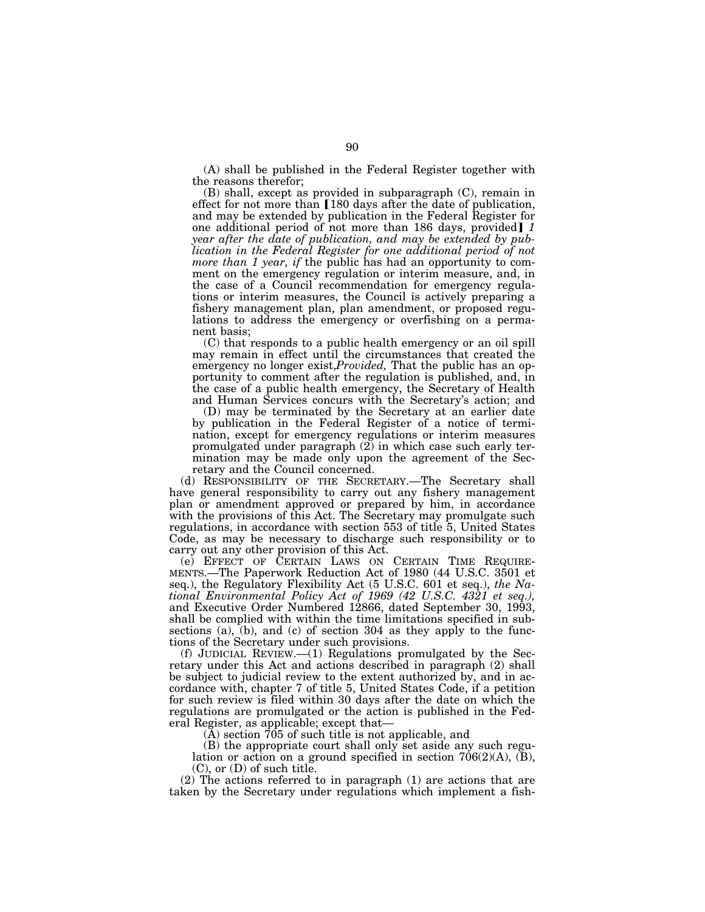(A) shall be published in the Federal Register together with the reasons therefor;

(B) shall, except as provided in subparagraph (C), remain in effect for not more than 【180 days after the date of publication, and may be extended by publication in the Federal Register for one additional period of not more than 186 days, provided】 *1 year after the date of publication, and may be extended by publication in the Federal Register for one additional period of not more than 1 year, if* the public has had an opportunity to comment on the emergency regulation or interim measure, and, in the case of a Council recommendation for emergency regulations or interim measures, the Council is actively preparing a fishery management plan, plan amendment, or proposed regulations to address the emergency or overfishing on a permanent basis;

(C) that responds to a public health emergency or an oil spill may remain in effect until the circumstances that created the emergency no longer exist,*Provided,* That the public has an opportunity to comment after the regulation is published, and, in the case of a public health emergency, the Secretary of Health and Human Services concurs with the Secretary's action; and

(D) may be terminated by the Secretary at an earlier date by publication in the Federal Register of a notice of termination, except for emergency regulations or interim measures promulgated under paragraph (2) in which case such early termination may be made only upon the agreement of the Secretary and the Council concerned.

(d) RESPONSIBILITY OF THE SECRETARY.—The Secretary shall have general responsibility to carry out any fishery management plan or amendment approved or prepared by him, in accordance with the provisions of this Act. The Secretary may promulgate such regulations, in accordance with section 553 of title 5, United States Code, as may be necessary to discharge such responsibility or to carry out any other provision of this Act.

(e) EFFECT OF CERTAIN LAWS ON CERTAIN TIME REQUIREMENTS.—The Paperwork Reduction Act of 1980 (44 U.S.C. 3501 et seq.), the Regulatory Flexibility Act (5 U.S.C. 601 et seq.), *the National Environmental Policy Act of 1969 (42 U.S.C. 4321 et seq.),* and Executive Order Numbered 12866, dated September 30, 1993, shall be complied with within the time limitations specified in subsections (a), (b), and (c) of section 304 as they apply to the functions of the Secretary under such provisions.

(f) JUDICIAL REVIEW.—(1) Regulations promulgated by the Secretary under this Act and actions described in paragraph (2) shall be subject to judicial review to the extent authorized by, and in accordance with, chapter 7 of title 5, United States Code, if a petition for such review is filed within 30 days after the date on which the regulations are promulgated or the action is published in the Federal Register, as applicable; except that—

(A) section 705 of such title is not applicable, and

(B) the appropriate court shall only set aside any such regulation or action on a ground specified in section 706(2)(A), (B), (C), or (D) of such title.

(2) The actions referred to in paragraph (1) are actions that are taken by the Secretary under regulations which implement a fish-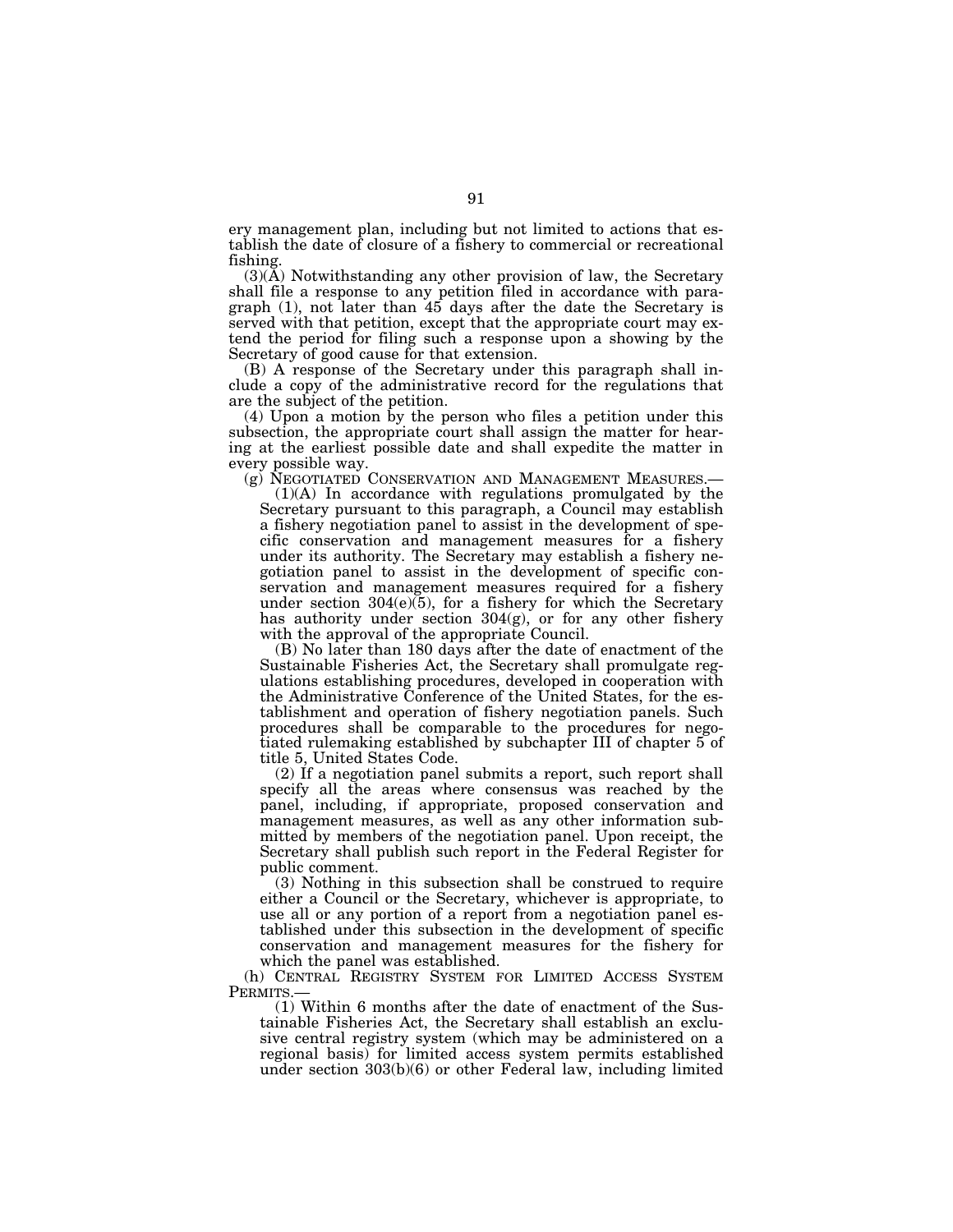ery management plan, including but not limited to actions that establish the date of closure of a fishery to commercial or recreational fishing.

(3)(A) Notwithstanding any other provision of law, the Secretary shall file a response to any petition filed in accordance with paragraph (1), not later than 45 days after the date the Secretary is served with that petition, except that the appropriate court may extend the period for filing such a response upon a showing by the Secretary of good cause for that extension.

(B) A response of the Secretary under this paragraph shall include a copy of the administrative record for the regulations that are the subject of the petition.

(4) Upon a motion by the person who files a petition under this subsection, the appropriate court shall assign the matter for hearing at the earliest possible date and shall expedite the matter in every possible way.

(g) NEGOTIATED CONSERVATION AND MANAGEMENT MEASURES.—

(1)(A) In accordance with regulations promulgated by the Secretary pursuant to this paragraph, a Council may establish a fishery negotiation panel to assist in the development of specific conservation and management measures for a fishery under its authority. The Secretary may establish a fishery negotiation panel to assist in the development of specific conservation and management measures required for a fishery under section 304(e)(5), for a fishery for which the Secretary has authority under section 304(g), or for any other fishery with the approval of the appropriate Council.

(B) No later than 180 days after the date of enactment of the Sustainable Fisheries Act, the Secretary shall promulgate regulations establishing procedures, developed in cooperation with the Administrative Conference of the United States, for the establishment and operation of fishery negotiation panels. Such procedures shall be comparable to the procedures for negotiated rulemaking established by subchapter III of chapter 5 of title 5, United States Code.

(2) If a negotiation panel submits a report, such report shall specify all the areas where consensus was reached by the panel, including, if appropriate, proposed conservation and management measures, as well as any other information submitted by members of the negotiation panel. Upon receipt, the Secretary shall publish such report in the Federal Register for public comment.

(3) Nothing in this subsection shall be construed to require either a Council or the Secretary, whichever is appropriate, to use all or any portion of a report from a negotiation panel established under this subsection in the development of specific conservation and management measures for the fishery for which the panel was established.

(h) CENTRAL REGISTRY SYSTEM FOR LIMITED ACCESS SYSTEM PERMITS.—

(1) Within 6 months after the date of enactment of the Sustainable Fisheries Act, the Secretary shall establish an exclusive central registry system (which may be administered on a regional basis) for limited access system permits established under section 303(b)(6) or other Federal law, including limited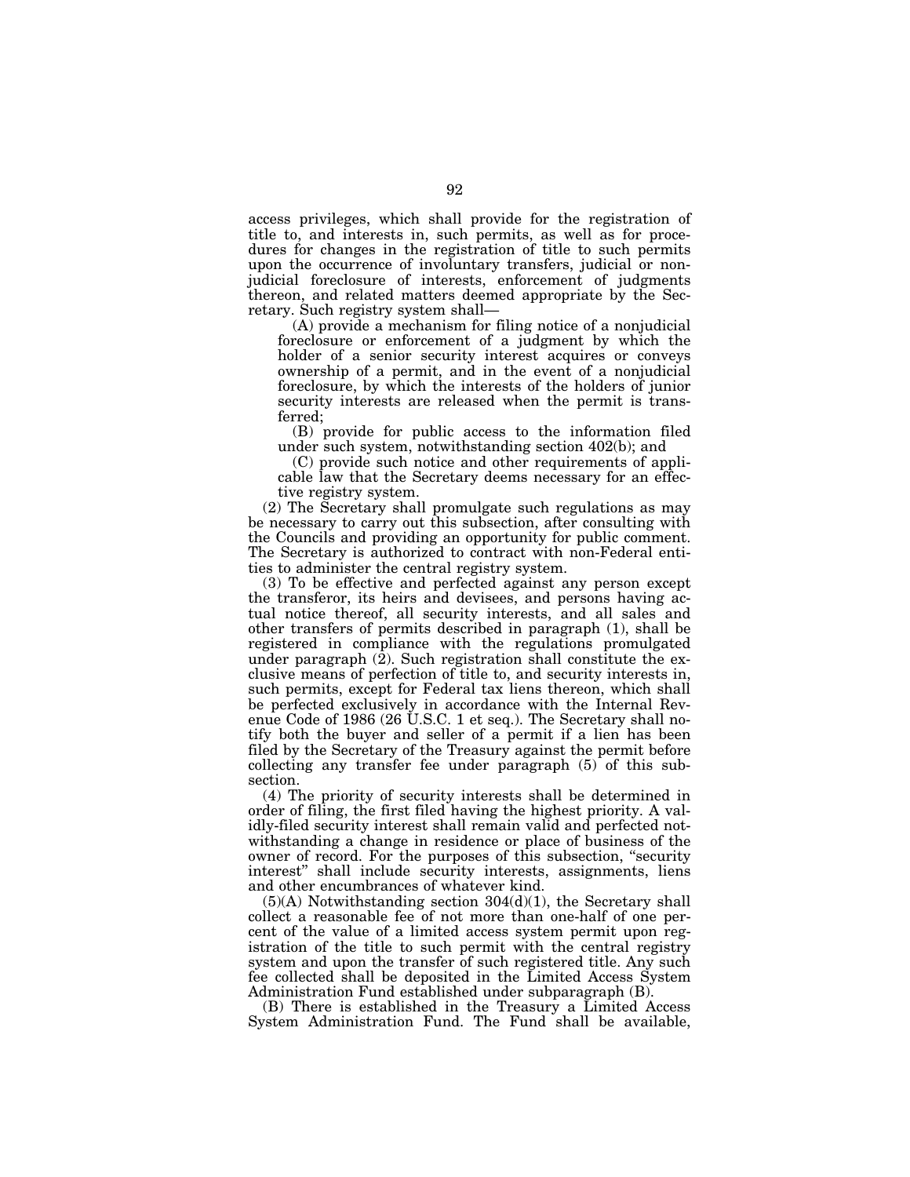access privileges, which shall provide for the registration of title to, and interests in, such permits, as well as for procedures for changes in the registration of title to such permits upon the occurrence of involuntary transfers, judicial or nonjudicial foreclosure of interests, enforcement of judgments thereon, and related matters deemed appropriate by the Secretary. Such registry system shall—

(A) provide a mechanism for filing notice of a nonjudicial foreclosure or enforcement of a judgment by which the holder of a senior security interest acquires or conveys ownership of a permit, and in the event of a nonjudicial foreclosure, by which the interests of the holders of junior security interests are released when the permit is transferred;

(B) provide for public access to the information filed under such system, notwithstanding section 402(b); and

(C) provide such notice and other requirements of applicable law that the Secretary deems necessary for an effective registry system.

(2) The Secretary shall promulgate such regulations as may be necessary to carry out this subsection, after consulting with the Councils and providing an opportunity for public comment. The Secretary is authorized to contract with non-Federal entities to administer the central registry system.

(3) To be effective and perfected against any person except the transferor, its heirs and devisees, and persons having actual notice thereof, all security interests, and all sales and other transfers of permits described in paragraph (1), shall be registered in compliance with the regulations promulgated under paragraph (2). Such registration shall constitute the exclusive means of perfection of title to, and security interests in, such permits, except for Federal tax liens thereon, which shall be perfected exclusively in accordance with the Internal Revenue Code of 1986 (26 U.S.C. 1 et seq.). The Secretary shall notify both the buyer and seller of a permit if a lien has been filed by the Secretary of the Treasury against the permit before collecting any transfer fee under paragraph (5) of this subsection.

(4) The priority of security interests shall be determined in order of filing, the first filed having the highest priority. A validly-filed security interest shall remain valid and perfected notwithstanding a change in residence or place of business of the owner of record. For the purposes of this subsection, "security interest" shall include security interests, assignments, liens and other encumbrances of whatever kind.

(5)(A) Notwithstanding section 304(d)(1), the Secretary shall collect a reasonable fee of not more than one-half of one percent of the value of a limited access system permit upon registration of the title to such permit with the central registry system and upon the transfer of such registered title. Any such fee collected shall be deposited in the Limited Access System Administration Fund established under subparagraph (B).

(B) There is established in the Treasury a Limited Access System Administration Fund. The Fund shall be available,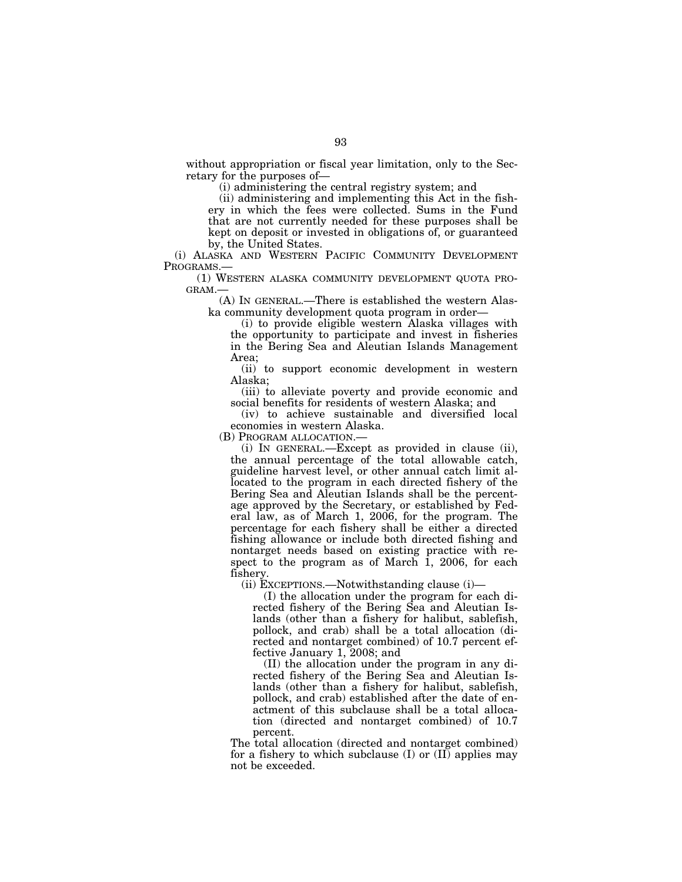without appropriation or fiscal year limitation, only to the Secretary for the purposes of—

(i) administering the central registry system; and

(ii) administering and implementing this Act in the fishery in which the fees were collected. Sums in the Fund that are not currently needed for these purposes shall be kept on deposit or invested in obligations of, or guaranteed by, the United States.

(i) ALASKA AND WESTERN PACIFIC COMMUNITY DEVELOPMENT PROGRAMS.—

(1) WESTERN ALASKA COMMUNITY DEVELOPMENT QUOTA PROGRAM.—

(A) IN GENERAL.—There is established the western Alaska community development quota program in order—

(i) to provide eligible western Alaska villages with the opportunity to participate and invest in fisheries in the Bering Sea and Aleutian Islands Management Area;

(ii) to support economic development in western Alaska;

(iii) to alleviate poverty and provide economic and social benefits for residents of western Alaska; and

(iv) to achieve sustainable and diversified local economies in western Alaska.

(B) PROGRAM ALLOCATION.—

(i) IN GENERAL.—Except as provided in clause (ii), the annual percentage of the total allowable catch, guideline harvest level, or other annual catch limit allocated to the program in each directed fishery of the Bering Sea and Aleutian Islands shall be the percentage approved by the Secretary, or established by Federal law, as of March 1, 2006, for the program. The percentage for each fishery shall be either a directed fishing allowance or include both directed fishing and nontarget needs based on existing practice with respect to the program as of March 1, 2006, for each fishery.

(ii) EXCEPTIONS.—Notwithstanding clause (i)—

(I) the allocation under the program for each directed fishery of the Bering Sea and Aleutian Islands (other than a fishery for halibut, sablefish, pollock, and crab) shall be a total allocation (directed and nontarget combined) of 10.7 percent effective January 1, 2008; and

(II) the allocation under the program in any directed fishery of the Bering Sea and Aleutian Islands (other than a fishery for halibut, sablefish, pollock, and crab) established after the date of enactment of this subclause shall be a total allocation (directed and nontarget combined) of 10.7 percent.

The total allocation (directed and nontarget combined) for a fishery to which subclause (I) or (II) applies may not be exceeded.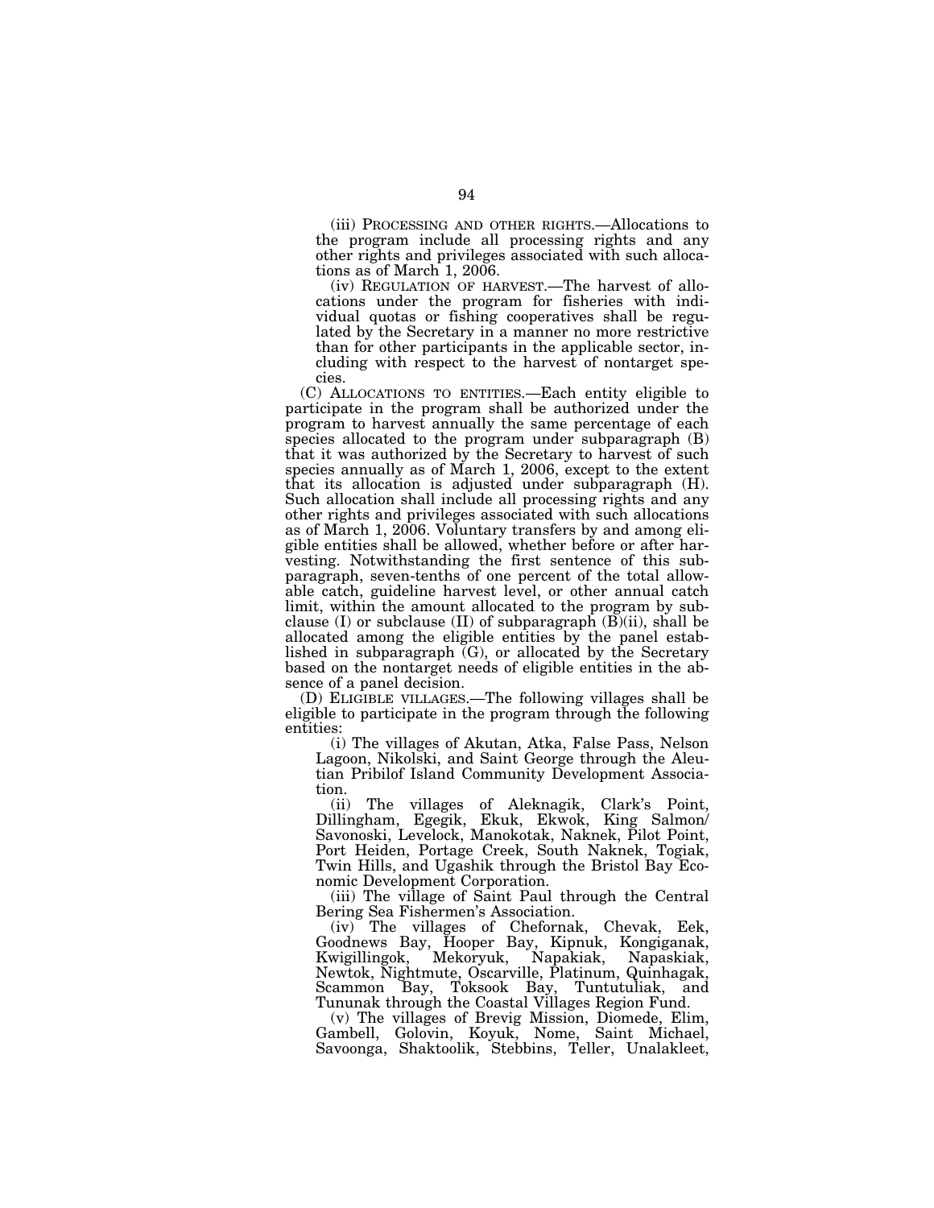(iii) PROCESSING AND OTHER RIGHTS.—Allocations to the program include all processing rights and any other rights and privileges associated with such allocations as of March 1, 2006.

(iv) REGULATION OF HARVEST.—The harvest of allocations under the program for fisheries with individual quotas or fishing cooperatives shall be regulated by the Secretary in a manner no more restrictive than for other participants in the applicable sector, including with respect to the harvest of nontarget species.

(C) ALLOCATIONS TO ENTITIES.—Each entity eligible to participate in the program shall be authorized under the program to harvest annually the same percentage of each species allocated to the program under subparagraph (B) that it was authorized by the Secretary to harvest of such species annually as of March 1, 2006, except to the extent that its allocation is adjusted under subparagraph (H). Such allocation shall include all processing rights and any other rights and privileges associated with such allocations as of March 1, 2006. Voluntary transfers by and among eligible entities shall be allowed, whether before or after harvesting. Notwithstanding the first sentence of this subparagraph, seven-tenths of one percent of the total allowable catch, guideline harvest level, or other annual catch limit, within the amount allocated to the program by subclause (I) or subclause (II) of subparagraph (B)(ii), shall be allocated among the eligible entities by the panel established in subparagraph (G), or allocated by the Secretary based on the nontarget needs of eligible entities in the absence of a panel decision.

(D) ELIGIBLE VILLAGES.—The following villages shall be eligible to participate in the program through the following entities:

(i) The villages of Akutan, Atka, False Pass, Nelson Lagoon, Nikolski, and Saint George through the Aleutian Pribilof Island Community Development Association.

(ii) The villages of Aleknagik, Clark's Point, Dillingham, Egegik, Ekuk, Ekwok, King Salmon/Savonoski, Levelock, Manokotak, Naknek, Pilot Point, Port Heiden, Portage Creek, South Naknek, Togiak, Twin Hills, and Ugashik through the Bristol Bay Economic Development Corporation.

(iii) The village of Saint Paul through the Central Bering Sea Fishermen's Association.

(iv) The villages of Chefornak, Chevak, Eek, Goodnews Bay, Hooper Bay, Kipnuk, Kongiganak, Kwigillingok, Mekoryuk, Napakiak, Napaskiak, Newtok, Nightmute, Oscarville, Platinum, Quinhagak, Scammon Bay, Toksook Bay, Tuntutuliak, and Tununak through the Coastal Villages Region Fund.

(v) The villages of Brevig Mission, Diomede, Elim, Gambell, Golovin, Koyuk, Nome, Saint Michael, Savoonga, Shaktoolik, Stebbins, Teller, Unalakleet,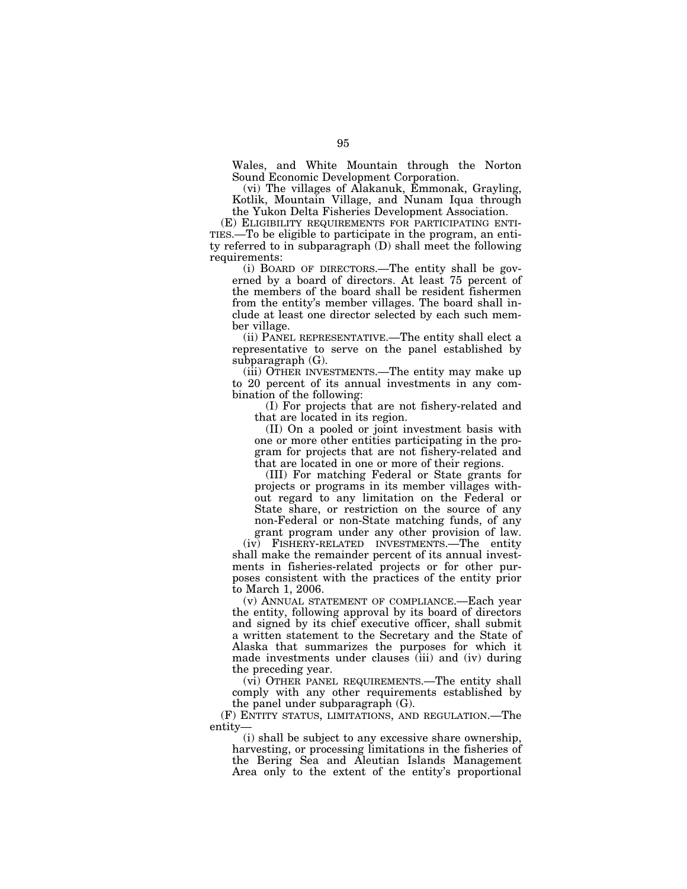Wales, and White Mountain through the Norton Sound Economic Development Corporation.

(vi) The villages of Alakanuk, Emmonak, Grayling, Kotlik, Mountain Village, and Nunam Iqua through the Yukon Delta Fisheries Development Association.

(E) ELIGIBILITY REQUIREMENTS FOR PARTICIPATING ENTITIES.—To be eligible to participate in the program, an entity referred to in subparagraph (D) shall meet the following requirements:

(i) BOARD OF DIRECTORS.—The entity shall be governed by a board of directors. At least 75 percent of the members of the board shall be resident fishermen from the entity's member villages. The board shall include at least one director selected by each such member village.

(ii) PANEL REPRESENTATIVE.—The entity shall elect a representative to serve on the panel established by subparagraph (G).

(iii) OTHER INVESTMENTS.—The entity may make up to 20 percent of its annual investments in any combination of the following:

(I) For projects that are not fishery-related and that are located in its region.

(II) On a pooled or joint investment basis with one or more other entities participating in the program for projects that are not fishery-related and that are located in one or more of their regions.

(III) For matching Federal or State grants for projects or programs in its member villages without regard to any limitation on the Federal or State share, or restriction on the source of any non-Federal or non-State matching funds, of any grant program under any other provision of law.

(iv) FISHERY-RELATED INVESTMENTS.—The entity shall make the remainder percent of its annual investments in fisheries-related projects or for other purposes consistent with the practices of the entity prior to March 1, 2006.

(v) ANNUAL STATEMENT OF COMPLIANCE.—Each year the entity, following approval by its board of directors and signed by its chief executive officer, shall submit a written statement to the Secretary and the State of Alaska that summarizes the purposes for which it made investments under clauses (iii) and (iv) during the preceding year.

(vi) OTHER PANEL REQUIREMENTS.—The entity shall comply with any other requirements established by the panel under subparagraph (G).

(F) ENTITY STATUS, LIMITATIONS, AND REGULATION.—The entity—

(i) shall be subject to any excessive share ownership, harvesting, or processing limitations in the fisheries of the Bering Sea and Aleutian Islands Management Area only to the extent of the entity's proportional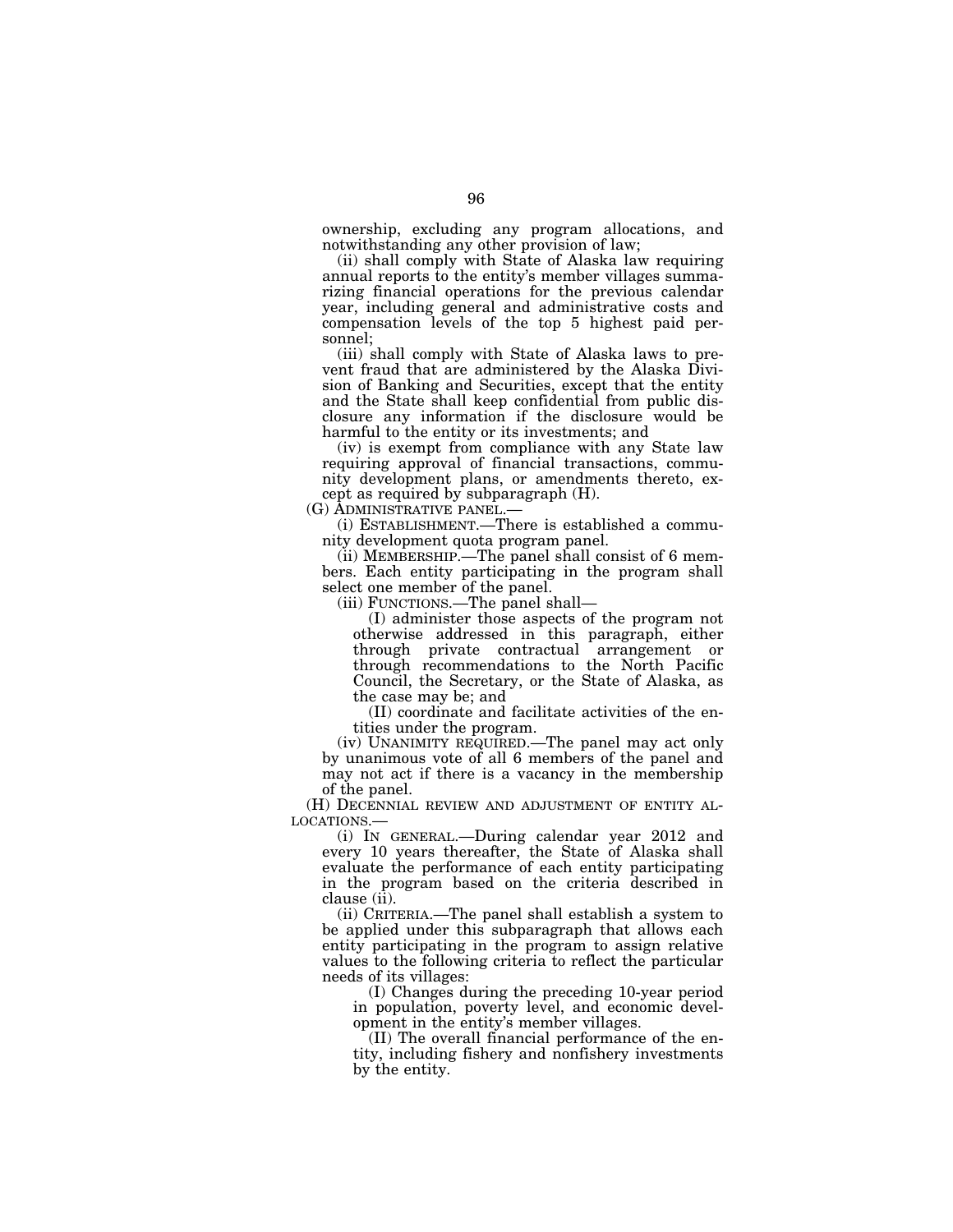ownership, excluding any program allocations, and notwithstanding any other provision of law;

(ii) shall comply with State of Alaska law requiring annual reports to the entity's member villages summarizing financial operations for the previous calendar year, including general and administrative costs and compensation levels of the top 5 highest paid personnel;

(iii) shall comply with State of Alaska laws to prevent fraud that are administered by the Alaska Division of Banking and Securities, except that the entity and the State shall keep confidential from public disclosure any information if the disclosure would be harmful to the entity or its investments; and

(iv) is exempt from compliance with any State law requiring approval of financial transactions, community development plans, or amendments thereto, except as required by subparagraph (H).

(G) ADMINISTRATIVE PANEL.—

(i) ESTABLISHMENT.—There is established a community development quota program panel.

(ii) MEMBERSHIP.—The panel shall consist of 6 members. Each entity participating in the program shall select one member of the panel.

(iii) FUNCTIONS.—The panel shall—

(I) administer those aspects of the program not otherwise addressed in this paragraph, either through private contractual arrangement or through recommendations to the North Pacific Council, the Secretary, or the State of Alaska, as the case may be; and

(II) coordinate and facilitate activities of the entities under the program.

(iv) UNANIMITY REQUIRED.—The panel may act only by unanimous vote of all 6 members of the panel and may not act if there is a vacancy in the membership of the panel.

(H) DECENNIAL REVIEW AND ADJUSTMENT OF ENTITY ALLOCATIONS.—

(i) IN GENERAL.—During calendar year 2012 and every 10 years thereafter, the State of Alaska shall evaluate the performance of each entity participating in the program based on the criteria described in clause (ii).

(ii) CRITERIA.—The panel shall establish a system to be applied under this subparagraph that allows each entity participating in the program to assign relative values to the following criteria to reflect the particular needs of its villages:

(I) Changes during the preceding 10-year period in population, poverty level, and economic development in the entity's member villages.

(II) The overall financial performance of the entity, including fishery and nonfishery investments by the entity.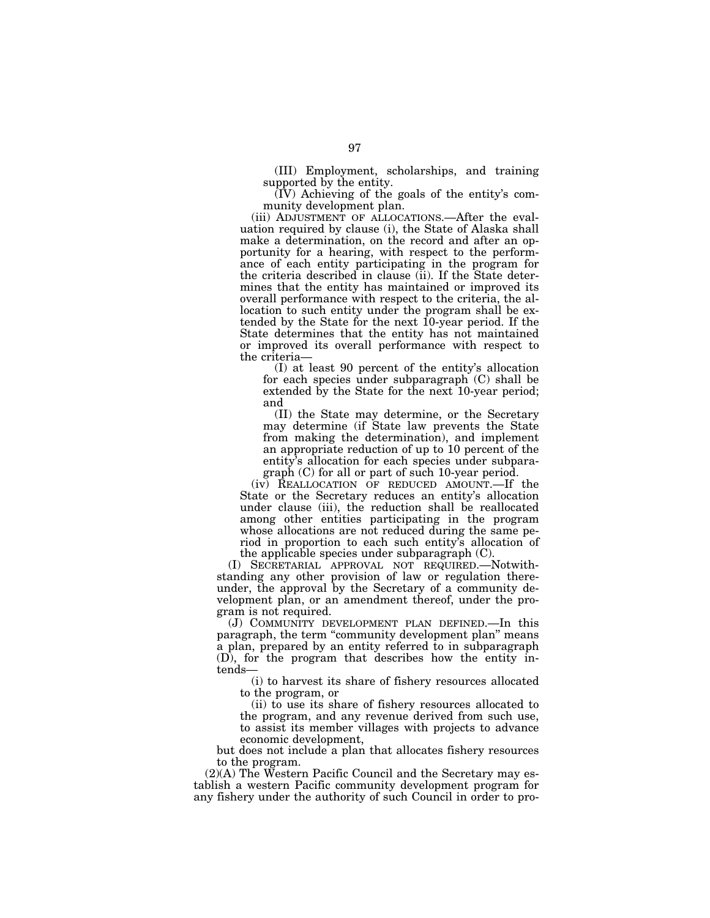(III) Employment, scholarships, and training supported by the entity.

(IV) Achieving of the goals of the entity's community development plan.

(iii) ADJUSTMENT OF ALLOCATIONS.—After the evaluation required by clause (i), the State of Alaska shall make a determination, on the record and after an opportunity for a hearing, with respect to the performance of each entity participating in the program for the criteria described in clause (ii). If the State determines that the entity has maintained or improved its overall performance with respect to the criteria, the allocation to such entity under the program shall be extended by the State for the next 10-year period. If the State determines that the entity has not maintained or improved its overall performance with respect to the criteria—

(I) at least 90 percent of the entity's allocation for each species under subparagraph (C) shall be extended by the State for the next 10-year period; and

(II) the State may determine, or the Secretary may determine (if State law prevents the State from making the determination), and implement an appropriate reduction of up to 10 percent of the entity's allocation for each species under subparagraph (C) for all or part of such 10-year period.

(iv) REALLOCATION OF REDUCED AMOUNT.—If the State or the Secretary reduces an entity's allocation under clause (iii), the reduction shall be reallocated among other entities participating in the program whose allocations are not reduced during the same period in proportion to each such entity's allocation of the applicable species under subparagraph (C).

(I) SECRETARIAL APPROVAL NOT REQUIRED.—Notwithstanding any other provision of law or regulation thereunder, the approval by the Secretary of a community development plan, or an amendment thereof, under the program is not required.

(J) COMMUNITY DEVELOPMENT PLAN DEFINED.—In this paragraph, the term "community development plan" means a plan, prepared by an entity referred to in subparagraph (D), for the program that describes how the entity intends—

(i) to harvest its share of fishery resources allocated to the program, or

(ii) to use its share of fishery resources allocated to the program, and any revenue derived from such use, to assist its member villages with projects to advance economic development,

but does not include a plan that allocates fishery resources to the program.

(2)(A) The Western Pacific Council and the Secretary may establish a western Pacific community development program for any fishery under the authority of such Council in order to pro-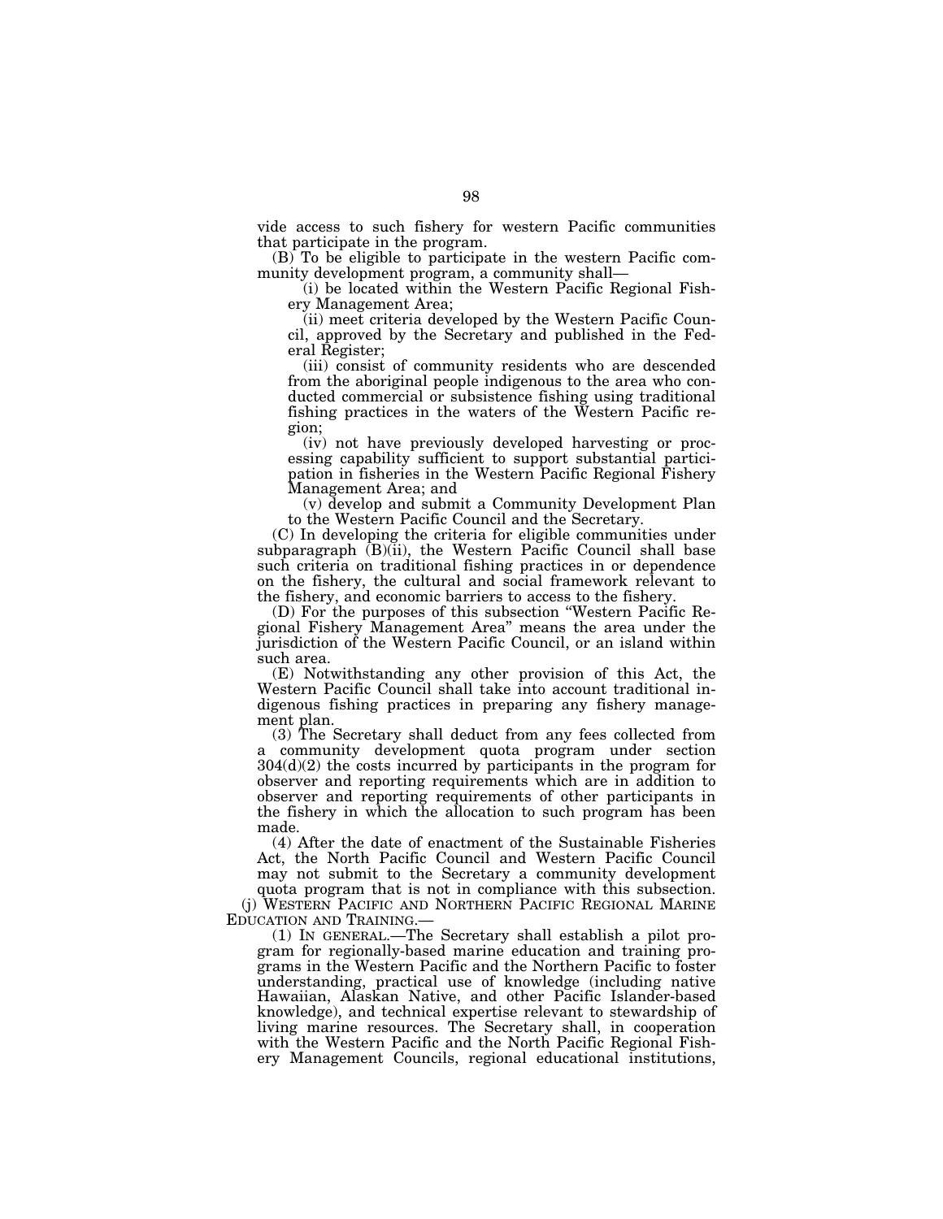vide access to such fishery for western Pacific communities that participate in the program.

(B) To be eligible to participate in the western Pacific community development program, a community shall—

(i) be located within the Western Pacific Regional Fishery Management Area;

(ii) meet criteria developed by the Western Pacific Council, approved by the Secretary and published in the Federal Register;

(iii) consist of community residents who are descended from the aboriginal people indigenous to the area who conducted commercial or subsistence fishing using traditional fishing practices in the waters of the Western Pacific region;

(iv) not have previously developed harvesting or processing capability sufficient to support substantial participation in fisheries in the Western Pacific Regional Fishery Management Area; and

(v) develop and submit a Community Development Plan to the Western Pacific Council and the Secretary.

(C) In developing the criteria for eligible communities under subparagraph (B)(ii), the Western Pacific Council shall base such criteria on traditional fishing practices in or dependence on the fishery, the cultural and social framework relevant to the fishery, and economic barriers to access to the fishery.

(D) For the purposes of this subsection "Western Pacific Regional Fishery Management Area" means the area under the jurisdiction of the Western Pacific Council, or an island within such area.

(E) Notwithstanding any other provision of this Act, the Western Pacific Council shall take into account traditional indigenous fishing practices in preparing any fishery management plan.

(3) The Secretary shall deduct from any fees collected from a community development quota program under section 304(d)(2) the costs incurred by participants in the program for observer and reporting requirements which are in addition to observer and reporting requirements of other participants in the fishery in which the allocation to such program has been made.

(4) After the date of enactment of the Sustainable Fisheries Act, the North Pacific Council and Western Pacific Council may not submit to the Secretary a community development quota program that is not in compliance with this subsection.

(j) WESTERN PACIFIC AND NORTHERN PACIFIC REGIONAL MARINE EDUCATION AND TRAINING.—

(1) IN GENERAL.—The Secretary shall establish a pilot program for regionally-based marine education and training programs in the Western Pacific and the Northern Pacific to foster understanding, practical use of knowledge (including native Hawaiian, Alaskan Native, and other Pacific Islander-based knowledge), and technical expertise relevant to stewardship of living marine resources. The Secretary shall, in cooperation with the Western Pacific and the North Pacific Regional Fishery Management Councils, regional educational institutions,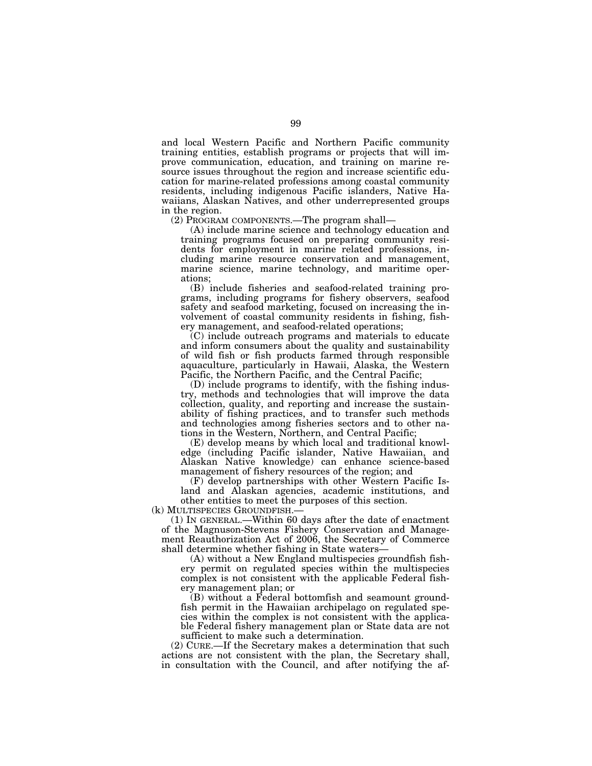and local Western Pacific and Northern Pacific community training entities, establish programs or projects that will improve communication, education, and training on marine resource issues throughout the region and increase scientific education for marine-related professions among coastal community residents, including indigenous Pacific islanders, Native Hawaiians, Alaskan Natives, and other underrepresented groups in the region.

(2) PROGRAM COMPONENTS.—The program shall—

(A) include marine science and technology education and training programs focused on preparing community residents for employment in marine related professions, including marine resource conservation and management, marine science, marine technology, and maritime operations;

(B) include fisheries and seafood-related training programs, including programs for fishery observers, seafood safety and seafood marketing, focused on increasing the involvement of coastal community residents in fishing, fishery management, and seafood-related operations;

(C) include outreach programs and materials to educate and inform consumers about the quality and sustainability of wild fish or fish products farmed through responsible aquaculture, particularly in Hawaii, Alaska, the Western Pacific, the Northern Pacific, and the Central Pacific;

(D) include programs to identify, with the fishing industry, methods and technologies that will improve the data collection, quality, and reporting and increase the sustainability of fishing practices, and to transfer such methods and technologies among fisheries sectors and to other nations in the Western, Northern, and Central Pacific;

(E) develop means by which local and traditional knowledge (including Pacific islander, Native Hawaiian, and Alaskan Native knowledge) can enhance science-based management of fishery resources of the region; and

(F) develop partnerships with other Western Pacific Island and Alaskan agencies, academic institutions, and other entities to meet the purposes of this section.

(k) MULTISPECIES GROUNDFISH.—

(1) IN GENERAL.—Within 60 days after the date of enactment of the Magnuson-Stevens Fishery Conservation and Management Reauthorization Act of 2006, the Secretary of Commerce shall determine whether fishing in State waters—

(A) without a New England multispecies groundfish fishery permit on regulated species within the multispecies complex is not consistent with the applicable Federal fishery management plan; or

(B) without a Federal bottomfish and seamount groundfish permit in the Hawaiian archipelago on regulated species within the complex is not consistent with the applicable Federal fishery management plan or State data are not sufficient to make such a determination.

(2) CURE.—If the Secretary makes a determination that such actions are not consistent with the plan, the Secretary shall, in consultation with the Council, and after notifying the af-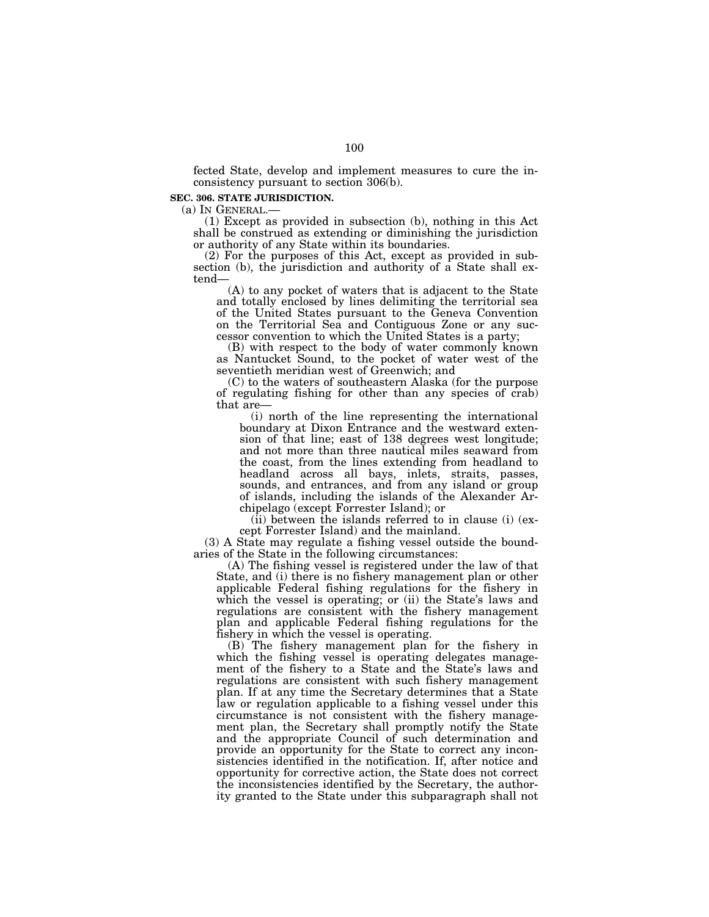fected State, develop and implement measures to cure the inconsistency pursuant to section 306(b).

**SEC. 306. STATE JURISDICTION.**

(a) IN GENERAL.—

(1) Except as provided in subsection (b), nothing in this Act shall be construed as extending or diminishing the jurisdiction or authority of any State within its boundaries.

(2) For the purposes of this Act, except as provided in subsection (b), the jurisdiction and authority of a State shall extend—

(A) to any pocket of waters that is adjacent to the State and totally enclosed by lines delimiting the territorial sea of the United States pursuant to the Geneva Convention on the Territorial Sea and Contiguous Zone or any successor convention to which the United States is a party;

(B) with respect to the body of water commonly known as Nantucket Sound, to the pocket of water west of the seventieth meridian west of Greenwich; and

(C) to the waters of southeastern Alaska (for the purpose of regulating fishing for other than any species of crab) that are—

(i) north of the line representing the international boundary at Dixon Entrance and the westward extension of that line; east of 138 degrees west longitude; and not more than three nautical miles seaward from the coast, from the lines extending from headland to headland across all bays, inlets, straits, passes, sounds, and entrances, and from any island or group of islands, including the islands of the Alexander Archipelago (except Forrester Island); or

(ii) between the islands referred to in clause (i) (except Forrester Island) and the mainland.

(3) A State may regulate a fishing vessel outside the boundaries of the State in the following circumstances:

(A) The fishing vessel is registered under the law of that State, and (i) there is no fishery management plan or other applicable Federal fishing regulations for the fishery in which the vessel is operating; or (ii) the State's laws and regulations are consistent with the fishery management plan and applicable Federal fishing regulations for the fishery in which the vessel is operating.

(B) The fishery management plan for the fishery in which the fishing vessel is operating delegates management of the fishery to a State and the State's laws and regulations are consistent with such fishery management plan. If at any time the Secretary determines that a State law or regulation applicable to a fishing vessel under this circumstance is not consistent with the fishery management plan, the Secretary shall promptly notify the State and the appropriate Council of such determination and provide an opportunity for the State to correct any inconsistencies identified in the notification. If, after notice and opportunity for corrective action, the State does not correct the inconsistencies identified by the Secretary, the authority granted to the State under this subparagraph shall not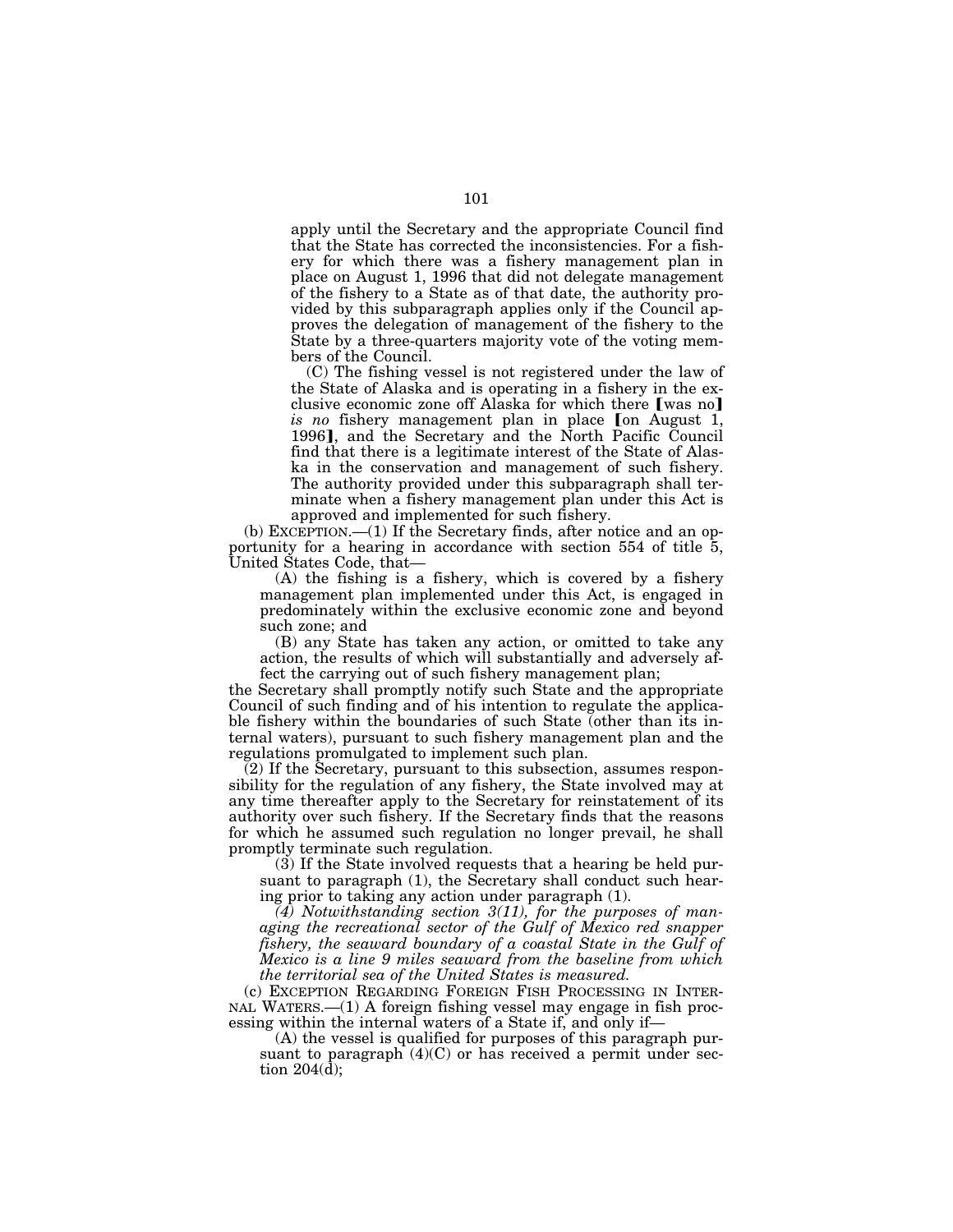apply until the Secretary and the appropriate Council find that the State has corrected the inconsistencies. For a fishery for which there was a fishery management plan in place on August 1, 1996 that did not delegate management of the fishery to a State as of that date, the authority provided by this subparagraph applies only if the Council approves the delegation of management of the fishery to the State by a three-quarters majority vote of the voting members of the Council.

(C) The fishing vessel is not registered under the law of the State of Alaska and is operating in a fishery in the exclusive economic zone off Alaska for which there 【was no】 *is no* fishery management plan in place 【on August 1, 1996】, and the Secretary and the North Pacific Council find that there is a legitimate interest of the State of Alaska in the conservation and management of such fishery. The authority provided under this subparagraph shall terminate when a fishery management plan under this Act is approved and implemented for such fishery.

(b) EXCEPTION.—(1) If the Secretary finds, after notice and an opportunity for a hearing in accordance with section 554 of title 5, United States Code, that—

(A) the fishing is a fishery, which is covered by a fishery management plan implemented under this Act, is engaged in predominately within the exclusive economic zone and beyond such zone; and

(B) any State has taken any action, or omitted to take any action, the results of which will substantially and adversely affect the carrying out of such fishery management plan;

the Secretary shall promptly notify such State and the appropriate Council of such finding and of his intention to regulate the applicable fishery within the boundaries of such State (other than its internal waters), pursuant to such fishery management plan and the regulations promulgated to implement such plan.

(2) If the Secretary, pursuant to this subsection, assumes responsibility for the regulation of any fishery, the State involved may at any time thereafter apply to the Secretary for reinstatement of its authority over such fishery. If the Secretary finds that the reasons for which he assumed such regulation no longer prevail, he shall promptly terminate such regulation.

(3) If the State involved requests that a hearing be held pursuant to paragraph (1), the Secretary shall conduct such hearing prior to taking any action under paragraph (1).

*(4) Notwithstanding section 3(11), for the purposes of managing the recreational sector of the Gulf of Mexico red snapper fishery, the seaward boundary of a coastal State in the Gulf of Mexico is a line 9 miles seaward from the baseline from which the territorial sea of the United States is measured.*

(c) EXCEPTION REGARDING FOREIGN FISH PROCESSING IN INTERNAL WATERS.—(1) A foreign fishing vessel may engage in fish processing within the internal waters of a State if, and only if—

(A) the vessel is qualified for purposes of this paragraph pursuant to paragraph (4)(C) or has received a permit under section 204(d);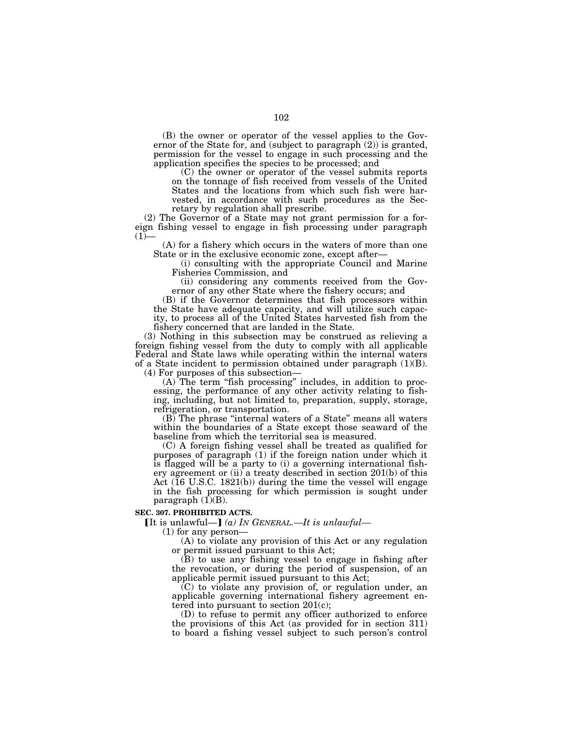(B) the owner or operator of the vessel applies to the Governor of the State for, and (subject to paragraph (2)) is granted, permission for the vessel to engage in such processing and the application specifies the species to be processed; and

(C) the owner or operator of the vessel submits reports on the tonnage of fish received from vessels of the United States and the locations from which such fish were harvested, in accordance with such procedures as the Secretary by regulation shall prescribe.

(2) The Governor of a State may not grant permission for a foreign fishing vessel to engage in fish processing under paragraph (1)—

(A) for a fishery which occurs in the waters of more than one State or in the exclusive economic zone, except after—

(i) consulting with the appropriate Council and Marine Fisheries Commission, and

(ii) considering any comments received from the Governor of any other State where the fishery occurs; and

(B) if the Governor determines that fish processors within the State have adequate capacity, and will utilize such capacity, to process all of the United States harvested fish from the fishery concerned that are landed in the State.

(3) Nothing in this subsection may be construed as relieving a foreign fishing vessel from the duty to comply with all applicable Federal and State laws while operating within the internal waters of a State incident to permission obtained under paragraph (1)(B).

(4) For purposes of this subsection—

(A) The term "fish processing" includes, in addition to processing, the performance of any other activity relating to fishing, including, but not limited to, preparation, supply, storage, refrigeration, or transportation.

(B) The phrase "internal waters of a State" means all waters within the boundaries of a State except those seaward of the baseline from which the territorial sea is measured.

(C) A foreign fishing vessel shall be treated as qualified for purposes of paragraph (1) if the foreign nation under which it is flagged will be a party to (i) a governing international fishery agreement or (ii) a treaty described in section 201(b) of this Act (16 U.S.C. 1821(b)) during the time the vessel will engage in the fish processing for which permission is sought under paragraph (1)(B).

**SEC. 307. PROHIBITED ACTS.**

[It is unlawful—] *(a) IN GENERAL.—It is unlawful—*

(1) for any person—

(A) to violate any provision of this Act or any regulation or permit issued pursuant to this Act;

(B) to use any fishing vessel to engage in fishing after the revocation, or during the period of suspension, of an applicable permit issued pursuant to this Act;

(C) to violate any provision of, or regulation under, an applicable governing international fishery agreement entered into pursuant to section 201(c);

(D) to refuse to permit any officer authorized to enforce the provisions of this Act (as provided for in section 311) to board a fishing vessel subject to such person's control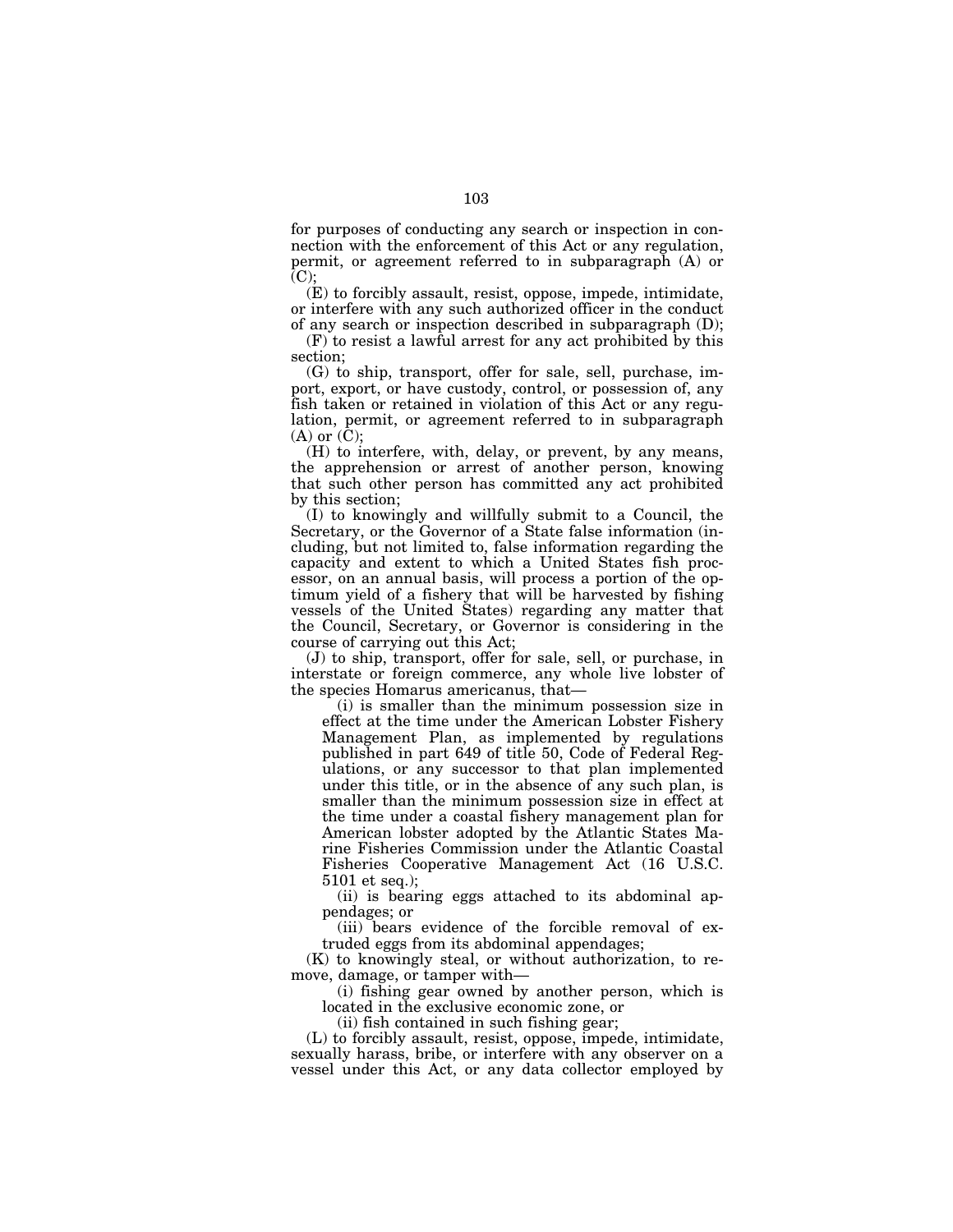for purposes of conducting any search or inspection in connection with the enforcement of this Act or any regulation, permit, or agreement referred to in subparagraph (A) or (C);

(E) to forcibly assault, resist, oppose, impede, intimidate, or interfere with any such authorized officer in the conduct of any search or inspection described in subparagraph (D);

(F) to resist a lawful arrest for any act prohibited by this section;

(G) to ship, transport, offer for sale, sell, purchase, import, export, or have custody, control, or possession of, any fish taken or retained in violation of this Act or any regulation, permit, or agreement referred to in subparagraph (A) or (C);

(H) to interfere, with, delay, or prevent, by any means, the apprehension or arrest of another person, knowing that such other person has committed any act prohibited by this section;

(I) to knowingly and willfully submit to a Council, the Secretary, or the Governor of a State false information (including, but not limited to, false information regarding the capacity and extent to which a United States fish processor, on an annual basis, will process a portion of the optimum yield of a fishery that will be harvested by fishing vessels of the United States) regarding any matter that the Council, Secretary, or Governor is considering in the course of carrying out this Act;

(J) to ship, transport, offer for sale, sell, or purchase, in interstate or foreign commerce, any whole live lobster of the species Homarus americanus, that—

(i) is smaller than the minimum possession size in effect at the time under the American Lobster Fishery Management Plan, as implemented by regulations published in part 649 of title 50, Code of Federal Regulations, or any successor to that plan implemented under this title, or in the absence of any such plan, is smaller than the minimum possession size in effect at the time under a coastal fishery management plan for American lobster adopted by the Atlantic States Marine Fisheries Commission under the Atlantic Coastal Fisheries Cooperative Management Act (16 U.S.C. 5101 et seq.);

(ii) is bearing eggs attached to its abdominal appendages; or

(iii) bears evidence of the forcible removal of extruded eggs from its abdominal appendages;

(K) to knowingly steal, or without authorization, to remove, damage, or tamper with—

(i) fishing gear owned by another person, which is located in the exclusive economic zone, or

(ii) fish contained in such fishing gear;

(L) to forcibly assault, resist, oppose, impede, intimidate, sexually harass, bribe, or interfere with any observer on a vessel under this Act, or any data collector employed by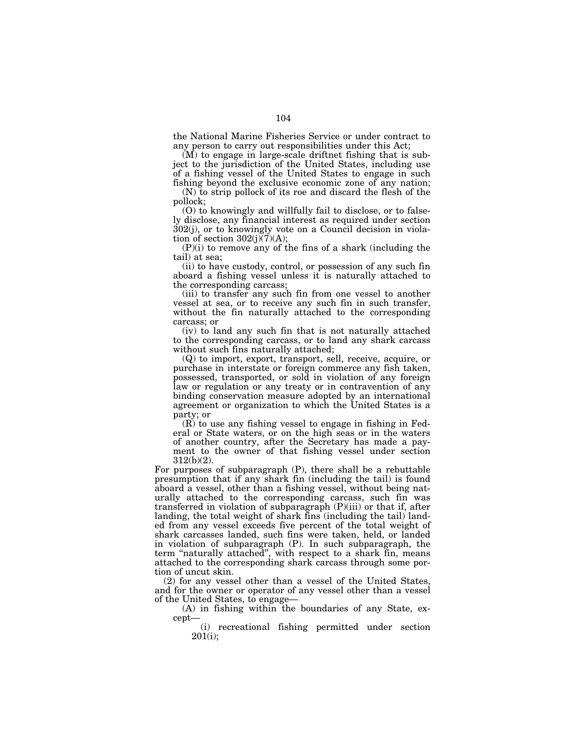the National Marine Fisheries Service or under contract to any person to carry out responsibilities under this Act;

(M) to engage in large-scale driftnet fishing that is subject to the jurisdiction of the United States, including use of a fishing vessel of the United States to engage in such fishing beyond the exclusive economic zone of any nation;

(N) to strip pollock of its roe and discard the flesh of the pollock;

(O) to knowingly and willfully fail to disclose, or to falsely disclose, any financial interest as required under section 302(j), or to knowingly vote on a Council decision in violation of section 302(j)(7)(A);

(P)(i) to remove any of the fins of a shark (including the tail) at sea;

(ii) to have custody, control, or possession of any such fin aboard a fishing vessel unless it is naturally attached to the corresponding carcass;

(iii) to transfer any such fin from one vessel to another vessel at sea, or to receive any such fin in such transfer, without the fin naturally attached to the corresponding carcass; or

(iv) to land any such fin that is not naturally attached to the corresponding carcass, or to land any shark carcass without such fins naturally attached;

(Q) to import, export, transport, sell, receive, acquire, or purchase in interstate or foreign commerce any fish taken, possessed, transported, or sold in violation of any foreign law or regulation or any treaty or in contravention of any binding conservation measure adopted by an international agreement or organization to which the United States is a party; or

(R) to use any fishing vessel to engage in fishing in Federal or State waters, or on the high seas or in the waters of another country, after the Secretary has made a payment to the owner of that fishing vessel under section 312(b)(2).

For purposes of subparagraph (P), there shall be a rebuttable presumption that if any shark fin (including the tail) is found aboard a vessel, other than a fishing vessel, without being naturally attached to the corresponding carcass, such fin was transferred in violation of subparagraph (P)(iii) or that if, after landing, the total weight of shark fins (including the tail) landed from any vessel exceeds five percent of the total weight of shark carcasses landed, such fins were taken, held, or landed in violation of subparagraph (P). In such subparagraph, the term "naturally attached", with respect to a shark fin, means attached to the corresponding shark carcass through some portion of uncut skin.

(2) for any vessel other than a vessel of the United States, and for the owner or operator of any vessel other than a vessel of the United States, to engage—

(A) in fishing within the boundaries of any State, except—

(i) recreational fishing permitted under section 201(i);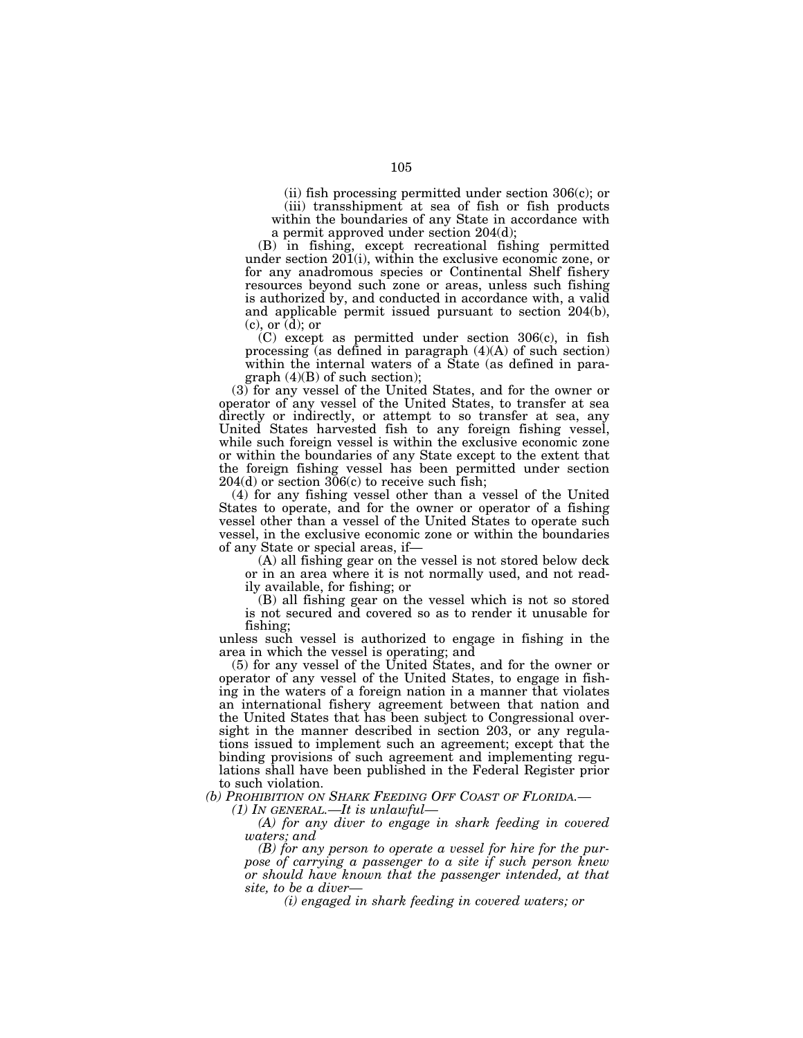(ii) fish processing permitted under section 306(c); or

(iii) transshipment at sea of fish or fish products within the boundaries of any State in accordance with a permit approved under section 204(d);

(B) in fishing, except recreational fishing permitted under section 201(i), within the exclusive economic zone, or for any anadromous species or Continental Shelf fishery resources beyond such zone or areas, unless such fishing is authorized by, and conducted in accordance with, a valid and applicable permit issued pursuant to section 204(b), (c), or (d); or

(C) except as permitted under section 306(c), in fish processing (as defined in paragraph (4)(A) of such section) within the internal waters of a State (as defined in paragraph (4)(B) of such section);

(3) for any vessel of the United States, and for the owner or operator of any vessel of the United States, to transfer at sea directly or indirectly, or attempt to so transfer at sea, any United States harvested fish to any foreign fishing vessel, while such foreign vessel is within the exclusive economic zone or within the boundaries of any State except to the extent that the foreign fishing vessel has been permitted under section 204(d) or section 306(c) to receive such fish;

(4) for any fishing vessel other than a vessel of the United States to operate, and for the owner or operator of a fishing vessel other than a vessel of the United States to operate such vessel, in the exclusive economic zone or within the boundaries of any State or special areas, if—

(A) all fishing gear on the vessel is not stored below deck or in an area where it is not normally used, and not readily available, for fishing; or

(B) all fishing gear on the vessel which is not so stored is not secured and covered so as to render it unusable for fishing;

unless such vessel is authorized to engage in fishing in the area in which the vessel is operating; and

(5) for any vessel of the United States, and for the owner or operator of any vessel of the United States, to engage in fishing in the waters of a foreign nation in a manner that violates an international fishery agreement between that nation and the United States that has been subject to Congressional oversight in the manner described in section 203, or any regulations issued to implement such an agreement; except that the binding provisions of such agreement and implementing regulations shall have been published in the Federal Register prior to such violation.

*(b) PROHIBITION ON SHARK FEEDING OFF COAST OF FLORIDA.—*

*(1) IN GENERAL.—It is unlawful—*

*(A) for any diver to engage in shark feeding in covered waters; and*

*(B) for any person to operate a vessel for hire for the purpose of carrying a passenger to a site if such person knew or should have known that the passenger intended, at that site, to be a diver—*

*(i) engaged in shark feeding in covered waters; or*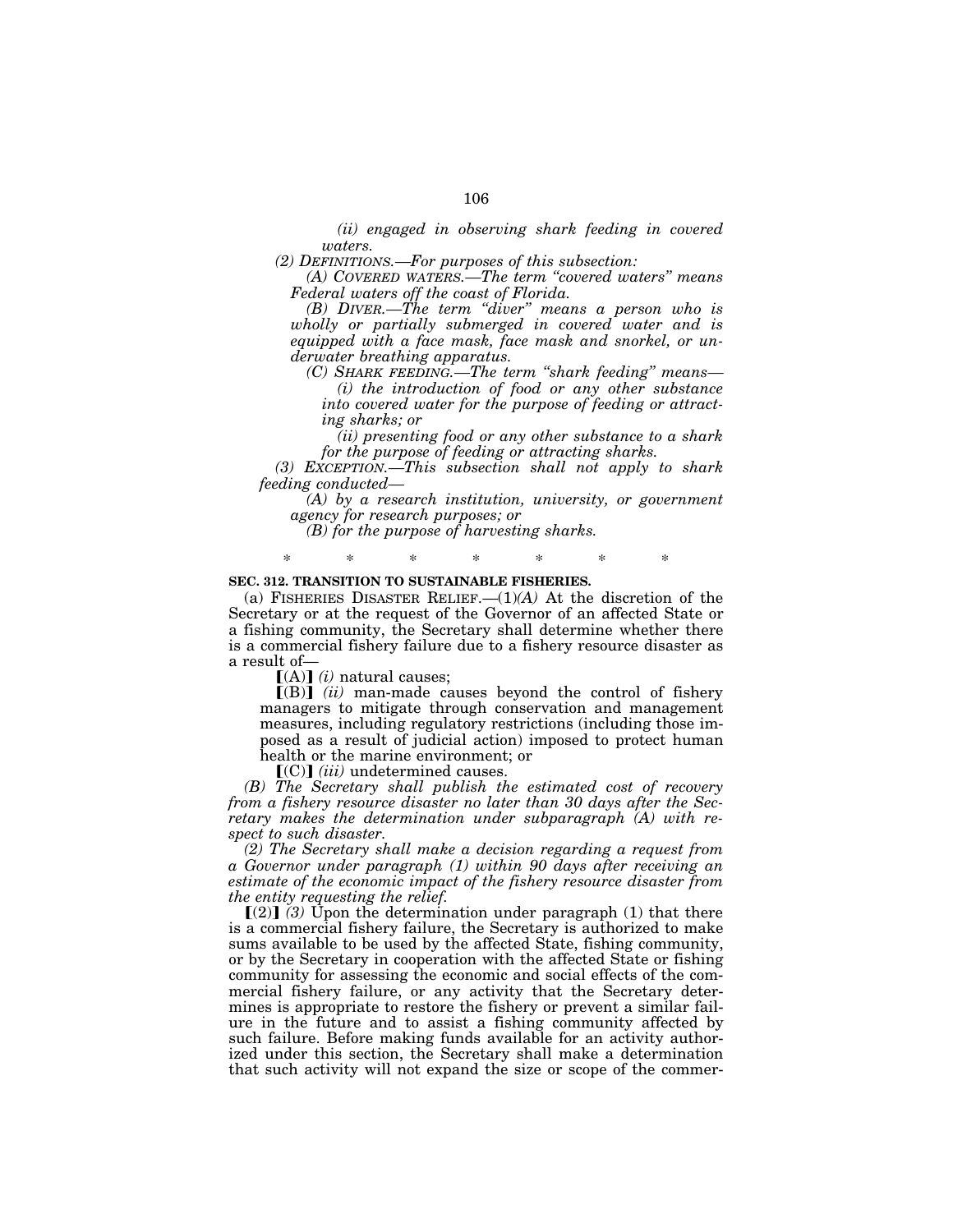*(ii) engaged in observing shark feeding in covered waters.*

*(2) DEFINITIONS.—For purposes of this subsection:*

*(A) COVERED WATERS.—The term "covered waters" means Federal waters off the coast of Florida.*

*(B) DIVER.—The term "diver" means a person who is wholly or partially submerged in covered water and is equipped with a face mask, face mask and snorkel, or underwater breathing apparatus.*

*(C) SHARK FEEDING.—The term "shark feeding" means—*

*(i) the introduction of food or any other substance into covered water for the purpose of feeding or attracting sharks; or*

*(ii) presenting food or any other substance to a shark for the purpose of feeding or attracting sharks.*

*(3) EXCEPTION.—This subsection shall not apply to shark feeding conducted—*

*(A) by a research institution, university, or government agency for research purposes; or*

*(B) for the purpose of harvesting sharks.*

\* \* \* \* \* \* \*

**SEC. 312. TRANSITION TO SUSTAINABLE FISHERIES.**

(a) FISHERIES DISASTER RELIEF.—(1)*(A)* At the discretion of the Secretary or at the request of the Governor of an affected State or a fishing community, the Secretary shall determine whether there is a commercial fishery failure due to a fishery resource disaster as a result of—

[(A)] *(i)* natural causes;

[(B)] *(ii)* man-made causes beyond the control of fishery managers to mitigate through conservation and management measures, including regulatory restrictions (including those imposed as a result of judicial action) imposed to protect human health or the marine environment; or

[(C)] *(iii)* undetermined causes.

*(B) The Secretary shall publish the estimated cost of recovery from a fishery resource disaster no later than 30 days after the Secretary makes the determination under subparagraph (A) with respect to such disaster.*

*(2) The Secretary shall make a decision regarding a request from a Governor under paragraph (1) within 90 days after receiving an estimate of the economic impact of the fishery resource disaster from the entity requesting the relief.*

[(2)] *(3)* Upon the determination under paragraph (1) that there is a commercial fishery failure, the Secretary is authorized to make sums available to be used by the affected State, fishing community, or by the Secretary in cooperation with the affected State or fishing community for assessing the economic and social effects of the commercial fishery failure, or any activity that the Secretary determines is appropriate to restore the fishery or prevent a similar failure in the future and to assist a fishing community affected by such failure. Before making funds available for an activity authorized under this section, the Secretary shall make a determination that such activity will not expand the size or scope of the commer-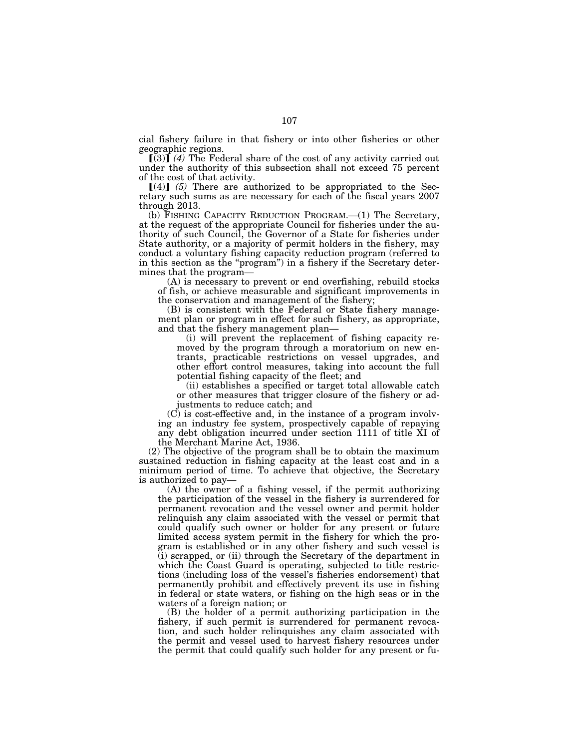cial fishery failure in that fishery or into other fisheries or other geographic regions.

【(3)】 *(4)* The Federal share of the cost of any activity carried out under the authority of this subsection shall not exceed 75 percent of the cost of that activity.

【(4)】 *(5)* There are authorized to be appropriated to the Secretary such sums as are necessary for each of the fiscal years 2007 through 2013.

(b) FISHING CAPACITY REDUCTION PROGRAM.—(1) The Secretary, at the request of the appropriate Council for fisheries under the authority of such Council, the Governor of a State for fisheries under State authority, or a majority of permit holders in the fishery, may conduct a voluntary fishing capacity reduction program (referred to in this section as the "program") in a fishery if the Secretary determines that the program—

(A) is necessary to prevent or end overfishing, rebuild stocks of fish, or achieve measurable and significant improvements in the conservation and management of the fishery;

(B) is consistent with the Federal or State fishery management plan or program in effect for such fishery, as appropriate, and that the fishery management plan—

(i) will prevent the replacement of fishing capacity removed by the program through a moratorium on new entrants, practicable restrictions on vessel upgrades, and other effort control measures, taking into account the full potential fishing capacity of the fleet; and

(ii) establishes a specified or target total allowable catch or other measures that trigger closure of the fishery or adjustments to reduce catch; and

(C) is cost-effective and, in the instance of a program involving an industry fee system, prospectively capable of repaying any debt obligation incurred under section 1111 of title XI of the Merchant Marine Act, 1936.

(2) The objective of the program shall be to obtain the maximum sustained reduction in fishing capacity at the least cost and in a minimum period of time. To achieve that objective, the Secretary is authorized to pay—

(A) the owner of a fishing vessel, if the permit authorizing the participation of the vessel in the fishery is surrendered for permanent revocation and the vessel owner and permit holder relinquish any claim associated with the vessel or permit that could qualify such owner or holder for any present or future limited access system permit in the fishery for which the program is established or in any other fishery and such vessel is (i) scrapped, or (ii) through the Secretary of the department in which the Coast Guard is operating, subjected to title restrictions (including loss of the vessel's fisheries endorsement) that permanently prohibit and effectively prevent its use in fishing in federal or state waters, or fishing on the high seas or in the waters of a foreign nation; or

(B) the holder of a permit authorizing participation in the fishery, if such permit is surrendered for permanent revocation, and such holder relinquishes any claim associated with the permit and vessel used to harvest fishery resources under the permit that could qualify such holder for any present or fu-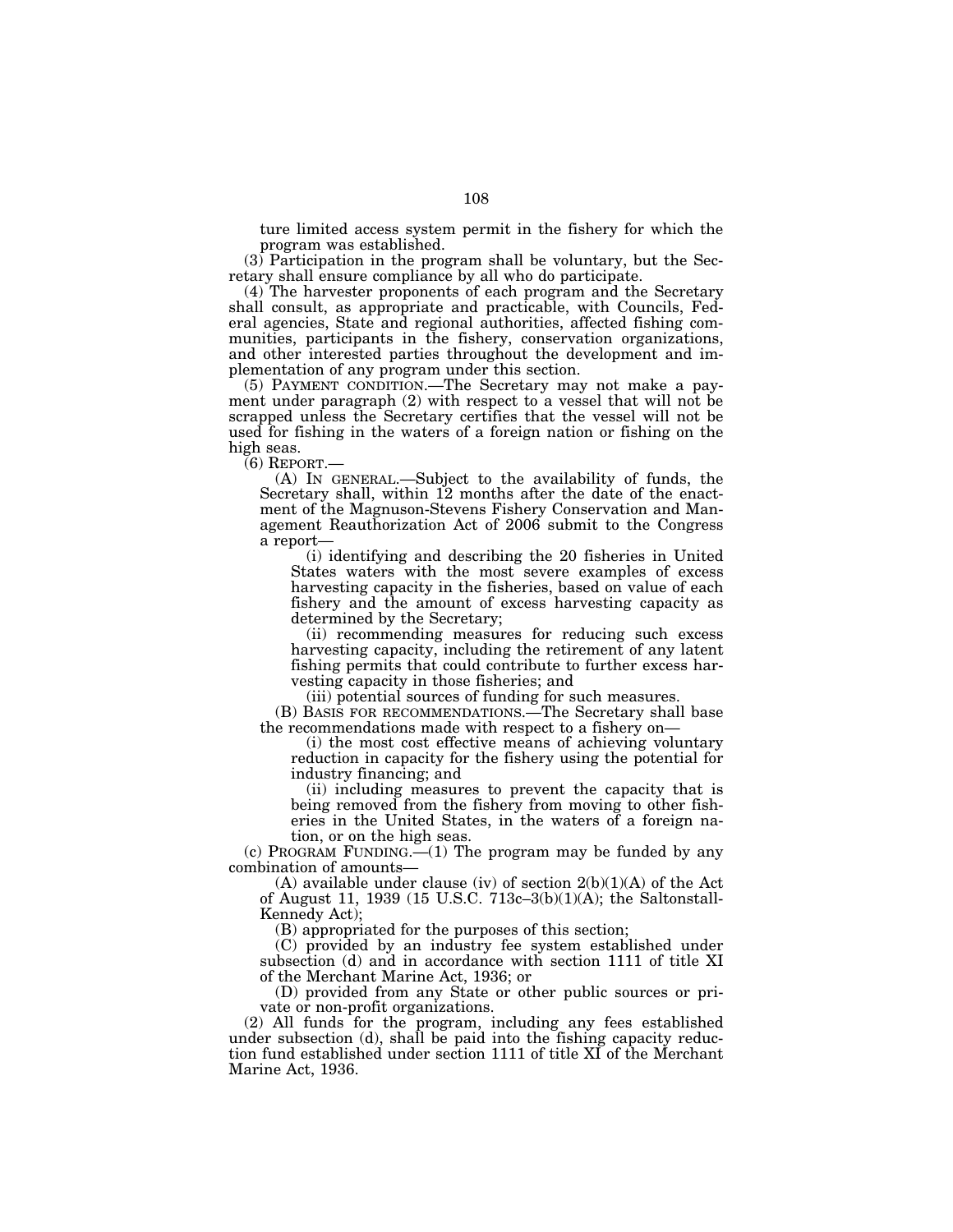ture limited access system permit in the fishery for which the program was established.

(3) Participation in the program shall be voluntary, but the Secretary shall ensure compliance by all who do participate.

(4) The harvester proponents of each program and the Secretary shall consult, as appropriate and practicable, with Councils, Federal agencies, State and regional authorities, affected fishing communities, participants in the fishery, conservation organizations, and other interested parties throughout the development and implementation of any program under this section.

(5) PAYMENT CONDITION.—The Secretary may not make a payment under paragraph (2) with respect to a vessel that will not be scrapped unless the Secretary certifies that the vessel will not be used for fishing in the waters of a foreign nation or fishing on the high seas.

(6) REPORT.—

(A) IN GENERAL.—Subject to the availability of funds, the Secretary shall, within 12 months after the date of the enactment of the Magnuson-Stevens Fishery Conservation and Management Reauthorization Act of 2006 submit to the Congress a report—

(i) identifying and describing the 20 fisheries in United States waters with the most severe examples of excess harvesting capacity in the fisheries, based on value of each fishery and the amount of excess harvesting capacity as determined by the Secretary;

(ii) recommending measures for reducing such excess harvesting capacity, including the retirement of any latent fishing permits that could contribute to further excess harvesting capacity in those fisheries; and

(iii) potential sources of funding for such measures.

(B) BASIS FOR RECOMMENDATIONS.—The Secretary shall base the recommendations made with respect to a fishery on—

(i) the most cost effective means of achieving voluntary reduction in capacity for the fishery using the potential for industry financing; and

(ii) including measures to prevent the capacity that is being removed from the fishery from moving to other fisheries in the United States, in the waters of a foreign nation, or on the high seas.

(c) PROGRAM FUNDING.—(1) The program may be funded by any combination of amounts—

(A) available under clause (iv) of section 2(b)(1)(A) of the Act of August 11, 1939 (15 U.S.C. 713c–3(b)(1)(A); the Saltonstall-Kennedy Act);

(B) appropriated for the purposes of this section;

(C) provided by an industry fee system established under subsection (d) and in accordance with section 1111 of title XI of the Merchant Marine Act, 1936; or

(D) provided from any State or other public sources or private or non-profit organizations.

(2) All funds for the program, including any fees established under subsection (d), shall be paid into the fishing capacity reduction fund established under section 1111 of title XI of the Merchant Marine Act, 1936.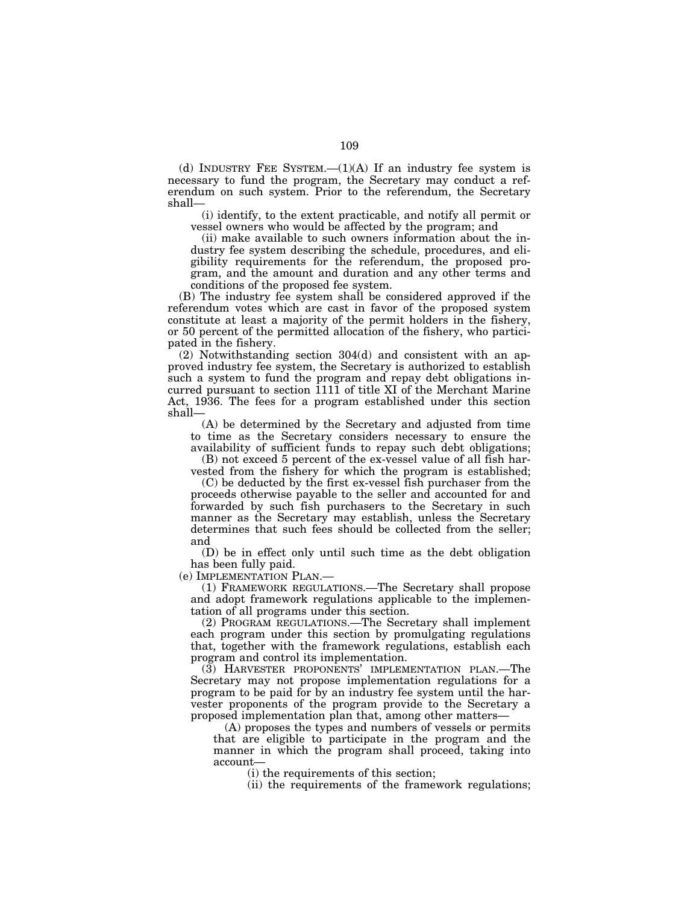(d) INDUSTRY FEE SYSTEM.—(1)(A) If an industry fee system is necessary to fund the program, the Secretary may conduct a referendum on such system. Prior to the referendum, the Secretary shall—

(i) identify, to the extent practicable, and notify all permit or vessel owners who would be affected by the program; and

(ii) make available to such owners information about the industry fee system describing the schedule, procedures, and eligibility requirements for the referendum, the proposed program, and the amount and duration and any other terms and conditions of the proposed fee system.

(B) The industry fee system shall be considered approved if the referendum votes which are cast in favor of the proposed system constitute at least a majority of the permit holders in the fishery, or 50 percent of the permitted allocation of the fishery, who participated in the fishery.

(2) Notwithstanding section 304(d) and consistent with an approved industry fee system, the Secretary is authorized to establish such a system to fund the program and repay debt obligations incurred pursuant to section 1111 of title XI of the Merchant Marine Act, 1936. The fees for a program established under this section shall—

(A) be determined by the Secretary and adjusted from time to time as the Secretary considers necessary to ensure the availability of sufficient funds to repay such debt obligations;

(B) not exceed 5 percent of the ex-vessel value of all fish harvested from the fishery for which the program is established;

(C) be deducted by the first ex-vessel fish purchaser from the proceeds otherwise payable to the seller and accounted for and forwarded by such fish purchasers to the Secretary in such manner as the Secretary may establish, unless the Secretary determines that such fees should be collected from the seller; and

(D) be in effect only until such time as the debt obligation has been fully paid.

(e) IMPLEMENTATION PLAN.—

(1) FRAMEWORK REGULATIONS.—The Secretary shall propose and adopt framework regulations applicable to the implementation of all programs under this section.

(2) PROGRAM REGULATIONS.—The Secretary shall implement each program under this section by promulgating regulations that, together with the framework regulations, establish each program and control its implementation.

(3) HARVESTER PROPONENTS' IMPLEMENTATION PLAN.—The Secretary may not propose implementation regulations for a program to be paid for by an industry fee system until the harvester proponents of the program provide to the Secretary a proposed implementation plan that, among other matters—

(A) proposes the types and numbers of vessels or permits that are eligible to participate in the program and the manner in which the program shall proceed, taking into account—

(i) the requirements of this section;

(ii) the requirements of the framework regulations;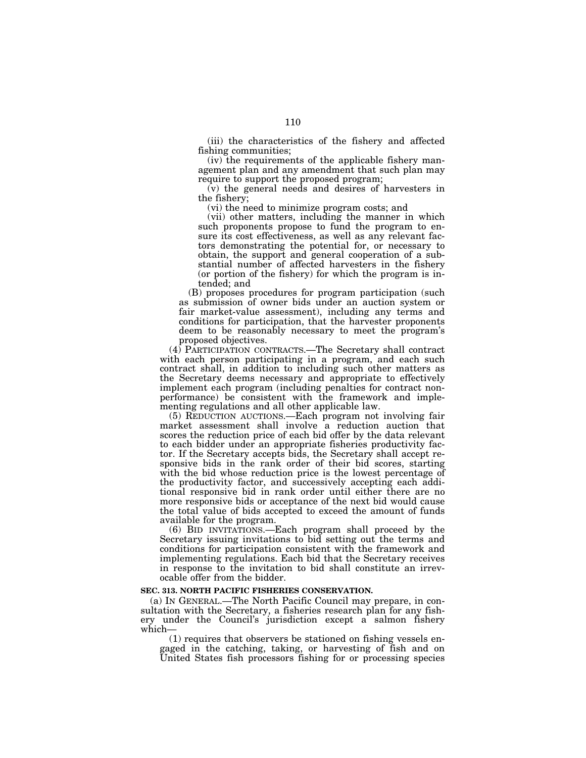(iii) the characteristics of the fishery and affected fishing communities;

(iv) the requirements of the applicable fishery management plan and any amendment that such plan may require to support the proposed program;

(v) the general needs and desires of harvesters in the fishery;

(vi) the need to minimize program costs; and

(vii) other matters, including the manner in which such proponents propose to fund the program to ensure its cost effectiveness, as well as any relevant factors demonstrating the potential for, or necessary to obtain, the support and general cooperation of a substantial number of affected harvesters in the fishery (or portion of the fishery) for which the program is intended; and

(B) proposes procedures for program participation (such as submission of owner bids under an auction system or fair market-value assessment), including any terms and conditions for participation, that the harvester proponents deem to be reasonably necessary to meet the program's proposed objectives.

(4) PARTICIPATION CONTRACTS.—The Secretary shall contract with each person participating in a program, and each such contract shall, in addition to including such other matters as the Secretary deems necessary and appropriate to effectively implement each program (including penalties for contract nonperformance) be consistent with the framework and implementing regulations and all other applicable law.

(5) REDUCTION AUCTIONS.—Each program not involving fair market assessment shall involve a reduction auction that scores the reduction price of each bid offer by the data relevant to each bidder under an appropriate fisheries productivity factor. If the Secretary accepts bids, the Secretary shall accept responsive bids in the rank order of their bid scores, starting with the bid whose reduction price is the lowest percentage of the productivity factor, and successively accepting each additional responsive bid in rank order until either there are no more responsive bids or acceptance of the next bid would cause the total value of bids accepted to exceed the amount of funds available for the program.

(6) BID INVITATIONS.—Each program shall proceed by the Secretary issuing invitations to bid setting out the terms and conditions for participation consistent with the framework and implementing regulations. Each bid that the Secretary receives in response to the invitation to bid shall constitute an irrevocable offer from the bidder.

**SEC. 313. NORTH PACIFIC FISHERIES CONSERVATION.**

(a) IN GENERAL.—The North Pacific Council may prepare, in consultation with the Secretary, a fisheries research plan for any fishery under the Council's jurisdiction except a salmon fishery which—

(1) requires that observers be stationed on fishing vessels engaged in the catching, taking, or harvesting of fish and on United States fish processors fishing for or processing species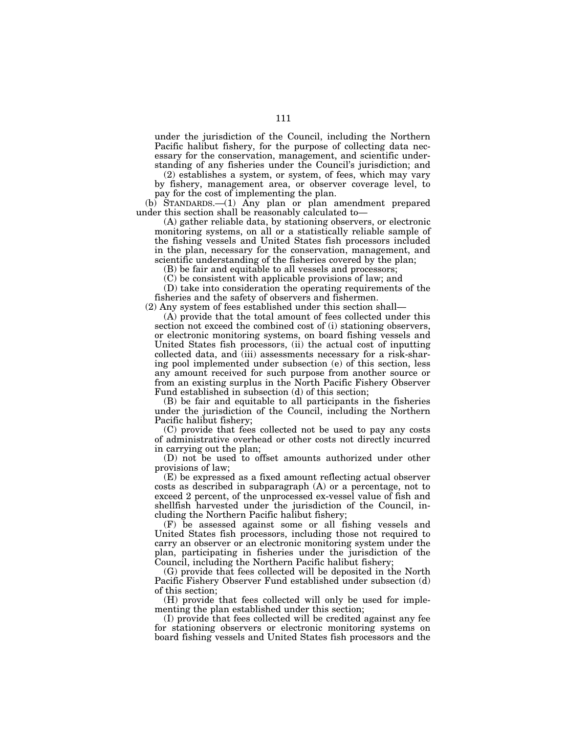under the jurisdiction of the Council, including the Northern Pacific halibut fishery, for the purpose of collecting data necessary for the conservation, management, and scientific understanding of any fisheries under the Council's jurisdiction; and

(2) establishes a system, or system, of fees, which may vary by fishery, management area, or observer coverage level, to pay for the cost of implementing the plan.

(b) STANDARDS.—(1) Any plan or plan amendment prepared under this section shall be reasonably calculated to—

(A) gather reliable data, by stationing observers, or electronic monitoring systems, on all or a statistically reliable sample of the fishing vessels and United States fish processors included in the plan, necessary for the conservation, management, and scientific understanding of the fisheries covered by the plan;

(B) be fair and equitable to all vessels and processors;

(C) be consistent with applicable provisions of law; and

(D) take into consideration the operating requirements of the fisheries and the safety of observers and fishermen.

(2) Any system of fees established under this section shall—

(A) provide that the total amount of fees collected under this section not exceed the combined cost of (i) stationing observers, or electronic monitoring systems, on board fishing vessels and United States fish processors, (ii) the actual cost of inputting collected data, and (iii) assessments necessary for a risk-sharing pool implemented under subsection (e) of this section, less any amount received for such purpose from another source or from an existing surplus in the North Pacific Fishery Observer Fund established in subsection (d) of this section;

(B) be fair and equitable to all participants in the fisheries under the jurisdiction of the Council, including the Northern Pacific halibut fishery;

(C) provide that fees collected not be used to pay any costs of administrative overhead or other costs not directly incurred in carrying out the plan;

(D) not be used to offset amounts authorized under other provisions of law;

(E) be expressed as a fixed amount reflecting actual observer costs as described in subparagraph (A) or a percentage, not to exceed 2 percent, of the unprocessed ex-vessel value of fish and shellfish harvested under the jurisdiction of the Council, including the Northern Pacific halibut fishery;

(F) be assessed against some or all fishing vessels and United States fish processors, including those not required to carry an observer or an electronic monitoring system under the plan, participating in fisheries under the jurisdiction of the Council, including the Northern Pacific halibut fishery;

(G) provide that fees collected will be deposited in the North Pacific Fishery Observer Fund established under subsection (d) of this section;

(H) provide that fees collected will only be used for implementing the plan established under this section;

(I) provide that fees collected will be credited against any fee for stationing observers or electronic monitoring systems on board fishing vessels and United States fish processors and the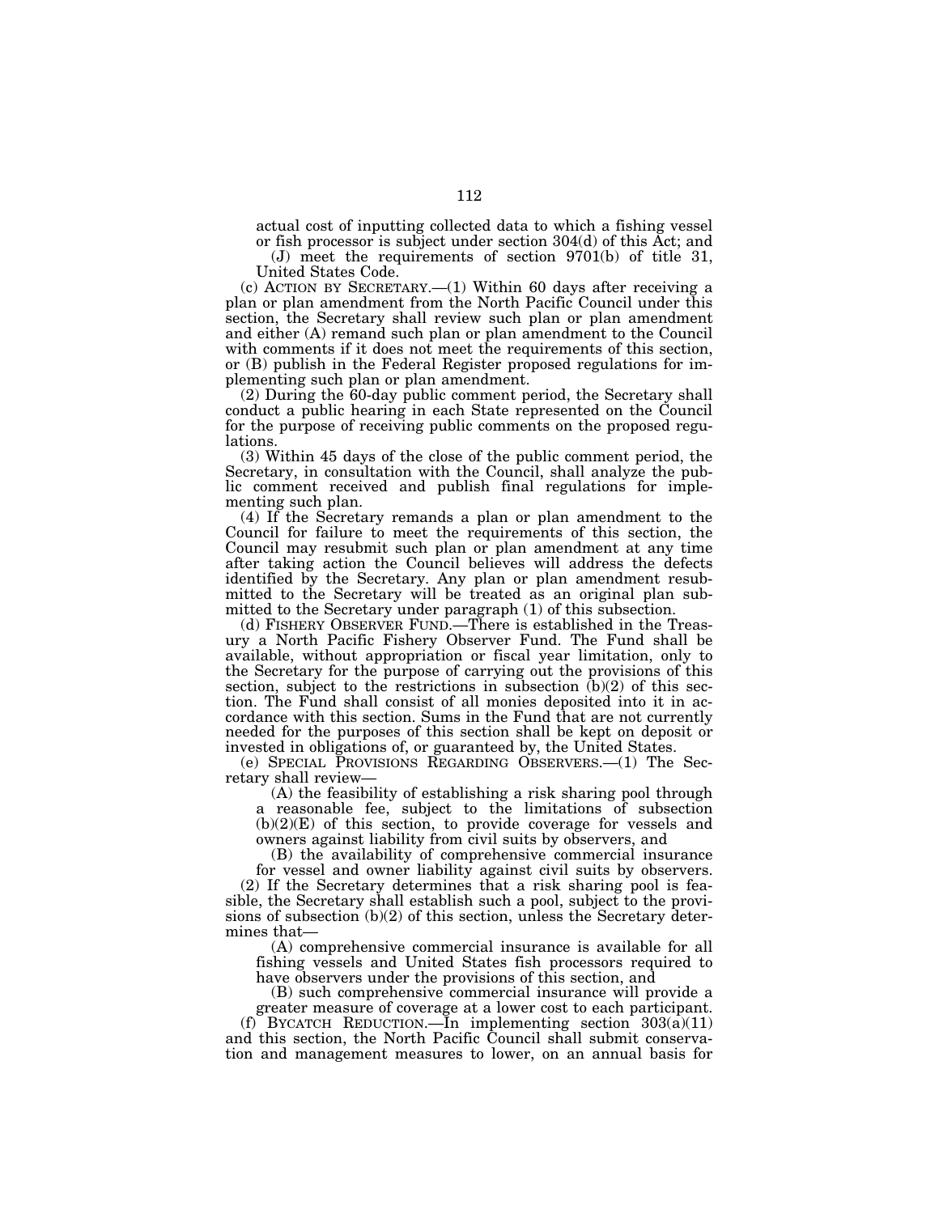actual cost of inputting collected data to which a fishing vessel or fish processor is subject under section 304(d) of this Act; and

(J) meet the requirements of section 9701(b) of title 31, United States Code.

(c) ACTION BY SECRETARY.—(1) Within 60 days after receiving a plan or plan amendment from the North Pacific Council under this section, the Secretary shall review such plan or plan amendment and either (A) remand such plan or plan amendment to the Council with comments if it does not meet the requirements of this section, or (B) publish in the Federal Register proposed regulations for implementing such plan or plan amendment.

(2) During the 60-day public comment period, the Secretary shall conduct a public hearing in each State represented on the Council for the purpose of receiving public comments on the proposed regulations.

(3) Within 45 days of the close of the public comment period, the Secretary, in consultation with the Council, shall analyze the public comment received and publish final regulations for implementing such plan.

(4) If the Secretary remands a plan or plan amendment to the Council for failure to meet the requirements of this section, the Council may resubmit such plan or plan amendment at any time after taking action the Council believes will address the defects identified by the Secretary. Any plan or plan amendment resubmitted to the Secretary will be treated as an original plan submitted to the Secretary under paragraph (1) of this subsection.

(d) FISHERY OBSERVER FUND.—There is established in the Treasury a North Pacific Fishery Observer Fund. The Fund shall be available, without appropriation or fiscal year limitation, only to the Secretary for the purpose of carrying out the provisions of this section, subject to the restrictions in subsection (b)(2) of this section. The Fund shall consist of all monies deposited into it in accordance with this section. Sums in the Fund that are not currently needed for the purposes of this section shall be kept on deposit or invested in obligations of, or guaranteed by, the United States.

(e) SPECIAL PROVISIONS REGARDING OBSERVERS.—(1) The Secretary shall review—

(A) the feasibility of establishing a risk sharing pool through a reasonable fee, subject to the limitations of subsection (b)(2)(E) of this section, to provide coverage for vessels and owners against liability from civil suits by observers, and

(B) the availability of comprehensive commercial insurance for vessel and owner liability against civil suits by observers.

(2) If the Secretary determines that a risk sharing pool is feasible, the Secretary shall establish such a pool, subject to the provisions of subsection (b)(2) of this section, unless the Secretary determines that—

(A) comprehensive commercial insurance is available for all fishing vessels and United States fish processors required to have observers under the provisions of this section, and

(B) such comprehensive commercial insurance will provide a greater measure of coverage at a lower cost to each participant.

(f) BYCATCH REDUCTION.—In implementing section 303(a)(11) and this section, the North Pacific Council shall submit conservation and management measures to lower, on an annual basis for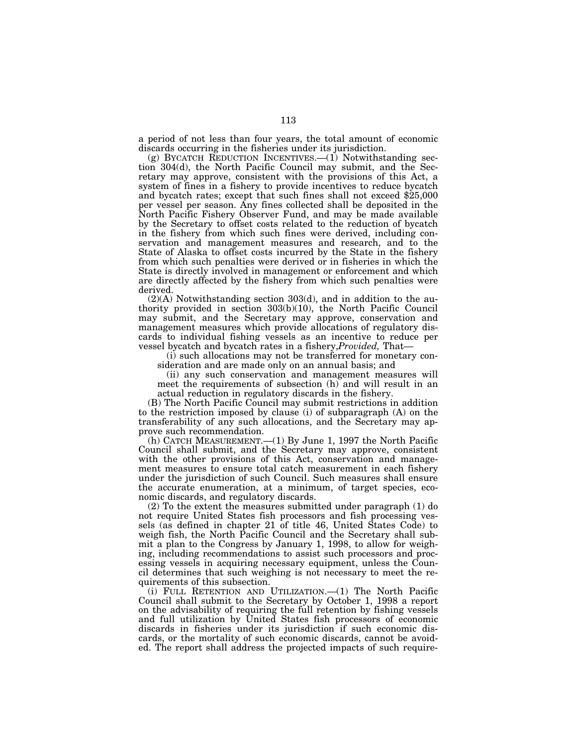a period of not less than four years, the total amount of economic discards occurring in the fisheries under its jurisdiction.

(g) BYCATCH REDUCTION INCENTIVES.—(1) Notwithstanding section 304(d), the North Pacific Council may submit, and the Secretary may approve, consistent with the provisions of this Act, a system of fines in a fishery to provide incentives to reduce bycatch and bycatch rates; except that such fines shall not exceed $25,000 per vessel per season. Any fines collected shall be deposited in the North Pacific Fishery Observer Fund, and may be made available by the Secretary to offset costs related to the reduction of bycatch in the fishery from which such fines were derived, including conservation and management measures and research, and to the State of Alaska to offset costs incurred by the State in the fishery from which such penalties were derived or in fisheries in which the State is directly involved in management or enforcement and which are directly affected by the fishery from which such penalties were derived.

(2)(A) Notwithstanding section 303(d), and in addition to the authority provided in section 303(b)(10), the North Pacific Council may submit, and the Secretary may approve, conservation and management measures which provide allocations of regulatory discards to individual fishing vessels as an incentive to reduce per vessel bycatch and bycatch rates in a fishery,*Provided,* That—

(i) such allocations may not be transferred for monetary consideration and are made only on an annual basis; and

(ii) any such conservation and management measures will meet the requirements of subsection (h) and will result in an actual reduction in regulatory discards in the fishery.

(B) The North Pacific Council may submit restrictions in addition to the restriction imposed by clause (i) of subparagraph (A) on the transferability of any such allocations, and the Secretary may approve such recommendation.

(h) CATCH MEASUREMENT.—(1) By June 1, 1997 the North Pacific Council shall submit, and the Secretary may approve, consistent with the other provisions of this Act, conservation and management measures to ensure total catch measurement in each fishery under the jurisdiction of such Council. Such measures shall ensure the accurate enumeration, at a minimum, of target species, economic discards, and regulatory discards.

(2) To the extent the measures submitted under paragraph (1) do not require United States fish processors and fish processing vessels (as defined in chapter 21 of title 46, United States Code) to weigh fish, the North Pacific Council and the Secretary shall submit a plan to the Congress by January 1, 1998, to allow for weighing, including recommendations to assist such processors and processing vessels in acquiring necessary equipment, unless the Council determines that such weighing is not necessary to meet the requirements of this subsection.

(i) FULL RETENTION AND UTILIZATION.—(1) The North Pacific Council shall submit to the Secretary by October 1, 1998 a report on the advisability of requiring the full retention by fishing vessels and full utilization by United States fish processors of economic discards in fisheries under its jurisdiction if such economic discards, or the mortality of such economic discards, cannot be avoided. The report shall address the projected impacts of such require-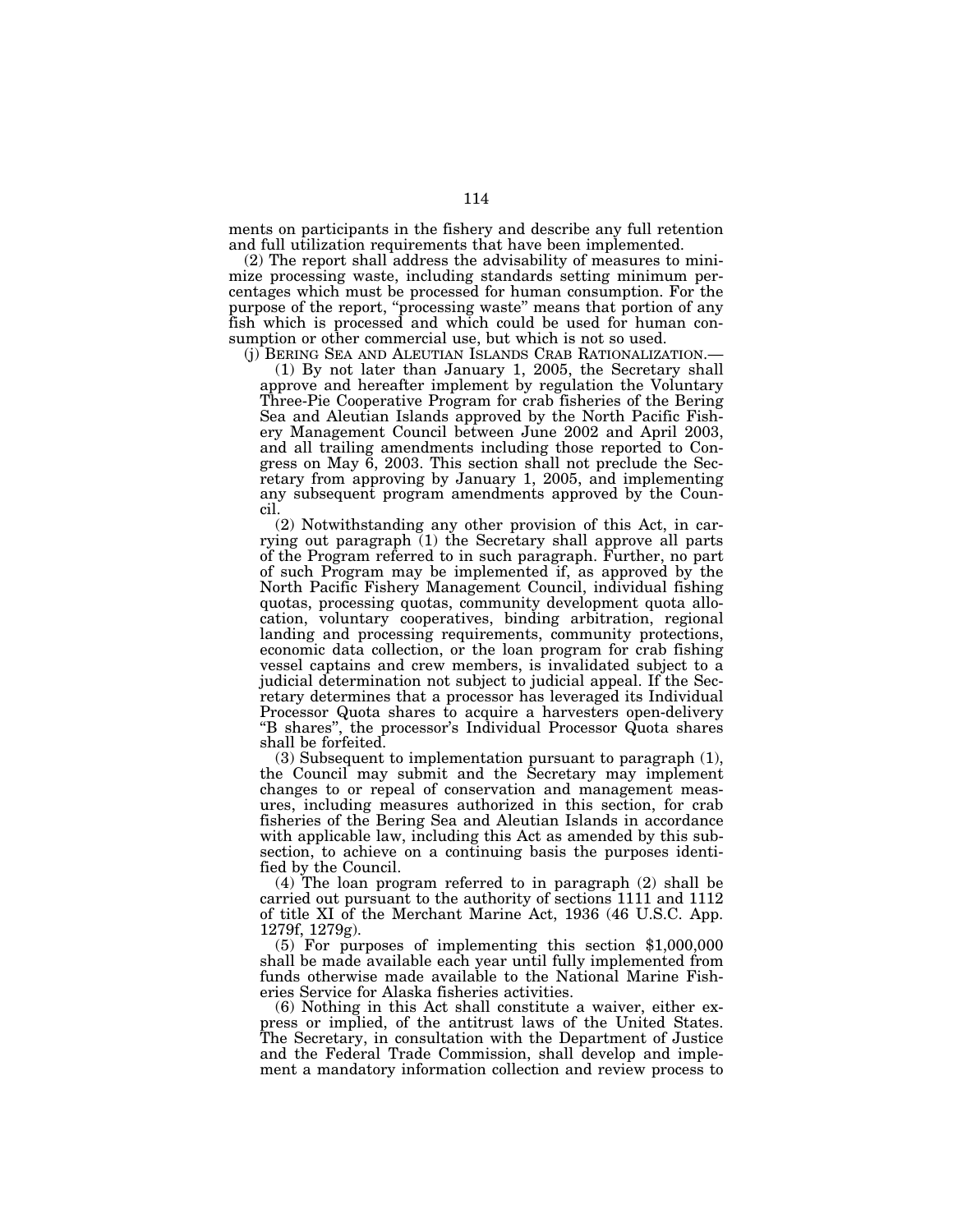ments on participants in the fishery and describe any full retention and full utilization requirements that have been implemented.

(2) The report shall address the advisability of measures to minimize processing waste, including standards setting minimum percentages which must be processed for human consumption. For the purpose of the report, "processing waste" means that portion of any fish which is processed and which could be used for human consumption or other commercial use, but which is not so used.

(j) BERING SEA AND ALEUTIAN ISLANDS CRAB RATIONALIZATION.—

(1) By not later than January 1, 2005, the Secretary shall approve and hereafter implement by regulation the Voluntary Three-Pie Cooperative Program for crab fisheries of the Bering Sea and Aleutian Islands approved by the North Pacific Fishery Management Council between June 2002 and April 2003, and all trailing amendments including those reported to Congress on May 6, 2003. This section shall not preclude the Secretary from approving by January 1, 2005, and implementing any subsequent program amendments approved by the Council.

(2) Notwithstanding any other provision of this Act, in carrying out paragraph (1) the Secretary shall approve all parts of the Program referred to in such paragraph. Further, no part of such Program may be implemented if, as approved by the North Pacific Fishery Management Council, individual fishing quotas, processing quotas, community development quota allocation, voluntary cooperatives, binding arbitration, regional landing and processing requirements, community protections, economic data collection, or the loan program for crab fishing vessel captains and crew members, is invalidated subject to a judicial determination not subject to judicial appeal. If the Secretary determines that a processor has leveraged its Individual Processor Quota shares to acquire a harvesters open-delivery "B shares", the processor's Individual Processor Quota shares shall be forfeited.

(3) Subsequent to implementation pursuant to paragraph (1), the Council may submit and the Secretary may implement changes to or repeal of conservation and management measures, including measures authorized in this section, for crab fisheries of the Bering Sea and Aleutian Islands in accordance with applicable law, including this Act as amended by this subsection, to achieve on a continuing basis the purposes identified by the Council.

(4) The loan program referred to in paragraph (2) shall be carried out pursuant to the authority of sections 1111 and 1112 of title XI of the Merchant Marine Act, 1936 (46 U.S.C. App. 1279f, 1279g).

(5) For purposes of implementing this section $1,000,000 shall be made available each year until fully implemented from funds otherwise made available to the National Marine Fisheries Service for Alaska fisheries activities.

(6) Nothing in this Act shall constitute a waiver, either express or implied, of the antitrust laws of the United States. The Secretary, in consultation with the Department of Justice and the Federal Trade Commission, shall develop and implement a mandatory information collection and review process to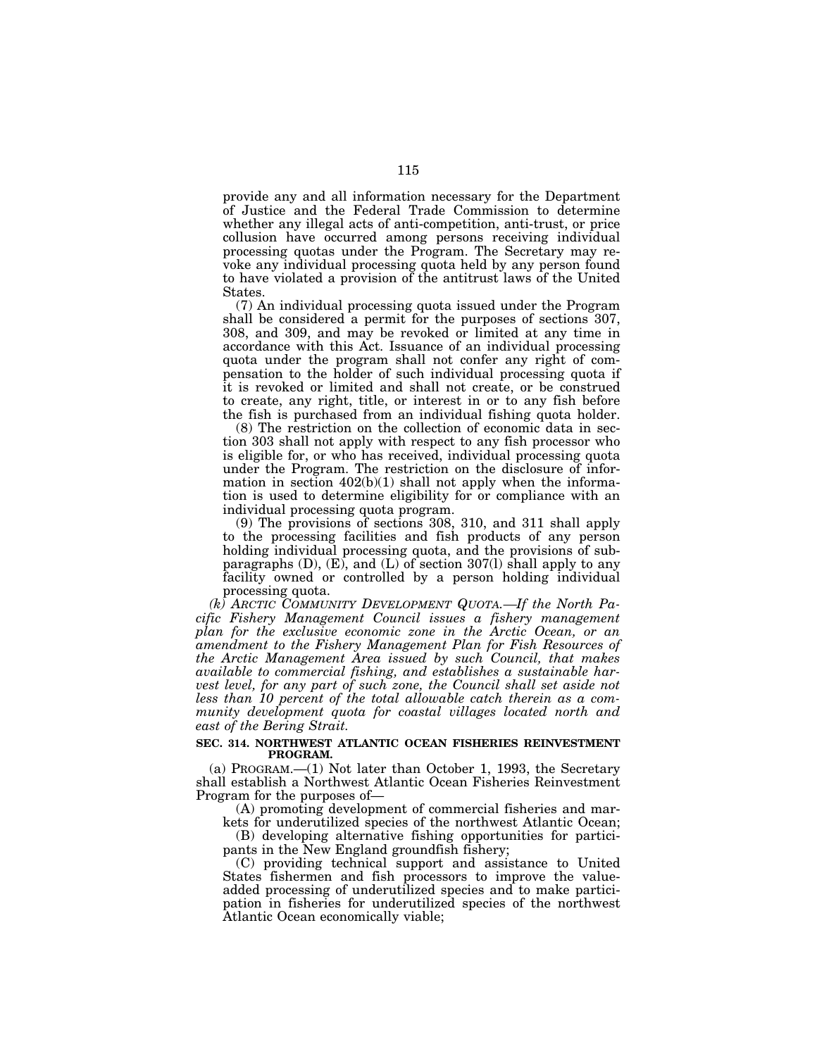provide any and all information necessary for the Department of Justice and the Federal Trade Commission to determine whether any illegal acts of anti-competition, anti-trust, or price collusion have occurred among persons receiving individual processing quotas under the Program. The Secretary may revoke any individual processing quota held by any person found to have violated a provision of the antitrust laws of the United States.

(7) An individual processing quota issued under the Program shall be considered a permit for the purposes of sections 307, 308, and 309, and may be revoked or limited at any time in accordance with this Act. Issuance of an individual processing quota under the program shall not confer any right of compensation to the holder of such individual processing quota if it is revoked or limited and shall not create, or be construed to create, any right, title, or interest in or to any fish before the fish is purchased from an individual fishing quota holder.

(8) The restriction on the collection of economic data in section 303 shall not apply with respect to any fish processor who is eligible for, or who has received, individual processing quota under the Program. The restriction on the disclosure of information in section 402(b)(1) shall not apply when the information is used to determine eligibility for or compliance with an individual processing quota program.

(9) The provisions of sections 308, 310, and 311 shall apply to the processing facilities and fish products of any person holding individual processing quota, and the provisions of subparagraphs (D), (E), and (L) of section 307(l) shall apply to any facility owned or controlled by a person holding individual processing quota.

*(k) ARCTIC COMMUNITY DEVELOPMENT QUOTA.—If the North Pacific Fishery Management Council issues a fishery management plan for the exclusive economic zone in the Arctic Ocean, or an amendment to the Fishery Management Plan for Fish Resources of the Arctic Management Area issued by such Council, that makes available to commercial fishing, and establishes a sustainable harvest level, for any part of such zone, the Council shall set aside not less than 10 percent of the total allowable catch therein as a community development quota for coastal villages located north and east of the Bering Strait.*

**SEC. 314. NORTHWEST ATLANTIC OCEAN FISHERIES REINVESTMENT PROGRAM.**

(a) PROGRAM.—(1) Not later than October 1, 1993, the Secretary shall establish a Northwest Atlantic Ocean Fisheries Reinvestment Program for the purposes of—

(A) promoting development of commercial fisheries and markets for underutilized species of the northwest Atlantic Ocean;

(B) developing alternative fishing opportunities for participants in the New England groundfish fishery;

(C) providing technical support and assistance to United States fishermen and fish processors to improve the value-added processing of underutilized species and to make participation in fisheries for underutilized species of the northwest Atlantic Ocean economically viable;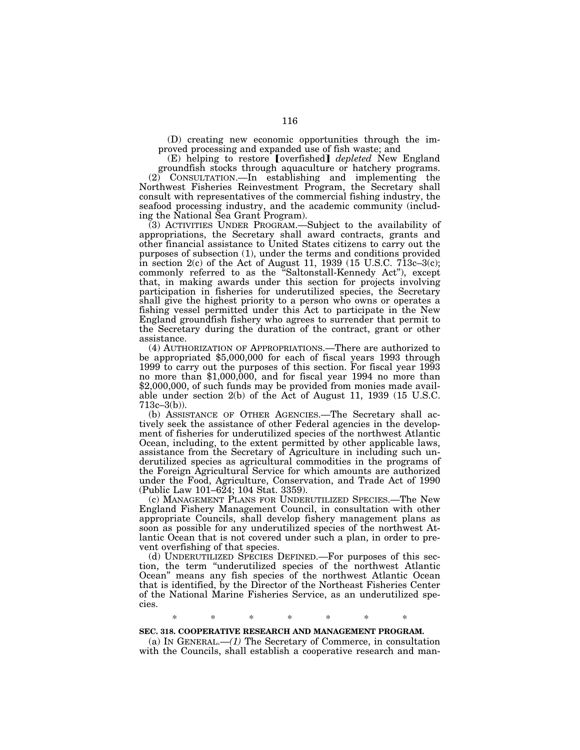(D) creating new economic opportunities through the improved processing and expanded use of fish waste; and

(E) helping to restore 【overfished】 *depleted* New England groundfish stocks through aquaculture or hatchery programs.

(2) CONSULTATION.—In establishing and implementing the Northwest Fisheries Reinvestment Program, the Secretary shall consult with representatives of the commercial fishing industry, the seafood processing industry, and the academic community (including the National Sea Grant Program).

(3) ACTIVITIES UNDER PROGRAM.—Subject to the availability of appropriations, the Secretary shall award contracts, grants and other financial assistance to United States citizens to carry out the purposes of subsection (1), under the terms and conditions provided in section 2(c) of the Act of August 11, 1939 (15 U.S.C. 713c–3(c); commonly referred to as the "Saltonstall-Kennedy Act"), except that, in making awards under this section for projects involving participation in fisheries for underutilized species, the Secretary shall give the highest priority to a person who owns or operates a fishing vessel permitted under this Act to participate in the New England groundfish fishery who agrees to surrender that permit to the Secretary during the duration of the contract, grant or other assistance.

(4) AUTHORIZATION OF APPROPRIATIONS.—There are authorized to be appropriated $5,000,000 for each of fiscal years 1993 through 1999 to carry out the purposes of this section. For fiscal year 1993 no more than $1,000,000, and for fiscal year 1994 no more than $2,000,000, of such funds may be provided from monies made available under section 2(b) of the Act of August 11, 1939 (15 U.S.C. 713c–3(b)).

(b) ASSISTANCE OF OTHER AGENCIES.—The Secretary shall actively seek the assistance of other Federal agencies in the development of fisheries for underutilized species of the northwest Atlantic Ocean, including, to the extent permitted by other applicable laws, assistance from the Secretary of Agriculture in including such underutilized species as agricultural commodities in the programs of the Foreign Agricultural Service for which amounts are authorized under the Food, Agriculture, Conservation, and Trade Act of 1990 (Public Law 101–624; 104 Stat. 3359).

(c) MANAGEMENT PLANS FOR UNDERUTILIZED SPECIES.—The New England Fishery Management Council, in consultation with other appropriate Councils, shall develop fishery management plans as soon as possible for any underutilized species of the northwest Atlantic Ocean that is not covered under such a plan, in order to prevent overfishing of that species.

(d) UNDERUTILIZED SPECIES DEFINED.—For purposes of this section, the term "underutilized species of the northwest Atlantic Ocean" means any fish species of the northwest Atlantic Ocean that is identified, by the Director of the Northeast Fisheries Center of the National Marine Fisheries Service, as an underutilized species.

\* \* \* \* \* \* \*

**SEC. 318. COOPERATIVE RESEARCH AND MANAGEMENT PROGRAM.**

(a) IN GENERAL.—*(1)* The Secretary of Commerce, in consultation with the Councils, shall establish a cooperative research and man-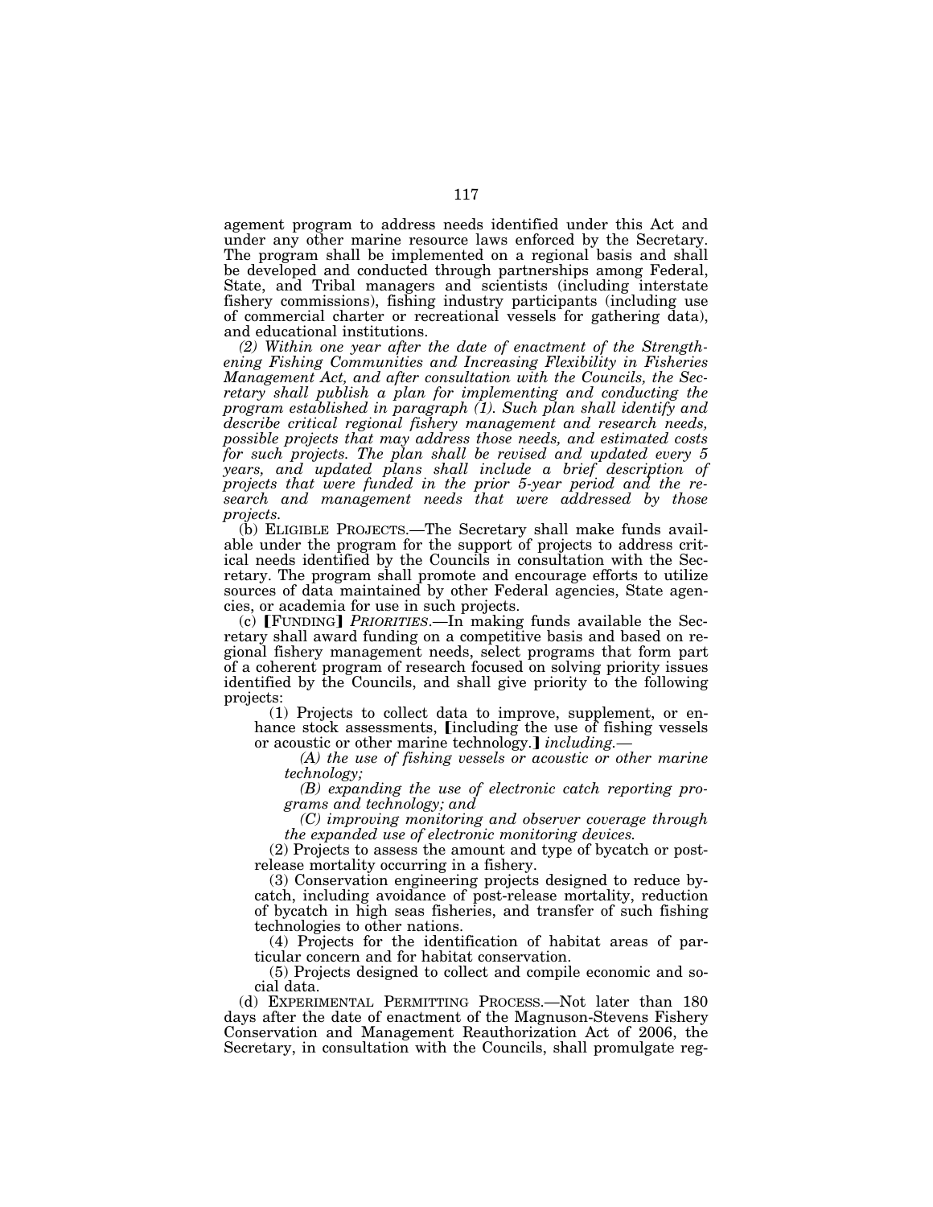agement program to address needs identified under this Act and under any other marine resource laws enforced by the Secretary. The program shall be implemented on a regional basis and shall be developed and conducted through partnerships among Federal, State, and Tribal managers and scientists (including interstate fishery commissions), fishing industry participants (including use of commercial charter or recreational vessels for gathering data), and educational institutions.

*(2) Within one year after the date of enactment of the Strengthening Fishing Communities and Increasing Flexibility in Fisheries Management Act, and after consultation with the Councils, the Secretary shall publish a plan for implementing and conducting the program established in paragraph (1). Such plan shall identify and describe critical regional fishery management and research needs, possible projects that may address those needs, and estimated costs for such projects. The plan shall be revised and updated every 5 years, and updated plans shall include a brief description of projects that were funded in the prior 5-year period and the research and management needs that were addressed by those projects.*

(b) ELIGIBLE PROJECTS.—The Secretary shall make funds available under the program for the support of projects to address critical needs identified by the Councils in consultation with the Secretary. The program shall promote and encourage efforts to utilize sources of data maintained by other Federal agencies, State agencies, or academia for use in such projects.

(c) ⟦FUNDING⟧ *PRIORITIES*.—In making funds available the Secretary shall award funding on a competitive basis and based on regional fishery management needs, select programs that form part of a coherent program of research focused on solving priority issues identified by the Councils, and shall give priority to the following projects:

(1) Projects to collect data to improve, supplement, or enhance stock assessments, ⟦including the use of fishing vessels or acoustic or other marine technology.⟧ *including.—*

*(A) the use of fishing vessels or acoustic or other marine technology;*

*(B) expanding the use of electronic catch reporting programs and technology; and*

*(C) improving monitoring and observer coverage through the expanded use of electronic monitoring devices.*

(2) Projects to assess the amount and type of bycatch or post-release mortality occurring in a fishery.

(3) Conservation engineering projects designed to reduce bycatch, including avoidance of post-release mortality, reduction of bycatch in high seas fisheries, and transfer of such fishing technologies to other nations.

(4) Projects for the identification of habitat areas of particular concern and for habitat conservation.

(5) Projects designed to collect and compile economic and social data.

(d) EXPERIMENTAL PERMITTING PROCESS.—Not later than 180 days after the date of enactment of the Magnuson-Stevens Fishery Conservation and Management Reauthorization Act of 2006, the Secretary, in consultation with the Councils, shall promulgate reg-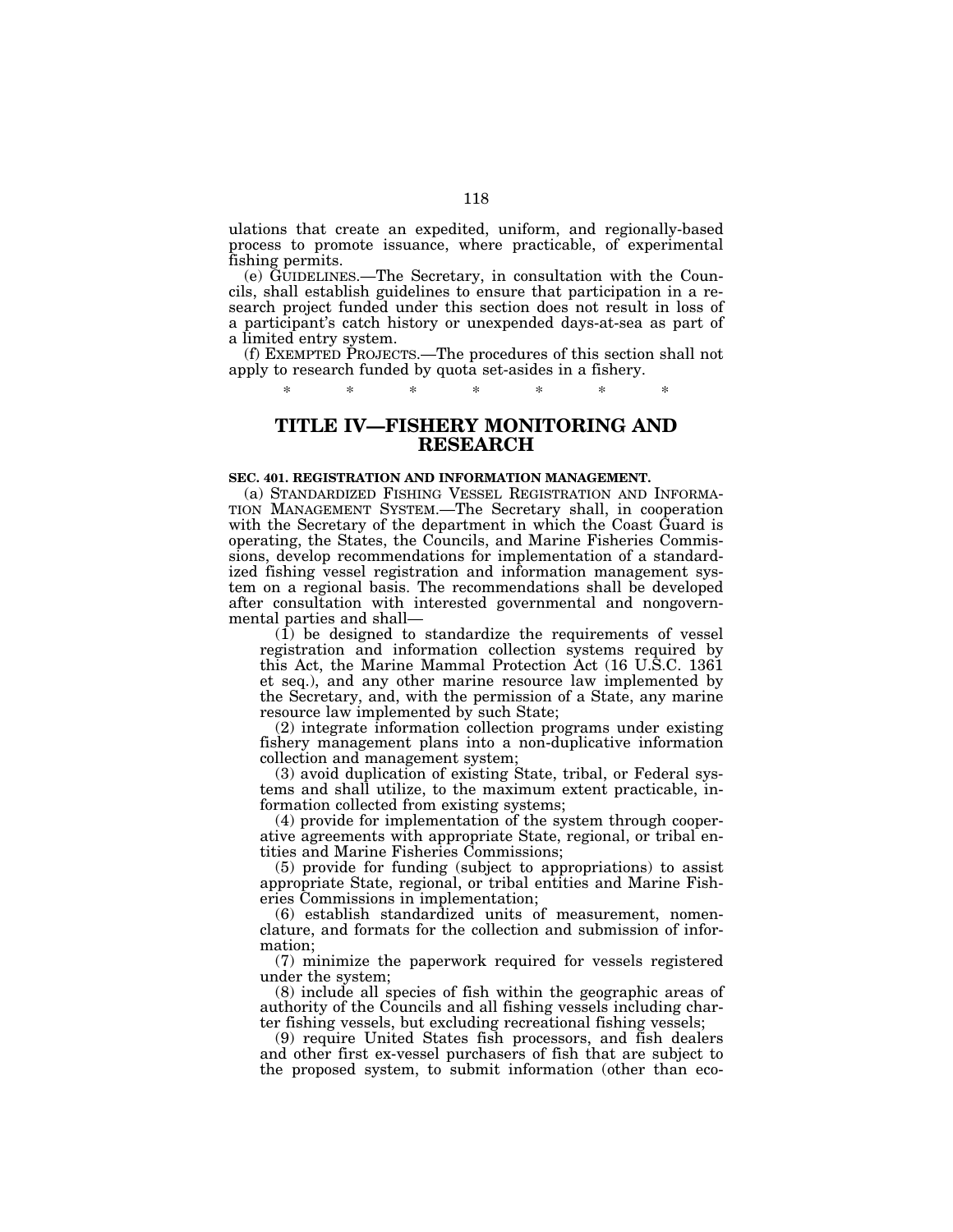ulations that create an expedited, uniform, and regionally-based process to promote issuance, where practicable, of experimental fishing permits.

(e) GUIDELINES.—The Secretary, in consultation with the Councils, shall establish guidelines to ensure that participation in a research project funded under this section does not result in loss of a participant's catch history or unexpended days-at-sea as part of a limited entry system.

(f) EXEMPTED PROJECTS.—The procedures of this section shall not apply to research funded by quota set-asides in a fishery.

\* \* \* \* \* \* \*

# TITLE IV—FISHERY MONITORING AND RESEARCH

**SEC. 401. REGISTRATION AND INFORMATION MANAGEMENT.**

(a) STANDARDIZED FISHING VESSEL REGISTRATION AND INFORMATION MANAGEMENT SYSTEM.—The Secretary shall, in cooperation with the Secretary of the department in which the Coast Guard is operating, the States, the Councils, and Marine Fisheries Commissions, develop recommendations for implementation of a standardized fishing vessel registration and information management system on a regional basis. The recommendations shall be developed after consultation with interested governmental and nongovernmental parties and shall—

(1) be designed to standardize the requirements of vessel registration and information collection systems required by this Act, the Marine Mammal Protection Act (16 U.S.C. 1361 et seq.), and any other marine resource law implemented by the Secretary, and, with the permission of a State, any marine resource law implemented by such State;

(2) integrate information collection programs under existing fishery management plans into a non-duplicative information collection and management system;

(3) avoid duplication of existing State, tribal, or Federal systems and shall utilize, to the maximum extent practicable, information collected from existing systems;

(4) provide for implementation of the system through cooperative agreements with appropriate State, regional, or tribal entities and Marine Fisheries Commissions;

(5) provide for funding (subject to appropriations) to assist appropriate State, regional, or tribal entities and Marine Fisheries Commissions in implementation;

(6) establish standardized units of measurement, nomenclature, and formats for the collection and submission of information;

(7) minimize the paperwork required for vessels registered under the system;

(8) include all species of fish within the geographic areas of authority of the Councils and all fishing vessels including charter fishing vessels, but excluding recreational fishing vessels;

(9) require United States fish processors, and fish dealers and other first ex-vessel purchasers of fish that are subject to the proposed system, to submit information (other than eco-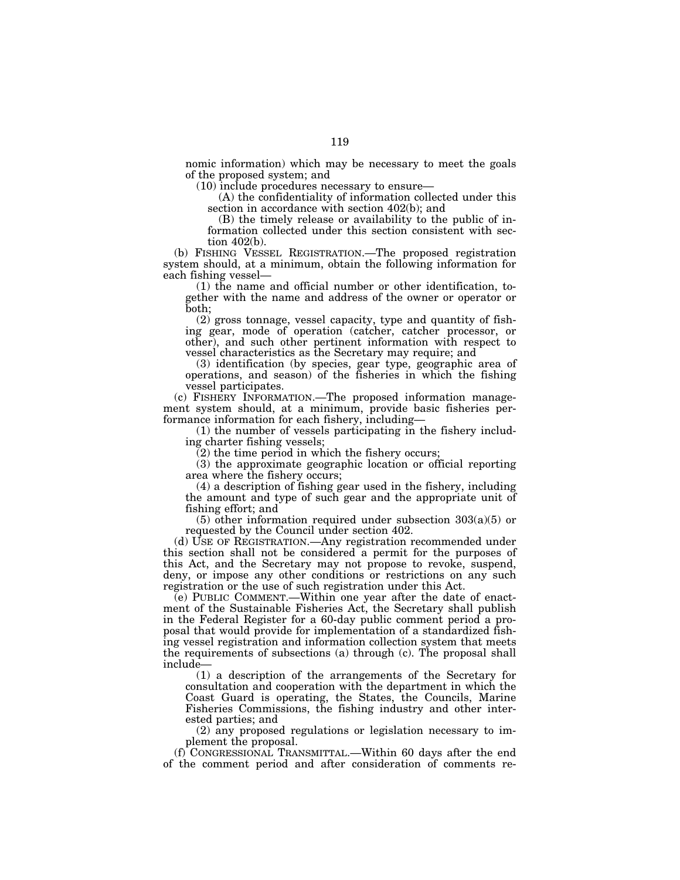nomic information) which may be necessary to meet the goals of the proposed system; and

(10) include procedures necessary to ensure—

(A) the confidentiality of information collected under this section in accordance with section 402(b); and

(B) the timely release or availability to the public of information collected under this section consistent with section 402(b).

(b) FISHING VESSEL REGISTRATION.—The proposed registration system should, at a minimum, obtain the following information for each fishing vessel—

(1) the name and official number or other identification, together with the name and address of the owner or operator or both;

(2) gross tonnage, vessel capacity, type and quantity of fishing gear, mode of operation (catcher, catcher processor, or other), and such other pertinent information with respect to vessel characteristics as the Secretary may require; and

(3) identification (by species, gear type, geographic area of operations, and season) of the fisheries in which the fishing vessel participates.

(c) FISHERY INFORMATION.—The proposed information management system should, at a minimum, provide basic fisheries performance information for each fishery, including—

(1) the number of vessels participating in the fishery including charter fishing vessels;

(2) the time period in which the fishery occurs;

(3) the approximate geographic location or official reporting area where the fishery occurs;

(4) a description of fishing gear used in the fishery, including the amount and type of such gear and the appropriate unit of fishing effort; and

(5) other information required under subsection 303(a)(5) or requested by the Council under section 402.

(d) USE OF REGISTRATION.—Any registration recommended under this section shall not be considered a permit for the purposes of this Act, and the Secretary may not propose to revoke, suspend, deny, or impose any other conditions or restrictions on any such registration or the use of such registration under this Act.

(e) PUBLIC COMMENT.—Within one year after the date of enactment of the Sustainable Fisheries Act, the Secretary shall publish in the Federal Register for a 60-day public comment period a proposal that would provide for implementation of a standardized fishing vessel registration and information collection system that meets the requirements of subsections (a) through (c). The proposal shall include—

(1) a description of the arrangements of the Secretary for consultation and cooperation with the department in which the Coast Guard is operating, the States, the Councils, Marine Fisheries Commissions, the fishing industry and other interested parties; and

(2) any proposed regulations or legislation necessary to implement the proposal.

(f) CONGRESSIONAL TRANSMITTAL.—Within 60 days after the end of the comment period and after consideration of comments re-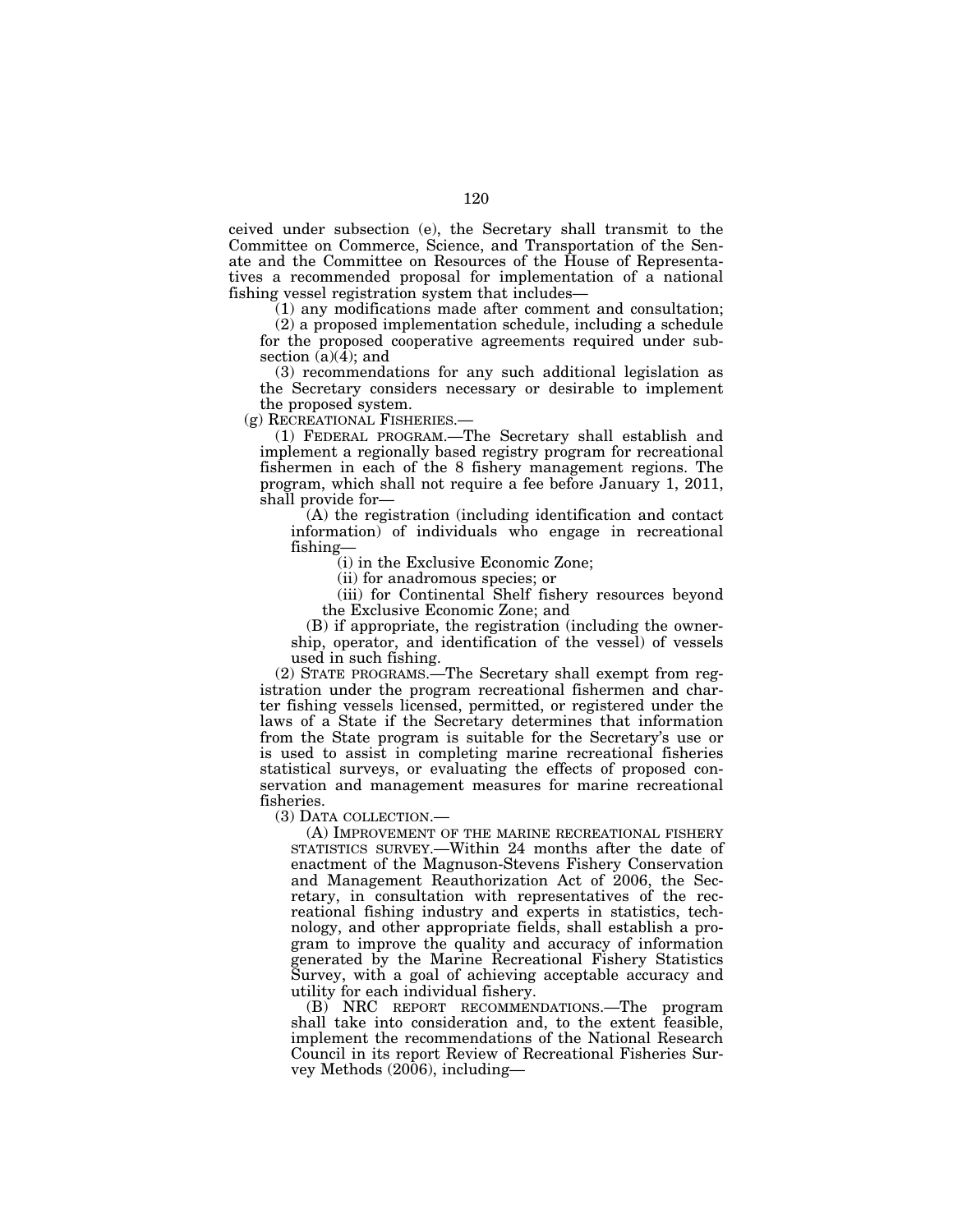ceived under subsection (e), the Secretary shall transmit to the Committee on Commerce, Science, and Transportation of the Senate and the Committee on Resources of the House of Representatives a recommended proposal for implementation of a national fishing vessel registration system that includes—

(1) any modifications made after comment and consultation;

(2) a proposed implementation schedule, including a schedule for the proposed cooperative agreements required under subsection (a)(4); and

(3) recommendations for any such additional legislation as the Secretary considers necessary or desirable to implement the proposed system.

(g) RECREATIONAL FISHERIES.—

(1) FEDERAL PROGRAM.—The Secretary shall establish and implement a regionally based registry program for recreational fishermen in each of the 8 fishery management regions. The program, which shall not require a fee before January 1, 2011, shall provide for—

(A) the registration (including identification and contact information) of individuals who engage in recreational fishing—

(i) in the Exclusive Economic Zone;

(ii) for anadromous species; or

(iii) for Continental Shelf fishery resources beyond the Exclusive Economic Zone; and

(B) if appropriate, the registration (including the ownership, operator, and identification of the vessel) of vessels used in such fishing.

(2) STATE PROGRAMS.—The Secretary shall exempt from registration under the program recreational fishermen and charter fishing vessels licensed, permitted, or registered under the laws of a State if the Secretary determines that information from the State program is suitable for the Secretary's use or is used to assist in completing marine recreational fisheries statistical surveys, or evaluating the effects of proposed conservation and management measures for marine recreational fisheries.

(3) DATA COLLECTION.—

(A) IMPROVEMENT OF THE MARINE RECREATIONAL FISHERY STATISTICS SURVEY.—Within 24 months after the date of enactment of the Magnuson-Stevens Fishery Conservation and Management Reauthorization Act of 2006, the Secretary, in consultation with representatives of the recreational fishing industry and experts in statistics, technology, and other appropriate fields, shall establish a program to improve the quality and accuracy of information generated by the Marine Recreational Fishery Statistics Survey, with a goal of achieving acceptable accuracy and utility for each individual fishery.

(B) NRC REPORT RECOMMENDATIONS.—The program shall take into consideration and, to the extent feasible, implement the recommendations of the National Research Council in its report Review of Recreational Fisheries Survey Methods (2006), including—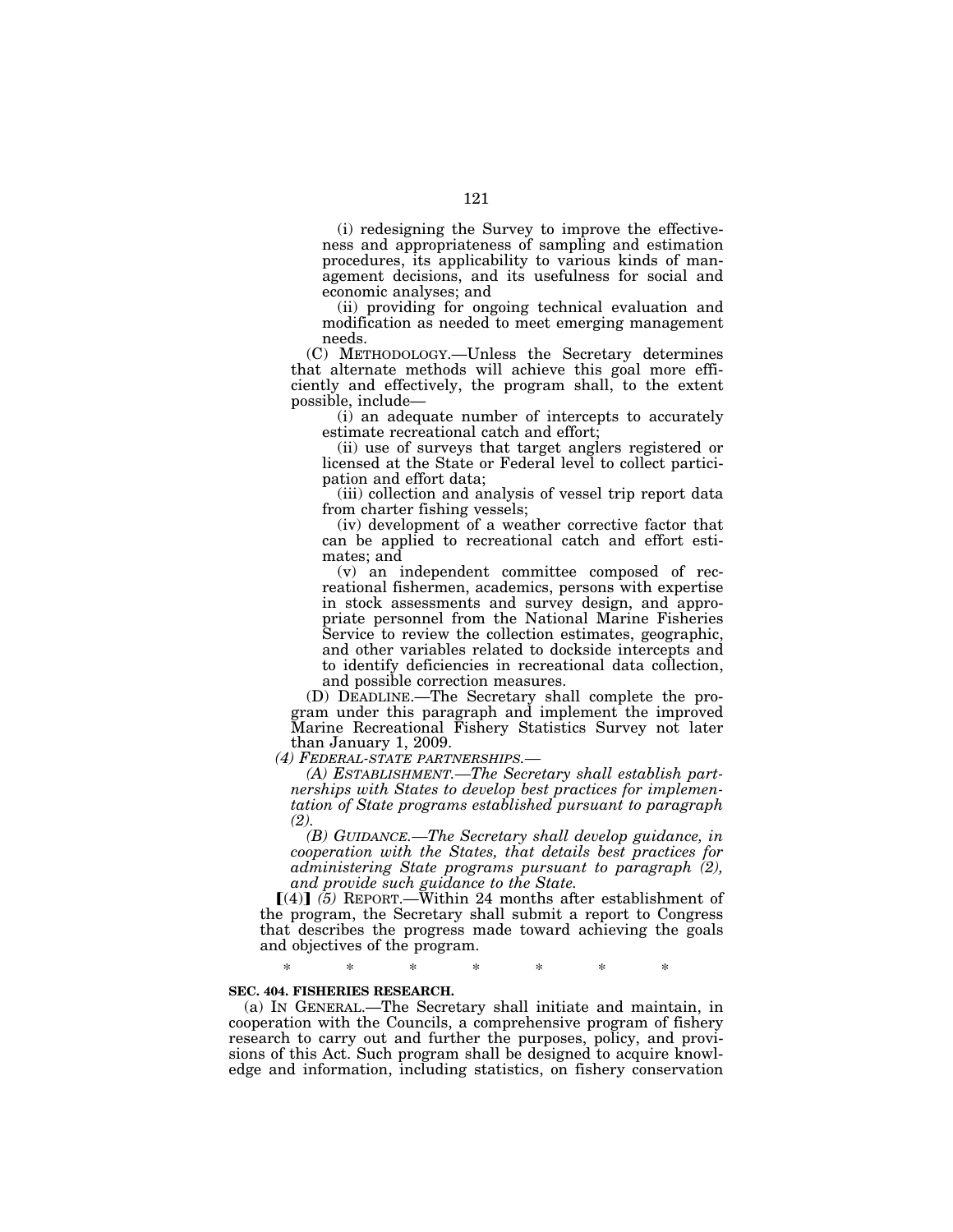(i) redesigning the Survey to improve the effectiveness and appropriateness of sampling and estimation procedures, its applicability to various kinds of management decisions, and its usefulness for social and economic analyses; and

(ii) providing for ongoing technical evaluation and modification as needed to meet emerging management needs.

(C) METHODOLOGY.—Unless the Secretary determines that alternate methods will achieve this goal more efficiently and effectively, the program shall, to the extent possible, include—

(i) an adequate number of intercepts to accurately estimate recreational catch and effort;

(ii) use of surveys that target anglers registered or licensed at the State or Federal level to collect participation and effort data;

(iii) collection and analysis of vessel trip report data from charter fishing vessels;

(iv) development of a weather corrective factor that can be applied to recreational catch and effort estimates; and

(v) an independent committee composed of recreational fishermen, academics, persons with expertise in stock assessments and survey design, and appropriate personnel from the National Marine Fisheries Service to review the collection estimates, geographic, and other variables related to dockside intercepts and to identify deficiencies in recreational data collection, and possible correction measures.

(D) DEADLINE.—The Secretary shall complete the program under this paragraph and implement the improved Marine Recreational Fishery Statistics Survey not later than January 1, 2009.

*(4) FEDERAL-STATE PARTNERSHIPS.—*

*(A) ESTABLISHMENT.—The Secretary shall establish partnerships with States to develop best practices for implementation of State programs established pursuant to paragraph (2).*

*(B) GUIDANCE.—The Secretary shall develop guidance, in cooperation with the States, that details best practices for administering State programs pursuant to paragraph (2), and provide such guidance to the State.*

[(4)] *(5)* REPORT.—Within 24 months after establishment of the program, the Secretary shall submit a report to Congress that describes the progress made toward achieving the goals and objectives of the program.

\* \* \* \* \* \* \*

**SEC. 404. FISHERIES RESEARCH.**

(a) IN GENERAL.—The Secretary shall initiate and maintain, in cooperation with the Councils, a comprehensive program of fishery research to carry out and further the purposes, policy, and provisions of this Act. Such program shall be designed to acquire knowledge and information, including statistics, on fishery conservation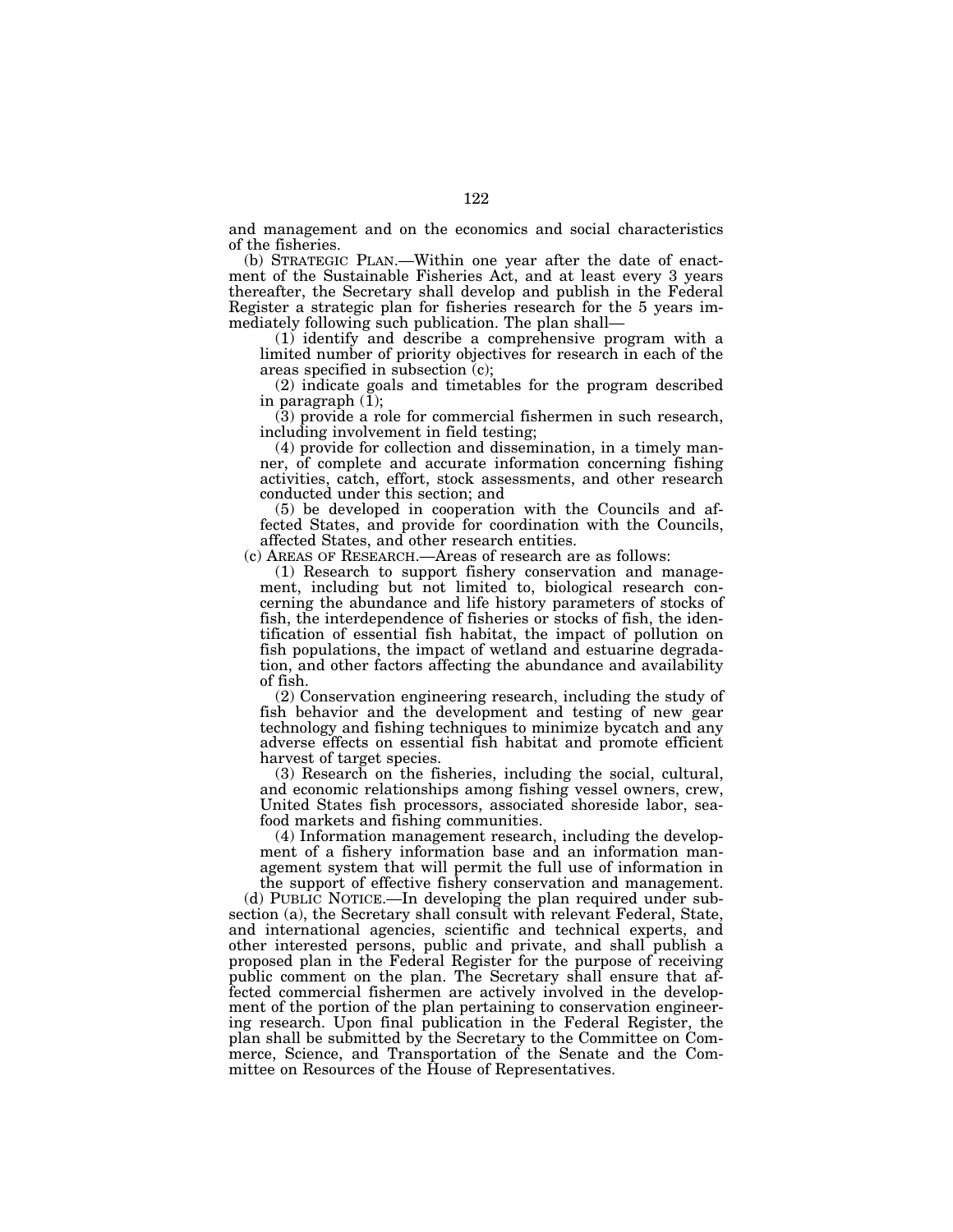and management and on the economics and social characteristics of the fisheries.

(b) STRATEGIC PLAN.—Within one year after the date of enactment of the Sustainable Fisheries Act, and at least every 3 years thereafter, the Secretary shall develop and publish in the Federal Register a strategic plan for fisheries research for the 5 years immediately following such publication. The plan shall—

(1) identify and describe a comprehensive program with a limited number of priority objectives for research in each of the areas specified in subsection (c);

(2) indicate goals and timetables for the program described in paragraph (1);

(3) provide a role for commercial fishermen in such research, including involvement in field testing;

(4) provide for collection and dissemination, in a timely manner, of complete and accurate information concerning fishing activities, catch, effort, stock assessments, and other research conducted under this section; and

(5) be developed in cooperation with the Councils and affected States, and provide for coordination with the Councils, affected States, and other research entities.

(c) AREAS OF RESEARCH.—Areas of research are as follows:

(1) Research to support fishery conservation and management, including but not limited to, biological research concerning the abundance and life history parameters of stocks of fish, the interdependence of fisheries or stocks of fish, the identification of essential fish habitat, the impact of pollution on fish populations, the impact of wetland and estuarine degradation, and other factors affecting the abundance and availability of fish.

(2) Conservation engineering research, including the study of fish behavior and the development and testing of new gear technology and fishing techniques to minimize bycatch and any adverse effects on essential fish habitat and promote efficient harvest of target species.

(3) Research on the fisheries, including the social, cultural, and economic relationships among fishing vessel owners, crew, United States fish processors, associated shoreside labor, seafood markets and fishing communities.

(4) Information management research, including the development of a fishery information base and an information management system that will permit the full use of information in the support of effective fishery conservation and management.

(d) PUBLIC NOTICE.—In developing the plan required under subsection (a), the Secretary shall consult with relevant Federal, State, and international agencies, scientific and technical experts, and other interested persons, public and private, and shall publish a proposed plan in the Federal Register for the purpose of receiving public comment on the plan. The Secretary shall ensure that affected commercial fishermen are actively involved in the development of the portion of the plan pertaining to conservation engineering research. Upon final publication in the Federal Register, the plan shall be submitted by the Secretary to the Committee on Commerce, Science, and Transportation of the Senate and the Committee on Resources of the House of Representatives.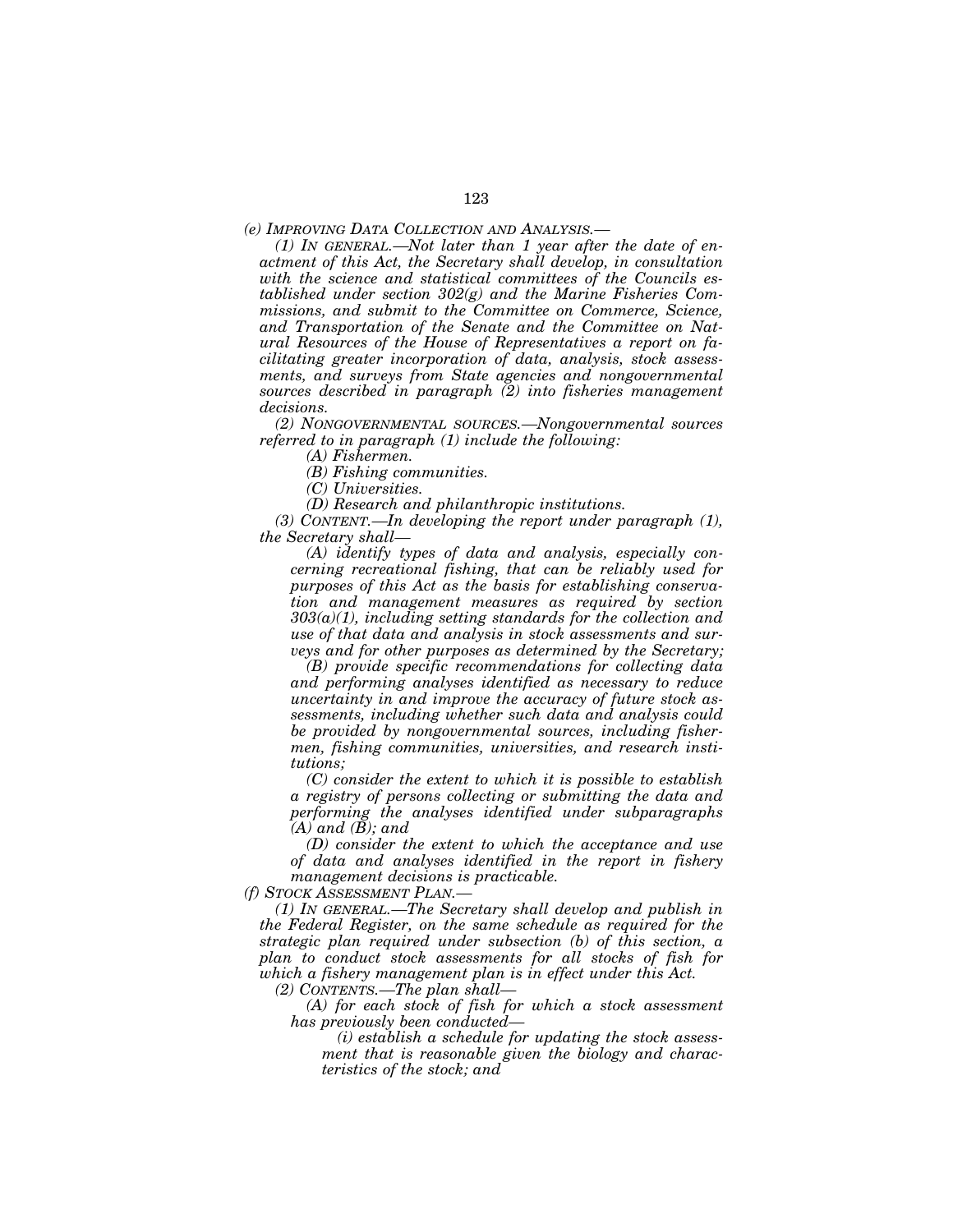*(e) IMPROVING DATA COLLECTION AND ANALYSIS.—*

*(1) IN GENERAL.—Not later than 1 year after the date of enactment of this Act, the Secretary shall develop, in consultation with the science and statistical committees of the Councils established under section 302(g) and the Marine Fisheries Commissions, and submit to the Committee on Commerce, Science, and Transportation of the Senate and the Committee on Natural Resources of the House of Representatives a report on facilitating greater incorporation of data, analysis, stock assessments, and surveys from State agencies and nongovernmental sources described in paragraph (2) into fisheries management decisions.*

*(2) NONGOVERNMENTAL SOURCES.—Nongovernmental sources referred to in paragraph (1) include the following:*

*(A) Fishermen.*

*(B) Fishing communities.*

*(C) Universities.*

*(D) Research and philanthropic institutions.*

*(3) CONTENT.—In developing the report under paragraph (1), the Secretary shall—*

*(A) identify types of data and analysis, especially concerning recreational fishing, that can be reliably used for purposes of this Act as the basis for establishing conservation and management measures as required by section 303(a)(1), including setting standards for the collection and use of that data and analysis in stock assessments and surveys and for other purposes as determined by the Secretary;*

*(B) provide specific recommendations for collecting data and performing analyses identified as necessary to reduce uncertainty in and improve the accuracy of future stock assessments, including whether such data and analysis could be provided by nongovernmental sources, including fishermen, fishing communities, universities, and research institutions;*

*(C) consider the extent to which it is possible to establish a registry of persons collecting or submitting the data and performing the analyses identified under subparagraphs (A) and (B); and*

*(D) consider the extent to which the acceptance and use of data and analyses identified in the report in fishery management decisions is practicable.*

*(f) STOCK ASSESSMENT PLAN.—*

*(1) IN GENERAL.—The Secretary shall develop and publish in the Federal Register, on the same schedule as required for the strategic plan required under subsection (b) of this section, a plan to conduct stock assessments for all stocks of fish for which a fishery management plan is in effect under this Act.*

*(2) CONTENTS.—The plan shall—*

*(A) for each stock of fish for which a stock assessment has previously been conducted—*

*(i) establish a schedule for updating the stock assessment that is reasonable given the biology and characteristics of the stock; and*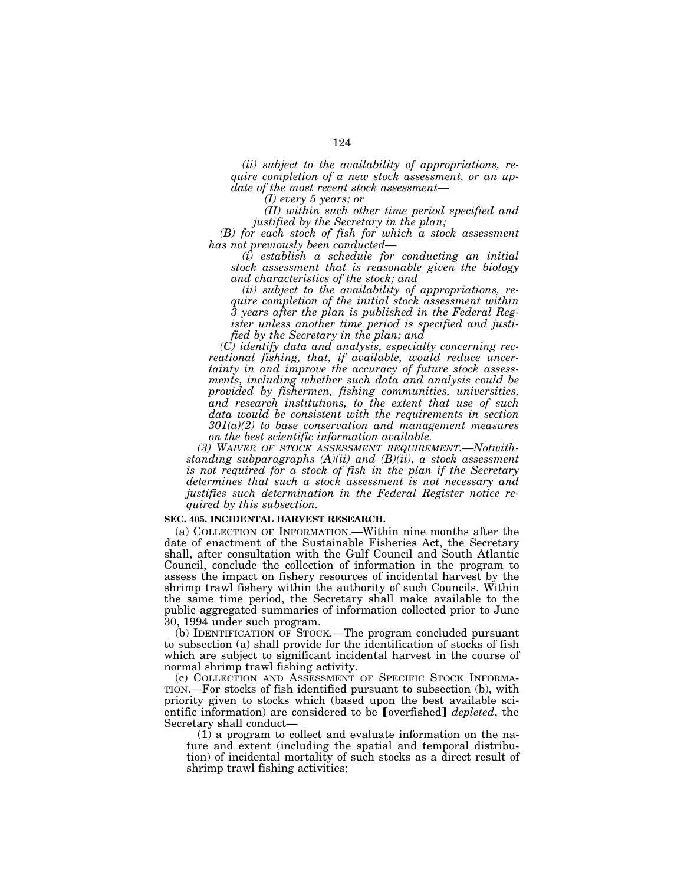*(ii) subject to the availability of appropriations, require completion of a new stock assessment, or an update of the most recent stock assessment—*

*(I) every 5 years; or*

*(II) within such other time period specified and justified by the Secretary in the plan;*

*(B) for each stock of fish for which a stock assessment has not previously been conducted—*

*(i) establish a schedule for conducting an initial stock assessment that is reasonable given the biology and characteristics of the stock; and*

*(ii) subject to the availability of appropriations, require completion of the initial stock assessment within 3 years after the plan is published in the Federal Register unless another time period is specified and justified by the Secretary in the plan; and*

*(C) identify data and analysis, especially concerning recreational fishing, that, if available, would reduce uncertainty in and improve the accuracy of future stock assessments, including whether such data and analysis could be provided by fishermen, fishing communities, universities, and research institutions, to the extent that use of such data would be consistent with the requirements in section 301(a)(2) to base conservation and management measures on the best scientific information available.*

*(3) WAIVER OF STOCK ASSESSMENT REQUIREMENT.—Notwithstanding subparagraphs (A)(ii) and (B)(ii), a stock assessment is not required for a stock of fish in the plan if the Secretary determines that such a stock assessment is not necessary and justifies such determination in the Federal Register notice required by this subsection.*

**SEC. 405. INCIDENTAL HARVEST RESEARCH.**

(a) COLLECTION OF INFORMATION.—Within nine months after the date of enactment of the Sustainable Fisheries Act, the Secretary shall, after consultation with the Gulf Council and South Atlantic Council, conclude the collection of information in the program to assess the impact on fishery resources of incidental harvest by the shrimp trawl fishery within the authority of such Councils. Within the same time period, the Secretary shall make available to the public aggregated summaries of information collected prior to June 30, 1994 under such program.

(b) IDENTIFICATION OF STOCK.—The program concluded pursuant to subsection (a) shall provide for the identification of stocks of fish which are subject to significant incidental harvest in the course of normal shrimp trawl fishing activity.

(c) COLLECTION AND ASSESSMENT OF SPECIFIC STOCK INFORMATION.—For stocks of fish identified pursuant to subsection (b), with priority given to stocks which (based upon the best available scientific information) are considered to be 【overfished】 *depleted*, the Secretary shall conduct—

(1) a program to collect and evaluate information on the nature and extent (including the spatial and temporal distribution) of incidental mortality of such stocks as a direct result of shrimp trawl fishing activities;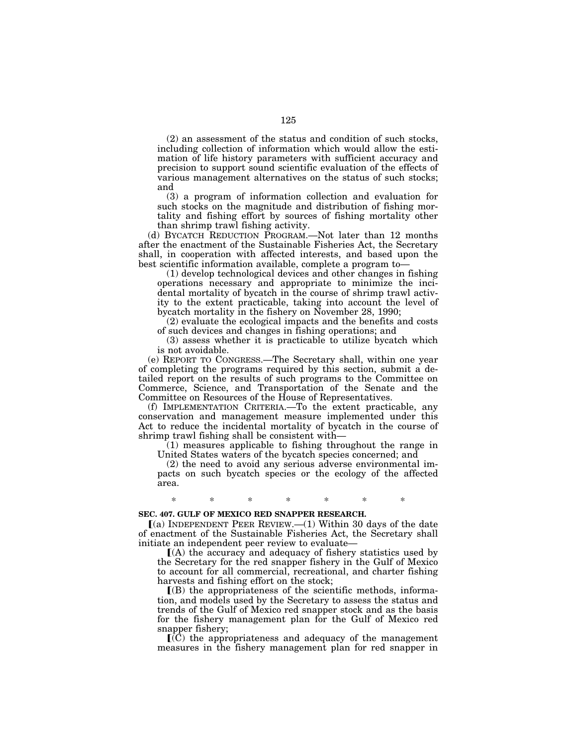(2) an assessment of the status and condition of such stocks, including collection of information which would allow the estimation of life history parameters with sufficient accuracy and precision to support sound scientific evaluation of the effects of various management alternatives on the status of such stocks; and

(3) a program of information collection and evaluation for such stocks on the magnitude and distribution of fishing mortality and fishing effort by sources of fishing mortality other than shrimp trawl fishing activity.

(d) BYCATCH REDUCTION PROGRAM.—Not later than 12 months after the enactment of the Sustainable Fisheries Act, the Secretary shall, in cooperation with affected interests, and based upon the best scientific information available, complete a program to—

(1) develop technological devices and other changes in fishing operations necessary and appropriate to minimize the incidental mortality of bycatch in the course of shrimp trawl activity to the extent practicable, taking into account the level of bycatch mortality in the fishery on November 28, 1990;

(2) evaluate the ecological impacts and the benefits and costs of such devices and changes in fishing operations; and

(3) assess whether it is practicable to utilize bycatch which is not avoidable.

(e) REPORT TO CONGRESS.—The Secretary shall, within one year of completing the programs required by this section, submit a detailed report on the results of such programs to the Committee on Commerce, Science, and Transportation of the Senate and the Committee on Resources of the House of Representatives.

(f) IMPLEMENTATION CRITERIA.—To the extent practicable, any conservation and management measure implemented under this Act to reduce the incidental mortality of bycatch in the course of shrimp trawl fishing shall be consistent with—

(1) measures applicable to fishing throughout the range in United States waters of the bycatch species concerned; and

(2) the need to avoid any serious adverse environmental impacts on such bycatch species or the ecology of the affected area.

\* \* \* \* \* \* \*

**SEC. 407. GULF OF MEXICO RED SNAPPER RESEARCH.**

⟦(a) INDEPENDENT PEER REVIEW.—(1) Within 30 days of the date of enactment of the Sustainable Fisheries Act, the Secretary shall initiate an independent peer review to evaluate—

⟦(A) the accuracy and adequacy of fishery statistics used by the Secretary for the red snapper fishery in the Gulf of Mexico to account for all commercial, recreational, and charter fishing harvests and fishing effort on the stock;

⟦(B) the appropriateness of the scientific methods, information, and models used by the Secretary to assess the status and trends of the Gulf of Mexico red snapper stock and as the basis for the fishery management plan for the Gulf of Mexico red snapper fishery;

⟦(C) the appropriateness and adequacy of the management measures in the fishery management plan for red snapper in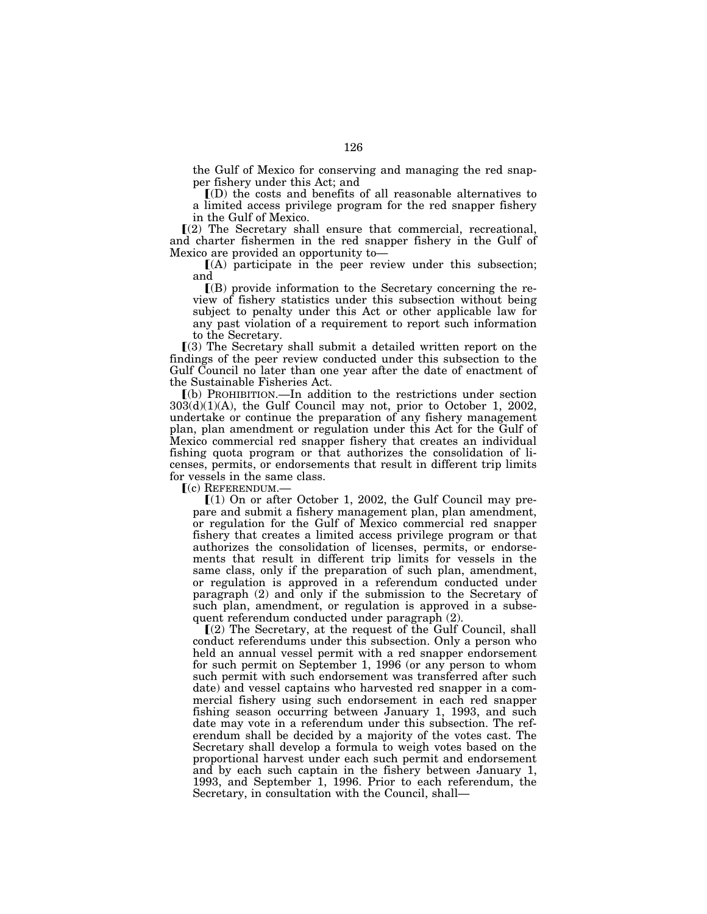the Gulf of Mexico for conserving and managing the red snapper fishery under this Act; and

⟦(D) the costs and benefits of all reasonable alternatives to a limited access privilege program for the red snapper fishery in the Gulf of Mexico.

⟦(2) The Secretary shall ensure that commercial, recreational, and charter fishermen in the red snapper fishery in the Gulf of Mexico are provided an opportunity to—

⟦(A) participate in the peer review under this subsection; and

⟦(B) provide information to the Secretary concerning the review of fishery statistics under this subsection without being subject to penalty under this Act or other applicable law for any past violation of a requirement to report such information to the Secretary.

⟦(3) The Secretary shall submit a detailed written report on the findings of the peer review conducted under this subsection to the Gulf Council no later than one year after the date of enactment of the Sustainable Fisheries Act.

⟦(b) PROHIBITION.—In addition to the restrictions under section 303(d)(1)(A), the Gulf Council may not, prior to October 1, 2002, undertake or continue the preparation of any fishery management plan, plan amendment or regulation under this Act for the Gulf of Mexico commercial red snapper fishery that creates an individual fishing quota program or that authorizes the consolidation of licenses, permits, or endorsements that result in different trip limits for vessels in the same class.

⟦(c) REFERENDUM.—

⟦(1) On or after October 1, 2002, the Gulf Council may prepare and submit a fishery management plan, plan amendment, or regulation for the Gulf of Mexico commercial red snapper fishery that creates a limited access privilege program or that authorizes the consolidation of licenses, permits, or endorsements that result in different trip limits for vessels in the same class, only if the preparation of such plan, amendment, or regulation is approved in a referendum conducted under paragraph (2) and only if the submission to the Secretary of such plan, amendment, or regulation is approved in a subsequent referendum conducted under paragraph (2).

⟦(2) The Secretary, at the request of the Gulf Council, shall conduct referendums under this subsection. Only a person who held an annual vessel permit with a red snapper endorsement for such permit on September 1, 1996 (or any person to whom such permit with such endorsement was transferred after such date) and vessel captains who harvested red snapper in a commercial fishery using such endorsement in each red snapper fishing season occurring between January 1, 1993, and such date may vote in a referendum under this subsection. The referendum shall be decided by a majority of the votes cast. The Secretary shall develop a formula to weigh votes based on the proportional harvest under each such permit and endorsement and by each such captain in the fishery between January 1, 1993, and September 1, 1996. Prior to each referendum, the Secretary, in consultation with the Council, shall—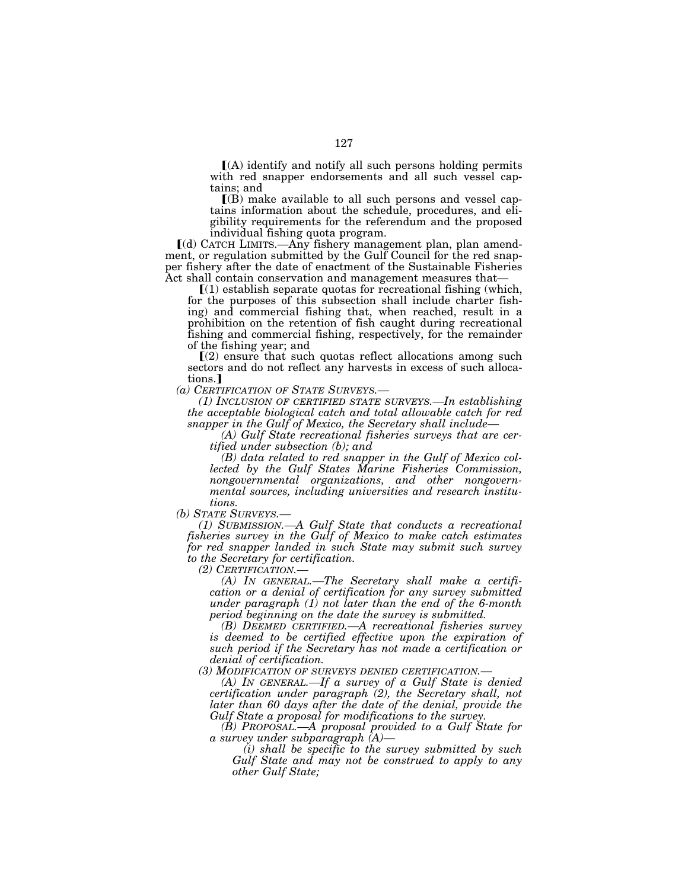⟦(A) identify and notify all such persons holding permits with red snapper endorsements and all such vessel captains; and

⟦(B) make available to all such persons and vessel captains information about the schedule, procedures, and eligibility requirements for the referendum and the proposed individual fishing quota program.

⟦(d) CATCH LIMITS.—Any fishery management plan, plan amendment, or regulation submitted by the Gulf Council for the red snapper fishery after the date of enactment of the Sustainable Fisheries Act shall contain conservation and management measures that—

⟦(1) establish separate quotas for recreational fishing (which, for the purposes of this subsection shall include charter fishing) and commercial fishing that, when reached, result in a prohibition on the retention of fish caught during recreational fishing and commercial fishing, respectively, for the remainder of the fishing year; and

⟦(2) ensure that such quotas reflect allocations among such sectors and do not reflect any harvests in excess of such allocations.⟧

*(a) CERTIFICATION OF STATE SURVEYS.—*

*(1) INCLUSION OF CERTIFIED STATE SURVEYS.—In establishing the acceptable biological catch and total allowable catch for red snapper in the Gulf of Mexico, the Secretary shall include—*

*(A) Gulf State recreational fisheries surveys that are certified under subsection (b); and*

*(B) data related to red snapper in the Gulf of Mexico collected by the Gulf States Marine Fisheries Commission, nongovernmental organizations, and other nongovernmental sources, including universities and research institutions.*

*(b) STATE SURVEYS.—*

*(1) SUBMISSION.—A Gulf State that conducts a recreational fisheries survey in the Gulf of Mexico to make catch estimates for red snapper landed in such State may submit such survey to the Secretary for certification.*

*(2) CERTIFICATION.—*

*(A) IN GENERAL.—The Secretary shall make a certification or a denial of certification for any survey submitted under paragraph (1) not later than the end of the 6-month period beginning on the date the survey is submitted.*

*(B) DEEMED CERTIFIED.—A recreational fisheries survey is deemed to be certified effective upon the expiration of such period if the Secretary has not made a certification or denial of certification.*

*(3) MODIFICATION OF SURVEYS DENIED CERTIFICATION.—*

*(A) IN GENERAL.—If a survey of a Gulf State is denied certification under paragraph (2), the Secretary shall, not later than 60 days after the date of the denial, provide the Gulf State a proposal for modifications to the survey.*

*(B) PROPOSAL.—A proposal provided to a Gulf State for a survey under subparagraph (A)—*

*(i) shall be specific to the survey submitted by such Gulf State and may not be construed to apply to any other Gulf State;*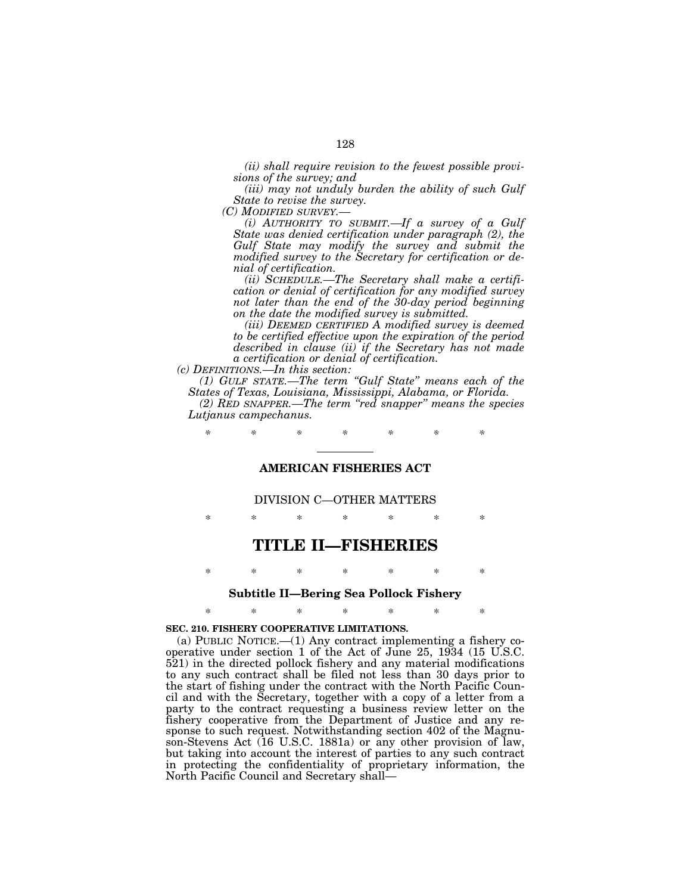*(ii) shall require revision to the fewest possible provisions of the survey; and*

*(iii) may not unduly burden the ability of such Gulf State to revise the survey.*

*(C) MODIFIED SURVEY.—*

*(i) AUTHORITY TO SUBMIT.—If a survey of a Gulf State was denied certification under paragraph (2), the Gulf State may modify the survey and submit the modified survey to the Secretary for certification or denial of certification.*

*(ii) SCHEDULE.—The Secretary shall make a certification or denial of certification for any modified survey not later than the end of the 30-day period beginning on the date the modified survey is submitted.*

*(iii) DEEMED CERTIFIED A modified survey is deemed to be certified effective upon the expiration of the period described in clause (ii) if the Secretary has not made a certification or denial of certification.*

*(c) DEFINITIONS.—In this section:*

*(1) GULF STATE.—The term "Gulf State" means each of the States of Texas, Louisiana, Mississippi, Alabama, or Florida.*

*(2) RED SNAPPER.—The term "red snapper" means the species Lutjanus campechanus.*

\* \* \* \* \* \* \*

---

## AMERICAN FISHERIES ACT

DIVISION C—OTHER MATTERS

\* \* \* \* \* \* \*

# TITLE II—FISHERIES

\* \* \* \* \* \* \*

### Subtitle II—Bering Sea Pollock Fishery

\* \* \* \* \* \* \*

**SEC. 210. FISHERY COOPERATIVE LIMITATIONS.**

(a) PUBLIC NOTICE.—(1) Any contract implementing a fishery cooperative under section 1 of the Act of June 25, 1934 (15 U.S.C. 521) in the directed pollock fishery and any material modifications to any such contract shall be filed not less than 30 days prior to the start of fishing under the contract with the North Pacific Council and with the Secretary, together with a copy of a letter from a party to the contract requesting a business review letter on the fishery cooperative from the Department of Justice and any response to such request. Notwithstanding section 402 of the Magnuson-Stevens Act (16 U.S.C. 1881a) or any other provision of law, but taking into account the interest of parties to any such contract in protecting the confidentiality of proprietary information, the North Pacific Council and Secretary shall—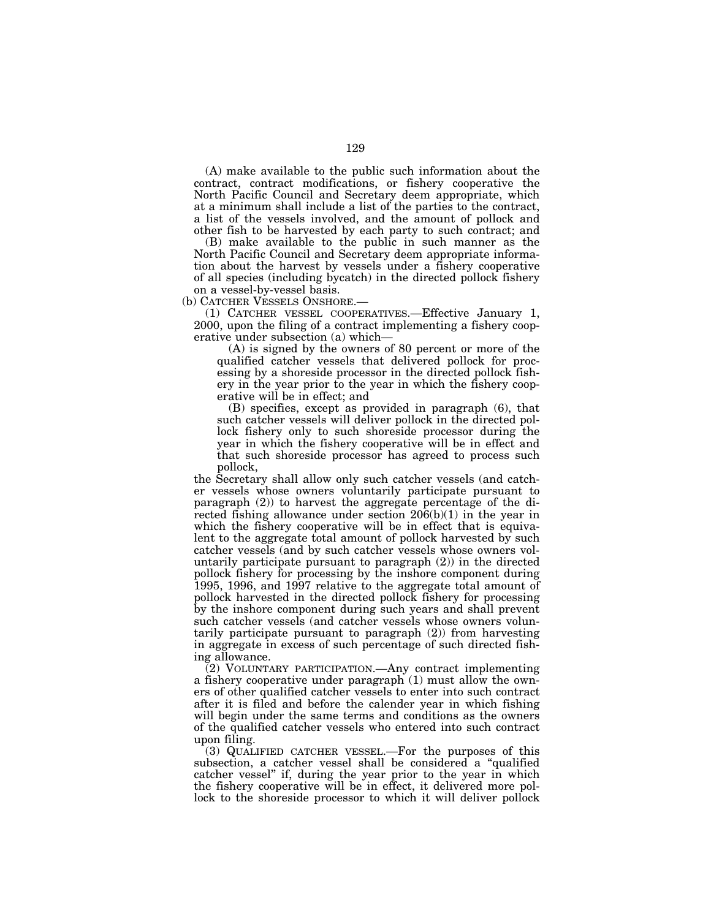(A) make available to the public such information about the contract, contract modifications, or fishery cooperative the North Pacific Council and Secretary deem appropriate, which at a minimum shall include a list of the parties to the contract, a list of the vessels involved, and the amount of pollock and other fish to be harvested by each party to such contract; and

(B) make available to the public in such manner as the North Pacific Council and Secretary deem appropriate information about the harvest by vessels under a fishery cooperative of all species (including bycatch) in the directed pollock fishery on a vessel-by-vessel basis.

(b) CATCHER VESSELS ONSHORE.—

(1) CATCHER VESSEL COOPERATIVES.—Effective January 1, 2000, upon the filing of a contract implementing a fishery cooperative under subsection (a) which—

(A) is signed by the owners of 80 percent or more of the qualified catcher vessels that delivered pollock for processing by a shoreside processor in the directed pollock fishery in the year prior to the year in which the fishery cooperative will be in effect; and

(B) specifies, except as provided in paragraph (6), that such catcher vessels will deliver pollock in the directed pollock fishery only to such shoreside processor during the year in which the fishery cooperative will be in effect and that such shoreside processor has agreed to process such pollock,

the Secretary shall allow only such catcher vessels (and catcher vessels whose owners voluntarily participate pursuant to paragraph (2)) to harvest the aggregate percentage of the directed fishing allowance under section 206(b)(1) in the year in which the fishery cooperative will be in effect that is equivalent to the aggregate total amount of pollock harvested by such catcher vessels (and by such catcher vessels whose owners voluntarily participate pursuant to paragraph (2)) in the directed pollock fishery for processing by the inshore component during 1995, 1996, and 1997 relative to the aggregate total amount of pollock harvested in the directed pollock fishery for processing by the inshore component during such years and shall prevent such catcher vessels (and catcher vessels whose owners voluntarily participate pursuant to paragraph (2)) from harvesting in aggregate in excess of such percentage of such directed fishing allowance.

(2) VOLUNTARY PARTICIPATION.—Any contract implementing a fishery cooperative under paragraph (1) must allow the owners of other qualified catcher vessels to enter into such contract after it is filed and before the calender year in which fishing will begin under the same terms and conditions as the owners of the qualified catcher vessels who entered into such contract upon filing.

(3) QUALIFIED CATCHER VESSEL.—For the purposes of this subsection, a catcher vessel shall be considered a "qualified catcher vessel" if, during the year prior to the year in which the fishery cooperative will be in effect, it delivered more pollock to the shoreside processor to which it will deliver pollock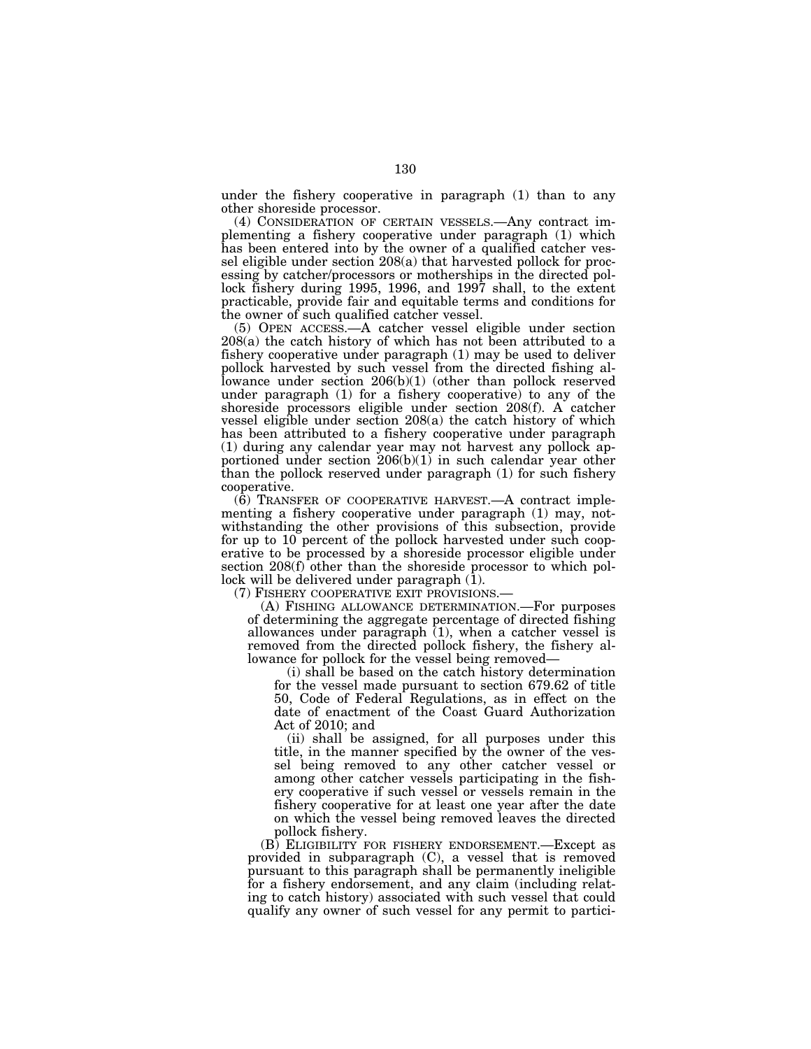under the fishery cooperative in paragraph (1) than to any other shoreside processor.

(4) CONSIDERATION OF CERTAIN VESSELS.—Any contract implementing a fishery cooperative under paragraph (1) which has been entered into by the owner of a qualified catcher vessel eligible under section 208(a) that harvested pollock for processing by catcher/processors or motherships in the directed pollock fishery during 1995, 1996, and 1997 shall, to the extent practicable, provide fair and equitable terms and conditions for the owner of such qualified catcher vessel.

(5) OPEN ACCESS.—A catcher vessel eligible under section 208(a) the catch history of which has not been attributed to a fishery cooperative under paragraph (1) may be used to deliver pollock harvested by such vessel from the directed fishing allowance under section 206(b)(1) (other than pollock reserved under paragraph (1) for a fishery cooperative) to any of the shoreside processors eligible under section 208(f). A catcher vessel eligible under section 208(a) the catch history of which has been attributed to a fishery cooperative under paragraph (1) during any calendar year may not harvest any pollock apportioned under section 206(b)(1) in such calendar year other than the pollock reserved under paragraph (1) for such fishery cooperative.

(6) TRANSFER OF COOPERATIVE HARVEST.—A contract implementing a fishery cooperative under paragraph (1) may, notwithstanding the other provisions of this subsection, provide for up to 10 percent of the pollock harvested under such cooperative to be processed by a shoreside processor eligible under section 208(f) other than the shoreside processor to which pollock will be delivered under paragraph (1).

(7) FISHERY COOPERATIVE EXIT PROVISIONS.—

(A) FISHING ALLOWANCE DETERMINATION.—For purposes of determining the aggregate percentage of directed fishing allowances under paragraph (1), when a catcher vessel is removed from the directed pollock fishery, the fishery allowance for pollock for the vessel being removed—

(i) shall be based on the catch history determination for the vessel made pursuant to section 679.62 of title 50, Code of Federal Regulations, as in effect on the date of enactment of the Coast Guard Authorization Act of 2010; and

(ii) shall be assigned, for all purposes under this title, in the manner specified by the owner of the vessel being removed to any other catcher vessel or among other catcher vessels participating in the fishery cooperative if such vessel or vessels remain in the fishery cooperative for at least one year after the date on which the vessel being removed leaves the directed pollock fishery.

(B) ELIGIBILITY FOR FISHERY ENDORSEMENT.—Except as provided in subparagraph (C), a vessel that is removed pursuant to this paragraph shall be permanently ineligible for a fishery endorsement, and any claim (including relating to catch history) associated with such vessel that could qualify any owner of such vessel for any permit to partici-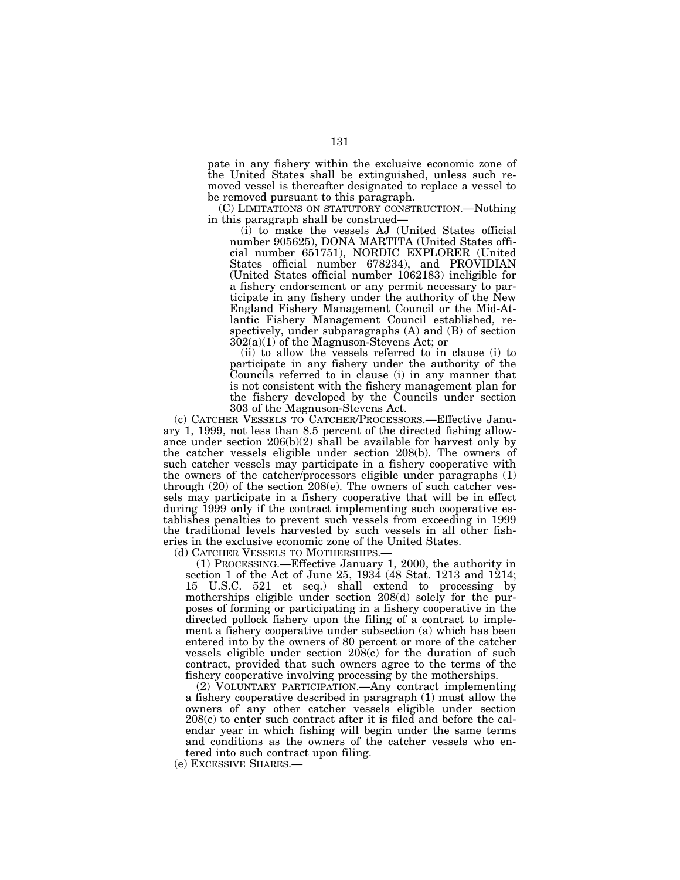pate in any fishery within the exclusive economic zone of the United States shall be extinguished, unless such removed vessel is thereafter designated to replace a vessel to be removed pursuant to this paragraph.

(C) LIMITATIONS ON STATUTORY CONSTRUCTION.—Nothing in this paragraph shall be construed—

(i) to make the vessels AJ (United States official number 905625), DONA MARTITA (United States official number 651751), NORDIC EXPLORER (United States official number 678234), and PROVIDIAN (United States official number 1062183) ineligible for a fishery endorsement or any permit necessary to participate in any fishery under the authority of the New England Fishery Management Council or the Mid-Atlantic Fishery Management Council established, respectively, under subparagraphs (A) and (B) of section 302(a)(1) of the Magnuson-Stevens Act; or

(ii) to allow the vessels referred to in clause (i) to participate in any fishery under the authority of the Councils referred to in clause (i) in any manner that is not consistent with the fishery management plan for the fishery developed by the Councils under section 303 of the Magnuson-Stevens Act.

(c) CATCHER VESSELS TO CATCHER/PROCESSORS.—Effective January 1, 1999, not less than 8.5 percent of the directed fishing allowance under section 206(b)(2) shall be available for harvest only by the catcher vessels eligible under section 208(b). The owners of such catcher vessels may participate in a fishery cooperative with the owners of the catcher/processors eligible under paragraphs (1) through (20) of the section 208(e). The owners of such catcher vessels may participate in a fishery cooperative that will be in effect during 1999 only if the contract implementing such cooperative establishes penalties to prevent such vessels from exceeding in 1999 the traditional levels harvested by such vessels in all other fisheries in the exclusive economic zone of the United States.

(d) CATCHER VESSELS TO MOTHERSHIPS.—

(1) PROCESSING.—Effective January 1, 2000, the authority in section 1 of the Act of June 25, 1934 (48 Stat. 1213 and 1214; 15 U.S.C. 521 et seq.) shall extend to processing by motherships eligible under section 208(d) solely for the purposes of forming or participating in a fishery cooperative in the directed pollock fishery upon the filing of a contract to implement a fishery cooperative under subsection (a) which has been entered into by the owners of 80 percent or more of the catcher vessels eligible under section 208(c) for the duration of such contract, provided that such owners agree to the terms of the fishery cooperative involving processing by the motherships.

(2) VOLUNTARY PARTICIPATION.—Any contract implementing a fishery cooperative described in paragraph (1) must allow the owners of any other catcher vessels eligible under section 208(c) to enter such contract after it is filed and before the calendar year in which fishing will begin under the same terms and conditions as the owners of the catcher vessels who entered into such contract upon filing.

(e) EXCESSIVE SHARES.—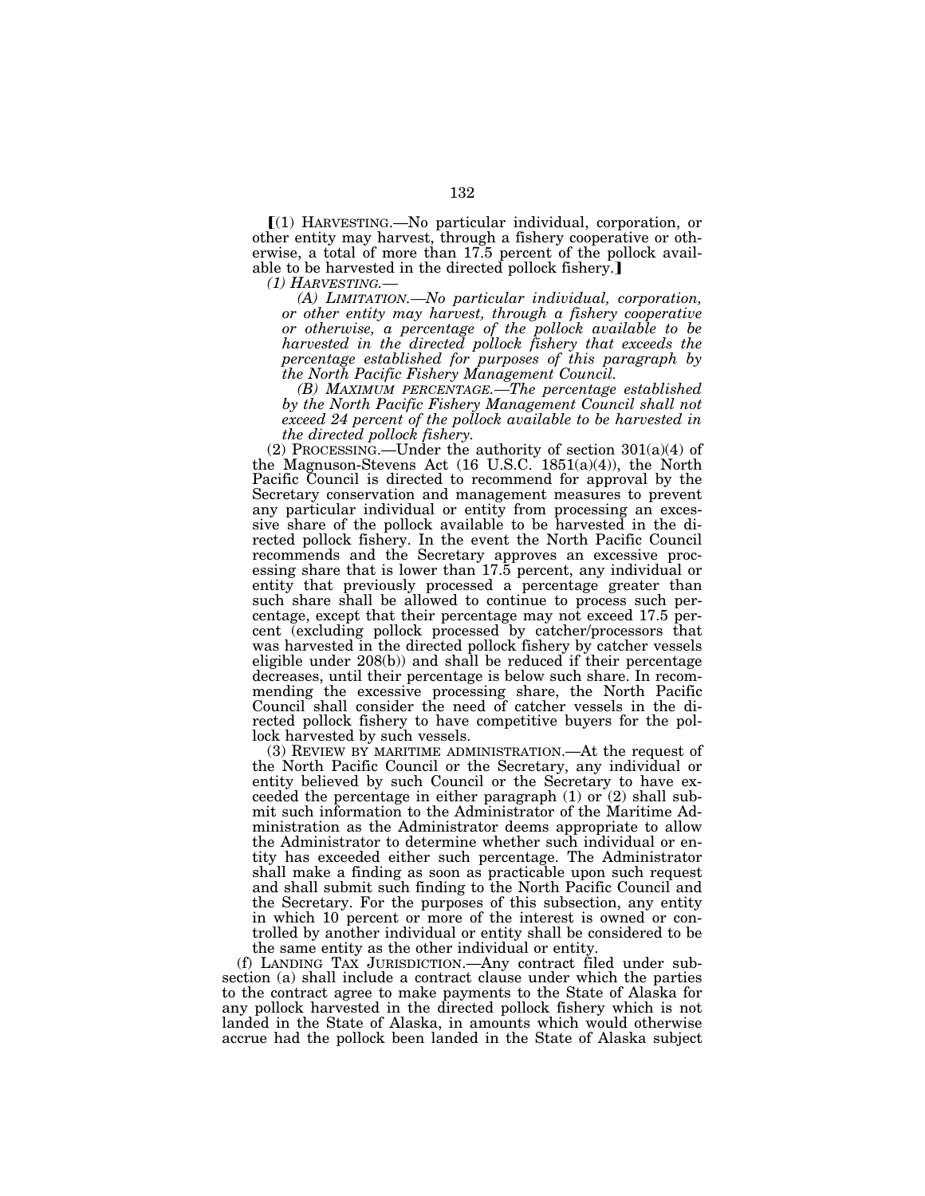[(1) HARVESTING.—No particular individual, corporation, or other entity may harvest, through a fishery cooperative or otherwise, a total of more than 17.5 percent of the pollock available to be harvested in the directed pollock fishery.]

*(1) HARVESTING.—*

*(A) LIMITATION.—No particular individual, corporation, or other entity may harvest, through a fishery cooperative or otherwise, a percentage of the pollock available to be harvested in the directed pollock fishery that exceeds the percentage established for purposes of this paragraph by the North Pacific Fishery Management Council.*

*(B) MAXIMUM PERCENTAGE.—The percentage established by the North Pacific Fishery Management Council shall not exceed 24 percent of the pollock available to be harvested in the directed pollock fishery.*

(2) PROCESSING.—Under the authority of section 301(a)(4) of the Magnuson-Stevens Act (16 U.S.C. 1851(a)(4)), the North Pacific Council is directed to recommend for approval by the Secretary conservation and management measures to prevent any particular individual or entity from processing an excessive share of the pollock available to be harvested in the directed pollock fishery. In the event the North Pacific Council recommends and the Secretary approves an excessive processing share that is lower than 17.5 percent, any individual or entity that previously processed a percentage greater than such share shall be allowed to continue to process such percentage, except that their percentage may not exceed 17.5 percent (excluding pollock processed by catcher/processors that was harvested in the directed pollock fishery by catcher vessels eligible under 208(b)) and shall be reduced if their percentage decreases, until their percentage is below such share. In recommending the excessive processing share, the North Pacific Council shall consider the need of catcher vessels in the directed pollock fishery to have competitive buyers for the pollock harvested by such vessels.

(3) REVIEW BY MARITIME ADMINISTRATION.—At the request of the North Pacific Council or the Secretary, any individual or entity believed by such Council or the Secretary to have exceeded the percentage in either paragraph (1) or (2) shall submit such information to the Administrator of the Maritime Administration as the Administrator deems appropriate to allow the Administrator to determine whether such individual or entity has exceeded either such percentage. The Administrator shall make a finding as soon as practicable upon such request and shall submit such finding to the North Pacific Council and the Secretary. For the purposes of this subsection, any entity in which 10 percent or more of the interest is owned or controlled by another individual or entity shall be considered to be the same entity as the other individual or entity.

(f) LANDING TAX JURISDICTION.—Any contract filed under subsection (a) shall include a contract clause under which the parties to the contract agree to make payments to the State of Alaska for any pollock harvested in the directed pollock fishery which is not landed in the State of Alaska, in amounts which would otherwise accrue had the pollock been landed in the State of Alaska subject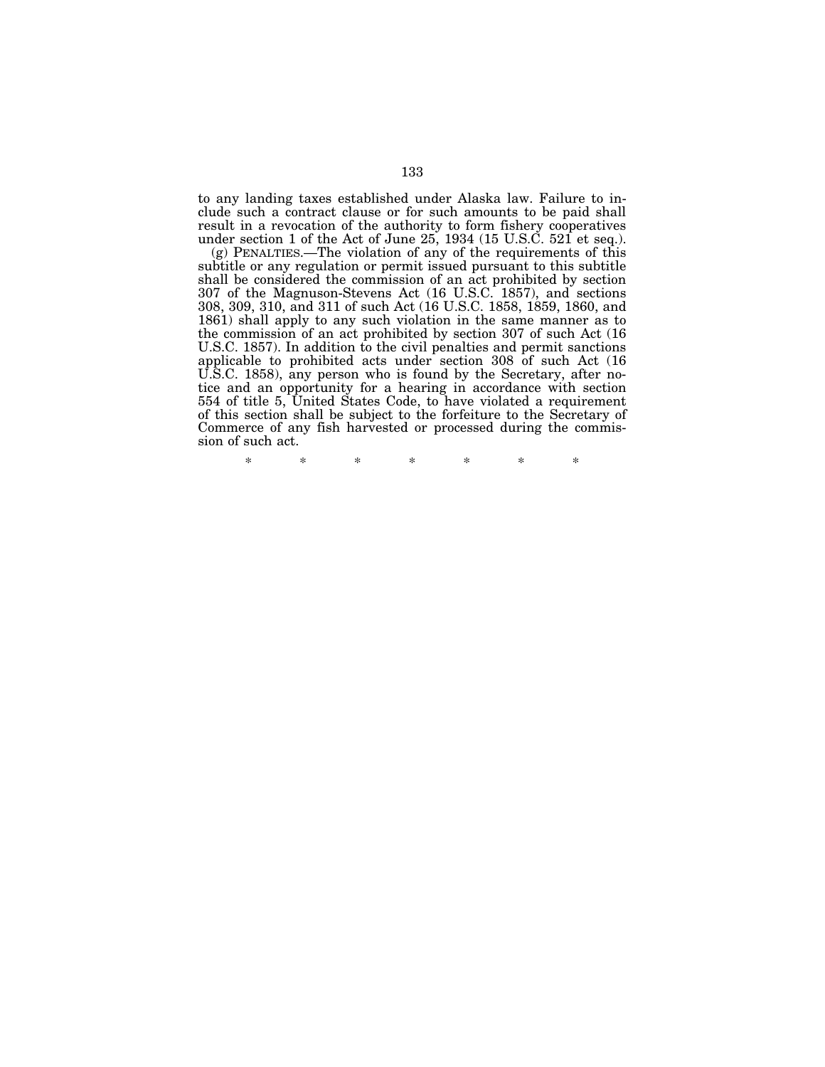to any landing taxes established under Alaska law. Failure to include such a contract clause or for such amounts to be paid shall result in a revocation of the authority to form fishery cooperatives under section 1 of the Act of June 25, 1934 (15 U.S.C. 521 et seq.).

(g) PENALTIES.—The violation of any of the requirements of this subtitle or any regulation or permit issued pursuant to this subtitle shall be considered the commission of an act prohibited by section 307 of the Magnuson-Stevens Act (16 U.S.C. 1857), and sections 308, 309, 310, and 311 of such Act (16 U.S.C. 1858, 1859, 1860, and 1861) shall apply to any such violation in the same manner as to the commission of an act prohibited by section 307 of such Act (16 U.S.C. 1857). In addition to the civil penalties and permit sanctions applicable to prohibited acts under section 308 of such Act (16 U.S.C. 1858), any person who is found by the Secretary, after notice and an opportunity for a hearing in accordance with section 554 of title 5, United States Code, to have violated a requirement of this section shall be subject to the forfeiture to the Secretary of Commerce of any fish harvested or processed during the commission of such act.

\* \* \* \* \* \* \*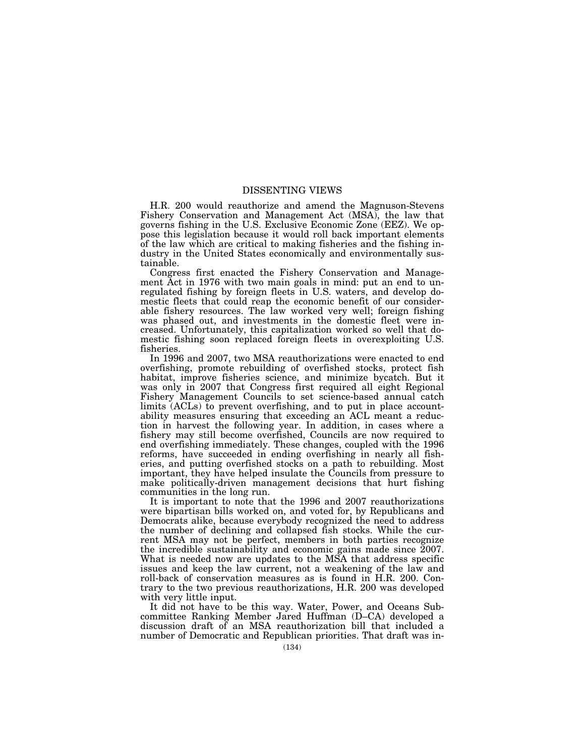# DISSENTING VIEWS

H.R. 200 would reauthorize and amend the Magnuson-Stevens Fishery Conservation and Management Act (MSA), the law that governs fishing in the U.S. Exclusive Economic Zone (EEZ). We oppose this legislation because it would roll back important elements of the law which are critical to making fisheries and the fishing industry in the United States economically and environmentally sustainable.

Congress first enacted the Fishery Conservation and Management Act in 1976 with two main goals in mind: put an end to unregulated fishing by foreign fleets in U.S. waters, and develop domestic fleets that could reap the economic benefit of our considerable fishery resources. The law worked very well; foreign fishing was phased out, and investments in the domestic fleet were increased. Unfortunately, this capitalization worked so well that domestic fishing soon replaced foreign fleets in overexploiting U.S. fisheries.

In 1996 and 2007, two MSA reauthorizations were enacted to end overfishing, promote rebuilding of overfished stocks, protect fish habitat, improve fisheries science, and minimize bycatch. But it was only in 2007 that Congress first required all eight Regional Fishery Management Councils to set science-based annual catch limits (ACLs) to prevent overfishing, and to put in place accountability measures ensuring that exceeding an ACL meant a reduction in harvest the following year. In addition, in cases where a fishery may still become overfished, Councils are now required to end overfishing immediately. These changes, coupled with the 1996 reforms, have succeeded in ending overfishing in nearly all fisheries, and putting overfished stocks on a path to rebuilding. Most important, they have helped insulate the Councils from pressure to make politically-driven management decisions that hurt fishing communities in the long run.

It is important to note that the 1996 and 2007 reauthorizations were bipartisan bills worked on, and voted for, by Republicans and Democrats alike, because everybody recognized the need to address the number of declining and collapsed fish stocks. While the current MSA may not be perfect, members in both parties recognize the incredible sustainability and economic gains made since 2007. What is needed now are updates to the MSA that address specific issues and keep the law current, not a weakening of the law and roll-back of conservation measures as is found in H.R. 200. Contrary to the two previous reauthorizations, H.R. 200 was developed with very little input.

It did not have to be this way. Water, Power, and Oceans Subcommittee Ranking Member Jared Huffman (D–CA) developed a discussion draft of an MSA reauthorization bill that included a number of Democratic and Republican priorities. That draft was in-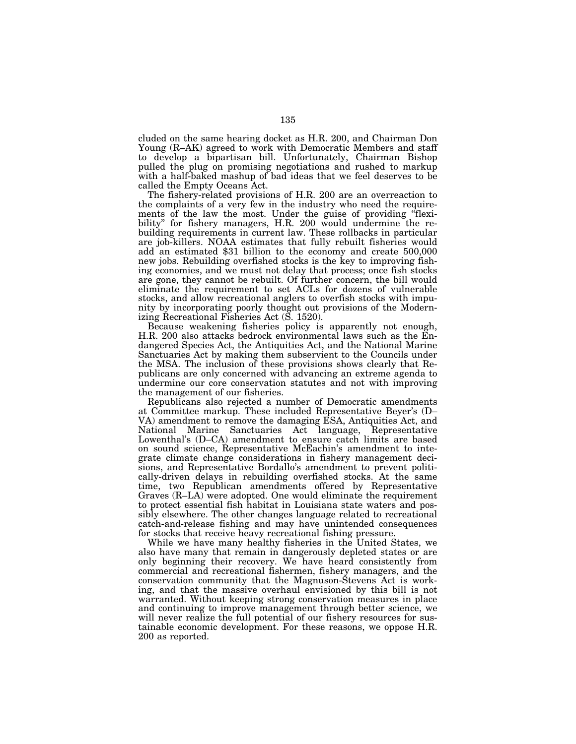cluded on the same hearing docket as H.R. 200, and Chairman Don Young (R–AK) agreed to work with Democratic Members and staff to develop a bipartisan bill. Unfortunately, Chairman Bishop pulled the plug on promising negotiations and rushed to markup with a half-baked mashup of bad ideas that we feel deserves to be called the Empty Oceans Act.

The fishery-related provisions of H.R. 200 are an overreaction to the complaints of a very few in the industry who need the requirements of the law the most. Under the guise of providing "flexibility" for fishery managers, H.R. 200 would undermine the rebuilding requirements in current law. These rollbacks in particular are job-killers. NOAA estimates that fully rebuilt fisheries would add an estimated $31 billion to the economy and create 500,000 new jobs. Rebuilding overfished stocks is the key to improving fishing economies, and we must not delay that process; once fish stocks are gone, they cannot be rebuilt. Of further concern, the bill would eliminate the requirement to set ACLs for dozens of vulnerable stocks, and allow recreational anglers to overfish stocks with impunity by incorporating poorly thought out provisions of the Modernizing Recreational Fisheries Act (S. 1520).

Because weakening fisheries policy is apparently not enough, H.R. 200 also attacks bedrock environmental laws such as the Endangered Species Act, the Antiquities Act, and the National Marine Sanctuaries Act by making them subservient to the Councils under the MSA. The inclusion of these provisions shows clearly that Republicans are only concerned with advancing an extreme agenda to undermine our core conservation statutes and not with improving the management of our fisheries.

Republicans also rejected a number of Democratic amendments at Committee markup. These included Representative Beyer's (D–VA) amendment to remove the damaging ESA, Antiquities Act, and National Marine Sanctuaries Act language, Representative Lowenthal's (D–CA) amendment to ensure catch limits are based on sound science, Representative McEachin's amendment to integrate climate change considerations in fishery management decisions, and Representative Bordallo's amendment to prevent politically-driven delays in rebuilding overfished stocks. At the same time, two Republican amendments offered by Representative Graves (R–LA) were adopted. One would eliminate the requirement to protect essential fish habitat in Louisiana state waters and possibly elsewhere. The other changes language related to recreational catch-and-release fishing and may have unintended consequences for stocks that receive heavy recreational fishing pressure.

While we have many healthy fisheries in the United States, we also have many that remain in dangerously depleted states or are only beginning their recovery. We have heard consistently from commercial and recreational fishermen, fishery managers, and the conservation community that the Magnuson-Stevens Act is working, and that the massive overhaul envisioned by this bill is not warranted. Without keeping strong conservation measures in place and continuing to improve management through better science, we will never realize the full potential of our fishery resources for sustainable economic development. For these reasons, we oppose H.R. 200 as reported.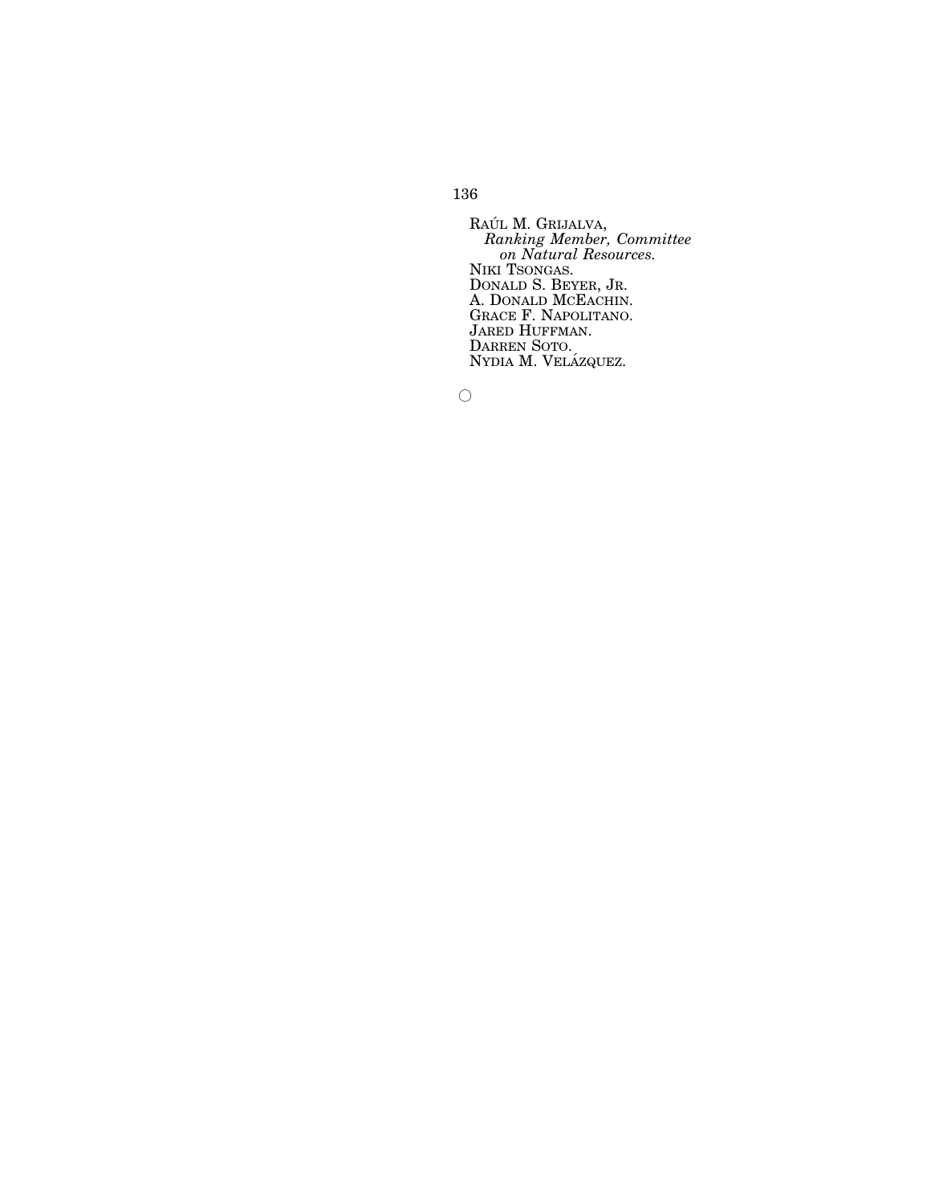RAÚL M. GRIJALVA,
*Ranking Member, Committee on Natural Resources.*
NIKI TSONGAS.
DONALD S. BEYER, JR.
A. DONALD MCEACHIN.
GRACE F. NAPOLITANO.
JARED HUFFMAN.
DARREN SOTO.
NYDIA M. VELÁZQUEZ.